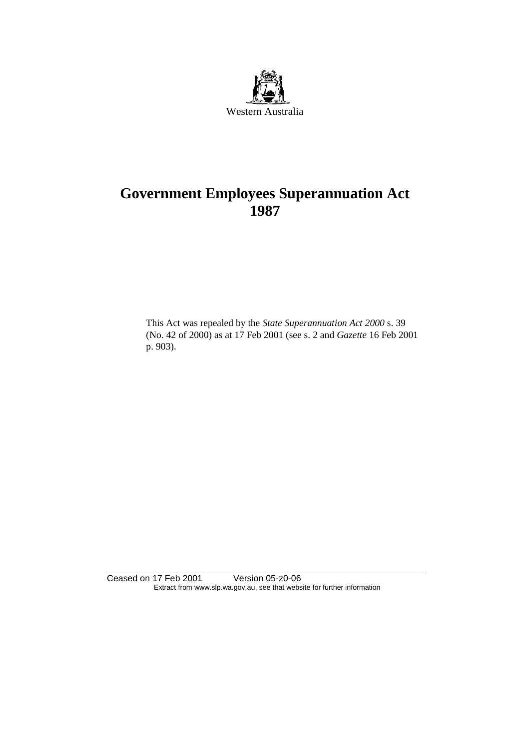Western Australia

# Government Employees Superannuation Act 1987

This Act was repealed by the *State Superannuation Act 2000* s. 39 (No. 42 of 2000) as at 17 Feb 2001 (see s. 2 and *Gazette* 16 Feb 2001 p. 903).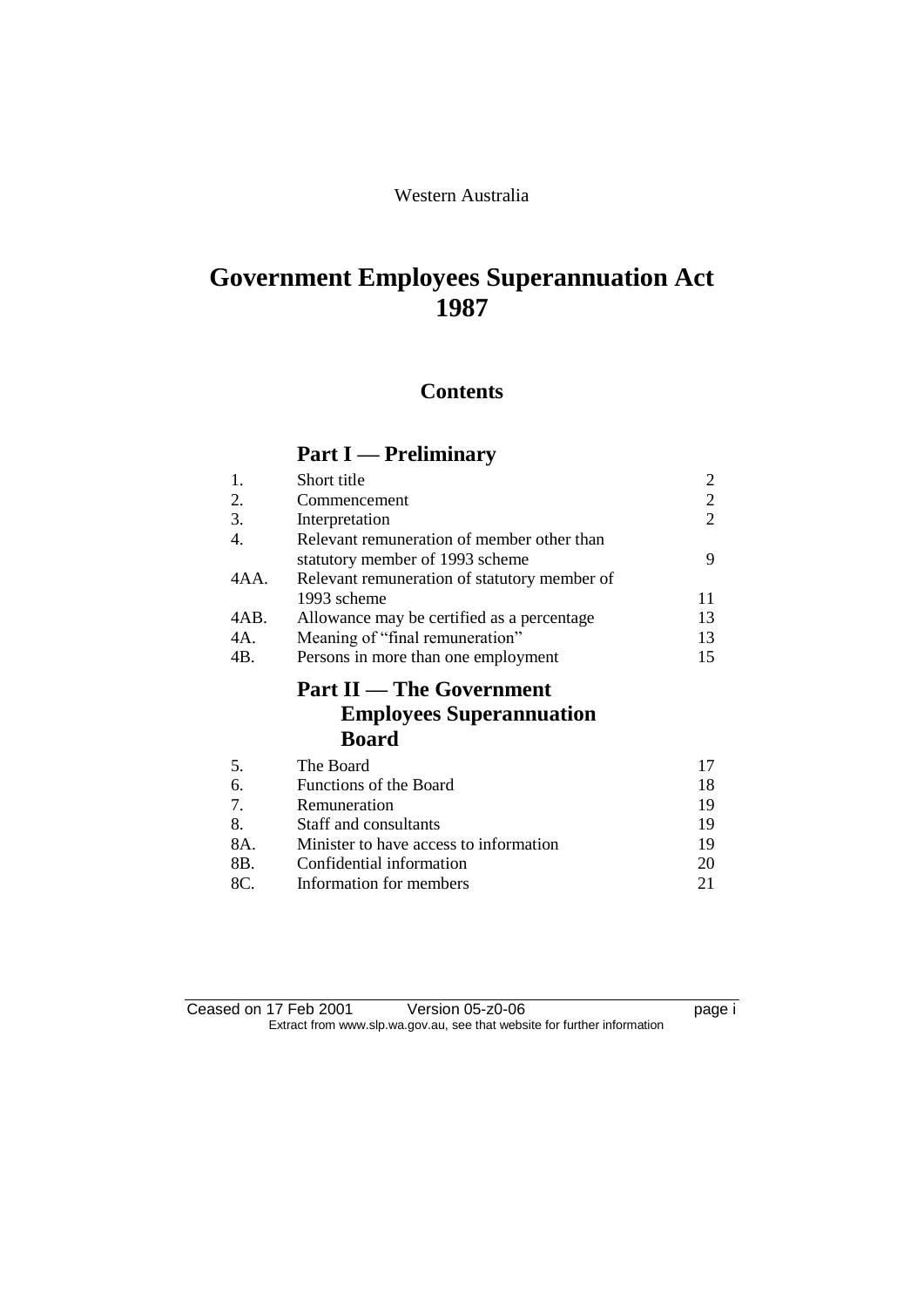Western Australia

# Government Employees Superannuation Act 1987

## Contents

### Part I — Preliminary

| | | |
|---|---|---|
| 1. | Short title | 2 |
| 2. | Commencement | 2 |
| 3. | Interpretation | 2 |
| 4. | Relevant remuneration of member other than statutory member of 1993 scheme | 9 |
| 4AA. | Relevant remuneration of statutory member of 1993 scheme | 11 |
| 4AB. | Allowance may be certified as a percentage | 13 |
| 4A. | Meaning of "final remuneration" | 13 |
| 4B. | Persons in more than one employment | 15 |

### Part II — The Government Employees Superannuation Board

| | | |
|---|---|---|
| 5. | The Board | 17 |
| 6. | Functions of the Board | 18 |
| 7. | Remuneration | 19 |
| 8. | Staff and consultants | 19 |
| 8A. | Minister to have access to information | 19 |
| 8B. | Confidential information | 20 |
| 8C. | Information for members | 21 |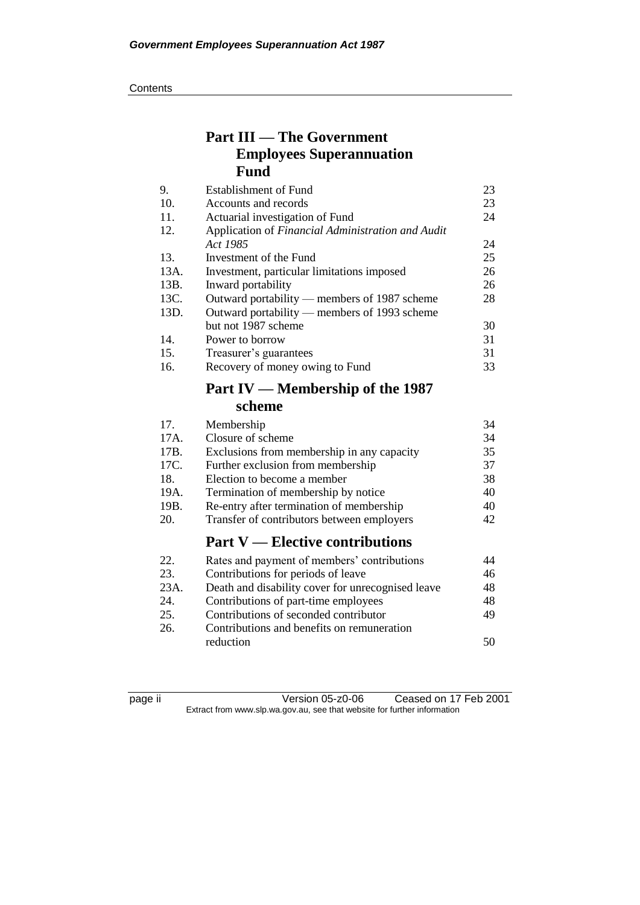## Part III — The Government Employees Superannuation Fund

| | | |
|---|---|---|
| 9. | Establishment of Fund | 23 |
| 10. | Accounts and records | 23 |
| 11. | Actuarial investigation of Fund | 24 |
| 12. | Application of *Financial Administration and Audit Act 1985* | 24 |
| 13. | Investment of the Fund | 25 |
| 13A. | Investment, particular limitations imposed | 26 |
| 13B. | Inward portability | 26 |
| 13C. | Outward portability — members of 1987 scheme | 28 |
| 13D. | Outward portability — members of 1993 scheme but not 1987 scheme | 30 |
| 14. | Power to borrow | 31 |
| 15. | Treasurer's guarantees | 31 |
| 16. | Recovery of money owing to Fund | 33 |

## Part IV — Membership of the 1987 scheme

| | | |
|---|---|---|
| 17. | Membership | 34 |
| 17A. | Closure of scheme | 34 |
| 17B. | Exclusions from membership in any capacity | 35 |
| 17C. | Further exclusion from membership | 37 |
| 18. | Election to become a member | 38 |
| 19A. | Termination of membership by notice | 40 |
| 19B. | Re-entry after termination of membership | 40 |
| 20. | Transfer of contributors between employers | 42 |

## Part V — Elective contributions

| | | |
|---|---|---|
| 22. | Rates and payment of members' contributions | 44 |
| 23. | Contributions for periods of leave | 46 |
| 23A. | Death and disability cover for unrecognised leave | 48 |
| 24. | Contributions of part-time employees | 48 |
| 25. | Contributions of seconded contributor | 49 |
| 26. | Contributions and benefits on remuneration reduction | 50 |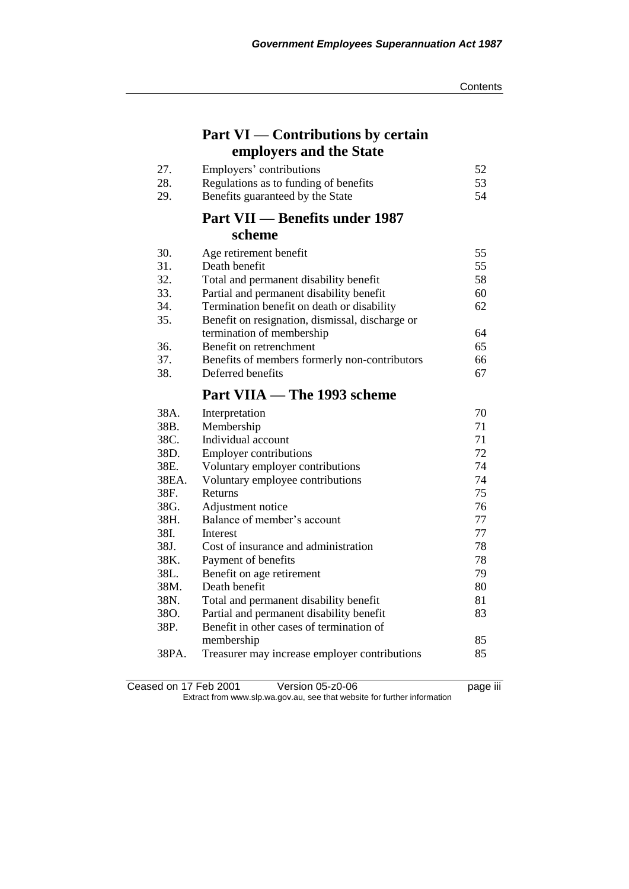## Part VI — Contributions by certain employers and the State

| | | |
|---|---|---|
| 27. | Employers' contributions | 52 |
| 28. | Regulations as to funding of benefits | 53 |
| 29. | Benefits guaranteed by the State | 54 |

## Part VII — Benefits under 1987 scheme

| | | |
|---|---|---|
| 30. | Age retirement benefit | 55 |
| 31. | Death benefit | 55 |
| 32. | Total and permanent disability benefit | 58 |
| 33. | Partial and permanent disability benefit | 60 |
| 34. | Termination benefit on death or disability | 62 |
| 35. | Benefit on resignation, dismissal, discharge or termination of membership | 64 |
| 36. | Benefit on retrenchment | 65 |
| 37. | Benefits of members formerly non-contributors | 66 |
| 38. | Deferred benefits | 67 |

## Part VIIA — The 1993 scheme

| | | |
|---|---|---|
| 38A. | Interpretation | 70 |
| 38B. | Membership | 71 |
| 38C. | Individual account | 71 |
| 38D. | Employer contributions | 72 |
| 38E. | Voluntary employer contributions | 74 |
| 38EA. | Voluntary employee contributions | 74 |
| 38F. | Returns | 75 |
| 38G. | Adjustment notice | 76 |
| 38H. | Balance of member's account | 77 |
| 38I. | Interest | 77 |
| 38J. | Cost of insurance and administration | 78 |
| 38K. | Payment of benefits | 78 |
| 38L. | Benefit on age retirement | 79 |
| 38M. | Death benefit | 80 |
| 38N. | Total and permanent disability benefit | 81 |
| 38O. | Partial and permanent disability benefit | 83 |
| 38P. | Benefit in other cases of termination of membership | 85 |
| 38PA. | Treasurer may increase employer contributions | 85 |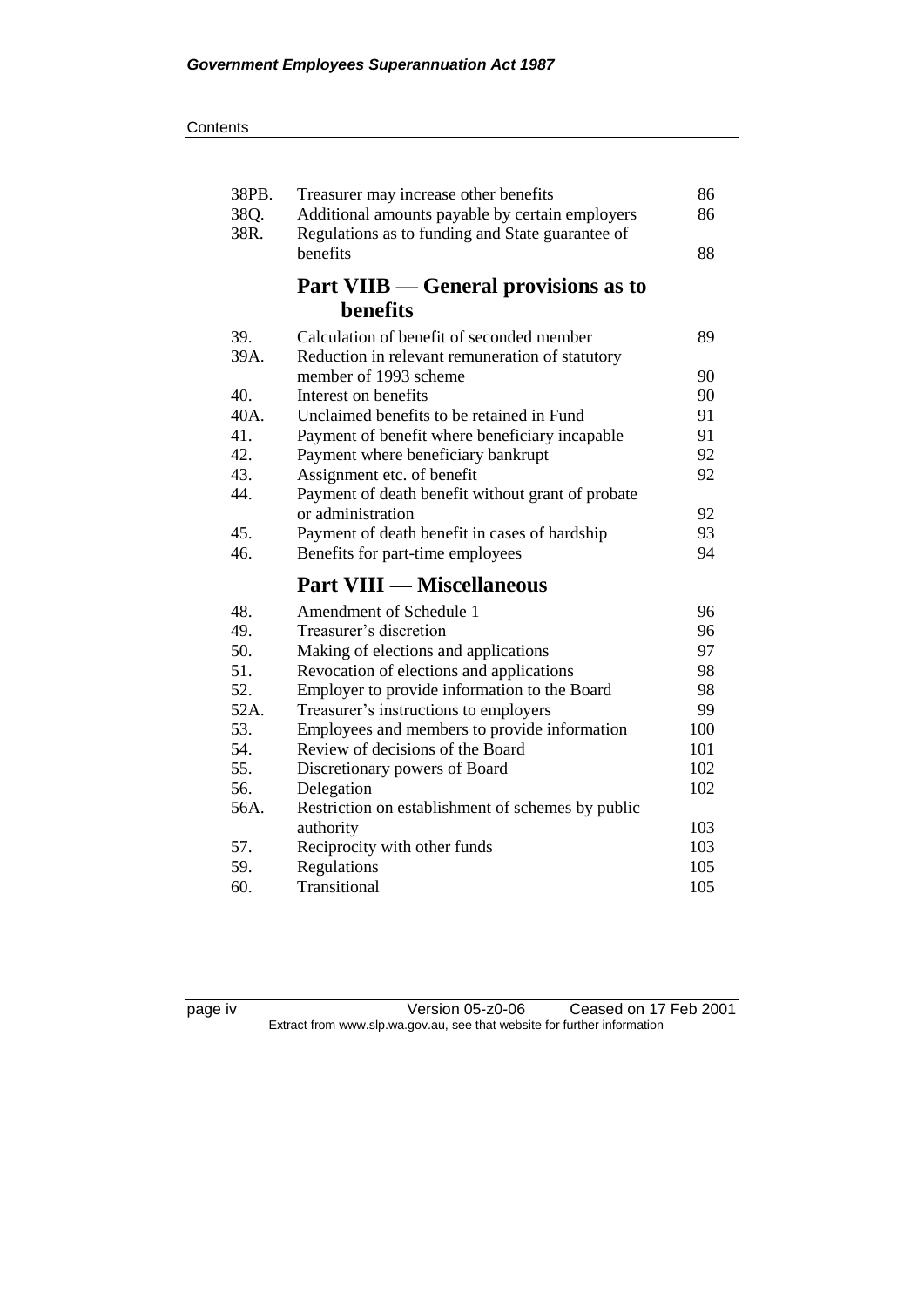| | | |
|---|---|---|
| 38PB. | Treasurer may increase other benefits | 86 |
| 38Q. | Additional amounts payable by certain employers | 86 |
| 38R. | Regulations as to funding and State guarantee of benefits | 88 |

## Part VIIB — General provisions as to benefits

| | | |
|---|---|---|
| 39. | Calculation of benefit of seconded member | 89 |
| 39A. | Reduction in relevant remuneration of statutory member of 1993 scheme | 90 |
| 40. | Interest on benefits | 90 |
| 40A. | Unclaimed benefits to be retained in Fund | 91 |
| 41. | Payment of benefit where beneficiary incapable | 91 |
| 42. | Payment where beneficiary bankrupt | 92 |
| 43. | Assignment etc. of benefit | 92 |
| 44. | Payment of death benefit without grant of probate or administration | 92 |
| 45. | Payment of death benefit in cases of hardship | 93 |
| 46. | Benefits for part-time employees | 94 |

## Part VIII — Miscellaneous

| | | |
|---|---|---|
| 48. | Amendment of Schedule 1 | 96 |
| 49. | Treasurer's discretion | 96 |
| 50. | Making of elections and applications | 97 |
| 51. | Revocation of elections and applications | 98 |
| 52. | Employer to provide information to the Board | 98 |
| 52A. | Treasurer's instructions to employers | 99 |
| 53. | Employees and members to provide information | 100 |
| 54. | Review of decisions of the Board | 101 |
| 55. | Discretionary powers of Board | 102 |
| 56. | Delegation | 102 |
| 56A. | Restriction on establishment of schemes by public authority | 103 |
| 57. | Reciprocity with other funds | 103 |
| 59. | Regulations | 105 |
| 60. | Transitional | 105 |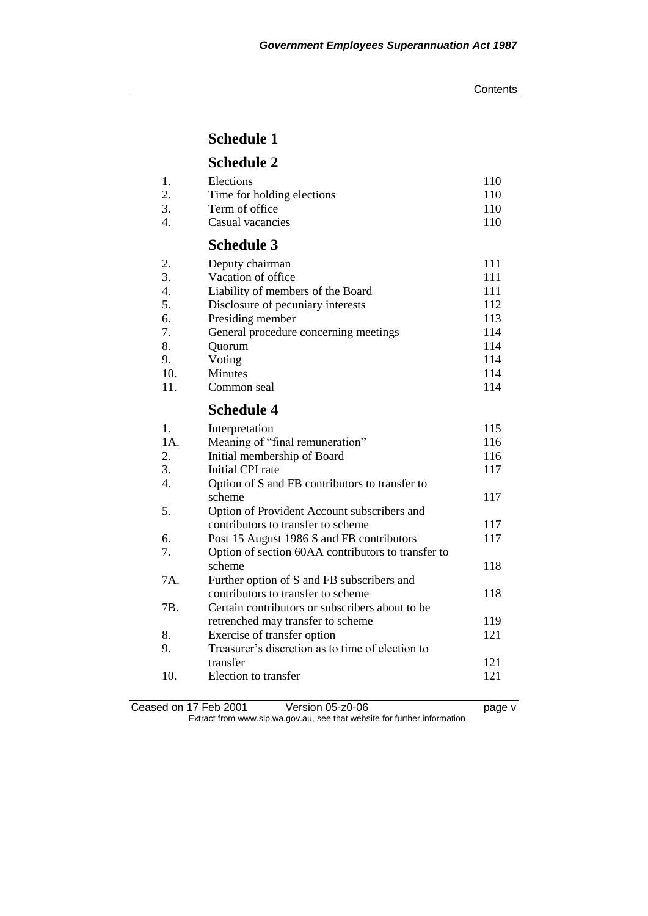## Schedule 1

## Schedule 2

| | | |
|---|---|---|
| 1. | Elections | 110 |
| 2. | Time for holding elections | 110 |
| 3. | Term of office | 110 |
| 4. | Casual vacancies | 110 |

## Schedule 3

| | | |
|---|---|---|
| 2. | Deputy chairman | 111 |
| 3. | Vacation of office | 111 |
| 4. | Liability of members of the Board | 111 |
| 5. | Disclosure of pecuniary interests | 112 |
| 6. | Presiding member | 113 |
| 7. | General procedure concerning meetings | 114 |
| 8. | Quorum | 114 |
| 9. | Voting | 114 |
| 10. | Minutes | 114 |
| 11. | Common seal | 114 |

## Schedule 4

| | | |
|---|---|---|
| 1. | Interpretation | 115 |
| 1A. | Meaning of "final remuneration" | 116 |
| 2. | Initial membership of Board | 116 |
| 3. | Initial CPI rate | 117 |
| 4. | Option of S and FB contributors to transfer to scheme | 117 |
| 5. | Option of Provident Account subscribers and contributors to transfer to scheme | 117 |
| 6. | Post 15 August 1986 S and FB contributors | 117 |
| 7. | Option of section 60AA contributors to transfer to scheme | 118 |
| 7A. | Further option of S and FB subscribers and contributors to transfer to scheme | 118 |
| 7B. | Certain contributors or subscribers about to be retrenched may transfer to scheme | 119 |
| 8. | Exercise of transfer option | 121 |
| 9. | Treasurer's discretion as to time of election to transfer | 121 |
| 10. | Election to transfer | 121 |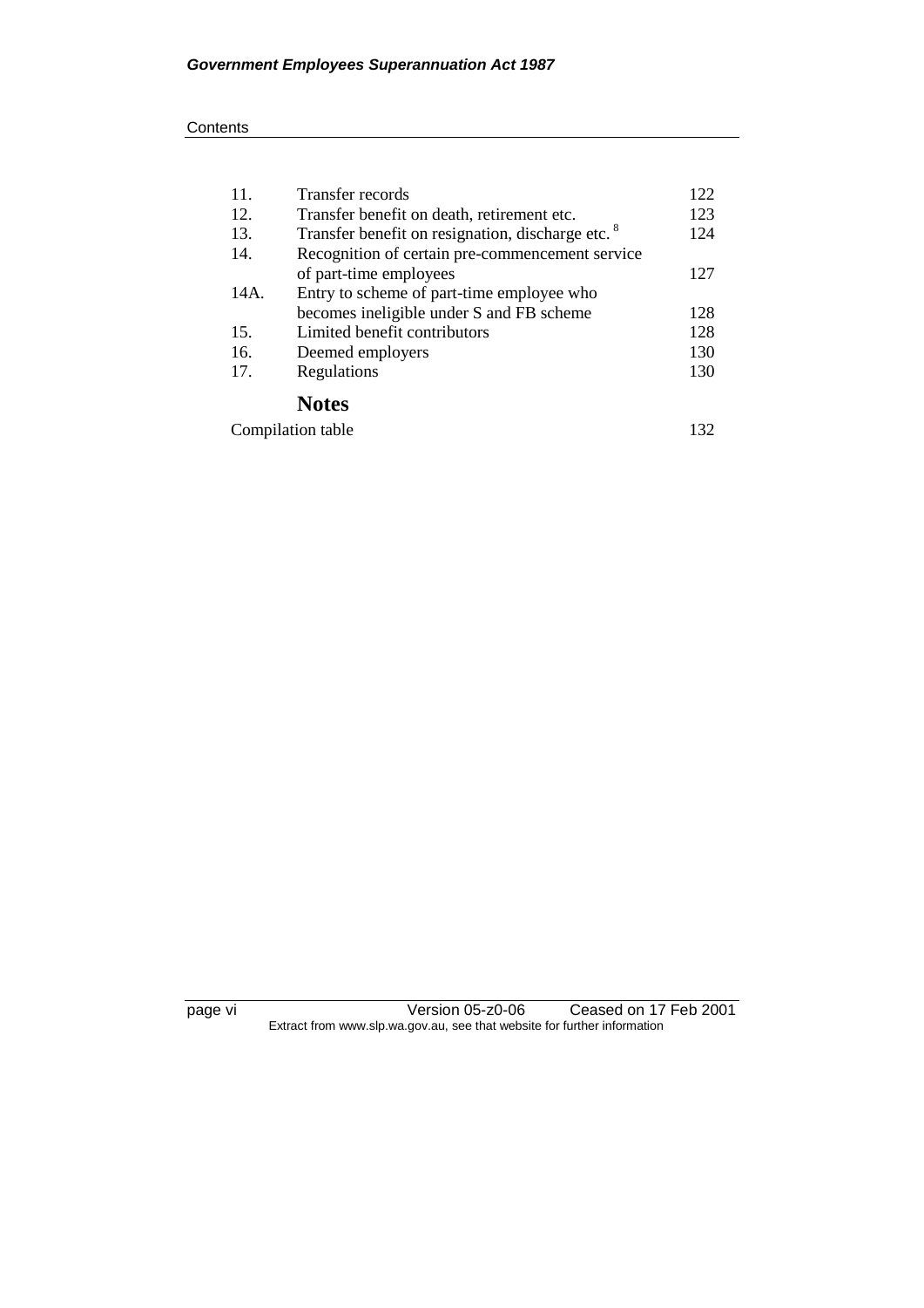| | | |
|---|---|---|
| 11. | Transfer records | 122 |
| 12. | Transfer benefit on death, retirement etc. | 123 |
| 13. | Transfer benefit on resignation, discharge etc. [8] | 124 |
| 14. | Recognition of certain pre-commencement service of part-time employees | 127 |
| 14A. | Entry to scheme of part-time employee who becomes ineligible under S and FB scheme | 128 |
| 15. | Limited benefit contributors | 128 |
| 16. | Deemed employers | 130 |
| 17. | Regulations | 130 |

## Notes

| | |
|---|---|
| Compilation table | 132 |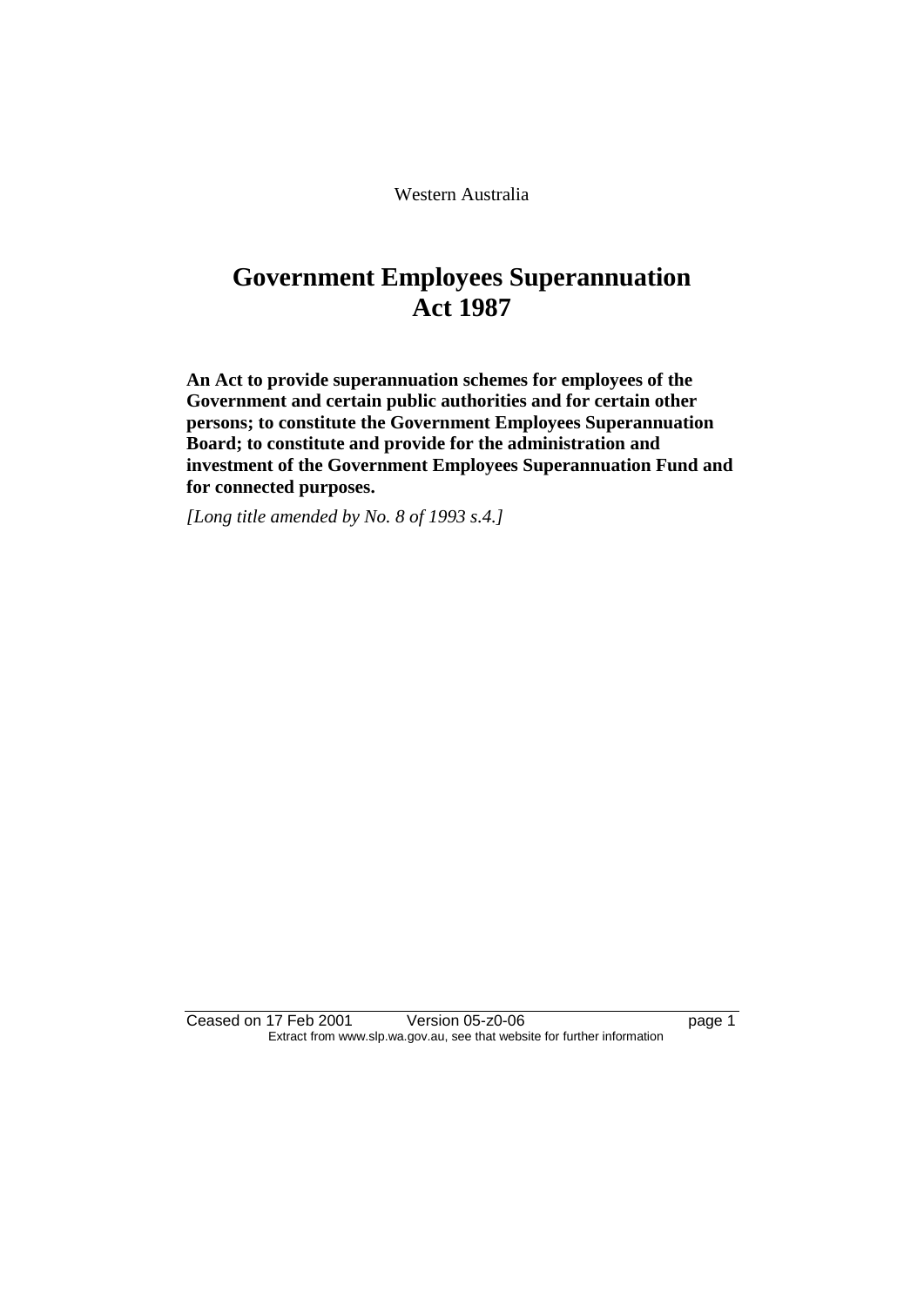Western Australia

# Government Employees Superannuation Act 1987

**An Act to provide superannuation schemes for employees of the Government and certain public authorities and for certain other persons; to constitute the Government Employees Superannuation Board; to constitute and provide for the administration and investment of the Government Employees Superannuation Fund and for connected purposes.**

*[Long title amended by No. 8 of 1993 s.4.]*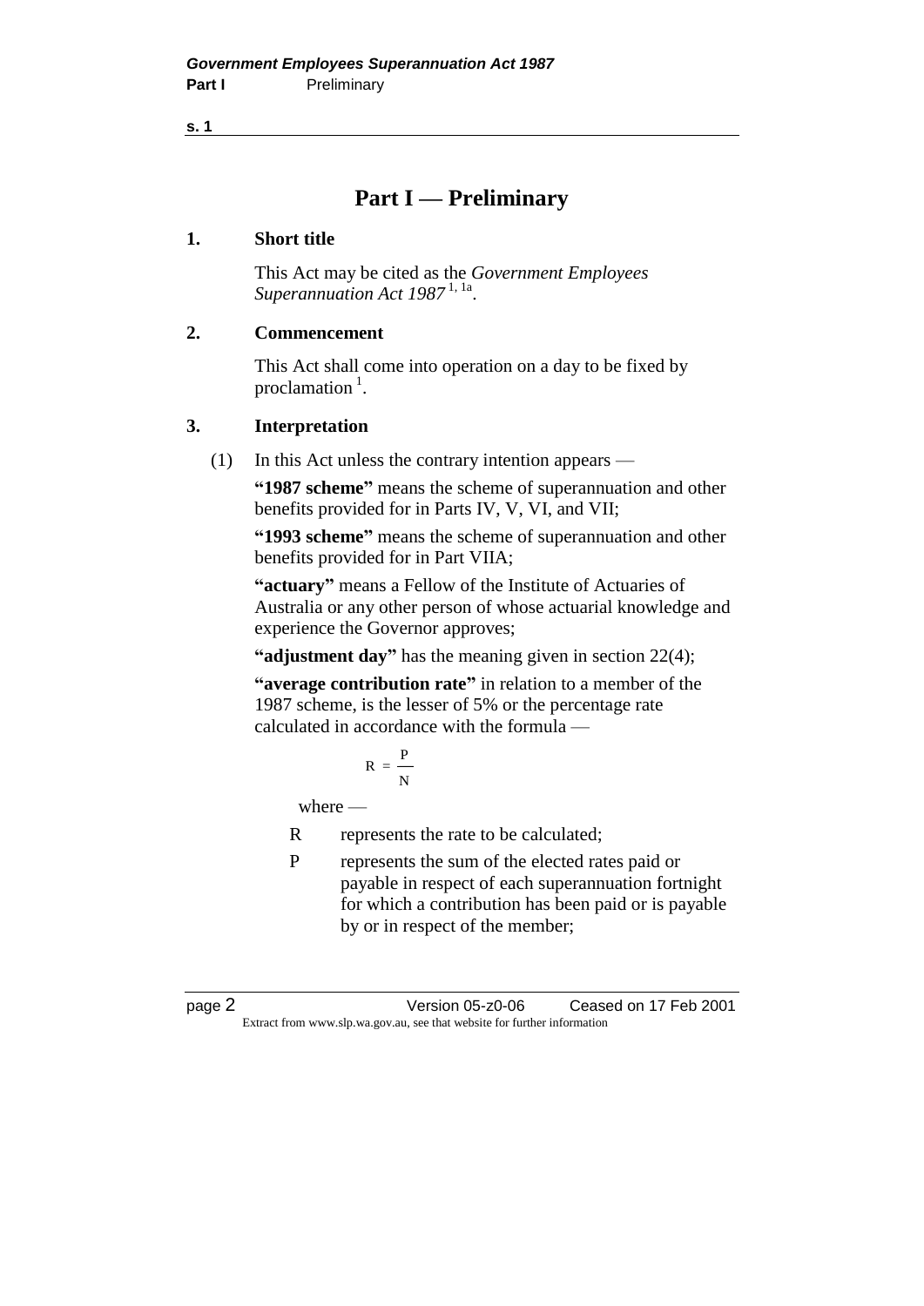# Part I — Preliminary

## 1. Short title

This Act may be cited as the *Government Employees Superannuation Act 1987* [1, 1a].

## 2. Commencement

This Act shall come into operation on a day to be fixed by proclamation [1].

## 3. Interpretation

(1) In this Act unless the contrary intention appears —

**"1987 scheme"** means the scheme of superannuation and other benefits provided for in Parts IV, V, VI, and VII;

**"1993 scheme"** means the scheme of superannuation and other benefits provided for in Part VIIA;

**"actuary"** means a Fellow of the Institute of Actuaries of Australia or any other person of whose actuarial knowledge and experience the Governor approves;

**"adjustment day"** has the meaning given in section 22(4);

**"average contribution rate"** in relation to a member of the 1987 scheme, is the lesser of 5% or the percentage rate calculated in accordance with the formula —

$$R = \frac{P}{N}$$

where —

R represents the rate to be calculated;

P represents the sum of the elected rates paid or payable in respect of each superannuation fortnight for which a contribution has been paid or is payable by or in respect of the member;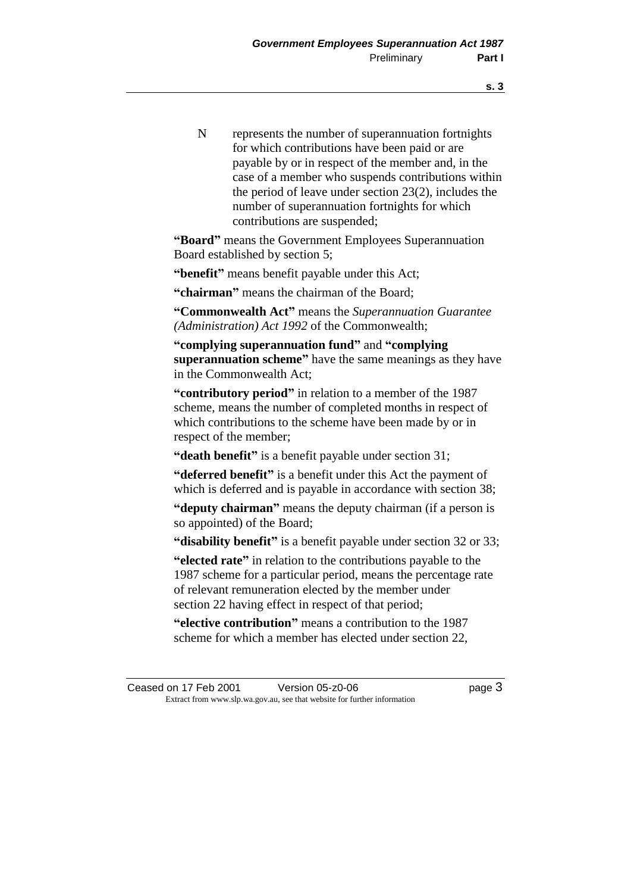N represents the number of superannuation fortnights for which contributions have been paid or are payable by or in respect of the member and, in the case of a member who suspends contributions within the period of leave under section 23(2), includes the number of superannuation fortnights for which contributions are suspended;

**"Board"** means the Government Employees Superannuation Board established by section 5;

**"benefit"** means benefit payable under this Act;

**"chairman"** means the chairman of the Board;

**"Commonwealth Act"** means the *Superannuation Guarantee (Administration) Act 1992* of the Commonwealth;

**"complying superannuation fund"** and **"complying superannuation scheme"** have the same meanings as they have in the Commonwealth Act;

**"contributory period"** in relation to a member of the 1987 scheme, means the number of completed months in respect of which contributions to the scheme have been made by or in respect of the member;

**"death benefit"** is a benefit payable under section 31;

**"deferred benefit"** is a benefit under this Act the payment of which is deferred and is payable in accordance with section 38;

**"deputy chairman"** means the deputy chairman (if a person is so appointed) of the Board;

**"disability benefit"** is a benefit payable under section 32 or 33;

**"elected rate"** in relation to the contributions payable to the 1987 scheme for a particular period, means the percentage rate of relevant remuneration elected by the member under section 22 having effect in respect of that period;

**"elective contribution"** means a contribution to the 1987 scheme for which a member has elected under section 22,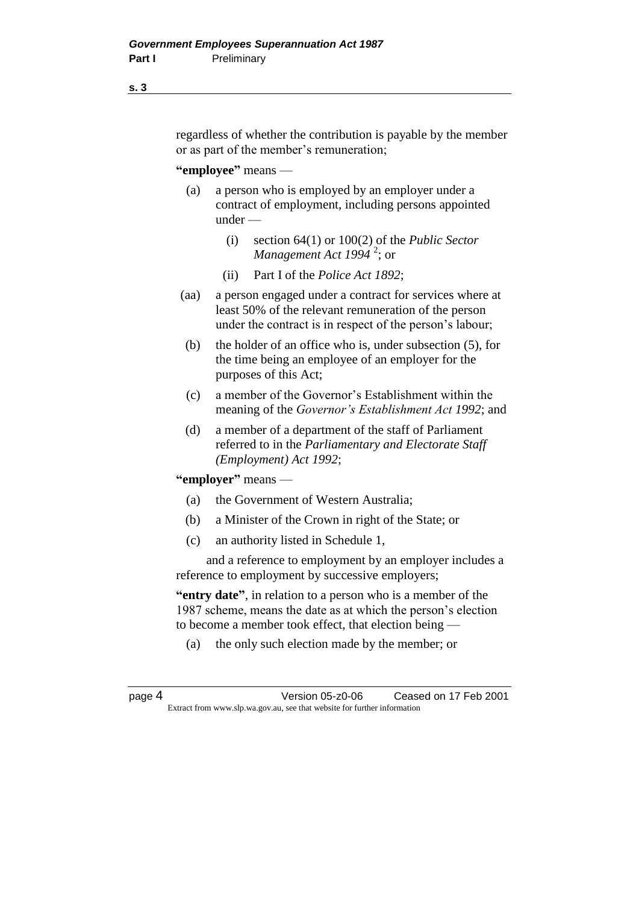regardless of whether the contribution is payable by the member or as part of the member's remuneration;

**"employee"** means —

(a) a person who is employed by an employer under a contract of employment, including persons appointed under —

(i) section 64(1) or 100(2) of the *Public Sector Management Act 1994* [2]; or

(ii) Part I of the *Police Act 1892*;

(aa) a person engaged under a contract for services where at least 50% of the relevant remuneration of the person under the contract is in respect of the person's labour;

(b) the holder of an office who is, under subsection (5), for the time being an employee of an employer for the purposes of this Act;

(c) a member of the Governor's Establishment within the meaning of the *Governor's Establishment Act 1992*; and

(d) a member of a department of the staff of Parliament referred to in the *Parliamentary and Electorate Staff (Employment) Act 1992*;

**"employer"** means —

(a) the Government of Western Australia;

(b) a Minister of the Crown in right of the State; or

(c) an authority listed in Schedule 1,

and a reference to employment by an employer includes a reference to employment by successive employers;

**"entry date"**, in relation to a person who is a member of the 1987 scheme, means the date as at which the person's election to become a member took effect, that election being —

(a) the only such election made by the member; or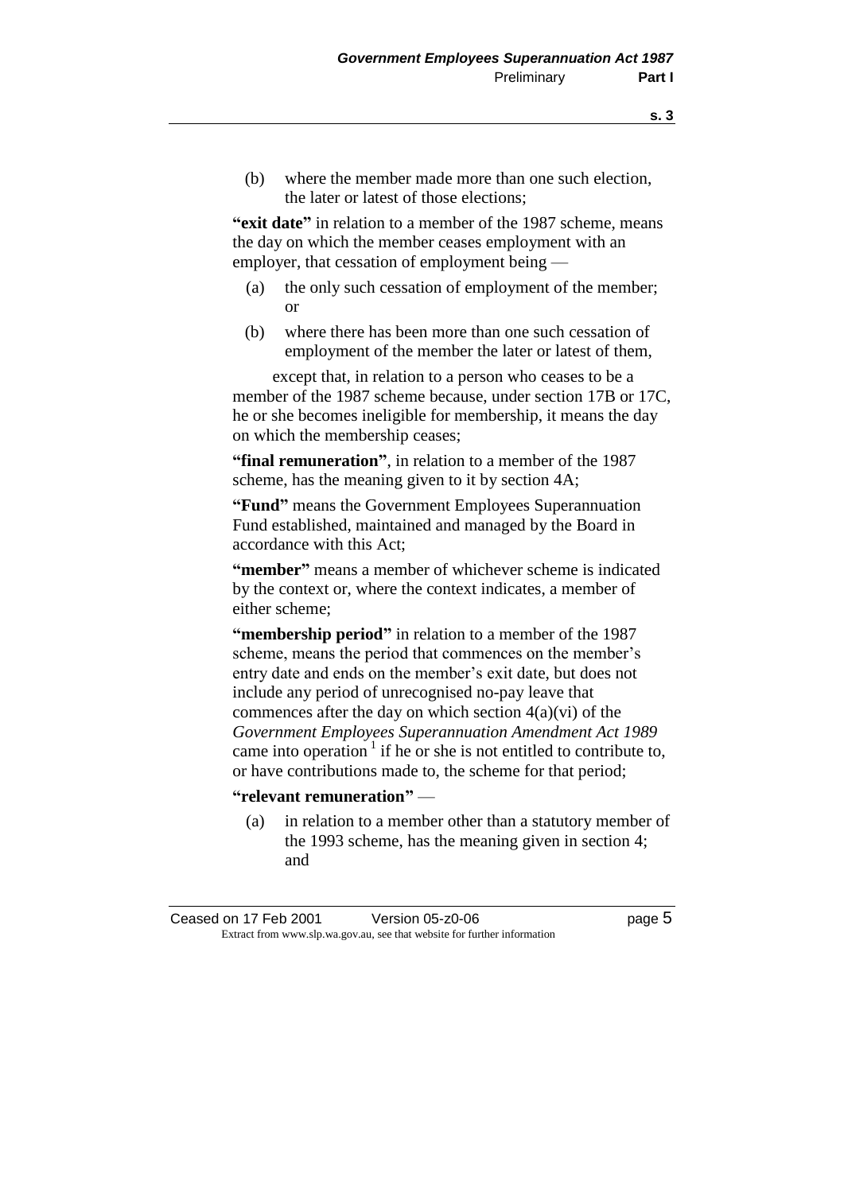(b) where the member made more than one such election, the later or latest of those elections;

**"exit date"** in relation to a member of the 1987 scheme, means the day on which the member ceases employment with an employer, that cessation of employment being —

(a) the only such cessation of employment of the member; or

(b) where there has been more than one such cessation of employment of the member the later or latest of them,

except that, in relation to a person who ceases to be a member of the 1987 scheme because, under section 17B or 17C, he or she becomes ineligible for membership, it means the day on which the membership ceases;

**"final remuneration"**, in relation to a member of the 1987 scheme, has the meaning given to it by section 4A;

**"Fund"** means the Government Employees Superannuation Fund established, maintained and managed by the Board in accordance with this Act;

**"member"** means a member of whichever scheme is indicated by the context or, where the context indicates, a member of either scheme;

**"membership period"** in relation to a member of the 1987 scheme, means the period that commences on the member's entry date and ends on the member's exit date, but does not include any period of unrecognised no-pay leave that commences after the day on which section 4(a)(vi) of the *Government Employees Superannuation Amendment Act 1989* came into operation [1] if he or she is not entitled to contribute to, or have contributions made to, the scheme for that period;

**"relevant remuneration"** —

(a) in relation to a member other than a statutory member of the 1993 scheme, has the meaning given in section 4; and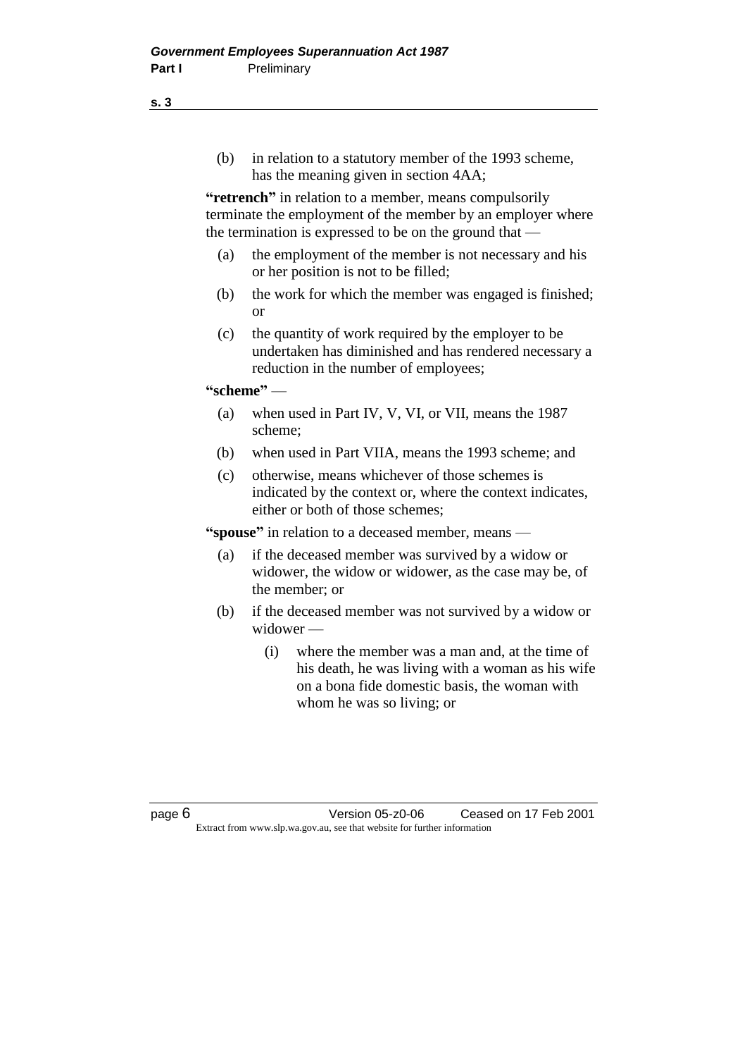(b) in relation to a statutory member of the 1993 scheme, has the meaning given in section 4AA;

**"retrench"** in relation to a member, means compulsorily terminate the employment of the member by an employer where the termination is expressed to be on the ground that —

(a) the employment of the member is not necessary and his or her position is not to be filled;

(b) the work for which the member was engaged is finished; or

(c) the quantity of work required by the employer to be undertaken has diminished and has rendered necessary a reduction in the number of employees;

**"scheme"** —

(a) when used in Part IV, V, VI, or VII, means the 1987 scheme;

(b) when used in Part VIIA, means the 1993 scheme; and

(c) otherwise, means whichever of those schemes is indicated by the context or, where the context indicates, either or both of those schemes;

**"spouse"** in relation to a deceased member, means —

(a) if the deceased member was survived by a widow or widower, the widow or widower, as the case may be, of the member; or

(b) if the deceased member was not survived by a widow or widower —

(i) where the member was a man and, at the time of his death, he was living with a woman as his wife on a bona fide domestic basis, the woman with whom he was so living; or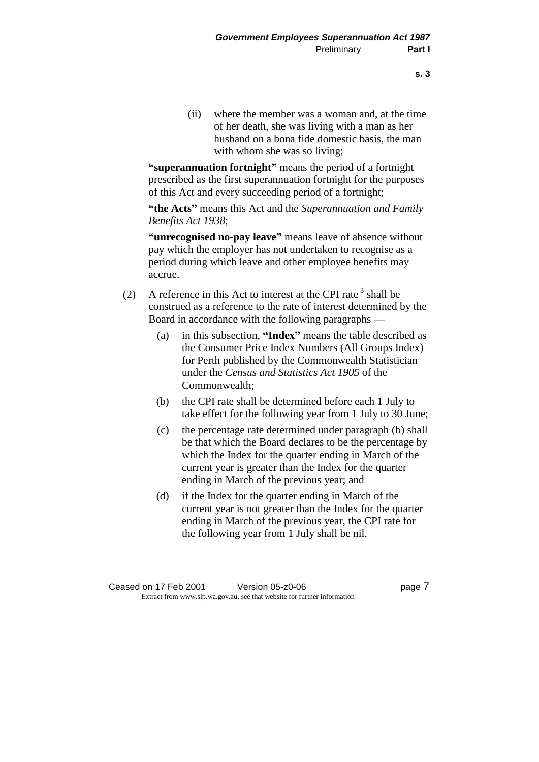(ii) where the member was a woman and, at the time of her death, she was living with a man as her husband on a bona fide domestic basis, the man with whom she was so living;

**"superannuation fortnight"** means the period of a fortnight prescribed as the first superannuation fortnight for the purposes of this Act and every succeeding period of a fortnight;

**"the Acts"** means this Act and the *Superannuation and Family Benefits Act 1938*;

**"unrecognised no-pay leave"** means leave of absence without pay which the employer has not undertaken to recognise as a period during which leave and other employee benefits may accrue.

(2) A reference in this Act to interest at the CPI rate [3] shall be construed as a reference to the rate of interest determined by the Board in accordance with the following paragraphs —

(a) in this subsection, **"Index"** means the table described as the Consumer Price Index Numbers (All Groups Index) for Perth published by the Commonwealth Statistician under the *Census and Statistics Act 1905* of the Commonwealth;

(b) the CPI rate shall be determined before each 1 July to take effect for the following year from 1 July to 30 June;

(c) the percentage rate determined under paragraph (b) shall be that which the Board declares to be the percentage by which the Index for the quarter ending in March of the current year is greater than the Index for the quarter ending in March of the previous year; and

(d) if the Index for the quarter ending in March of the current year is not greater than the Index for the quarter ending in March of the previous year, the CPI rate for the following year from 1 July shall be nil.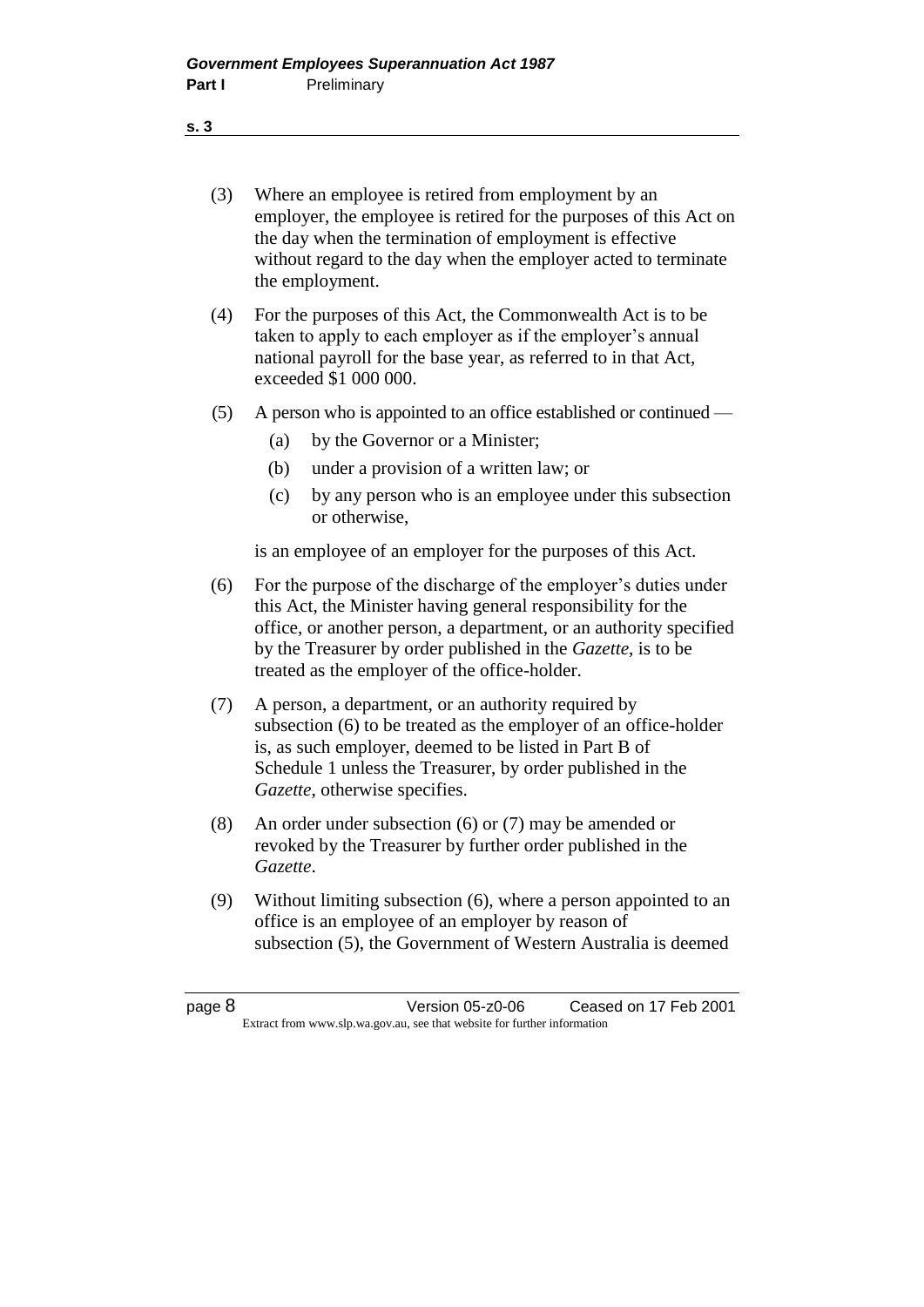(3) Where an employee is retired from employment by an employer, the employee is retired for the purposes of this Act on the day when the termination of employment is effective without regard to the day when the employer acted to terminate the employment.

(4) For the purposes of this Act, the Commonwealth Act is to be taken to apply to each employer as if the employer's annual national payroll for the base year, as referred to in that Act, exceeded \$1 000 000.

(5) A person who is appointed to an office established or continued —

  (a) by the Governor or a Minister;

  (b) under a provision of a written law; or

  (c) by any person who is an employee under this subsection or otherwise,

is an employee of an employer for the purposes of this Act.

(6) For the purpose of the discharge of the employer's duties under this Act, the Minister having general responsibility for the office, or another person, a department, or an authority specified by the Treasurer by order published in the *Gazette*, is to be treated as the employer of the office-holder.

(7) A person, a department, or an authority required by subsection (6) to be treated as the employer of an office-holder is, as such employer, deemed to be listed in Part B of Schedule 1 unless the Treasurer, by order published in the *Gazette*, otherwise specifies.

(8) An order under subsection (6) or (7) may be amended or revoked by the Treasurer by further order published in the *Gazette*.

(9) Without limiting subsection (6), where a person appointed to an office is an employee of an employer by reason of subsection (5), the Government of Western Australia is deemed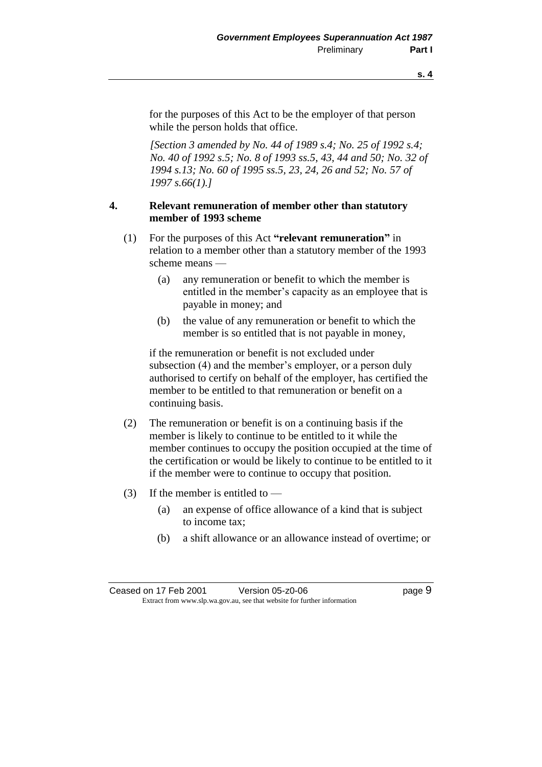for the purposes of this Act to be the employer of that person while the person holds that office.

*[Section 3 amended by No. 44 of 1989 s.4; No. 25 of 1992 s.4; No. 40 of 1992 s.5; No. 8 of 1993 ss.5, 43, 44 and 50; No. 32 of 1994 s.13; No. 60 of 1995 ss.5, 23, 24, 26 and 52; No. 57 of 1997 s.66(1).]*

## 4. Relevant remuneration of member other than statutory member of 1993 scheme

(1) For the purposes of this Act **"relevant remuneration"** in relation to a member other than a statutory member of the 1993 scheme means —

- (a) any remuneration or benefit to which the member is entitled in the member's capacity as an employee that is payable in money; and
- (b) the value of any remuneration or benefit to which the member is so entitled that is not payable in money,

if the remuneration or benefit is not excluded under subsection (4) and the member's employer, or a person duly authorised to certify on behalf of the employer, has certified the member to be entitled to that remuneration or benefit on a continuing basis.

(2) The remuneration or benefit is on a continuing basis if the member is likely to continue to be entitled to it while the member continues to occupy the position occupied at the time of the certification or would be likely to continue to be entitled to it if the member were to continue to occupy that position.

(3) If the member is entitled to —

- (a) an expense of office allowance of a kind that is subject to income tax;
- (b) a shift allowance or an allowance instead of overtime; or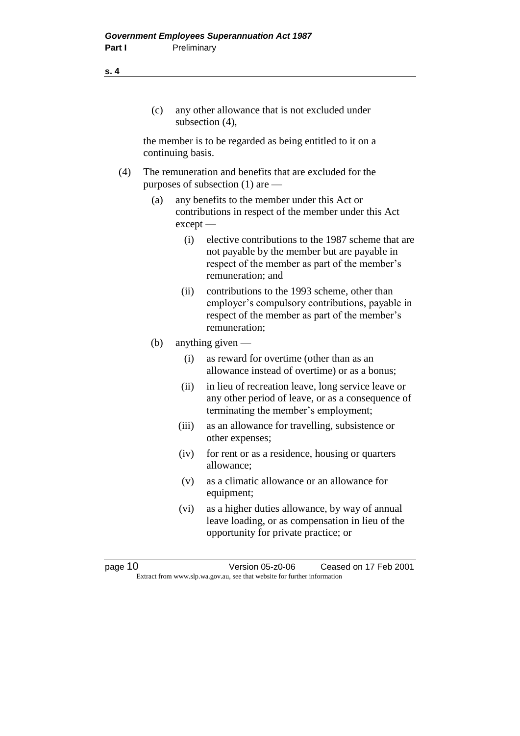(c) any other allowance that is not excluded under subsection (4),

the member is to be regarded as being entitled to it on a continuing basis.

(4) The remuneration and benefits that are excluded for the purposes of subsection (1) are —

(a) any benefits to the member under this Act or contributions in respect of the member under this Act except —

(i) elective contributions to the 1987 scheme that are not payable by the member but are payable in respect of the member as part of the member's remuneration; and

(ii) contributions to the 1993 scheme, other than employer's compulsory contributions, payable in respect of the member as part of the member's remuneration;

(b) anything given —

(i) as reward for overtime (other than as an allowance instead of overtime) or as a bonus;

(ii) in lieu of recreation leave, long service leave or any other period of leave, or as a consequence of terminating the member's employment;

(iii) as an allowance for travelling, subsistence or other expenses;

(iv) for rent or as a residence, housing or quarters allowance;

(v) as a climatic allowance or an allowance for equipment;

(vi) as a higher duties allowance, by way of annual leave loading, or as compensation in lieu of the opportunity for private practice; or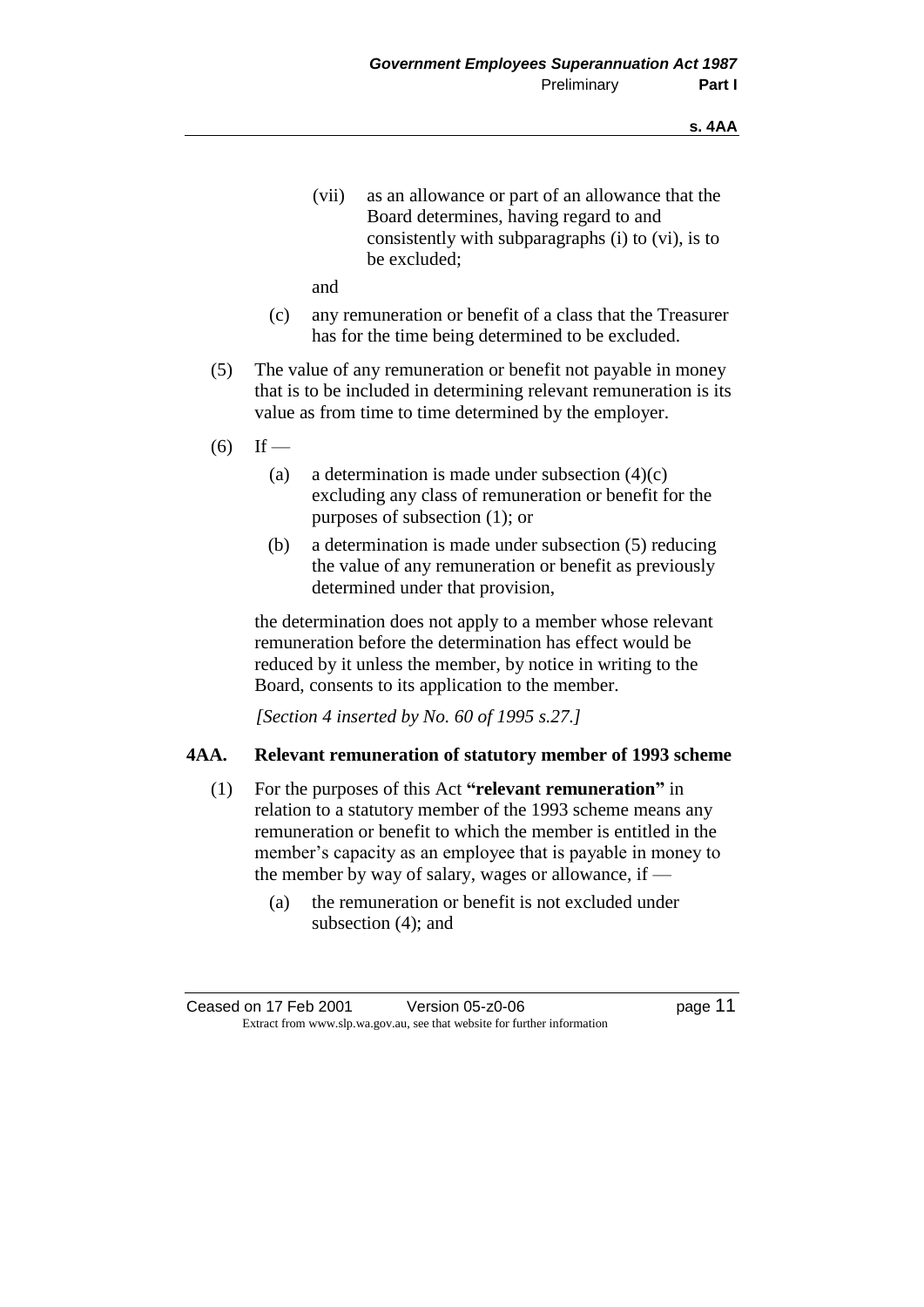(vii) as an allowance or part of an allowance that the Board determines, having regard to and consistently with subparagraphs (i) to (vi), is to be excluded;

and

(c) any remuneration or benefit of a class that the Treasurer has for the time being determined to be excluded.

(5) The value of any remuneration or benefit not payable in money that is to be included in determining relevant remuneration is its value as from time to time determined by the employer.

(6) If —

(a) a determination is made under subsection (4)(c) excluding any class of remuneration or benefit for the purposes of subsection (1); or

(b) a determination is made under subsection (5) reducing the value of any remuneration or benefit as previously determined under that provision,

the determination does not apply to a member whose relevant remuneration before the determination has effect would be reduced by it unless the member, by notice in writing to the Board, consents to its application to the member.

*[Section 4 inserted by No. 60 of 1995 s.27.]*

## 4AA. Relevant remuneration of statutory member of 1993 scheme

(1) For the purposes of this Act **"relevant remuneration"** in relation to a statutory member of the 1993 scheme means any remuneration or benefit to which the member is entitled in the member's capacity as an employee that is payable in money to the member by way of salary, wages or allowance, if —

(a) the remuneration or benefit is not excluded under subsection (4); and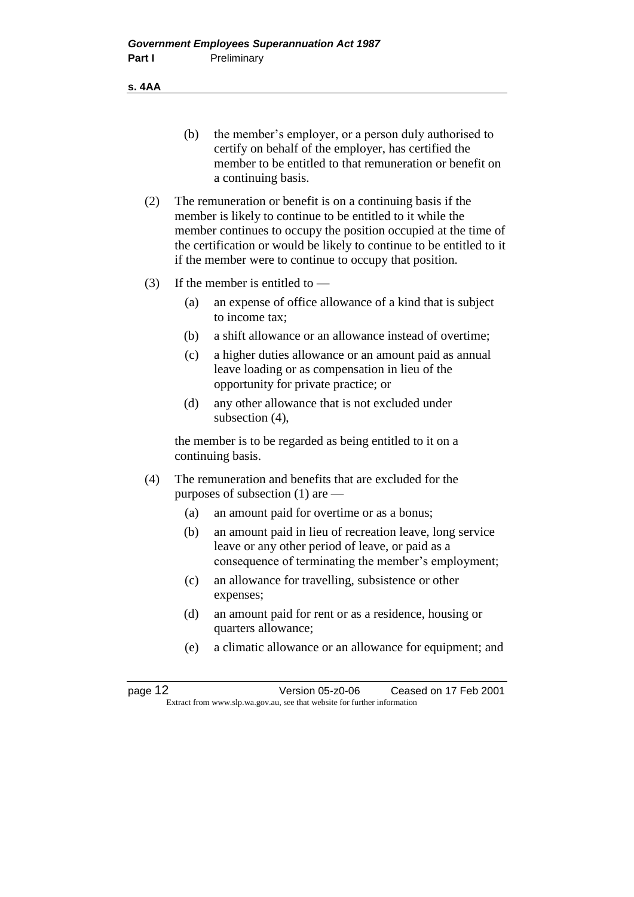(b) the member's employer, or a person duly authorised to certify on behalf of the employer, has certified the member to be entitled to that remuneration or benefit on a continuing basis.

(2) The remuneration or benefit is on a continuing basis if the member is likely to continue to be entitled to it while the member continues to occupy the position occupied at the time of the certification or would be likely to continue to be entitled to it if the member were to continue to occupy that position.

(3) If the member is entitled to —

(a) an expense of office allowance of a kind that is subject to income tax;

(b) a shift allowance or an allowance instead of overtime;

(c) a higher duties allowance or an amount paid as annual leave loading or as compensation in lieu of the opportunity for private practice; or

(d) any other allowance that is not excluded under subsection (4),

the member is to be regarded as being entitled to it on a continuing basis.

(4) The remuneration and benefits that are excluded for the purposes of subsection (1) are —

(a) an amount paid for overtime or as a bonus;

(b) an amount paid in lieu of recreation leave, long service leave or any other period of leave, or paid as a consequence of terminating the member's employment;

(c) an allowance for travelling, subsistence or other expenses;

(d) an amount paid for rent or as a residence, housing or quarters allowance;

(e) a climatic allowance or an allowance for equipment; and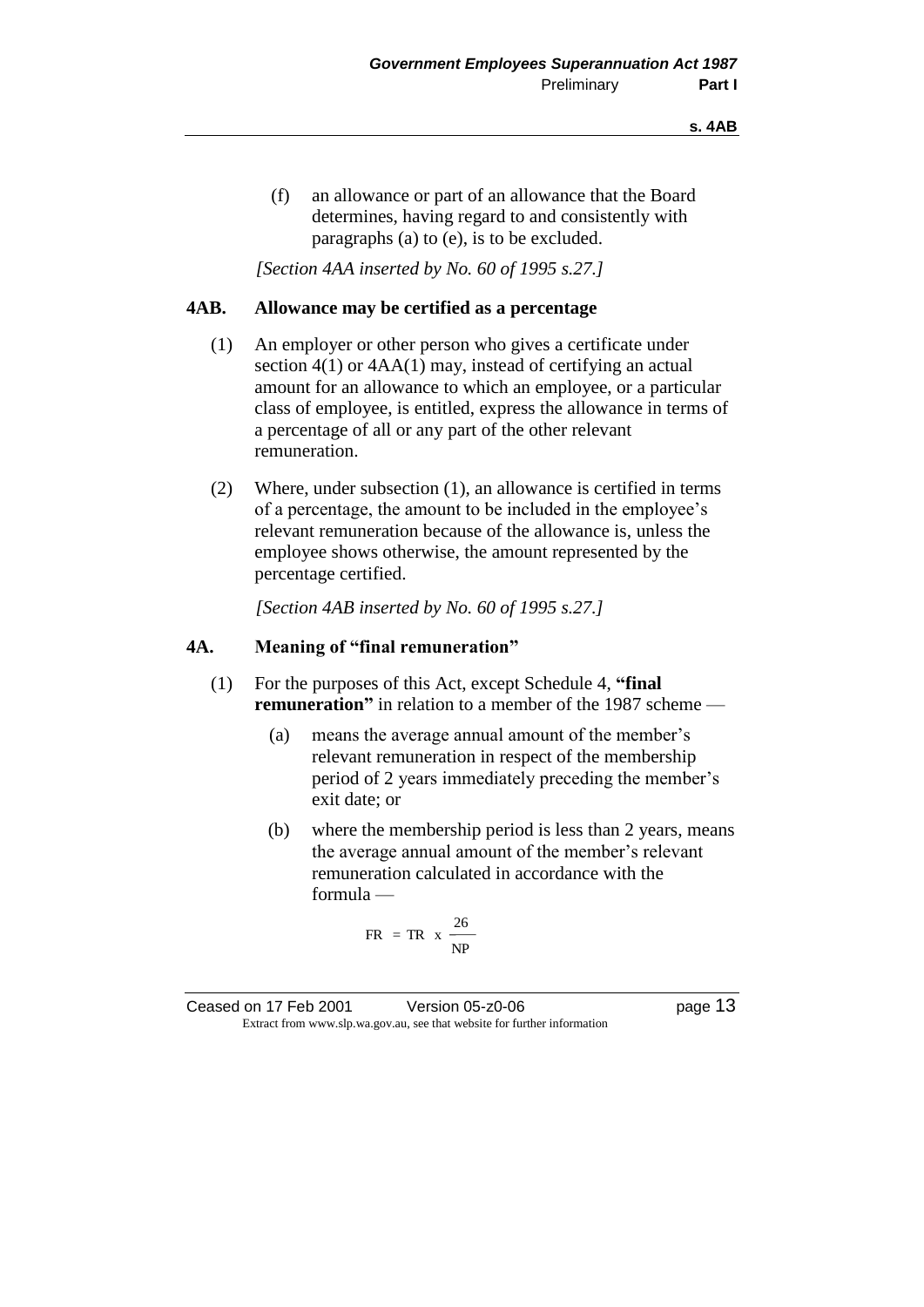(f) an allowance or part of an allowance that the Board determines, having regard to and consistently with paragraphs (a) to (e), is to be excluded.

*[Section 4AA inserted by No. 60 of 1995 s.27.]*

### 4AB. Allowance may be certified as a percentage

(1) An employer or other person who gives a certificate under section 4(1) or 4AA(1) may, instead of certifying an actual amount for an allowance to which an employee, or a particular class of employee, is entitled, express the allowance in terms of a percentage of all or any part of the other relevant remuneration.

(2) Where, under subsection (1), an allowance is certified in terms of a percentage, the amount to be included in the employee's relevant remuneration because of the allowance is, unless the employee shows otherwise, the amount represented by the percentage certified.

*[Section 4AB inserted by No. 60 of 1995 s.27.]*

### 4A. Meaning of "final remuneration"

(1) For the purposes of this Act, except Schedule 4, **"final remuneration"** in relation to a member of the 1987 scheme —

(a) means the average annual amount of the member's relevant remuneration in respect of the membership period of 2 years immediately preceding the member's exit date; or

(b) where the membership period is less than 2 years, means the average annual amount of the member's relevant remuneration calculated in accordance with the formula —

$$FR = TR \times \frac{26}{NP}$$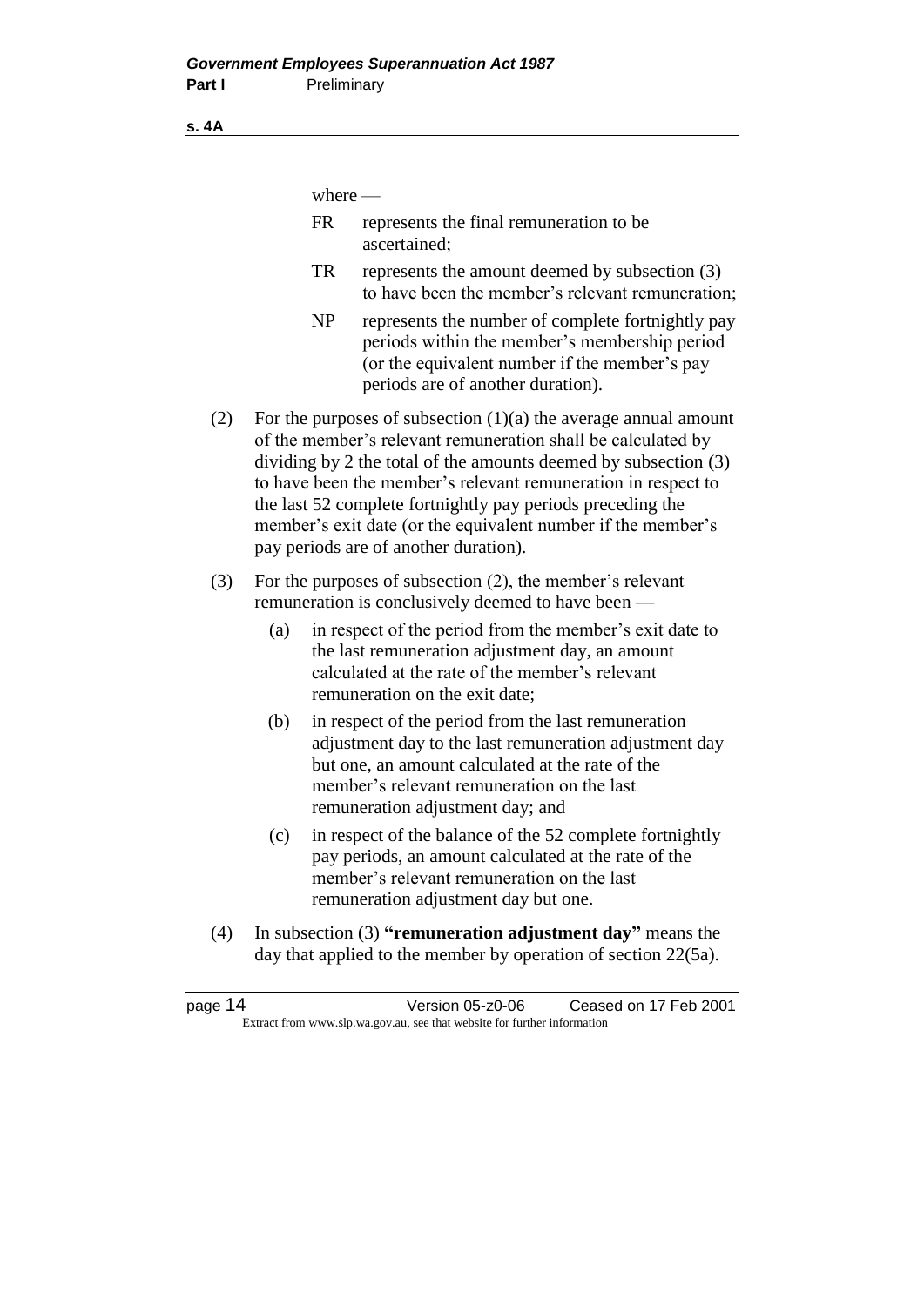where —

FR represents the final remuneration to be ascertained;

TR represents the amount deemed by subsection (3) to have been the member's relevant remuneration;

NP represents the number of complete fortnightly pay periods within the member's membership period (or the equivalent number if the member's pay periods are of another duration).

(2) For the purposes of subsection (1)(a) the average annual amount of the member's relevant remuneration shall be calculated by dividing by 2 the total of the amounts deemed by subsection (3) to have been the member's relevant remuneration in respect to the last 52 complete fortnightly pay periods preceding the member's exit date (or the equivalent number if the member's pay periods are of another duration).

(3) For the purposes of subsection (2), the member's relevant remuneration is conclusively deemed to have been —

(a) in respect of the period from the member's exit date to the last remuneration adjustment day, an amount calculated at the rate of the member's relevant remuneration on the exit date;

(b) in respect of the period from the last remuneration adjustment day to the last remuneration adjustment day but one, an amount calculated at the rate of the member's relevant remuneration on the last remuneration adjustment day; and

(c) in respect of the balance of the 52 complete fortnightly pay periods, an amount calculated at the rate of the member's relevant remuneration on the last remuneration adjustment day but one.

(4) In subsection (3) **"remuneration adjustment day"** means the day that applied to the member by operation of section 22(5a).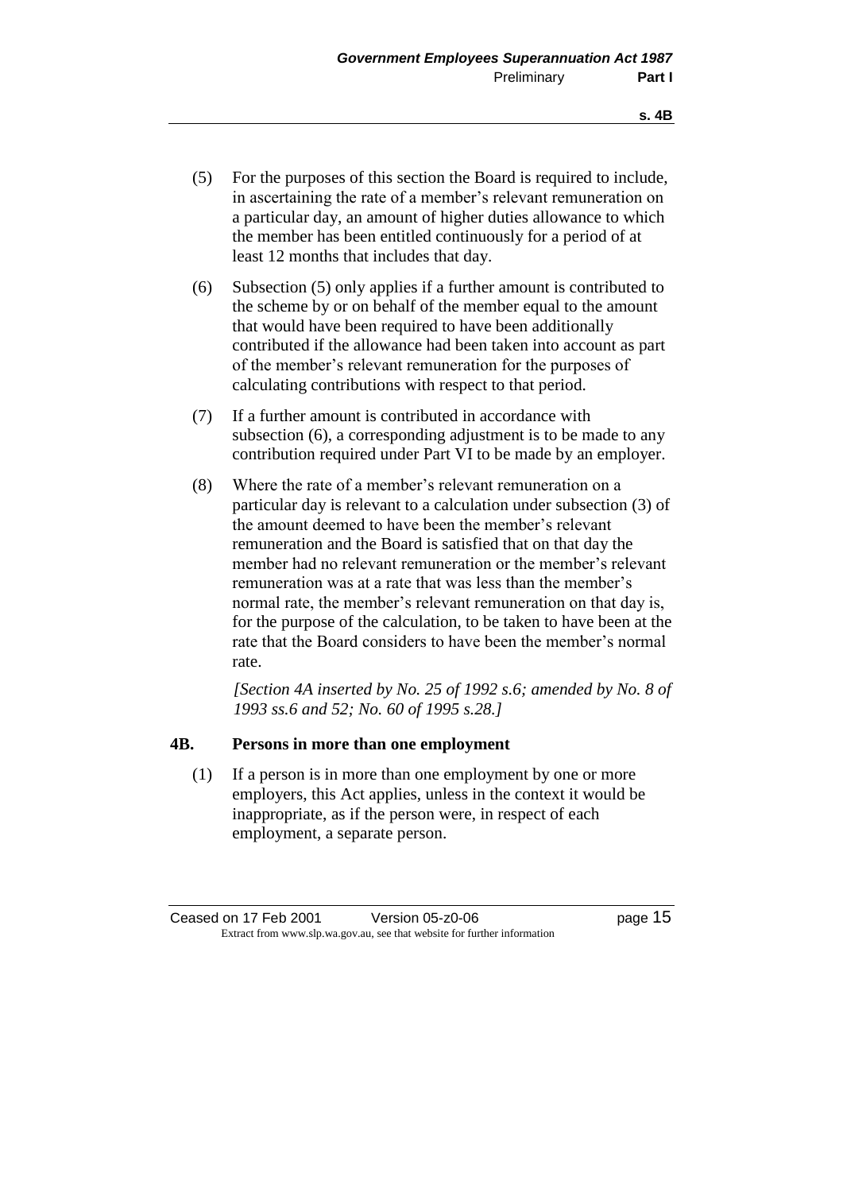(5) For the purposes of this section the Board is required to include, in ascertaining the rate of a member's relevant remuneration on a particular day, an amount of higher duties allowance to which the member has been entitled continuously for a period of at least 12 months that includes that day.

(6) Subsection (5) only applies if a further amount is contributed to the scheme by or on behalf of the member equal to the amount that would have been required to have been additionally contributed if the allowance had been taken into account as part of the member's relevant remuneration for the purposes of calculating contributions with respect to that period.

(7) If a further amount is contributed in accordance with subsection (6), a corresponding adjustment is to be made to any contribution required under Part VI to be made by an employer.

(8) Where the rate of a member's relevant remuneration on a particular day is relevant to a calculation under subsection (3) of the amount deemed to have been the member's relevant remuneration and the Board is satisfied that on that day the member had no relevant remuneration or the member's relevant remuneration was at a rate that was less than the member's normal rate, the member's relevant remuneration on that day is, for the purpose of the calculation, to be taken to have been at the rate that the Board considers to have been the member's normal rate.

*[Section 4A inserted by No. 25 of 1992 s.6; amended by No. 8 of 1993 ss.6 and 52; No. 60 of 1995 s.28.]*

### 4B. Persons in more than one employment

(1) If a person is in more than one employment by one or more employers, this Act applies, unless in the context it would be inappropriate, as if the person were, in respect of each employment, a separate person.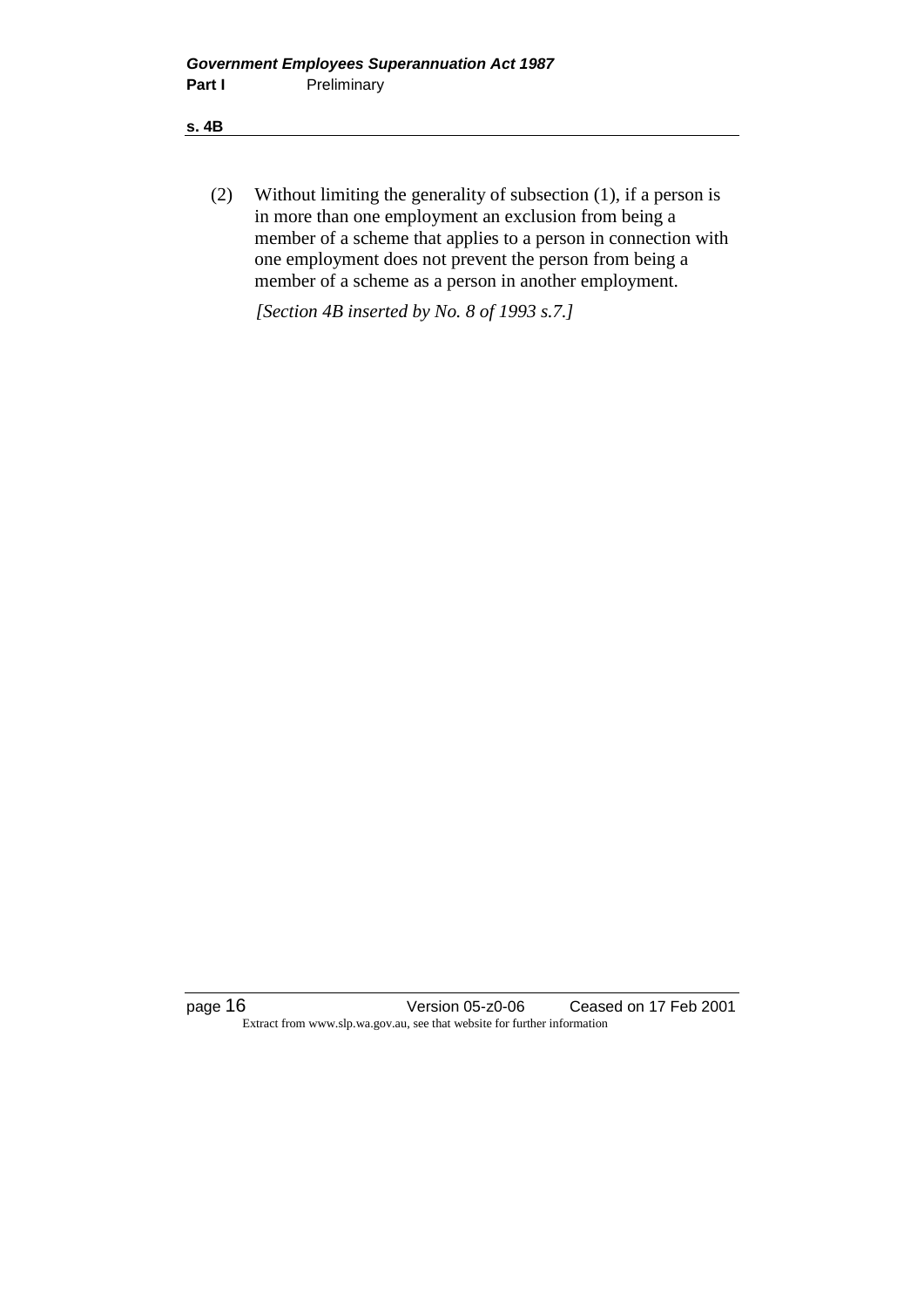(2) Without limiting the generality of subsection (1), if a person is in more than one employment an exclusion from being a member of a scheme that applies to a person in connection with one employment does not prevent the person from being a member of a scheme as a person in another employment.

*[Section 4B inserted by No. 8 of 1993 s.7.]*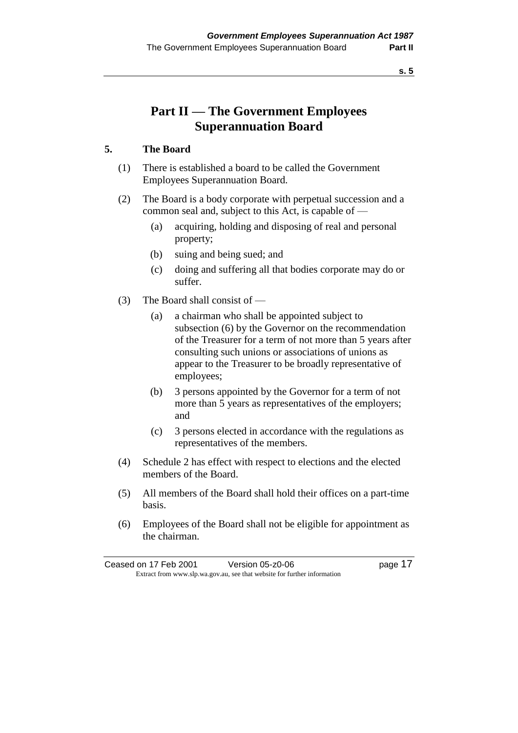# Part II — The Government Employees Superannuation Board

## 5. The Board

(1) There is established a board to be called the Government Employees Superannuation Board.

(2) The Board is a body corporate with perpetual succession and a common seal and, subject to this Act, is capable of —

- (a) acquiring, holding and disposing of real and personal property;
- (b) suing and being sued; and
- (c) doing and suffering all that bodies corporate may do or suffer.

(3) The Board shall consist of —

- (a) a chairman who shall be appointed subject to subsection (6) by the Governor on the recommendation of the Treasurer for a term of not more than 5 years after consulting such unions or associations of unions as appear to the Treasurer to be broadly representative of employees;
- (b) 3 persons appointed by the Governor for a term of not more than 5 years as representatives of the employers; and
- (c) 3 persons elected in accordance with the regulations as representatives of the members.

(4) Schedule 2 has effect with respect to elections and the elected members of the Board.

(5) All members of the Board shall hold their offices on a part-time basis.

(6) Employees of the Board shall not be eligible for appointment as the chairman.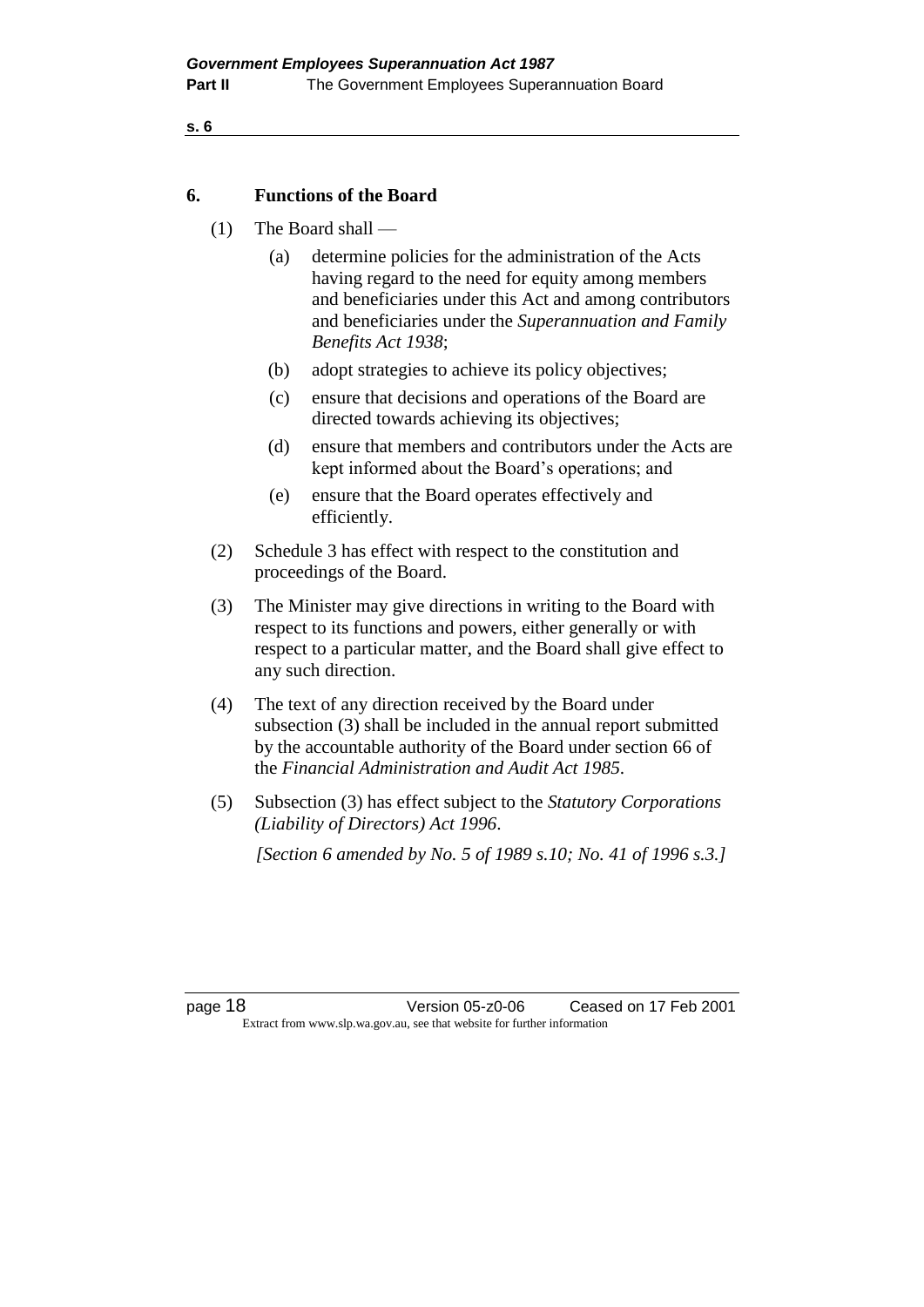## 6. Functions of the Board

(1) The Board shall —

(a) determine policies for the administration of the Acts having regard to the need for equity among members and beneficiaries under this Act and among contributors and beneficiaries under the *Superannuation and Family Benefits Act 1938*;

(b) adopt strategies to achieve its policy objectives;

(c) ensure that decisions and operations of the Board are directed towards achieving its objectives;

(d) ensure that members and contributors under the Acts are kept informed about the Board's operations; and

(e) ensure that the Board operates effectively and efficiently.

(2) Schedule 3 has effect with respect to the constitution and proceedings of the Board.

(3) The Minister may give directions in writing to the Board with respect to its functions and powers, either generally or with respect to a particular matter, and the Board shall give effect to any such direction.

(4) The text of any direction received by the Board under subsection (3) shall be included in the annual report submitted by the accountable authority of the Board under section 66 of the *Financial Administration and Audit Act 1985*.

(5) Subsection (3) has effect subject to the *Statutory Corporations (Liability of Directors) Act 1996*.

*[Section 6 amended by No. 5 of 1989 s.10; No. 41 of 1996 s.3.]*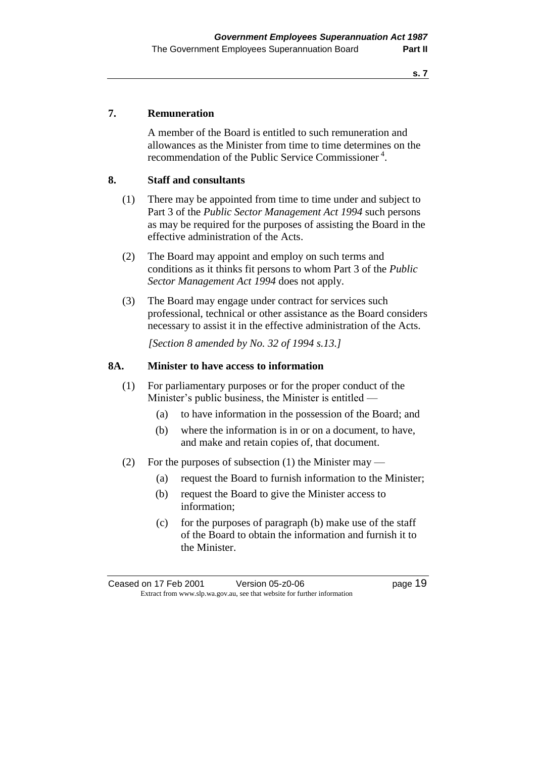## 7. Remuneration

A member of the Board is entitled to such remuneration and allowances as the Minister from time to time determines on the recommendation of the Public Service Commissioner [4].

## 8. Staff and consultants

(1) There may be appointed from time to time under and subject to Part 3 of the *Public Sector Management Act 1994* such persons as may be required for the purposes of assisting the Board in the effective administration of the Acts.

(2) The Board may appoint and employ on such terms and conditions as it thinks fit persons to whom Part 3 of the *Public Sector Management Act 1994* does not apply.

(3) The Board may engage under contract for services such professional, technical or other assistance as the Board considers necessary to assist it in the effective administration of the Acts.

*[Section 8 amended by No. 32 of 1994 s.13.]*

## 8A. Minister to have access to information

(1) For parliamentary purposes or for the proper conduct of the Minister's public business, the Minister is entitled —

- (a) to have information in the possession of the Board; and
- (b) where the information is in or on a document, to have, and make and retain copies of, that document.

(2) For the purposes of subsection (1) the Minister may —

- (a) request the Board to furnish information to the Minister;
- (b) request the Board to give the Minister access to information;
- (c) for the purposes of paragraph (b) make use of the staff of the Board to obtain the information and furnish it to the Minister.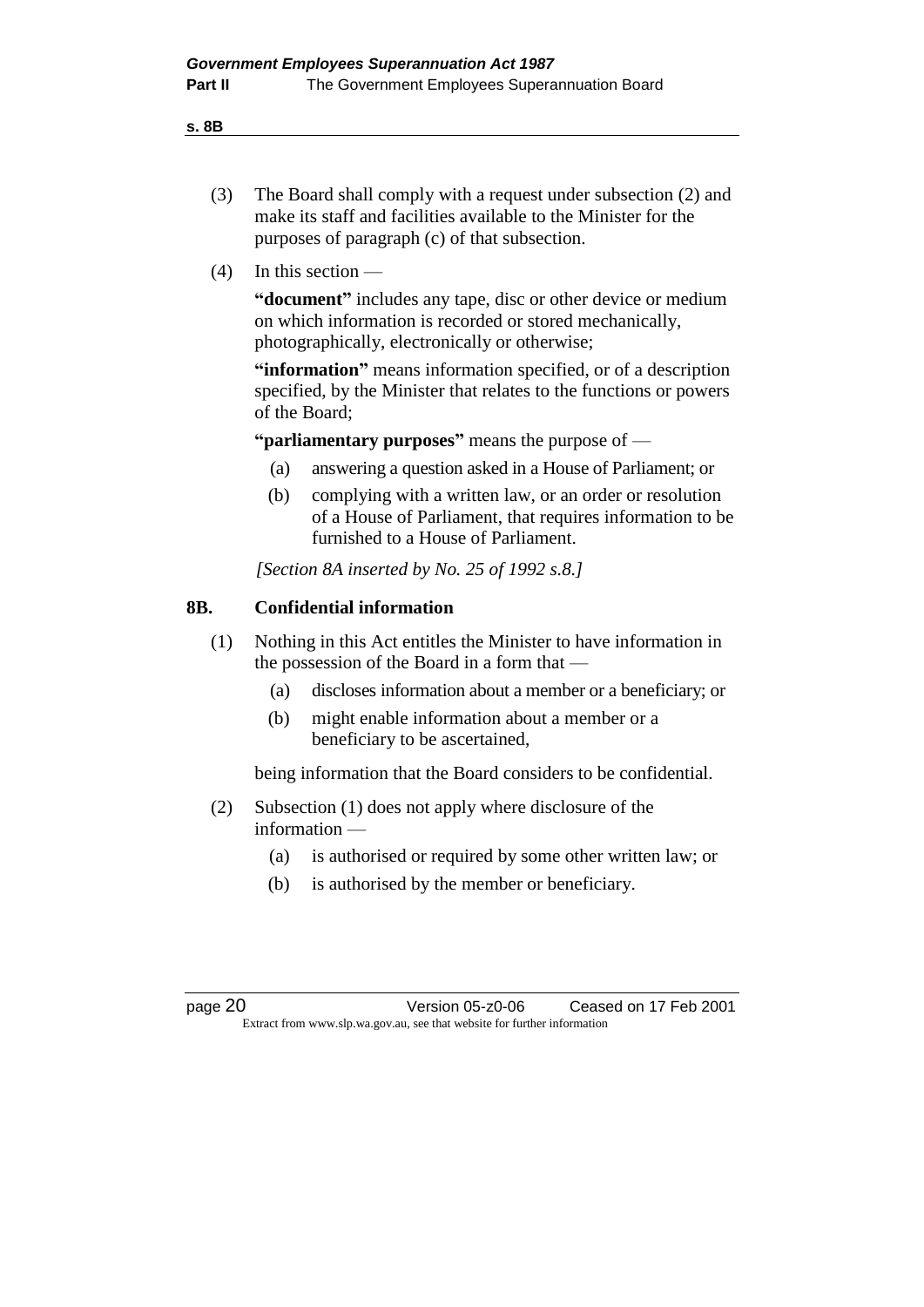(3) The Board shall comply with a request under subsection (2) and make its staff and facilities available to the Minister for the purposes of paragraph (c) of that subsection.

(4) In this section —

**"document"** includes any tape, disc or other device or medium on which information is recorded or stored mechanically, photographically, electronically or otherwise;

**"information"** means information specified, or of a description specified, by the Minister that relates to the functions or powers of the Board;

**"parliamentary purposes"** means the purpose of —

(a) answering a question asked in a House of Parliament; or

(b) complying with a written law, or an order or resolution of a House of Parliament, that requires information to be furnished to a House of Parliament.

*[Section 8A inserted by No. 25 of 1992 s.8.]*

### 8B. Confidential information

(1) Nothing in this Act entitles the Minister to have information in the possession of the Board in a form that —

(a) discloses information about a member or a beneficiary; or

(b) might enable information about a member or a beneficiary to be ascertained,

being information that the Board considers to be confidential.

(2) Subsection (1) does not apply where disclosure of the information —

(a) is authorised or required by some other written law; or

(b) is authorised by the member or beneficiary.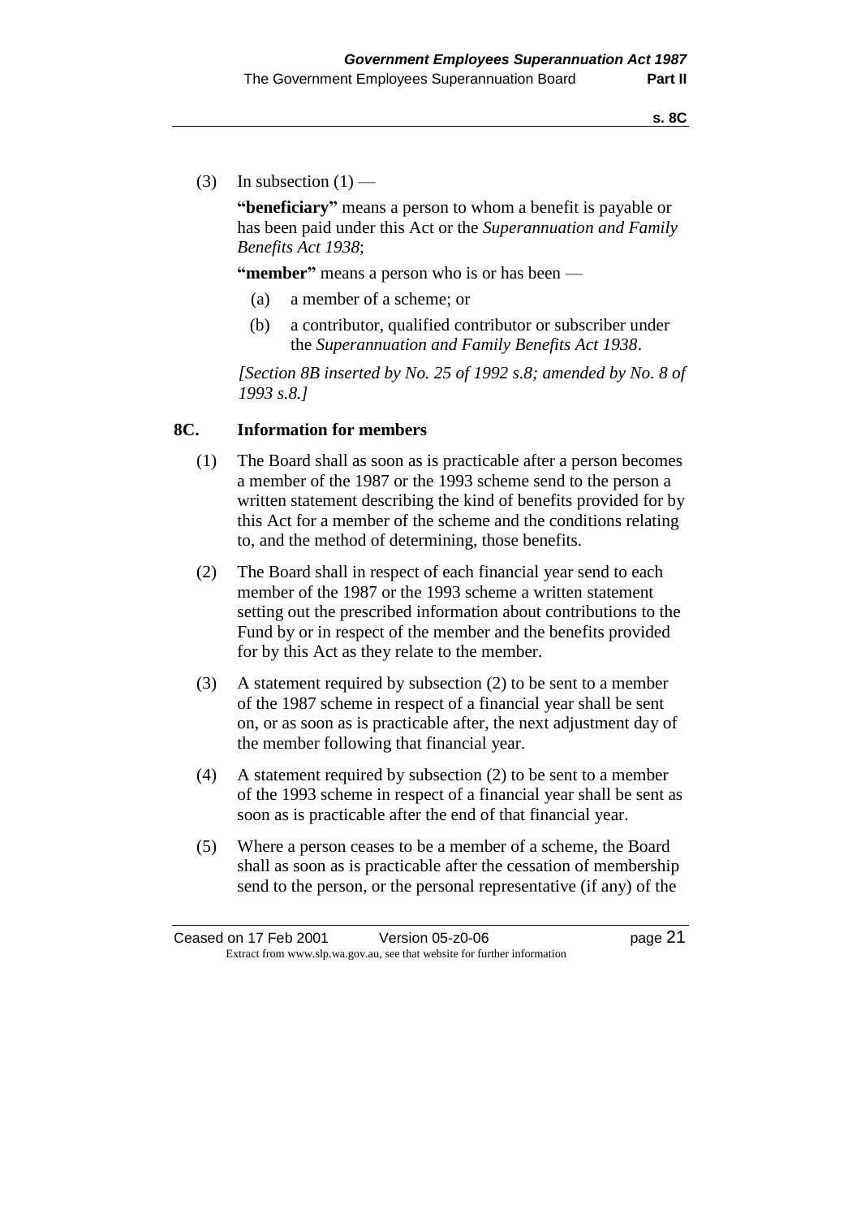(3) In subsection (1) —

**"beneficiary"** means a person to whom a benefit is payable or has been paid under this Act or the *Superannuation and Family Benefits Act 1938*;

**"member"** means a person who is or has been —

(a) a member of a scheme; or

(b) a contributor, qualified contributor or subscriber under the *Superannuation and Family Benefits Act 1938*.

*[Section 8B inserted by No. 25 of 1992 s.8; amended by No. 8 of 1993 s.8.]*

## 8C. Information for members

(1) The Board shall as soon as is practicable after a person becomes a member of the 1987 or the 1993 scheme send to the person a written statement describing the kind of benefits provided for by this Act for a member of the scheme and the conditions relating to, and the method of determining, those benefits.

(2) The Board shall in respect of each financial year send to each member of the 1987 or the 1993 scheme a written statement setting out the prescribed information about contributions to the Fund by or in respect of the member and the benefits provided for by this Act as they relate to the member.

(3) A statement required by subsection (2) to be sent to a member of the 1987 scheme in respect of a financial year shall be sent on, or as soon as is practicable after, the next adjustment day of the member following that financial year.

(4) A statement required by subsection (2) to be sent to a member of the 1993 scheme in respect of a financial year shall be sent as soon as is practicable after the end of that financial year.

(5) Where a person ceases to be a member of a scheme, the Board shall as soon as is practicable after the cessation of membership send to the person, or the personal representative (if any) of the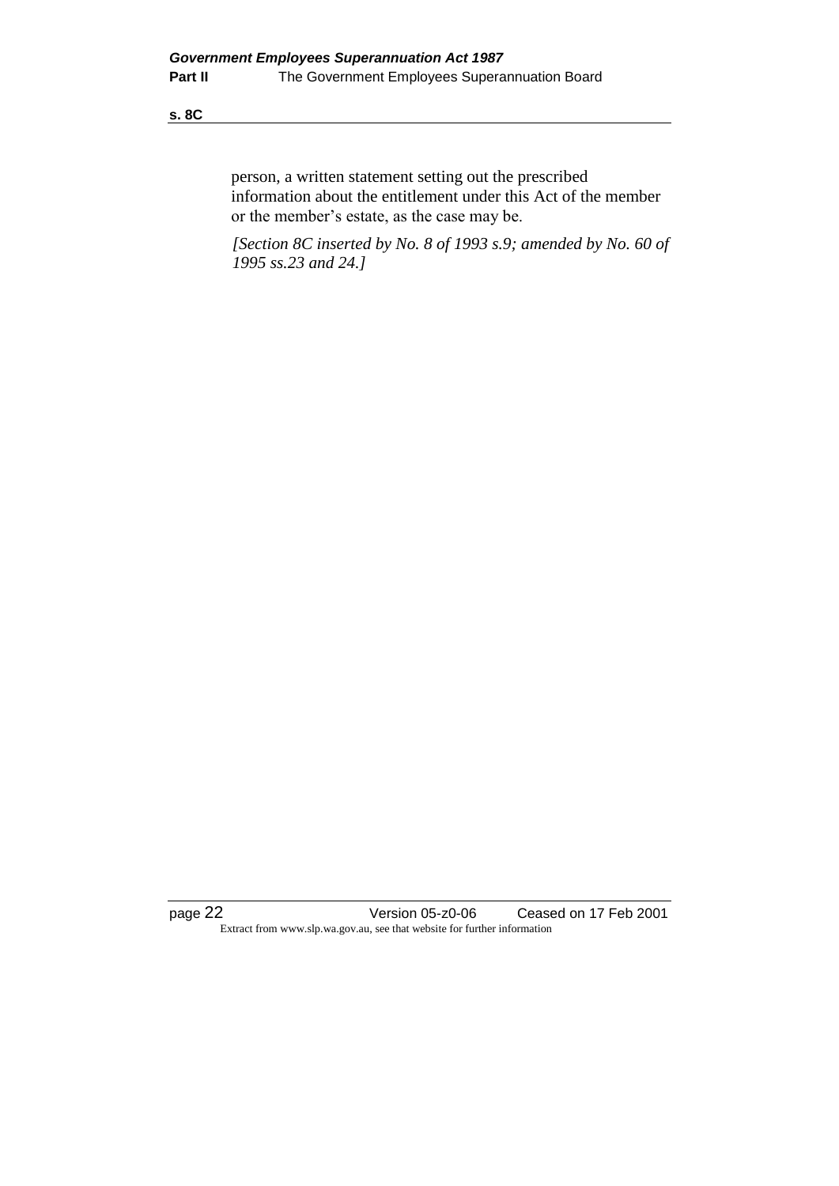person, a written statement setting out the prescribed information about the entitlement under this Act of the member or the member's estate, as the case may be.

*[Section 8C inserted by No. 8 of 1993 s.9; amended by No. 60 of 1995 ss.23 and 24.]*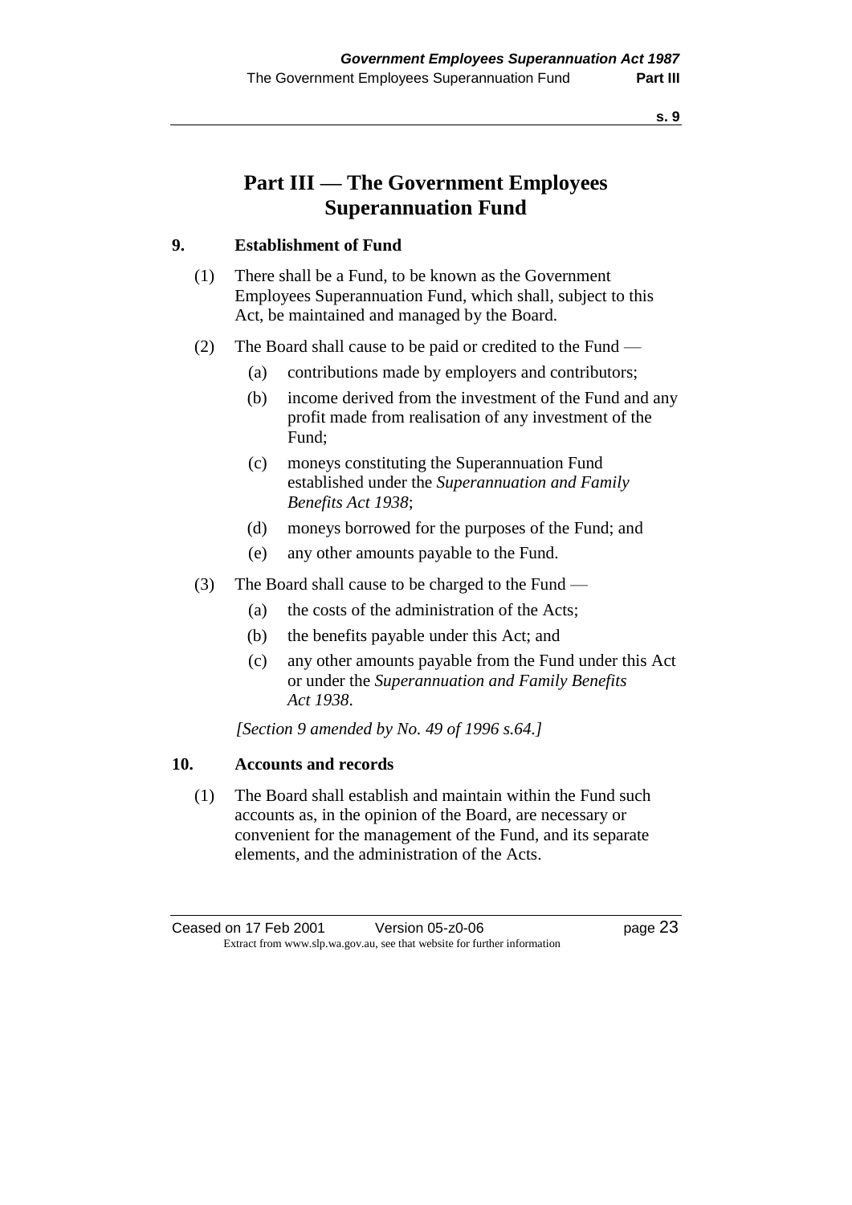# Part III — The Government Employees Superannuation Fund

## 9. Establishment of Fund

(1) There shall be a Fund, to be known as the Government Employees Superannuation Fund, which shall, subject to this Act, be maintained and managed by the Board.

(2) The Board shall cause to be paid or credited to the Fund —

- (a) contributions made by employers and contributors;
- (b) income derived from the investment of the Fund and any profit made from realisation of any investment of the Fund;
- (c) moneys constituting the Superannuation Fund established under the *Superannuation and Family Benefits Act 1938*;
- (d) moneys borrowed for the purposes of the Fund; and
- (e) any other amounts payable to the Fund.

(3) The Board shall cause to be charged to the Fund —

- (a) the costs of the administration of the Acts;
- (b) the benefits payable under this Act; and
- (c) any other amounts payable from the Fund under this Act or under the *Superannuation and Family Benefits Act 1938*.

*[Section 9 amended by No. 49 of 1996 s.64.]*

## 10. Accounts and records

(1) The Board shall establish and maintain within the Fund such accounts as, in the opinion of the Board, are necessary or convenient for the management of the Fund, and its separate elements, and the administration of the Acts.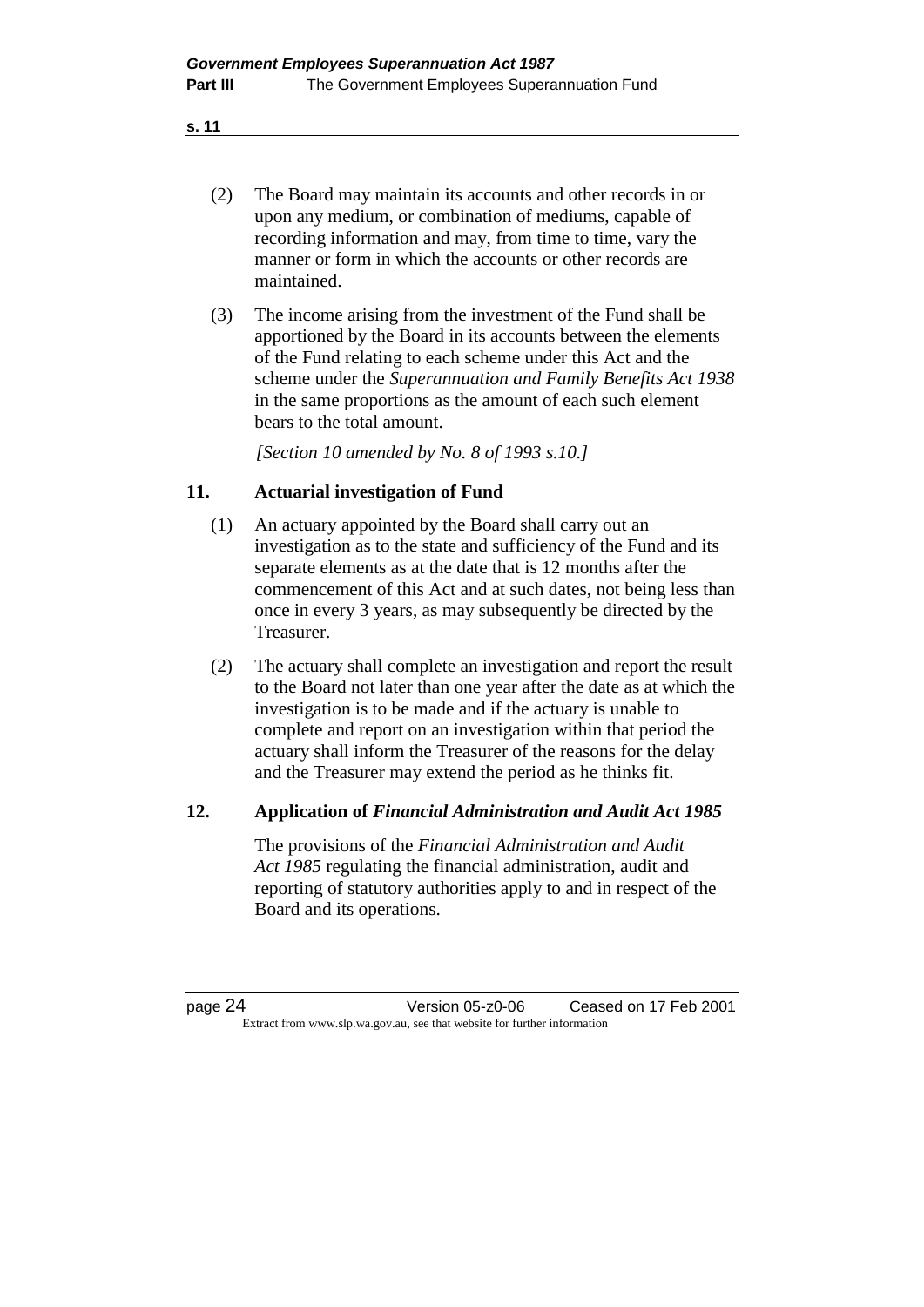(2) The Board may maintain its accounts and other records in or upon any medium, or combination of mediums, capable of recording information and may, from time to time, vary the manner or form in which the accounts or other records are maintained.

(3) The income arising from the investment of the Fund shall be apportioned by the Board in its accounts between the elements of the Fund relating to each scheme under this Act and the scheme under the *Superannuation and Family Benefits Act 1938* in the same proportions as the amount of each such element bears to the total amount.

*[Section 10 amended by No. 8 of 1993 s.10.]*

## 11. Actuarial investigation of Fund

(1) An actuary appointed by the Board shall carry out an investigation as to the state and sufficiency of the Fund and its separate elements as at the date that is 12 months after the commencement of this Act and at such dates, not being less than once in every 3 years, as may subsequently be directed by the Treasurer.

(2) The actuary shall complete an investigation and report the result to the Board not later than one year after the date as at which the investigation is to be made and if the actuary is unable to complete and report on an investigation within that period the actuary shall inform the Treasurer of the reasons for the delay and the Treasurer may extend the period as he thinks fit.

## 12. Application of *Financial Administration and Audit Act 1985*

The provisions of the *Financial Administration and Audit Act 1985* regulating the financial administration, audit and reporting of statutory authorities apply to and in respect of the Board and its operations.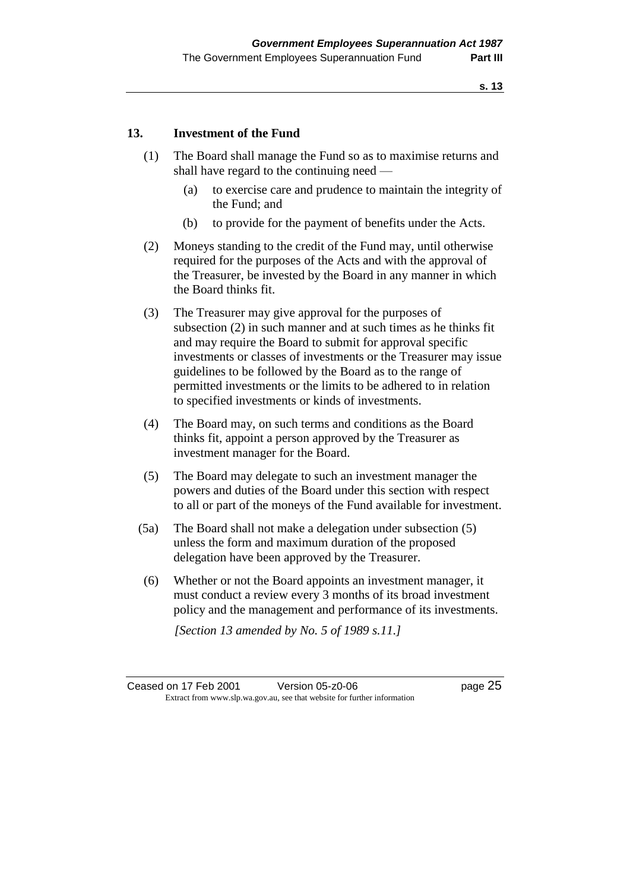## 13. Investment of the Fund

(1) The Board shall manage the Fund so as to maximise returns and shall have regard to the continuing need —

(a) to exercise care and prudence to maintain the integrity of the Fund; and

(b) to provide for the payment of benefits under the Acts.

(2) Moneys standing to the credit of the Fund may, until otherwise required for the purposes of the Acts and with the approval of the Treasurer, be invested by the Board in any manner in which the Board thinks fit.

(3) The Treasurer may give approval for the purposes of subsection (2) in such manner and at such times as he thinks fit and may require the Board to submit for approval specific investments or classes of investments or the Treasurer may issue guidelines to be followed by the Board as to the range of permitted investments or the limits to be adhered to in relation to specified investments or kinds of investments.

(4) The Board may, on such terms and conditions as the Board thinks fit, appoint a person approved by the Treasurer as investment manager for the Board.

(5) The Board may delegate to such an investment manager the powers and duties of the Board under this section with respect to all or part of the moneys of the Fund available for investment.

(5a) The Board shall not make a delegation under subsection (5) unless the form and maximum duration of the proposed delegation have been approved by the Treasurer.

(6) Whether or not the Board appoints an investment manager, it must conduct a review every 3 months of its broad investment policy and the management and performance of its investments.

*[Section 13 amended by No. 5 of 1989 s.11.]*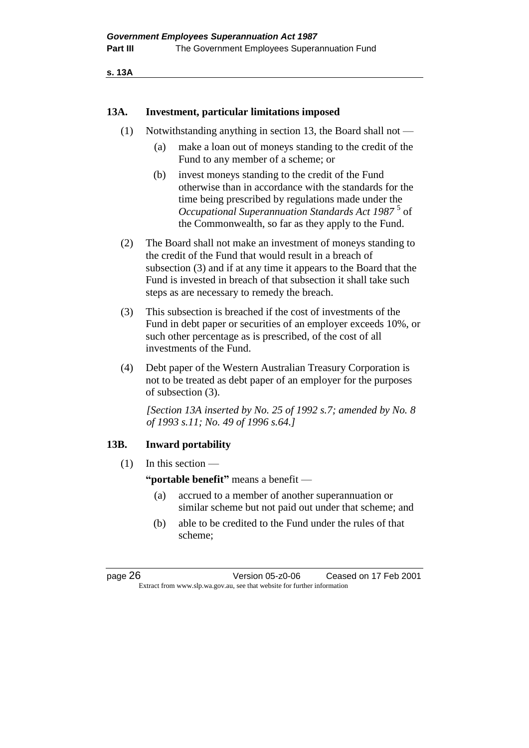## 13A. Investment, particular limitations imposed

(1) Notwithstanding anything in section 13, the Board shall not —

(a) make a loan out of moneys standing to the credit of the Fund to any member of a scheme; or

(b) invest moneys standing to the credit of the Fund otherwise than in accordance with the standards for the time being prescribed by regulations made under the *Occupational Superannuation Standards Act 1987* [5] of the Commonwealth, so far as they apply to the Fund.

(2) The Board shall not make an investment of moneys standing to the credit of the Fund that would result in a breach of subsection (3) and if at any time it appears to the Board that the Fund is invested in breach of that subsection it shall take such steps as are necessary to remedy the breach.

(3) This subsection is breached if the cost of investments of the Fund in debt paper or securities of an employer exceeds 10%, or such other percentage as is prescribed, of the cost of all investments of the Fund.

(4) Debt paper of the Western Australian Treasury Corporation is not to be treated as debt paper of an employer for the purposes of subsection (3).

*[Section 13A inserted by No. 25 of 1992 s.7; amended by No. 8 of 1993 s.11; No. 49 of 1996 s.64.]*

## 13B. Inward portability

(1) In this section —

**"portable benefit"** means a benefit —

(a) accrued to a member of another superannuation or similar scheme but not paid out under that scheme; and

(b) able to be credited to the Fund under the rules of that scheme;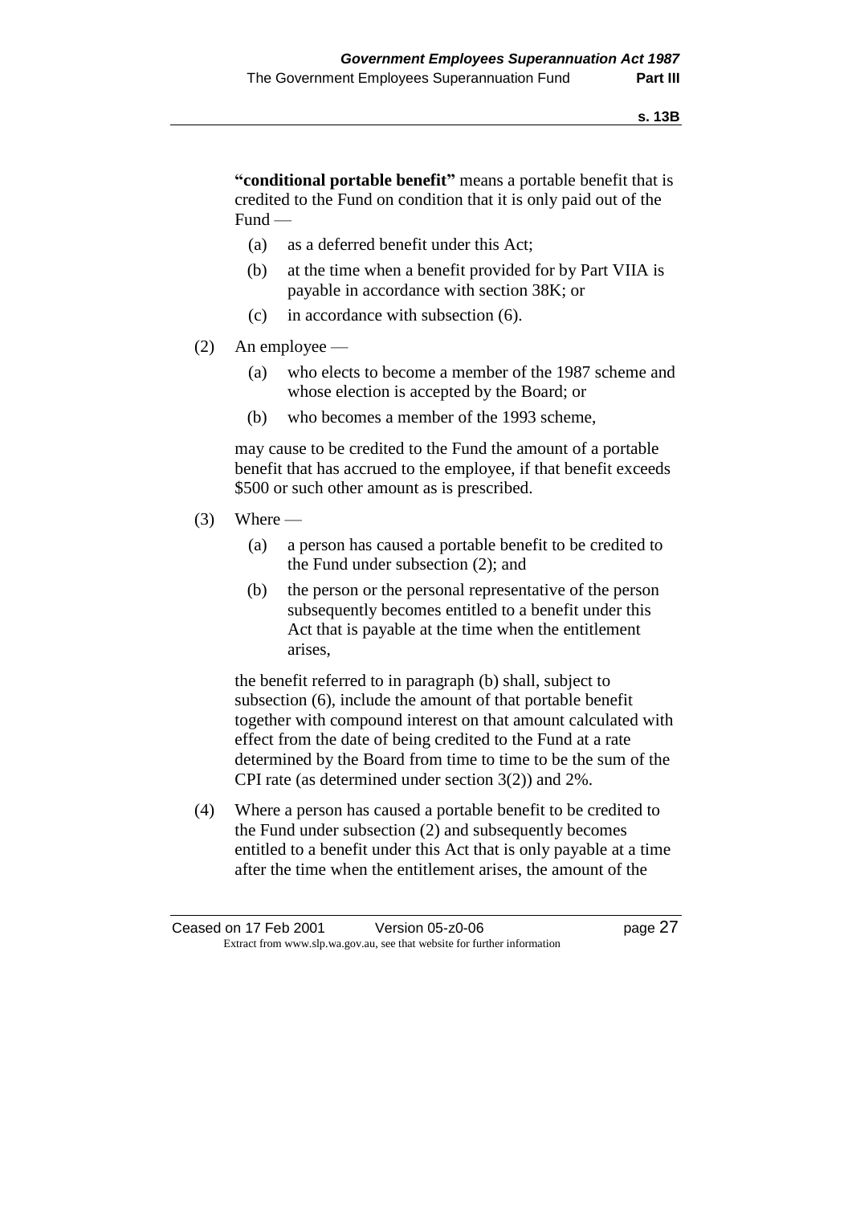**"conditional portable benefit"** means a portable benefit that is credited to the Fund on condition that it is only paid out of the Fund —

(a) as a deferred benefit under this Act;

(b) at the time when a benefit provided for by Part VIIA is payable in accordance with section 38K; or

(c) in accordance with subsection (6).

(2) An employee —

(a) who elects to become a member of the 1987 scheme and whose election is accepted by the Board; or

(b) who becomes a member of the 1993 scheme,

may cause to be credited to the Fund the amount of a portable benefit that has accrued to the employee, if that benefit exceeds $500 or such other amount as is prescribed.

(3) Where —

(a) a person has caused a portable benefit to be credited to the Fund under subsection (2); and

(b) the person or the personal representative of the person subsequently becomes entitled to a benefit under this Act that is payable at the time when the entitlement arises,

the benefit referred to in paragraph (b) shall, subject to subsection (6), include the amount of that portable benefit together with compound interest on that amount calculated with effect from the date of being credited to the Fund at a rate determined by the Board from time to time to be the sum of the CPI rate (as determined under section 3(2)) and 2%.

(4) Where a person has caused a portable benefit to be credited to the Fund under subsection (2) and subsequently becomes entitled to a benefit under this Act that is only payable at a time after the time when the entitlement arises, the amount of the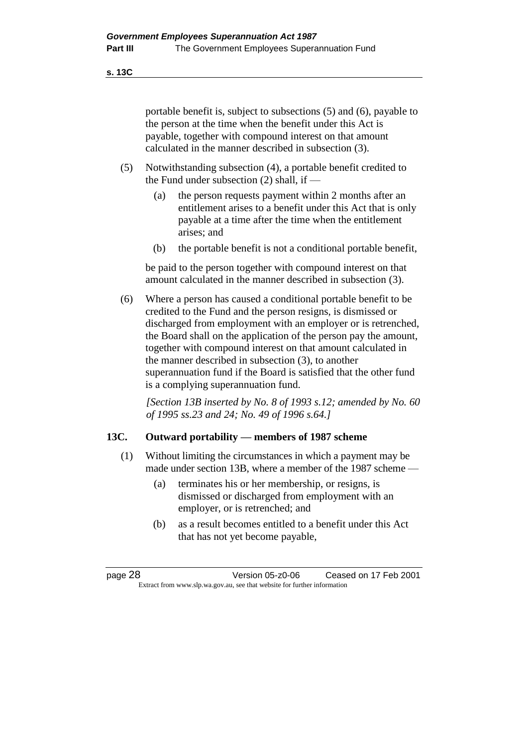portable benefit is, subject to subsections (5) and (6), payable to the person at the time when the benefit under this Act is payable, together with compound interest on that amount calculated in the manner described in subsection (3).

(5) Notwithstanding subsection (4), a portable benefit credited to the Fund under subsection (2) shall, if —

(a) the person requests payment within 2 months after an entitlement arises to a benefit under this Act that is only payable at a time after the time when the entitlement arises; and

(b) the portable benefit is not a conditional portable benefit,

be paid to the person together with compound interest on that amount calculated in the manner described in subsection (3).

(6) Where a person has caused a conditional portable benefit to be credited to the Fund and the person resigns, is dismissed or discharged from employment with an employer or is retrenched, the Board shall on the application of the person pay the amount, together with compound interest on that amount calculated in the manner described in subsection (3), to another superannuation fund if the Board is satisfied that the other fund is a complying superannuation fund.

*[Section 13B inserted by No. 8 of 1993 s.12; amended by No. 60 of 1995 ss.23 and 24; No. 49 of 1996 s.64.]*

### 13C. Outward portability — members of 1987 scheme

(1) Without limiting the circumstances in which a payment may be made under section 13B, where a member of the 1987 scheme —

(a) terminates his or her membership, or resigns, is dismissed or discharged from employment with an employer, or is retrenched; and

(b) as a result becomes entitled to a benefit under this Act that has not yet become payable,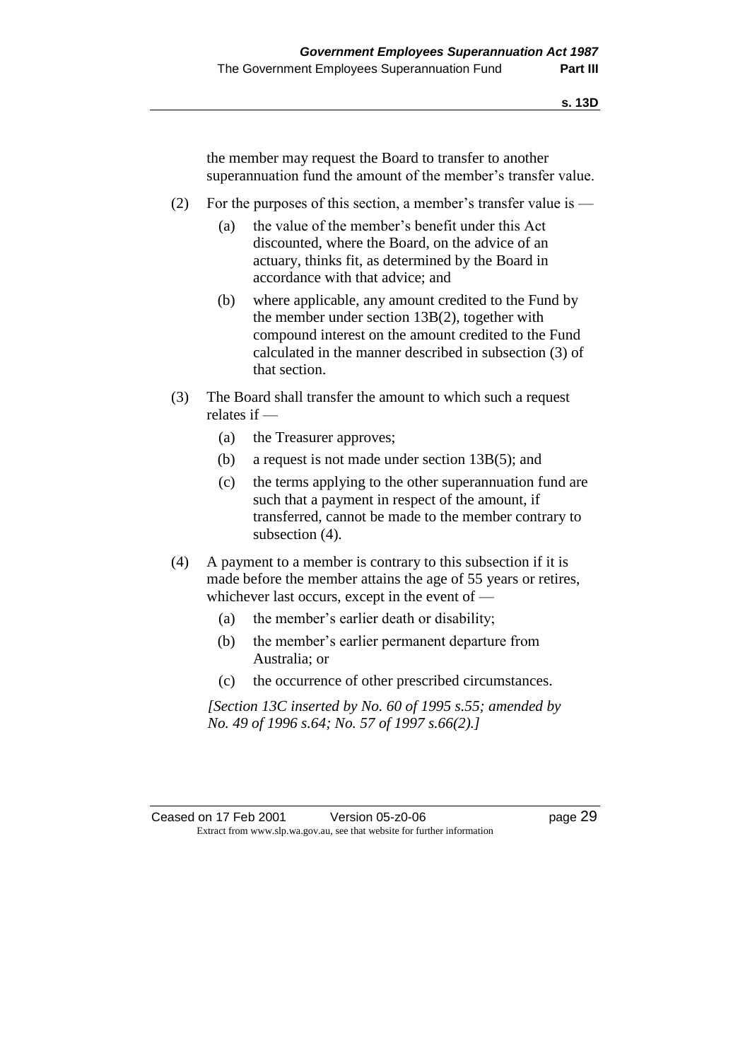the member may request the Board to transfer to another superannuation fund the amount of the member's transfer value.

(2) For the purposes of this section, a member's transfer value is —

(a) the value of the member's benefit under this Act discounted, where the Board, on the advice of an actuary, thinks fit, as determined by the Board in accordance with that advice; and

(b) where applicable, any amount credited to the Fund by the member under section 13B(2), together with compound interest on the amount credited to the Fund calculated in the manner described in subsection (3) of that section.

(3) The Board shall transfer the amount to which such a request relates if —

(a) the Treasurer approves;

(b) a request is not made under section 13B(5); and

(c) the terms applying to the other superannuation fund are such that a payment in respect of the amount, if transferred, cannot be made to the member contrary to subsection (4).

(4) A payment to a member is contrary to this subsection if it is made before the member attains the age of 55 years or retires, whichever last occurs, except in the event of —

(a) the member's earlier death or disability;

(b) the member's earlier permanent departure from Australia; or

(c) the occurrence of other prescribed circumstances.

*[Section 13C inserted by No. 60 of 1995 s.55; amended by No. 49 of 1996 s.64; No. 57 of 1997 s.66(2).]*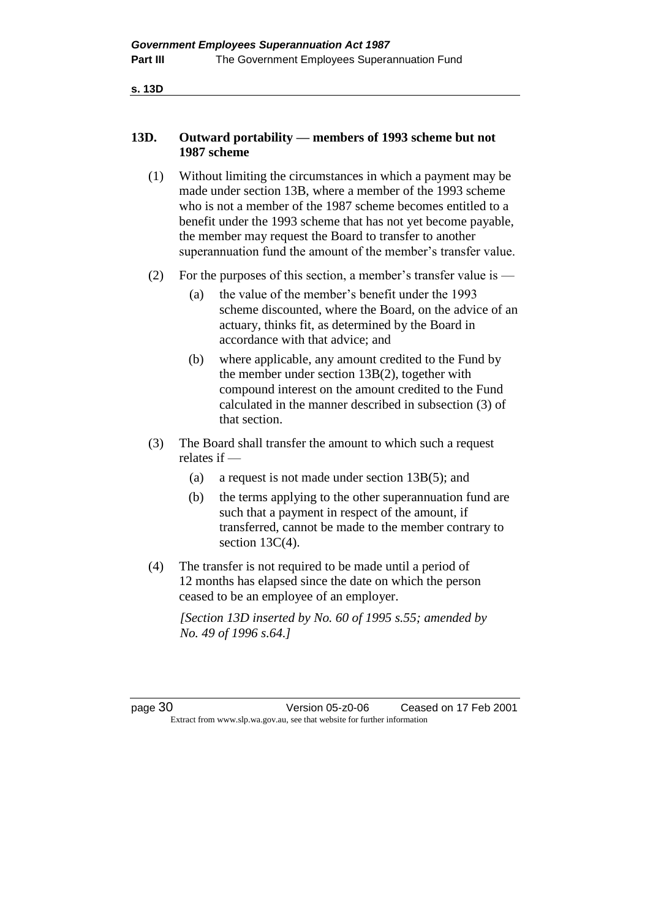### 13D. Outward portability — members of 1993 scheme but not 1987 scheme

(1) Without limiting the circumstances in which a payment may be made under section 13B, where a member of the 1993 scheme who is not a member of the 1987 scheme becomes entitled to a benefit under the 1993 scheme that has not yet become payable, the member may request the Board to transfer to another superannuation fund the amount of the member's transfer value.

(2) For the purposes of this section, a member's transfer value is —

(a) the value of the member's benefit under the 1993 scheme discounted, where the Board, on the advice of an actuary, thinks fit, as determined by the Board in accordance with that advice; and

(b) where applicable, any amount credited to the Fund by the member under section 13B(2), together with compound interest on the amount credited to the Fund calculated in the manner described in subsection (3) of that section.

(3) The Board shall transfer the amount to which such a request relates if —

(a) a request is not made under section 13B(5); and

(b) the terms applying to the other superannuation fund are such that a payment in respect of the amount, if transferred, cannot be made to the member contrary to section 13C(4).

(4) The transfer is not required to be made until a period of 12 months has elapsed since the date on which the person ceased to be an employee of an employer.

*[Section 13D inserted by No. 60 of 1995 s.55; amended by No. 49 of 1996 s.64.]*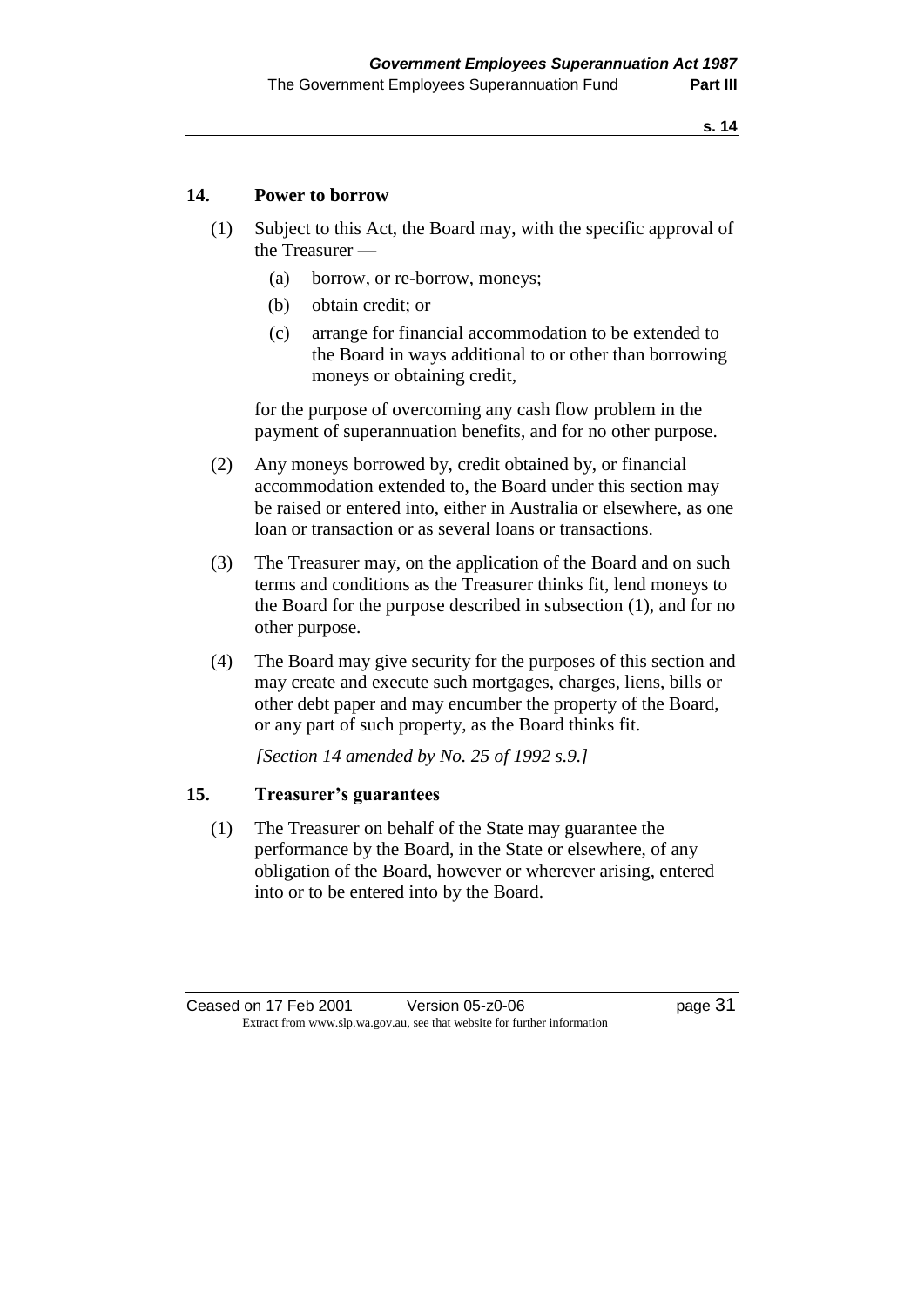## 14. Power to borrow

(1) Subject to this Act, the Board may, with the specific approval of the Treasurer —

- (a) borrow, or re-borrow, moneys;
- (b) obtain credit; or
- (c) arrange for financial accommodation to be extended to the Board in ways additional to or other than borrowing moneys or obtaining credit,

for the purpose of overcoming any cash flow problem in the payment of superannuation benefits, and for no other purpose.

(2) Any moneys borrowed by, credit obtained by, or financial accommodation extended to, the Board under this section may be raised or entered into, either in Australia or elsewhere, as one loan or transaction or as several loans or transactions.

(3) The Treasurer may, on the application of the Board and on such terms and conditions as the Treasurer thinks fit, lend moneys to the Board for the purpose described in subsection (1), and for no other purpose.

(4) The Board may give security for the purposes of this section and may create and execute such mortgages, charges, liens, bills or other debt paper and may encumber the property of the Board, or any part of such property, as the Board thinks fit.

*[Section 14 amended by No. 25 of 1992 s.9.]*

## 15. Treasurer's guarantees

(1) The Treasurer on behalf of the State may guarantee the performance by the Board, in the State or elsewhere, of any obligation of the Board, however or wherever arising, entered into or to be entered into by the Board.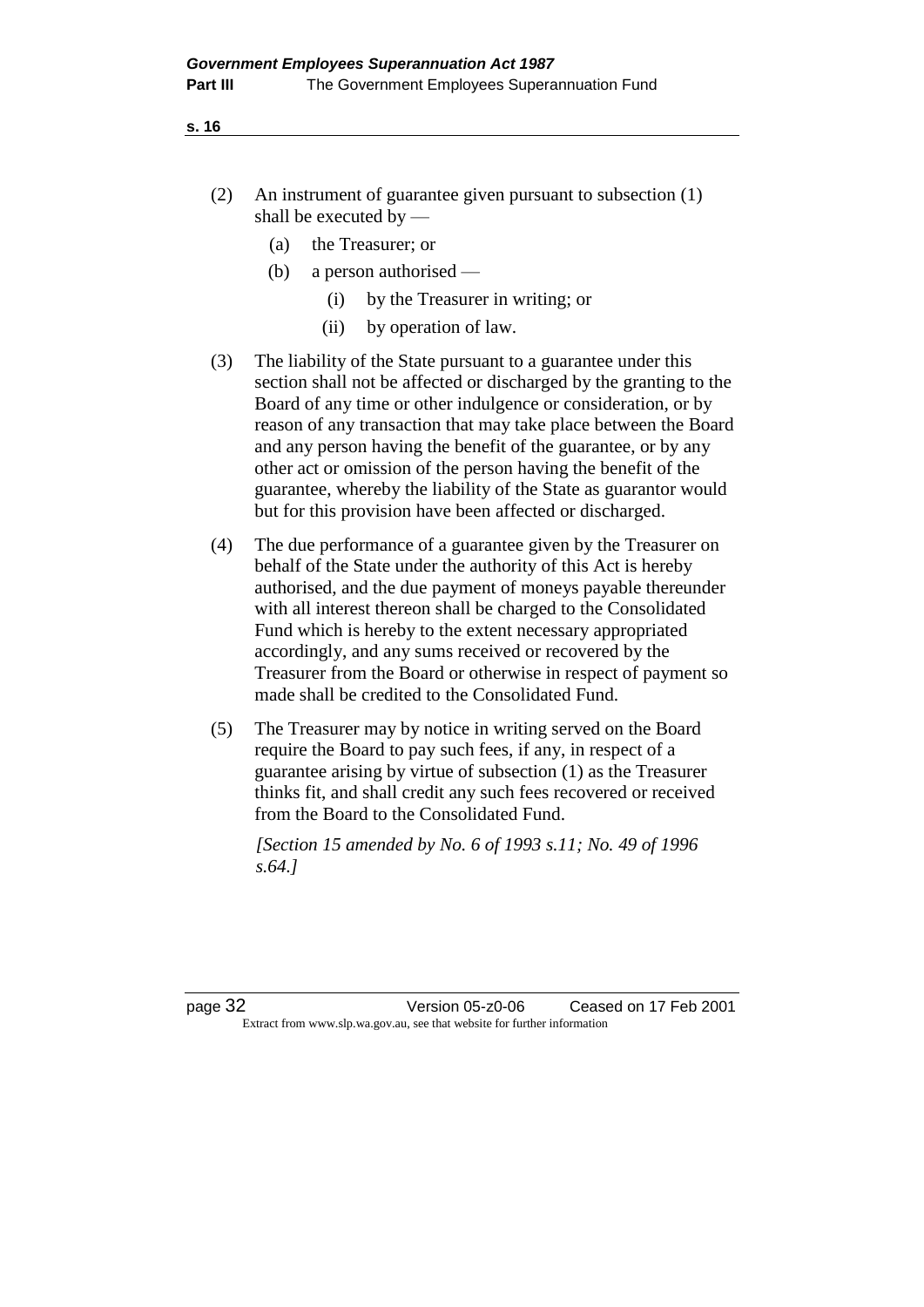(2) An instrument of guarantee given pursuant to subsection (1) shall be executed by —

  (a) the Treasurer; or

  (b) a person authorised —

    (i) by the Treasurer in writing; or

    (ii) by operation of law.

(3) The liability of the State pursuant to a guarantee under this section shall not be affected or discharged by the granting to the Board of any time or other indulgence or consideration, or by reason of any transaction that may take place between the Board and any person having the benefit of the guarantee, or by any other act or omission of the person having the benefit of the guarantee, whereby the liability of the State as guarantor would but for this provision have been affected or discharged.

(4) The due performance of a guarantee given by the Treasurer on behalf of the State under the authority of this Act is hereby authorised, and the due payment of moneys payable thereunder with all interest thereon shall be charged to the Consolidated Fund which is hereby to the extent necessary appropriated accordingly, and any sums received or recovered by the Treasurer from the Board or otherwise in respect of payment so made shall be credited to the Consolidated Fund.

(5) The Treasurer may by notice in writing served on the Board require the Board to pay such fees, if any, in respect of a guarantee arising by virtue of subsection (1) as the Treasurer thinks fit, and shall credit any such fees recovered or received from the Board to the Consolidated Fund.

*[Section 15 amended by No. 6 of 1993 s.11; No. 49 of 1996 s.64.]*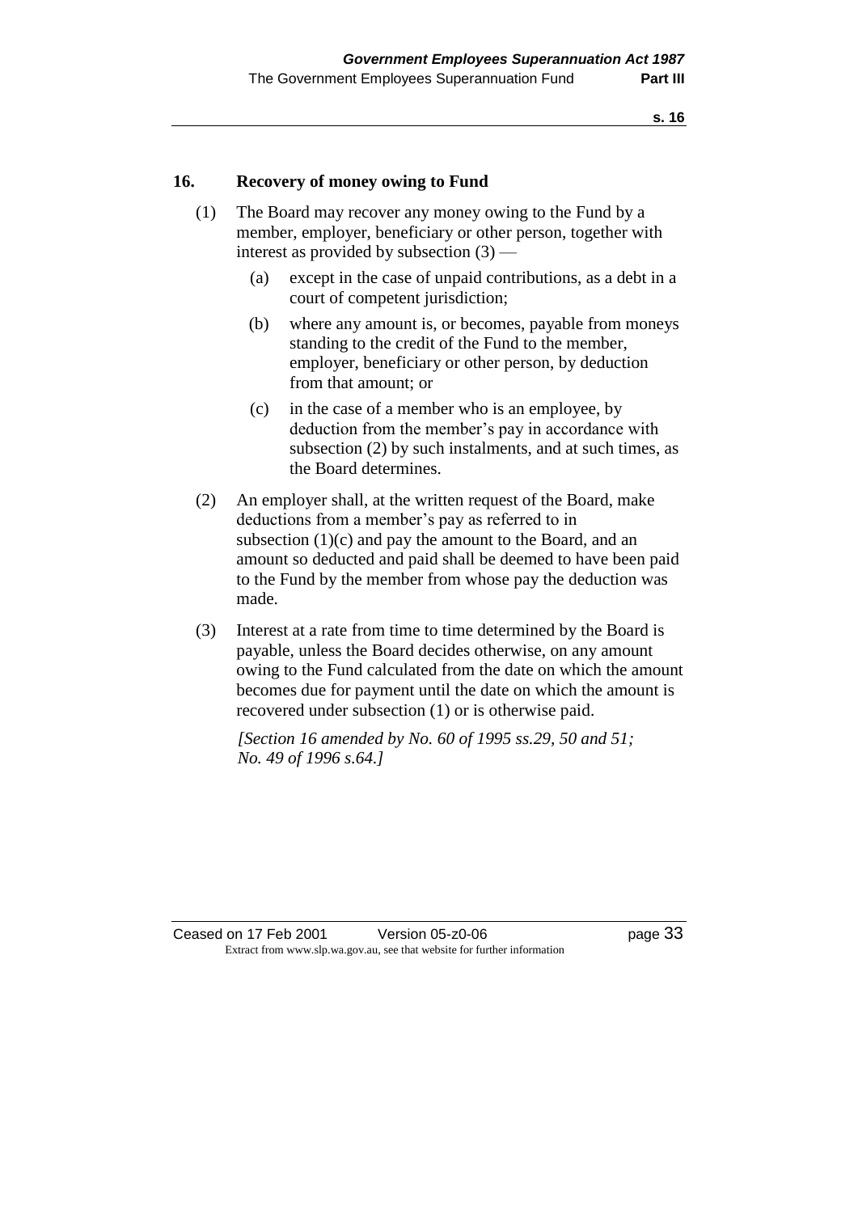## 16. Recovery of money owing to Fund

(1) The Board may recover any money owing to the Fund by a member, employer, beneficiary or other person, together with interest as provided by subsection (3) —

(a) except in the case of unpaid contributions, as a debt in a court of competent jurisdiction;

(b) where any amount is, or becomes, payable from moneys standing to the credit of the Fund to the member, employer, beneficiary or other person, by deduction from that amount; or

(c) in the case of a member who is an employee, by deduction from the member's pay in accordance with subsection (2) by such instalments, and at such times, as the Board determines.

(2) An employer shall, at the written request of the Board, make deductions from a member's pay as referred to in subsection (1)(c) and pay the amount to the Board, and an amount so deducted and paid shall be deemed to have been paid to the Fund by the member from whose pay the deduction was made.

(3) Interest at a rate from time to time determined by the Board is payable, unless the Board decides otherwise, on any amount owing to the Fund calculated from the date on which the amount becomes due for payment until the date on which the amount is recovered under subsection (1) or is otherwise paid.

*[Section 16 amended by No. 60 of 1995 ss.29, 50 and 51; No. 49 of 1996 s.64.]*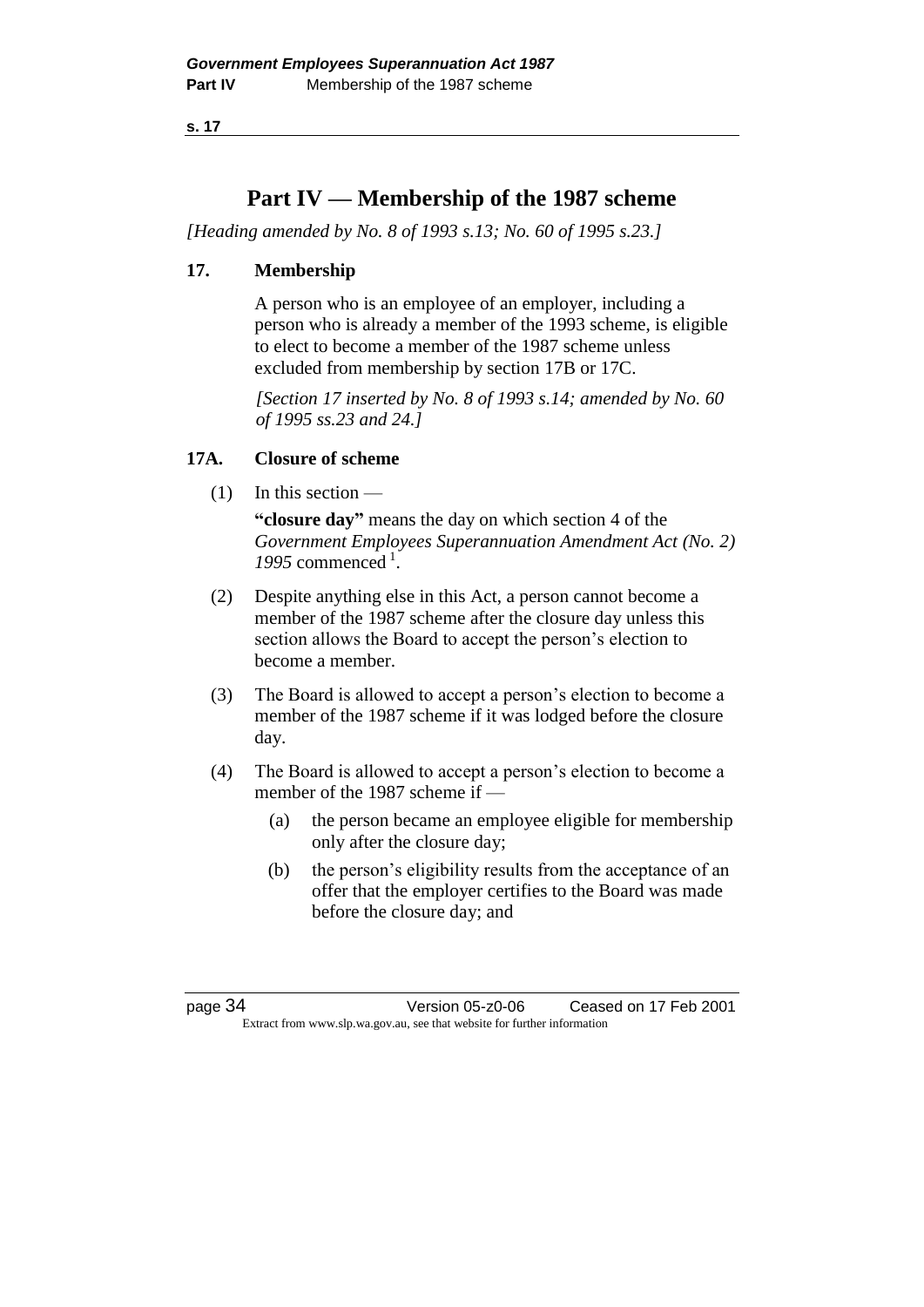# Part IV — Membership of the 1987 scheme

*[Heading amended by No. 8 of 1993 s.13; No. 60 of 1995 s.23.]*

## 17. Membership

A person who is an employee of an employer, including a person who is already a member of the 1993 scheme, is eligible to elect to become a member of the 1987 scheme unless excluded from membership by section 17B or 17C.

*[Section 17 inserted by No. 8 of 1993 s.14; amended by No. 60 of 1995 ss.23 and 24.]*

## 17A. Closure of scheme

(1) In this section —

**"closure day"** means the day on which section 4 of the *Government Employees Superannuation Amendment Act (No. 2) 1995* commenced [1].

(2) Despite anything else in this Act, a person cannot become a member of the 1987 scheme after the closure day unless this section allows the Board to accept the person's election to become a member.

(3) The Board is allowed to accept a person's election to become a member of the 1987 scheme if it was lodged before the closure day.

(4) The Board is allowed to accept a person's election to become a member of the 1987 scheme if —

(a) the person became an employee eligible for membership only after the closure day;

(b) the person's eligibility results from the acceptance of an offer that the employer certifies to the Board was made before the closure day; and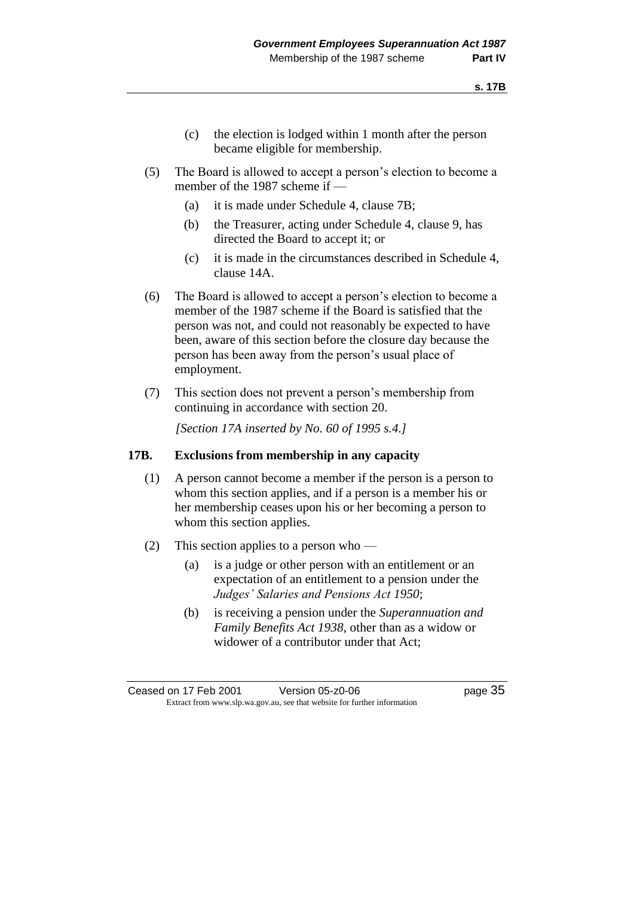(c) the election is lodged within 1 month after the person became eligible for membership.

(5) The Board is allowed to accept a person's election to become a member of the 1987 scheme if —

(a) it is made under Schedule 4, clause 7B;

(b) the Treasurer, acting under Schedule 4, clause 9, has directed the Board to accept it; or

(c) it is made in the circumstances described in Schedule 4, clause 14A.

(6) The Board is allowed to accept a person's election to become a member of the 1987 scheme if the Board is satisfied that the person was not, and could not reasonably be expected to have been, aware of this section before the closure day because the person has been away from the person's usual place of employment.

(7) This section does not prevent a person's membership from continuing in accordance with section 20.

*[Section 17A inserted by No. 60 of 1995 s.4.]*

### 17B. Exclusions from membership in any capacity

(1) A person cannot become a member if the person is a person to whom this section applies, and if a person is a member his or her membership ceases upon his or her becoming a person to whom this section applies.

(2) This section applies to a person who —

(a) is a judge or other person with an entitlement or an expectation of an entitlement to a pension under the *Judges' Salaries and Pensions Act 1950*;

(b) is receiving a pension under the *Superannuation and Family Benefits Act 1938*, other than as a widow or widower of a contributor under that Act;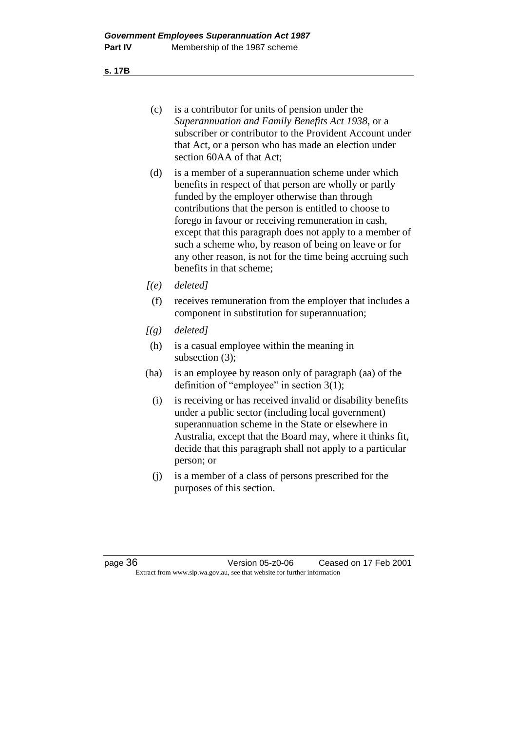(c) is a contributor for units of pension under the *Superannuation and Family Benefits Act 1938*, or a subscriber or contributor to the Provident Account under that Act, or a person who has made an election under section 60AA of that Act;

(d) is a member of a superannuation scheme under which benefits in respect of that person are wholly or partly funded by the employer otherwise than through contributions that the person is entitled to choose to forego in favour or receiving remuneration in cash, except that this paragraph does not apply to a member of such a scheme who, by reason of being on leave or for any other reason, is not for the time being accruing such benefits in that scheme;

*[(e) deleted]*

(f) receives remuneration from the employer that includes a component in substitution for superannuation;

*[(g) deleted]*

(h) is a casual employee within the meaning in subsection (3);

(ha) is an employee by reason only of paragraph (aa) of the definition of "employee" in section 3(1);

(i) is receiving or has received invalid or disability benefits under a public sector (including local government) superannuation scheme in the State or elsewhere in Australia, except that the Board may, where it thinks fit, decide that this paragraph shall not apply to a particular person; or

(j) is a member of a class of persons prescribed for the purposes of this section.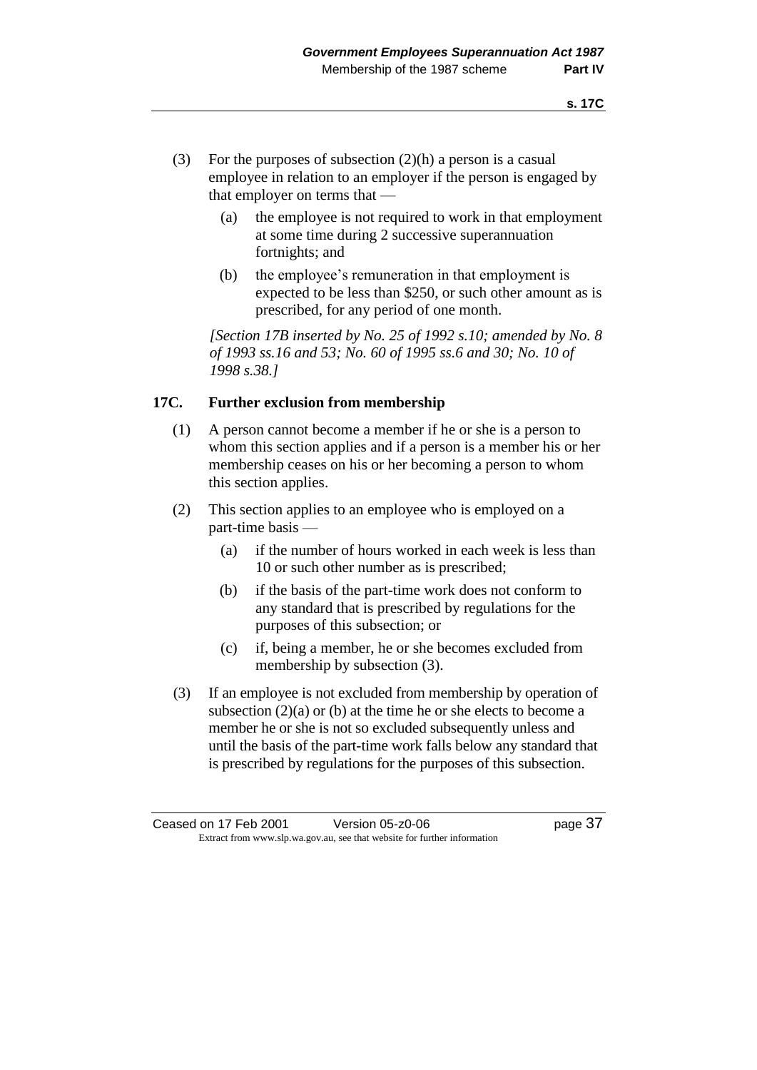(3) For the purposes of subsection (2)(h) a person is a casual employee in relation to an employer if the person is engaged by that employer on terms that —

   (a) the employee is not required to work in that employment at some time during 2 successive superannuation fortnights; and

   (b) the employee's remuneration in that employment is expected to be less than $250, or such other amount as is prescribed, for any period of one month.

*[Section 17B inserted by No. 25 of 1992 s.10; amended by No. 8 of 1993 ss.16 and 53; No. 60 of 1995 ss.6 and 30; No. 10 of 1998 s.38.]*

### 17C. Further exclusion from membership

(1) A person cannot become a member if he or she is a person to whom this section applies and if a person is a member his or her membership ceases on his or her becoming a person to whom this section applies.

(2) This section applies to an employee who is employed on a part-time basis —

   (a) if the number of hours worked in each week is less than 10 or such other number as is prescribed;

   (b) if the basis of the part-time work does not conform to any standard that is prescribed by regulations for the purposes of this subsection; or

   (c) if, being a member, he or she becomes excluded from membership by subsection (3).

(3) If an employee is not excluded from membership by operation of subsection (2)(a) or (b) at the time he or she elects to become a member he or she is not so excluded subsequently unless and until the basis of the part-time work falls below any standard that is prescribed by regulations for the purposes of this subsection.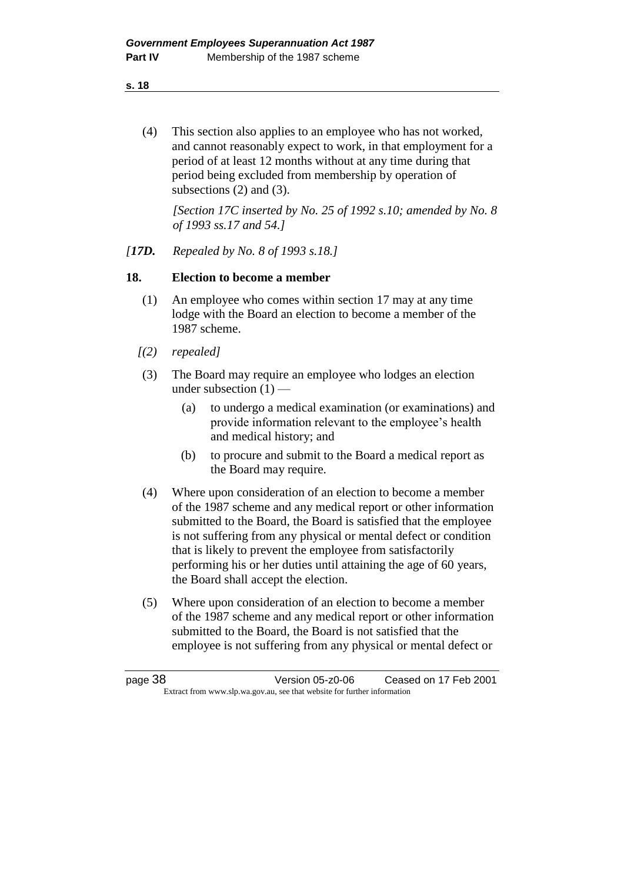(4) This section also applies to an employee who has not worked, and cannot reasonably expect to work, in that employment for a period of at least 12 months without at any time during that period being excluded from membership by operation of subsections (2) and (3).

*[Section 17C inserted by No. 25 of 1992 s.10; amended by No. 8 of 1993 ss.17 and 54.]*

*[**17D.** Repealed by No. 8 of 1993 s.18.]*

**18. Election to become a member**

(1) An employee who comes within section 17 may at any time lodge with the Board an election to become a member of the 1987 scheme.

*[(2) repealed]*

(3) The Board may require an employee who lodges an election under subsection (1) —

(a) to undergo a medical examination (or examinations) and provide information relevant to the employee's health and medical history; and

(b) to procure and submit to the Board a medical report as the Board may require.

(4) Where upon consideration of an election to become a member of the 1987 scheme and any medical report or other information submitted to the Board, the Board is satisfied that the employee is not suffering from any physical or mental defect or condition that is likely to prevent the employee from satisfactorily performing his or her duties until attaining the age of 60 years, the Board shall accept the election.

(5) Where upon consideration of an election to become a member of the 1987 scheme and any medical report or other information submitted to the Board, the Board is not satisfied that the employee is not suffering from any physical or mental defect or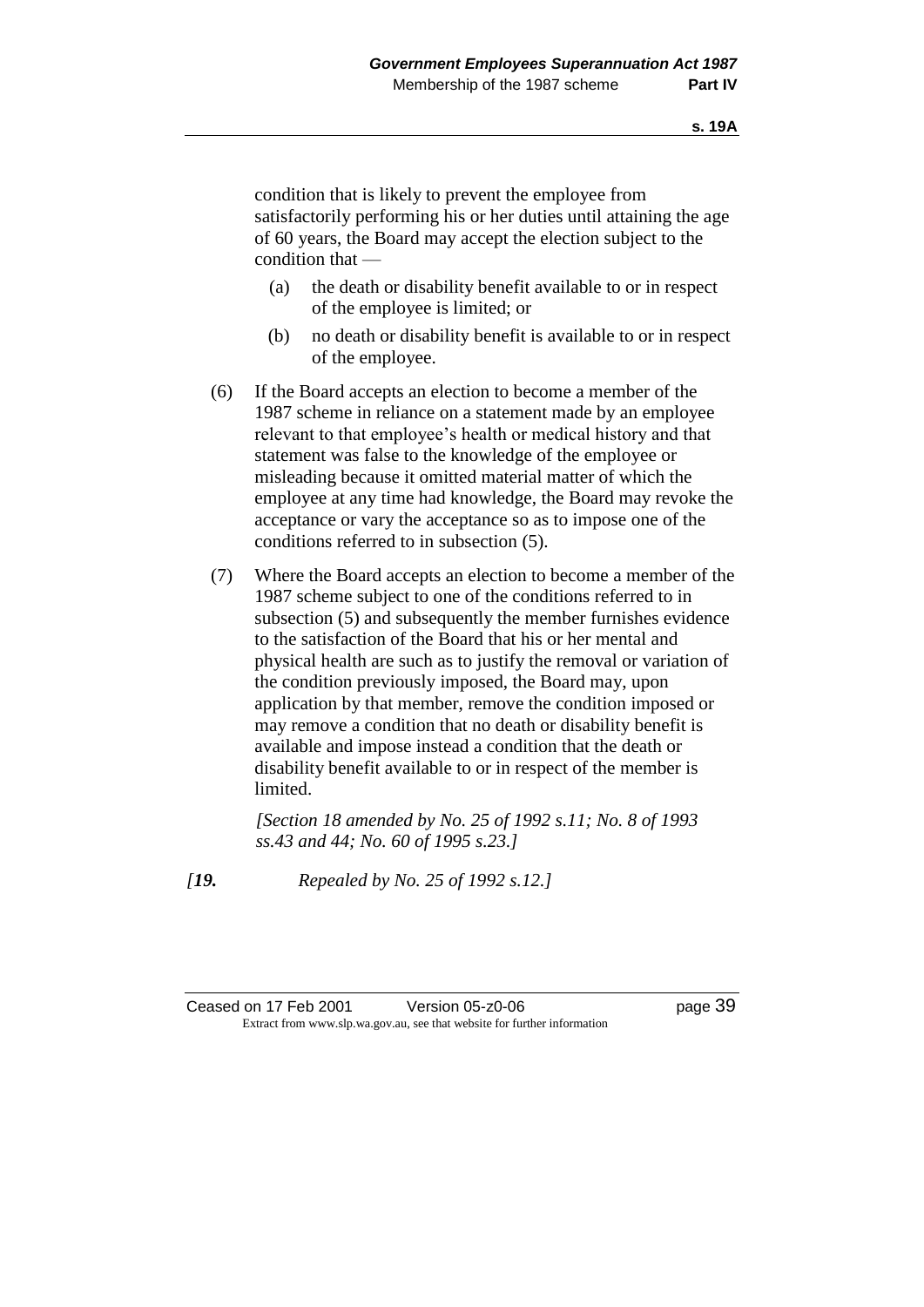condition that is likely to prevent the employee from satisfactorily performing his or her duties until attaining the age of 60 years, the Board may accept the election subject to the condition that —

(a) the death or disability benefit available to or in respect of the employee is limited; or

(b) no death or disability benefit is available to or in respect of the employee.

(6) If the Board accepts an election to become a member of the 1987 scheme in reliance on a statement made by an employee relevant to that employee's health or medical history and that statement was false to the knowledge of the employee or misleading because it omitted material matter of which the employee at any time had knowledge, the Board may revoke the acceptance or vary the acceptance so as to impose one of the conditions referred to in subsection (5).

(7) Where the Board accepts an election to become a member of the 1987 scheme subject to one of the conditions referred to in subsection (5) and subsequently the member furnishes evidence to the satisfaction of the Board that his or her mental and physical health are such as to justify the removal or variation of the condition previously imposed, the Board may, upon application by that member, remove the condition imposed or may remove a condition that no death or disability benefit is available and impose instead a condition that the death or disability benefit available to or in respect of the member is limited.

*[Section 18 amended by No. 25 of 1992 s.11; No. 8 of 1993 ss.43 and 44; No. 60 of 1995 s.23.]*

*[**19.** Repealed by No. 25 of 1992 s.12.]*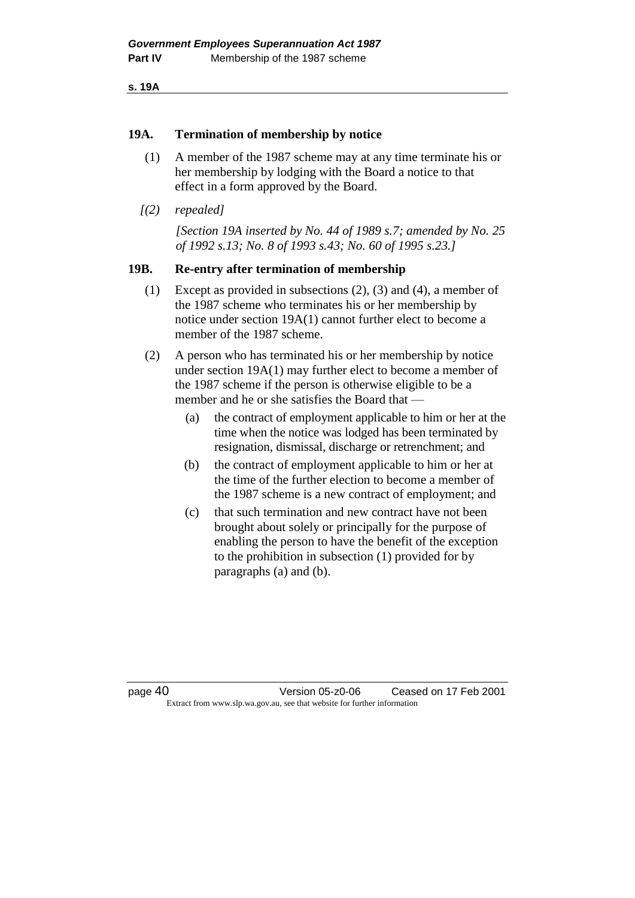### 19A. Termination of membership by notice

(1) A member of the 1987 scheme may at any time terminate his or her membership by lodging with the Board a notice to that effect in a form approved by the Board.

*[(2) repealed]*

*[Section 19A inserted by No. 44 of 1989 s.7; amended by No. 25 of 1992 s.13; No. 8 of 1993 s.43; No. 60 of 1995 s.23.]*

### 19B. Re-entry after termination of membership

(1) Except as provided in subsections (2), (3) and (4), a member of the 1987 scheme who terminates his or her membership by notice under section 19A(1) cannot further elect to become a member of the 1987 scheme.

(2) A person who has terminated his or her membership by notice under section 19A(1) may further elect to become a member of the 1987 scheme if the person is otherwise eligible to be a member and he or she satisfies the Board that —

- (a) the contract of employment applicable to him or her at the time when the notice was lodged has been terminated by resignation, dismissal, discharge or retrenchment; and
- (b) the contract of employment applicable to him or her at the time of the further election to become a member of the 1987 scheme is a new contract of employment; and
- (c) that such termination and new contract have not been brought about solely or principally for the purpose of enabling the person to have the benefit of the exception to the prohibition in subsection (1) provided for by paragraphs (a) and (b).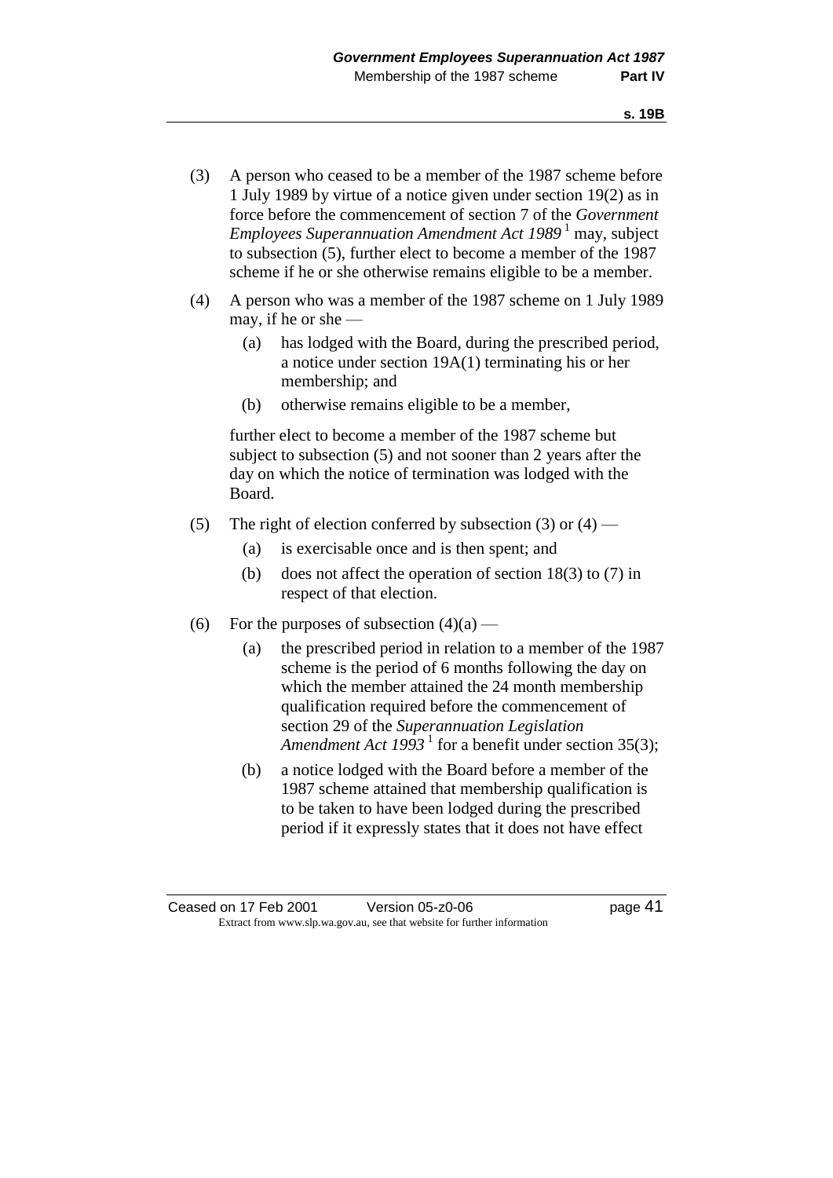(3) A person who ceased to be a member of the 1987 scheme before 1 July 1989 by virtue of a notice given under section 19(2) as in force before the commencement of section 7 of the *Government Employees Superannuation Amendment Act 1989* [1] may, subject to subsection (5), further elect to become a member of the 1987 scheme if he or she otherwise remains eligible to be a member.

(4) A person who was a member of the 1987 scheme on 1 July 1989 may, if he or she —

(a) has lodged with the Board, during the prescribed period, a notice under section 19A(1) terminating his or her membership; and

(b) otherwise remains eligible to be a member,

further elect to become a member of the 1987 scheme but subject to subsection (5) and not sooner than 2 years after the day on which the notice of termination was lodged with the Board.

(5) The right of election conferred by subsection (3) or (4) —

(a) is exercisable once and is then spent; and

(b) does not affect the operation of section 18(3) to (7) in respect of that election.

(6) For the purposes of subsection (4)(a) —

(a) the prescribed period in relation to a member of the 1987 scheme is the period of 6 months following the day on which the member attained the 24 month membership qualification required before the commencement of section 29 of the *Superannuation Legislation Amendment Act 1993* [1] for a benefit under section 35(3);

(b) a notice lodged with the Board before a member of the 1987 scheme attained that membership qualification is to be taken to have been lodged during the prescribed period if it expressly states that it does not have effect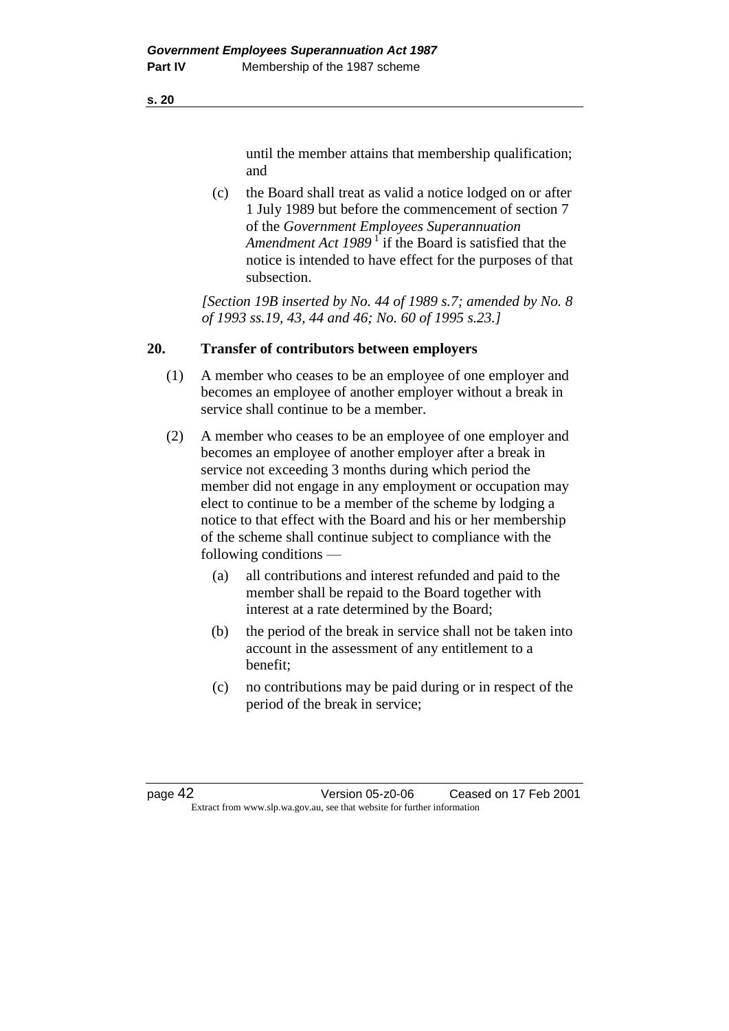until the member attains that membership qualification; and

(c) the Board shall treat as valid a notice lodged on or after 1 July 1989 but before the commencement of section 7 of the *Government Employees Superannuation Amendment Act 1989* [1] if the Board is satisfied that the notice is intended to have effect for the purposes of that subsection.

*[Section 19B inserted by No. 44 of 1989 s.7; amended by No. 8 of 1993 ss.19, 43, 44 and 46; No. 60 of 1995 s.23.]*

## 20. Transfer of contributors between employers

(1) A member who ceases to be an employee of one employer and becomes an employee of another employer without a break in service shall continue to be a member.

(2) A member who ceases to be an employee of one employer and becomes an employee of another employer after a break in service not exceeding 3 months during which period the member did not engage in any employment or occupation may elect to continue to be a member of the scheme by lodging a notice to that effect with the Board and his or her membership of the scheme shall continue subject to compliance with the following conditions —

(a) all contributions and interest refunded and paid to the member shall be repaid to the Board together with interest at a rate determined by the Board;

(b) the period of the break in service shall not be taken into account in the assessment of any entitlement to a benefit;

(c) no contributions may be paid during or in respect of the period of the break in service;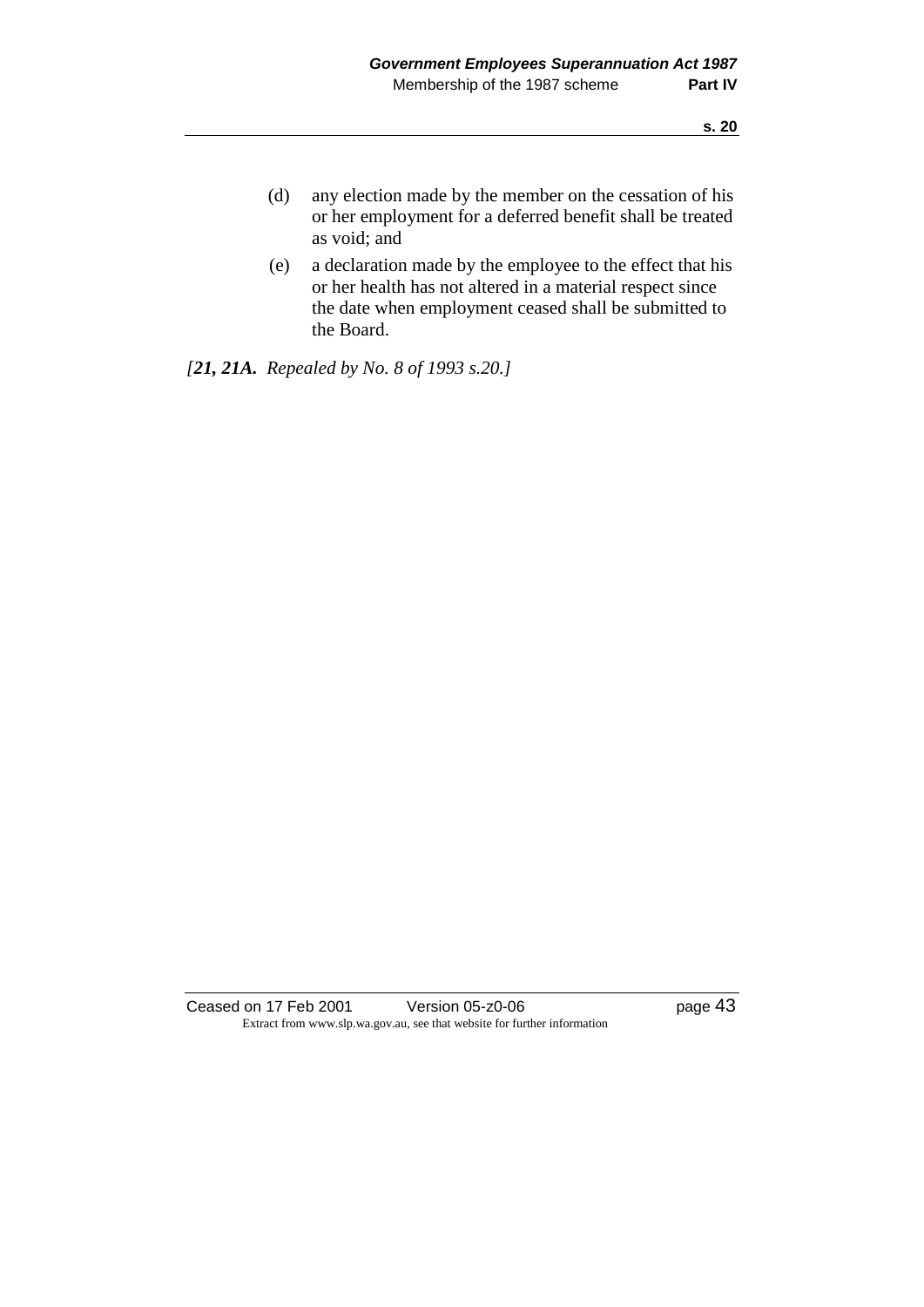(d) any election made by the member on the cessation of his or her employment for a deferred benefit shall be treated as void; and

(e) a declaration made by the employee to the effect that his or her health has not altered in a material respect since the date when employment ceased shall be submitted to the Board.

*[**21, 21A.** Repealed by No. 8 of 1993 s.20.]*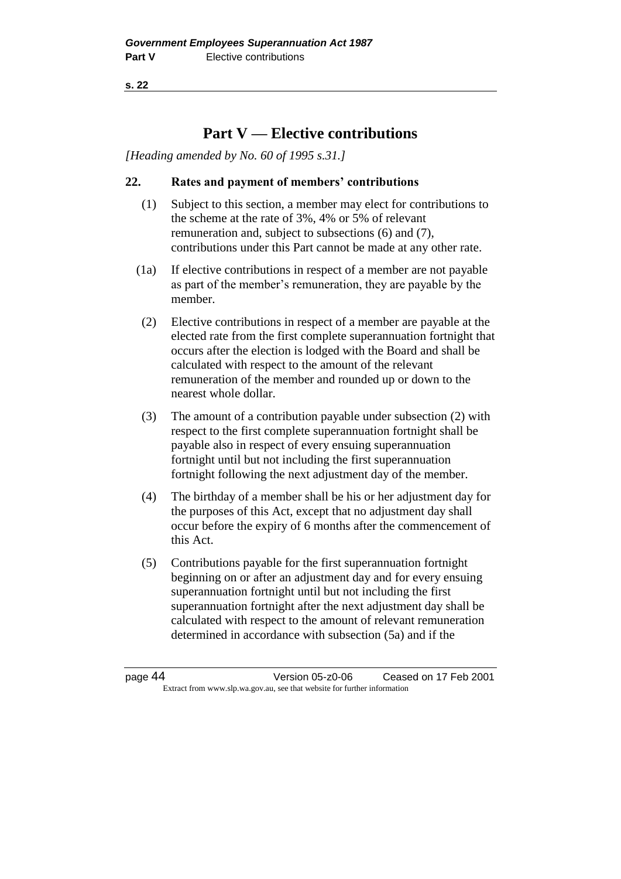# Part V — Elective contributions

*[Heading amended by No. 60 of 1995 s.31.]*

### 22. Rates and payment of members' contributions

(1) Subject to this section, a member may elect for contributions to the scheme at the rate of 3%, 4% or 5% of relevant remuneration and, subject to subsections (6) and (7), contributions under this Part cannot be made at any other rate.

(1a) If elective contributions in respect of a member are not payable as part of the member's remuneration, they are payable by the member.

(2) Elective contributions in respect of a member are payable at the elected rate from the first complete superannuation fortnight that occurs after the election is lodged with the Board and shall be calculated with respect to the amount of the relevant remuneration of the member and rounded up or down to the nearest whole dollar.

(3) The amount of a contribution payable under subsection (2) with respect to the first complete superannuation fortnight shall be payable also in respect of every ensuing superannuation fortnight until but not including the first superannuation fortnight following the next adjustment day of the member.

(4) The birthday of a member shall be his or her adjustment day for the purposes of this Act, except that no adjustment day shall occur before the expiry of 6 months after the commencement of this Act.

(5) Contributions payable for the first superannuation fortnight beginning on or after an adjustment day and for every ensuing superannuation fortnight until but not including the first superannuation fortnight after the next adjustment day shall be calculated with respect to the amount of relevant remuneration determined in accordance with subsection (5a) and if the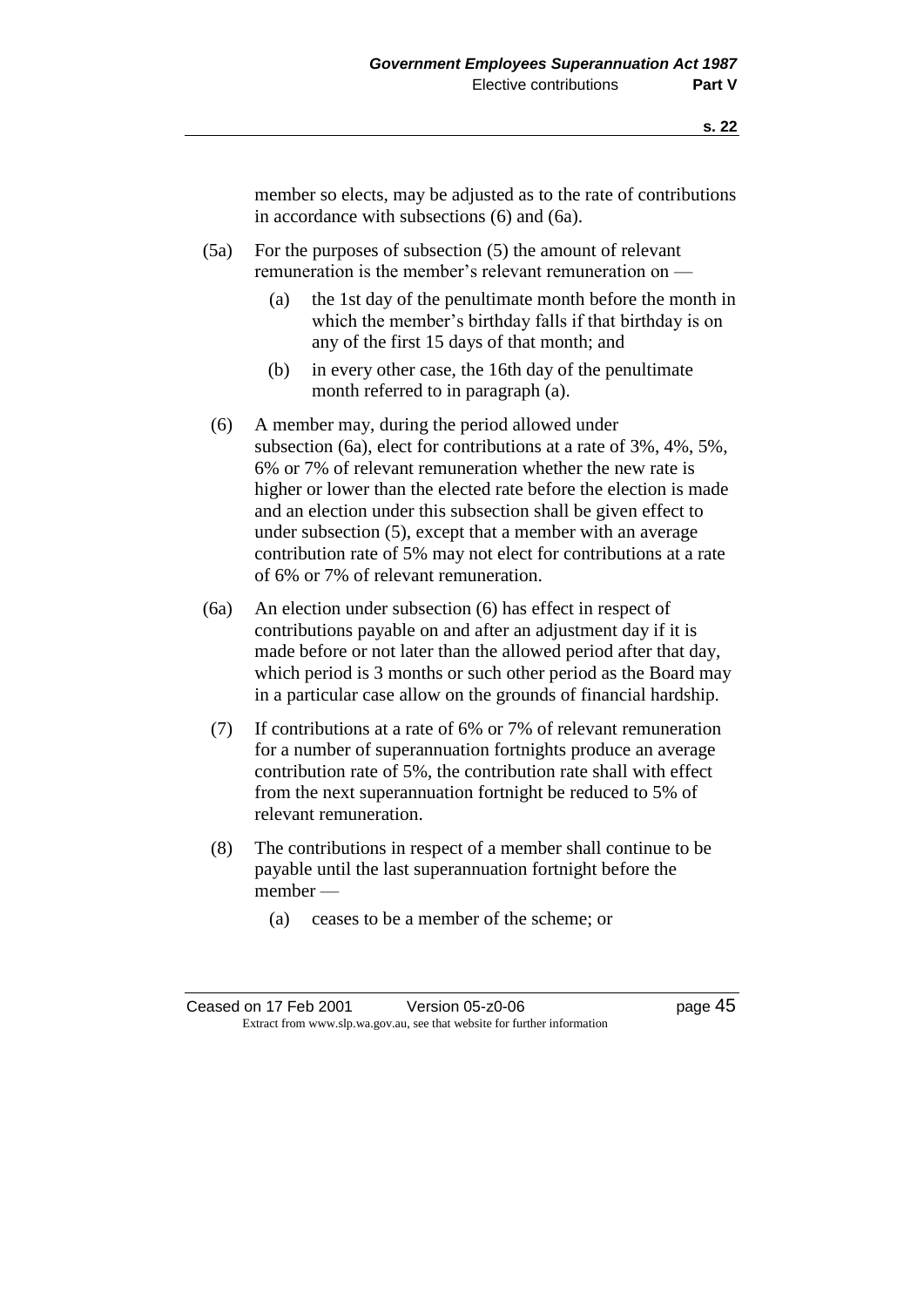member so elects, may be adjusted as to the rate of contributions in accordance with subsections (6) and (6a).

(5a) For the purposes of subsection (5) the amount of relevant remuneration is the member's relevant remuneration on —

(a) the 1st day of the penultimate month before the month in which the member's birthday falls if that birthday is on any of the first 15 days of that month; and

(b) in every other case, the 16th day of the penultimate month referred to in paragraph (a).

(6) A member may, during the period allowed under subsection (6a), elect for contributions at a rate of 3%, 4%, 5%, 6% or 7% of relevant remuneration whether the new rate is higher or lower than the elected rate before the election is made and an election under this subsection shall be given effect to under subsection (5), except that a member with an average contribution rate of 5% may not elect for contributions at a rate of 6% or 7% of relevant remuneration.

(6a) An election under subsection (6) has effect in respect of contributions payable on and after an adjustment day if it is made before or not later than the allowed period after that day, which period is 3 months or such other period as the Board may in a particular case allow on the grounds of financial hardship.

(7) If contributions at a rate of 6% or 7% of relevant remuneration for a number of superannuation fortnights produce an average contribution rate of 5%, the contribution rate shall with effect from the next superannuation fortnight be reduced to 5% of relevant remuneration.

(8) The contributions in respect of a member shall continue to be payable until the last superannuation fortnight before the member —

(a) ceases to be a member of the scheme; or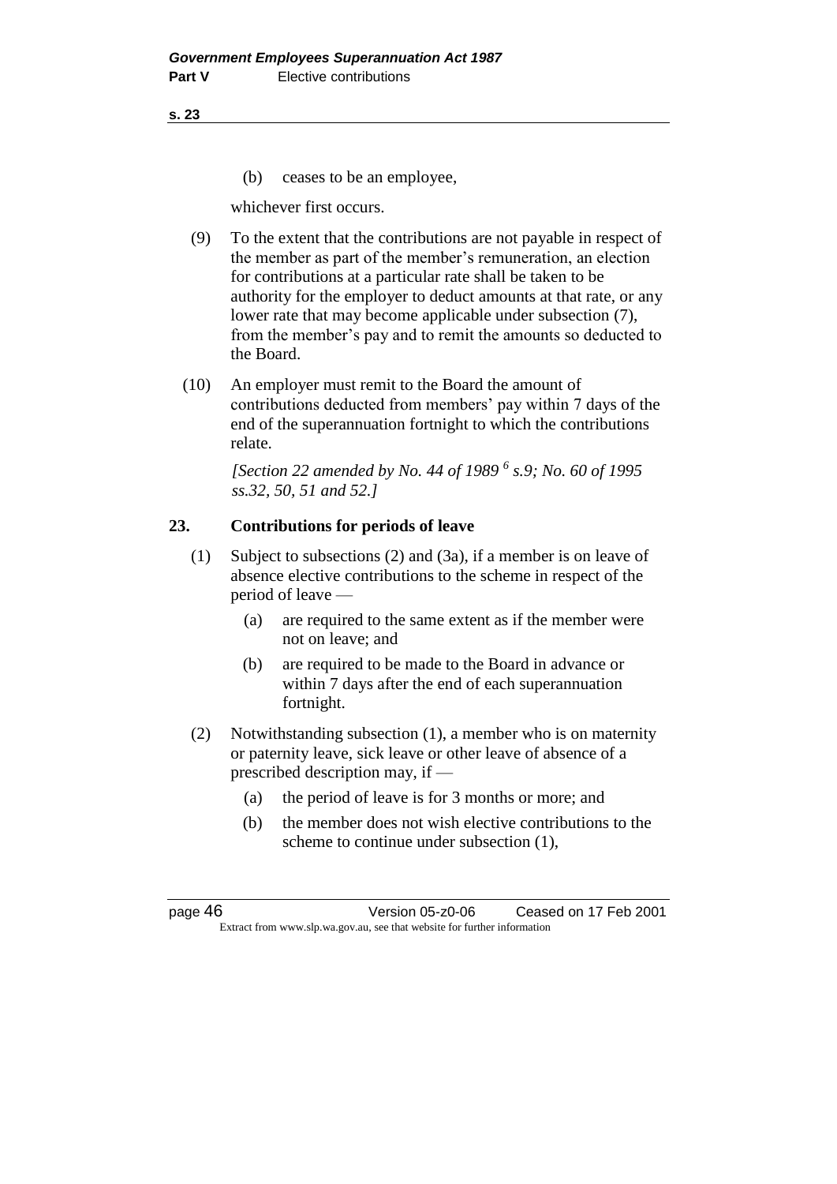(b) ceases to be an employee,

whichever first occurs.

(9) To the extent that the contributions are not payable in respect of the member as part of the member's remuneration, an election for contributions at a particular rate shall be taken to be authority for the employer to deduct amounts at that rate, or any lower rate that may become applicable under subsection (7), from the member's pay and to remit the amounts so deducted to the Board.

(10) An employer must remit to the Board the amount of contributions deducted from members' pay within 7 days of the end of the superannuation fortnight to which the contributions relate.

*[Section 22 amended by No. 44 of 1989 [6] s.9; No. 60 of 1995 ss.32, 50, 51 and 52.]*

## 23. Contributions for periods of leave

(1) Subject to subsections (2) and (3a), if a member is on leave of absence elective contributions to the scheme in respect of the period of leave —

(a) are required to the same extent as if the member were not on leave; and

(b) are required to be made to the Board in advance or within 7 days after the end of each superannuation fortnight.

(2) Notwithstanding subsection (1), a member who is on maternity or paternity leave, sick leave or other leave of absence of a prescribed description may, if —

(a) the period of leave is for 3 months or more; and

(b) the member does not wish elective contributions to the scheme to continue under subsection (1),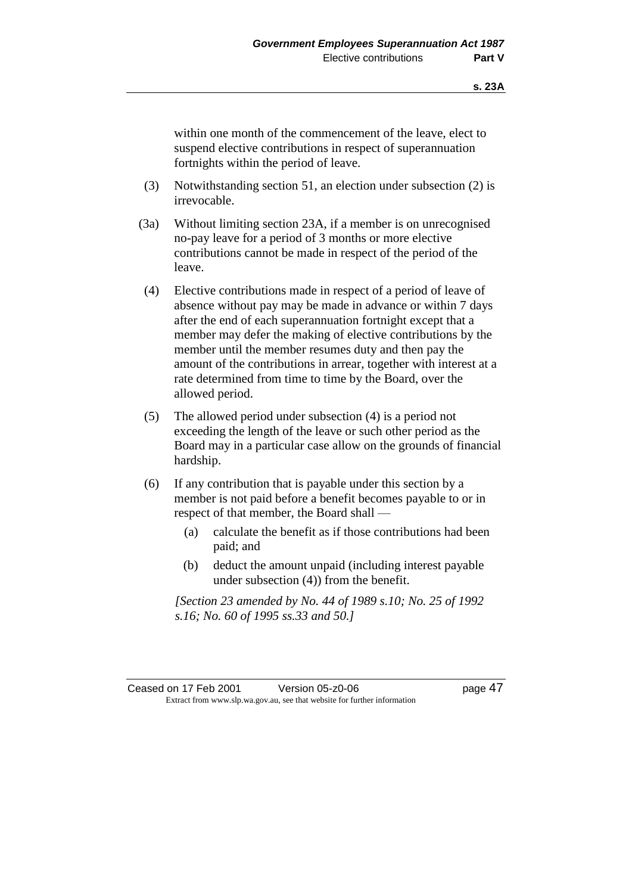within one month of the commencement of the leave, elect to suspend elective contributions in respect of superannuation fortnights within the period of leave.

(3) Notwithstanding section 51, an election under subsection (2) is irrevocable.

(3a) Without limiting section 23A, if a member is on unrecognised no-pay leave for a period of 3 months or more elective contributions cannot be made in respect of the period of the leave.

(4) Elective contributions made in respect of a period of leave of absence without pay may be made in advance or within 7 days after the end of each superannuation fortnight except that a member may defer the making of elective contributions by the member until the member resumes duty and then pay the amount of the contributions in arrear, together with interest at a rate determined from time to time by the Board, over the allowed period.

(5) The allowed period under subsection (4) is a period not exceeding the length of the leave or such other period as the Board may in a particular case allow on the grounds of financial hardship.

(6) If any contribution that is payable under this section by a member is not paid before a benefit becomes payable to or in respect of that member, the Board shall —

(a) calculate the benefit as if those contributions had been paid; and

(b) deduct the amount unpaid (including interest payable under subsection (4)) from the benefit.

*[Section 23 amended by No. 44 of 1989 s.10; No. 25 of 1992 s.16; No. 60 of 1995 ss.33 and 50.]*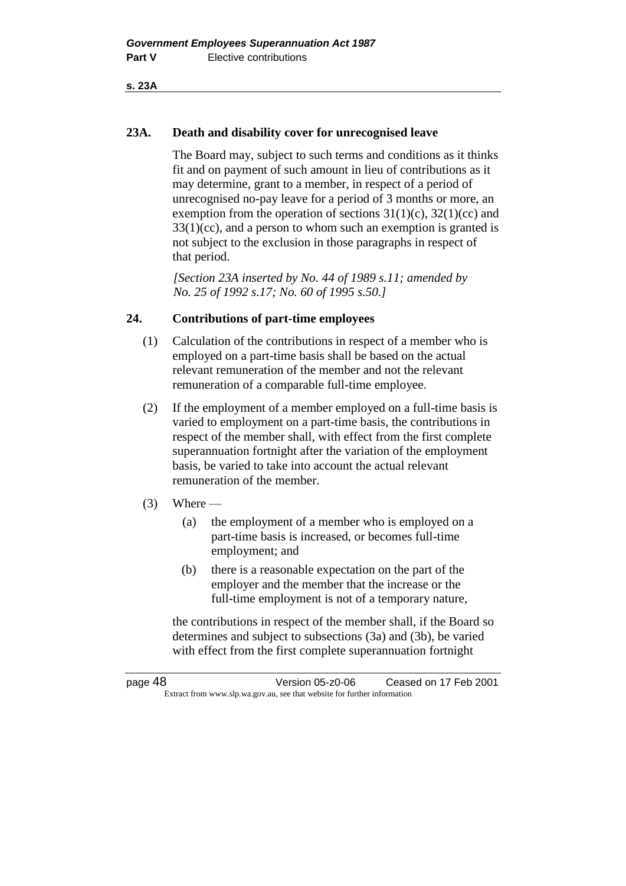## 23A. Death and disability cover for unrecognised leave

The Board may, subject to such terms and conditions as it thinks fit and on payment of such amount in lieu of contributions as it may determine, grant to a member, in respect of a period of unrecognised no-pay leave for a period of 3 months or more, an exemption from the operation of sections 31(1)(c), 32(1)(cc) and 33(1)(cc), and a person to whom such an exemption is granted is not subject to the exclusion in those paragraphs in respect of that period.

*[Section 23A inserted by No. 44 of 1989 s.11; amended by No. 25 of 1992 s.17; No. 60 of 1995 s.50.]*

## 24. Contributions of part-time employees

(1) Calculation of the contributions in respect of a member who is employed on a part-time basis shall be based on the actual relevant remuneration of the member and not the relevant remuneration of a comparable full-time employee.

(2) If the employment of a member employed on a full-time basis is varied to employment on a part-time basis, the contributions in respect of the member shall, with effect from the first complete superannuation fortnight after the variation of the employment basis, be varied to take into account the actual relevant remuneration of the member.

(3) Where —

(a) the employment of a member who is employed on a part-time basis is increased, or becomes full-time employment; and

(b) there is a reasonable expectation on the part of the employer and the member that the increase or the full-time employment is not of a temporary nature,

the contributions in respect of the member shall, if the Board so determines and subject to subsections (3a) and (3b), be varied with effect from the first complete superannuation fortnight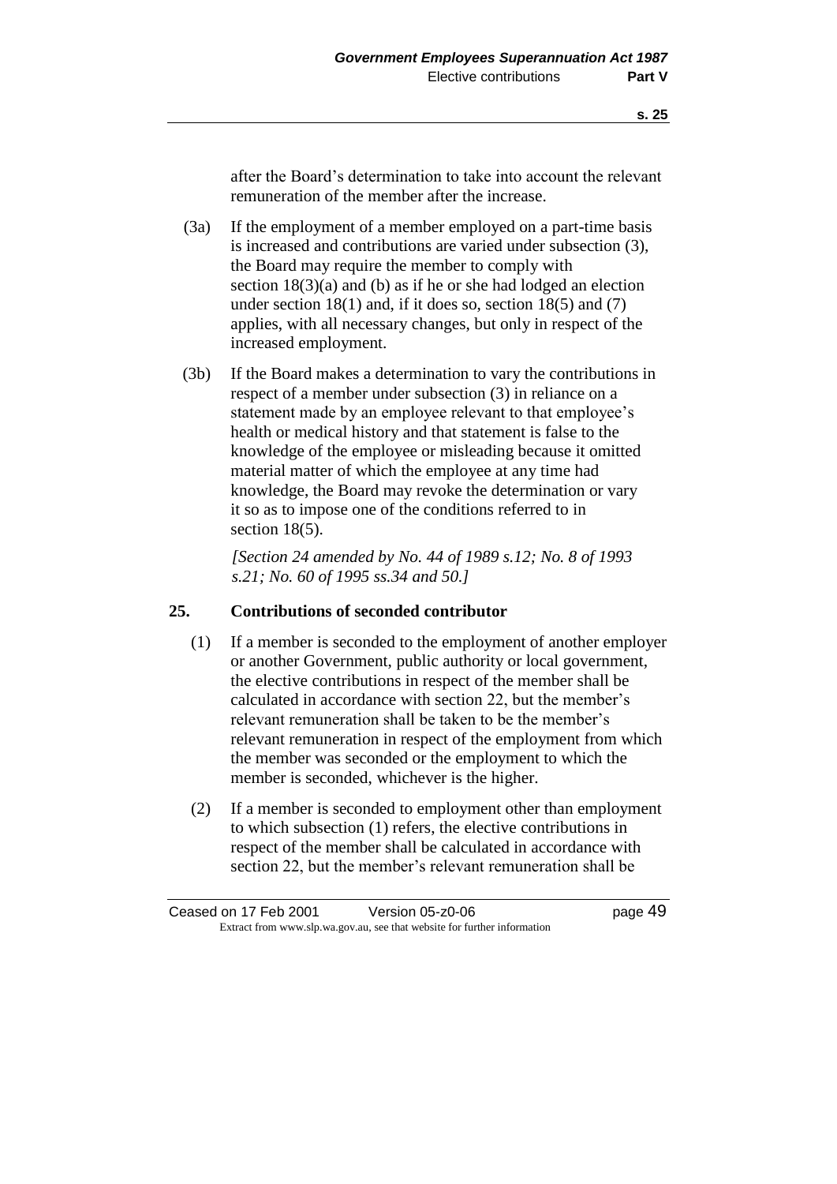after the Board's determination to take into account the relevant remuneration of the member after the increase.

(3a) If the employment of a member employed on a part-time basis is increased and contributions are varied under subsection (3), the Board may require the member to comply with section 18(3)(a) and (b) as if he or she had lodged an election under section 18(1) and, if it does so, section 18(5) and (7) applies, with all necessary changes, but only in respect of the increased employment.

(3b) If the Board makes a determination to vary the contributions in respect of a member under subsection (3) in reliance on a statement made by an employee relevant to that employee's health or medical history and that statement is false to the knowledge of the employee or misleading because it omitted material matter of which the employee at any time had knowledge, the Board may revoke the determination or vary it so as to impose one of the conditions referred to in section 18(5).

*[Section 24 amended by No. 44 of 1989 s.12; No. 8 of 1993 s.21; No. 60 of 1995 ss.34 and 50.]*

## 25. Contributions of seconded contributor

(1) If a member is seconded to the employment of another employer or another Government, public authority or local government, the elective contributions in respect of the member shall be calculated in accordance with section 22, but the member's relevant remuneration shall be taken to be the member's relevant remuneration in respect of the employment from which the member was seconded or the employment to which the member is seconded, whichever is the higher.

(2) If a member is seconded to employment other than employment to which subsection (1) refers, the elective contributions in respect of the member shall be calculated in accordance with section 22, but the member's relevant remuneration shall be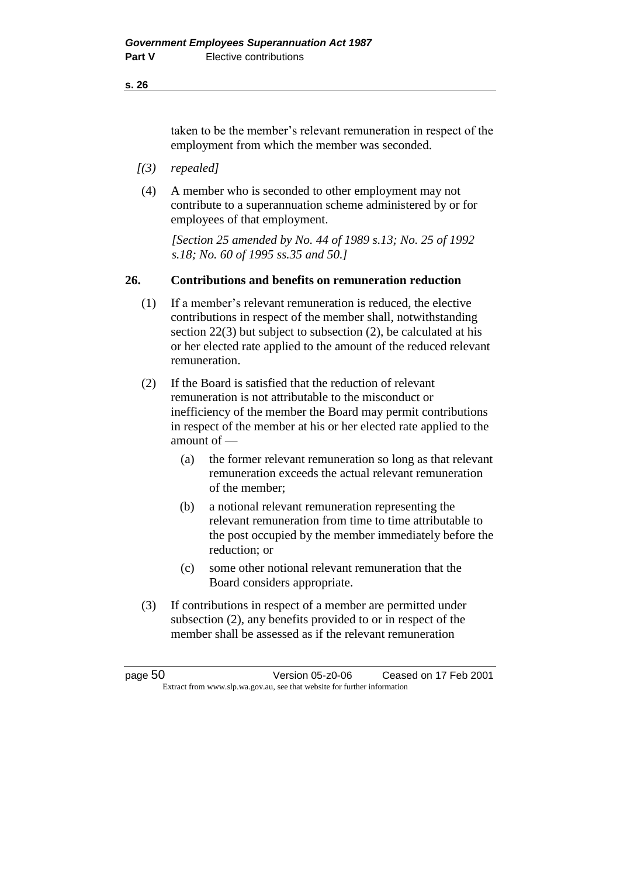taken to be the member's relevant remuneration in respect of the employment from which the member was seconded.

*[(3) repealed]*

(4) A member who is seconded to other employment may not contribute to a superannuation scheme administered by or for employees of that employment.

*[Section 25 amended by No. 44 of 1989 s.13; No. 25 of 1992 s.18; No. 60 of 1995 ss.35 and 50.]*

## 26. Contributions and benefits on remuneration reduction

(1) If a member's relevant remuneration is reduced, the elective contributions in respect of the member shall, notwithstanding section 22(3) but subject to subsection (2), be calculated at his or her elected rate applied to the amount of the reduced relevant remuneration.

(2) If the Board is satisfied that the reduction of relevant remuneration is not attributable to the misconduct or inefficiency of the member the Board may permit contributions in respect of the member at his or her elected rate applied to the amount of —

- (a) the former relevant remuneration so long as that relevant remuneration exceeds the actual relevant remuneration of the member;
- (b) a notional relevant remuneration representing the relevant remuneration from time to time attributable to the post occupied by the member immediately before the reduction; or
- (c) some other notional relevant remuneration that the Board considers appropriate.

(3) If contributions in respect of a member are permitted under subsection (2), any benefits provided to or in respect of the member shall be assessed as if the relevant remuneration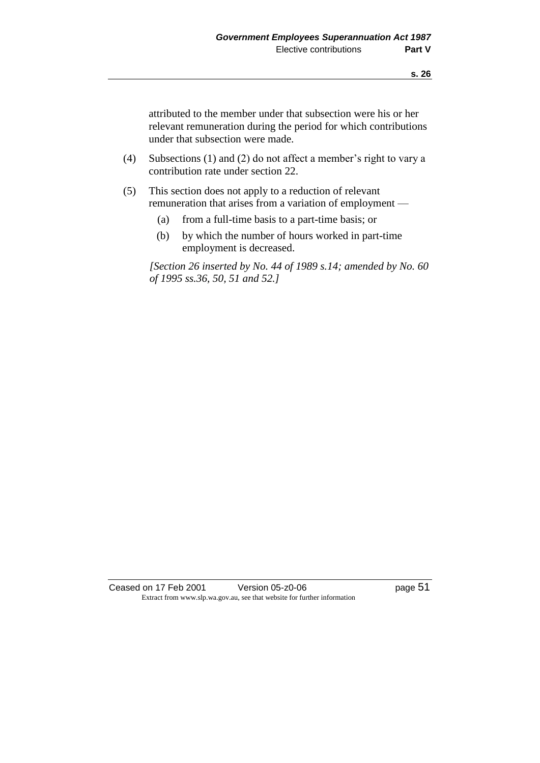attributed to the member under that subsection were his or her relevant remuneration during the period for which contributions under that subsection were made.

(4) Subsections (1) and (2) do not affect a member's right to vary a contribution rate under section 22.

(5) This section does not apply to a reduction of relevant remuneration that arises from a variation of employment —

(a) from a full-time basis to a part-time basis; or

(b) by which the number of hours worked in part-time employment is decreased.

*[Section 26 inserted by No. 44 of 1989 s.14; amended by No. 60 of 1995 ss.36, 50, 51 and 52.]*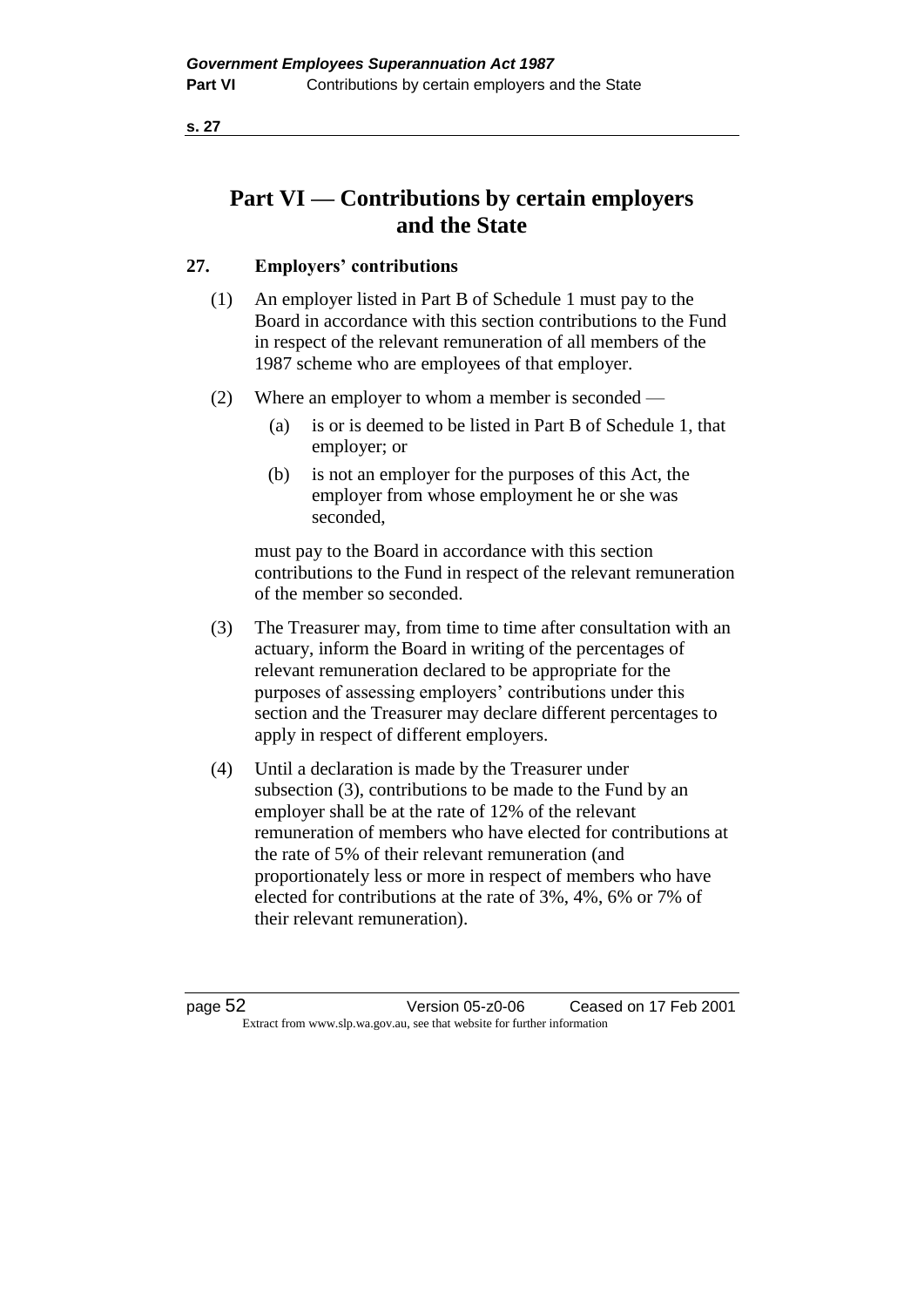# Part VI — Contributions by certain employers and the State

## 27. Employers' contributions

(1) An employer listed in Part B of Schedule 1 must pay to the Board in accordance with this section contributions to the Fund in respect of the relevant remuneration of all members of the 1987 scheme who are employees of that employer.

(2) Where an employer to whom a member is seconded —

  (a) is or is deemed to be listed in Part B of Schedule 1, that employer; or

  (b) is not an employer for the purposes of this Act, the employer from whose employment he or she was seconded,

must pay to the Board in accordance with this section contributions to the Fund in respect of the relevant remuneration of the member so seconded.

(3) The Treasurer may, from time to time after consultation with an actuary, inform the Board in writing of the percentages of relevant remuneration declared to be appropriate for the purposes of assessing employers' contributions under this section and the Treasurer may declare different percentages to apply in respect of different employers.

(4) Until a declaration is made by the Treasurer under subsection (3), contributions to be made to the Fund by an employer shall be at the rate of 12% of the relevant remuneration of members who have elected for contributions at the rate of 5% of their relevant remuneration (and proportionately less or more in respect of members who have elected for contributions at the rate of 3%, 4%, 6% or 7% of their relevant remuneration).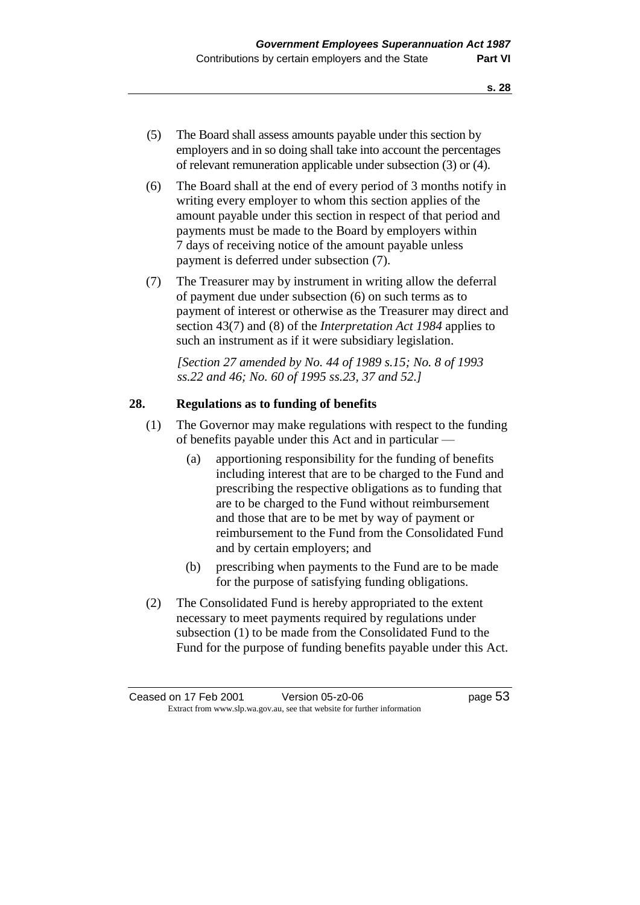(5) The Board shall assess amounts payable under this section by employers and in so doing shall take into account the percentages of relevant remuneration applicable under subsection (3) or (4).

(6) The Board shall at the end of every period of 3 months notify in writing every employer to whom this section applies of the amount payable under this section in respect of that period and payments must be made to the Board by employers within 7 days of receiving notice of the amount payable unless payment is deferred under subsection (7).

(7) The Treasurer may by instrument in writing allow the deferral of payment due under subsection (6) on such terms as to payment of interest or otherwise as the Treasurer may direct and section 43(7) and (8) of the *Interpretation Act 1984* applies to such an instrument as if it were subsidiary legislation.

*[Section 27 amended by No. 44 of 1989 s.15; No. 8 of 1993 ss.22 and 46; No. 60 of 1995 ss.23, 37 and 52.]*

## 28. Regulations as to funding of benefits

(1) The Governor may make regulations with respect to the funding of benefits payable under this Act and in particular —

- (a) apportioning responsibility for the funding of benefits including interest that are to be charged to the Fund and prescribing the respective obligations as to funding that are to be charged to the Fund without reimbursement and those that are to be met by way of payment or reimbursement to the Fund from the Consolidated Fund and by certain employers; and
- (b) prescribing when payments to the Fund are to be made for the purpose of satisfying funding obligations.

(2) The Consolidated Fund is hereby appropriated to the extent necessary to meet payments required by regulations under subsection (1) to be made from the Consolidated Fund to the Fund for the purpose of funding benefits payable under this Act.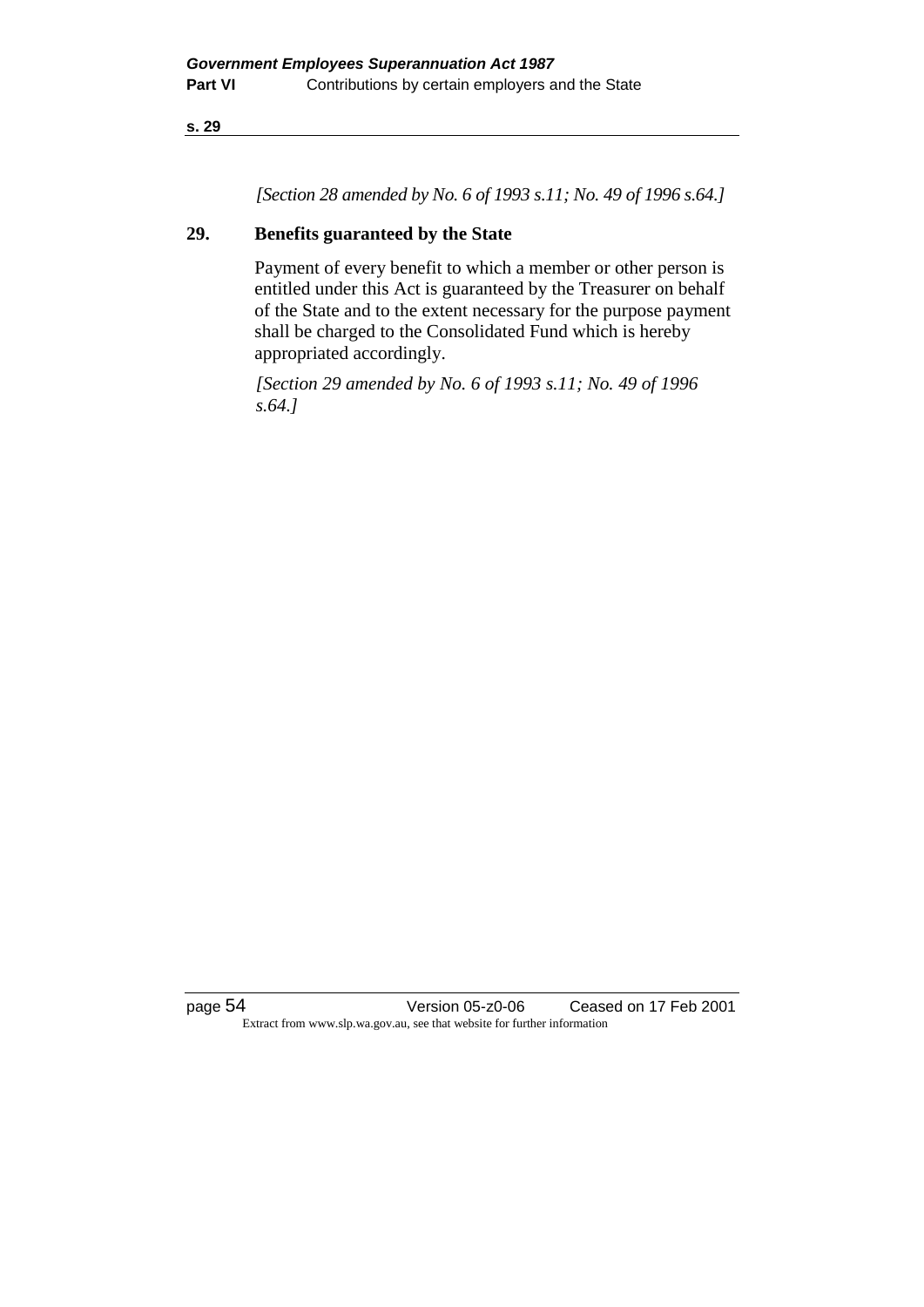*[Section 28 amended by No. 6 of 1993 s.11; No. 49 of 1996 s.64.]*

### 29. Benefits guaranteed by the State

Payment of every benefit to which a member or other person is entitled under this Act is guaranteed by the Treasurer on behalf of the State and to the extent necessary for the purpose payment shall be charged to the Consolidated Fund which is hereby appropriated accordingly.

*[Section 29 amended by No. 6 of 1993 s.11; No. 49 of 1996 s.64.]*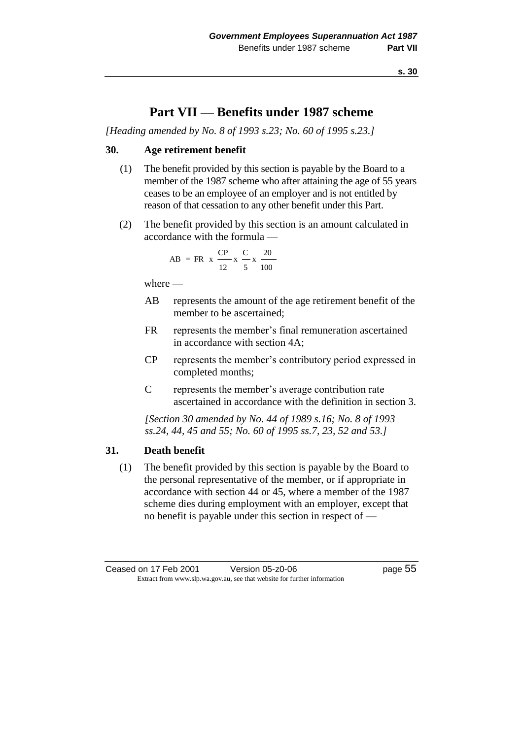# Part VII — Benefits under 1987 scheme

*[Heading amended by No. 8 of 1993 s.23; No. 60 of 1995 s.23.]*

## 30. Age retirement benefit

(1) The benefit provided by this section is payable by the Board to a member of the 1987 scheme who after attaining the age of 55 years ceases to be an employee of an employer and is not entitled by reason of that cessation to any other benefit under this Part.

(2) The benefit provided by this section is an amount calculated in accordance with the formula —

$$AB = FR \times \frac{CP}{12} \times \frac{C}{5} \times \frac{20}{100}$$

where —

AB represents the amount of the age retirement benefit of the member to be ascertained;

FR represents the member's final remuneration ascertained in accordance with section 4A;

CP represents the member's contributory period expressed in completed months;

C represents the member's average contribution rate ascertained in accordance with the definition in section 3.

*[Section 30 amended by No. 44 of 1989 s.16; No. 8 of 1993 ss.24, 44, 45 and 55; No. 60 of 1995 ss.7, 23, 52 and 53.]*

## 31. Death benefit

(1) The benefit provided by this section is payable by the Board to the personal representative of the member, or if appropriate in accordance with section 44 or 45, where a member of the 1987 scheme dies during employment with an employer, except that no benefit is payable under this section in respect of —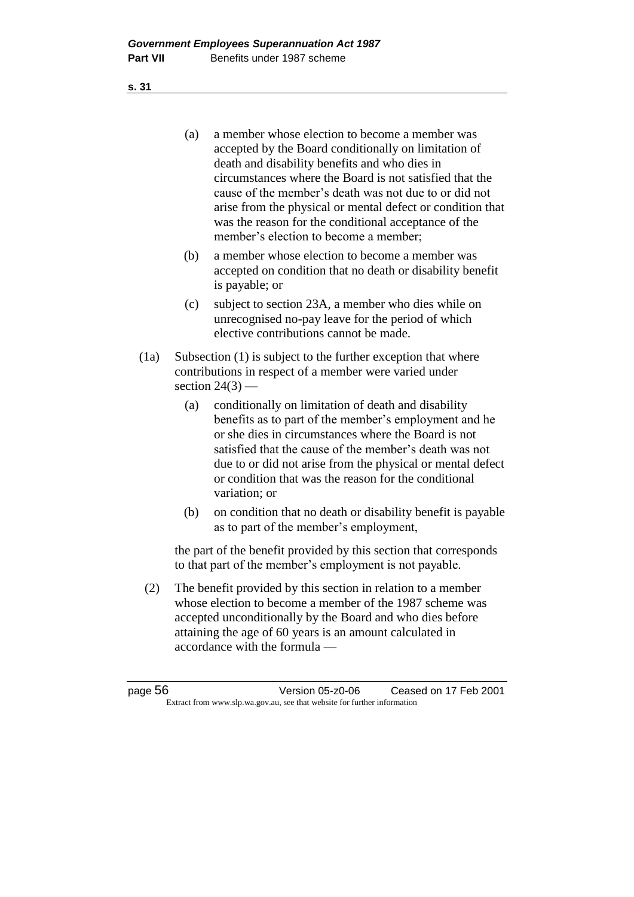(a) a member whose election to become a member was accepted by the Board conditionally on limitation of death and disability benefits and who dies in circumstances where the Board is not satisfied that the cause of the member's death was not due to or did not arise from the physical or mental defect or condition that was the reason for the conditional acceptance of the member's election to become a member;

(b) a member whose election to become a member was accepted on condition that no death or disability benefit is payable; or

(c) subject to section 23A, a member who dies while on unrecognised no-pay leave for the period of which elective contributions cannot be made.

(1a) Subsection (1) is subject to the further exception that where contributions in respect of a member were varied under section 24(3) —

(a) conditionally on limitation of death and disability benefits as to part of the member's employment and he or she dies in circumstances where the Board is not satisfied that the cause of the member's death was not due to or did not arise from the physical or mental defect or condition that was the reason for the conditional variation; or

(b) on condition that no death or disability benefit is payable as to part of the member's employment,

the part of the benefit provided by this section that corresponds to that part of the member's employment is not payable.

(2) The benefit provided by this section in relation to a member whose election to become a member of the 1987 scheme was accepted unconditionally by the Board and who dies before attaining the age of 60 years is an amount calculated in accordance with the formula —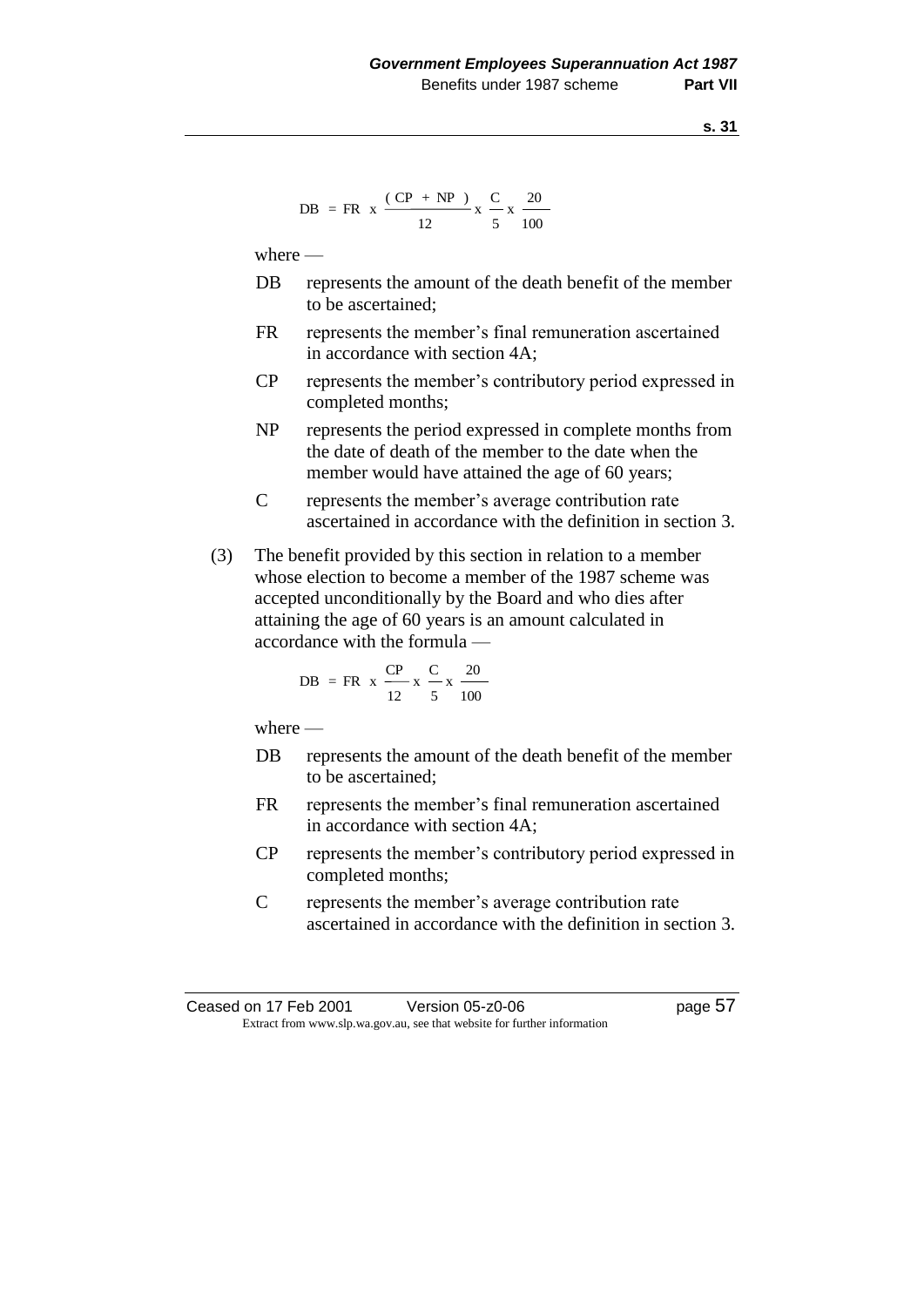$$DB = FR \times \frac{(CP + NP)}{12} \times \frac{C}{5} \times \frac{20}{100}$$

where —

DB represents the amount of the death benefit of the member to be ascertained;

FR represents the member's final remuneration ascertained in accordance with section 4A;

CP represents the member's contributory period expressed in completed months;

NP represents the period expressed in complete months from the date of death of the member to the date when the member would have attained the age of 60 years;

C represents the member's average contribution rate ascertained in accordance with the definition in section 3.

(3) The benefit provided by this section in relation to a member whose election to become a member of the 1987 scheme was accepted unconditionally by the Board and who dies after attaining the age of 60 years is an amount calculated in accordance with the formula —

$$DB = FR \times \frac{CP}{12} \times \frac{C}{5} \times \frac{20}{100}$$

where —

DB represents the amount of the death benefit of the member to be ascertained;

FR represents the member's final remuneration ascertained in accordance with section 4A;

CP represents the member's contributory period expressed in completed months;

C represents the member's average contribution rate ascertained in accordance with the definition in section 3.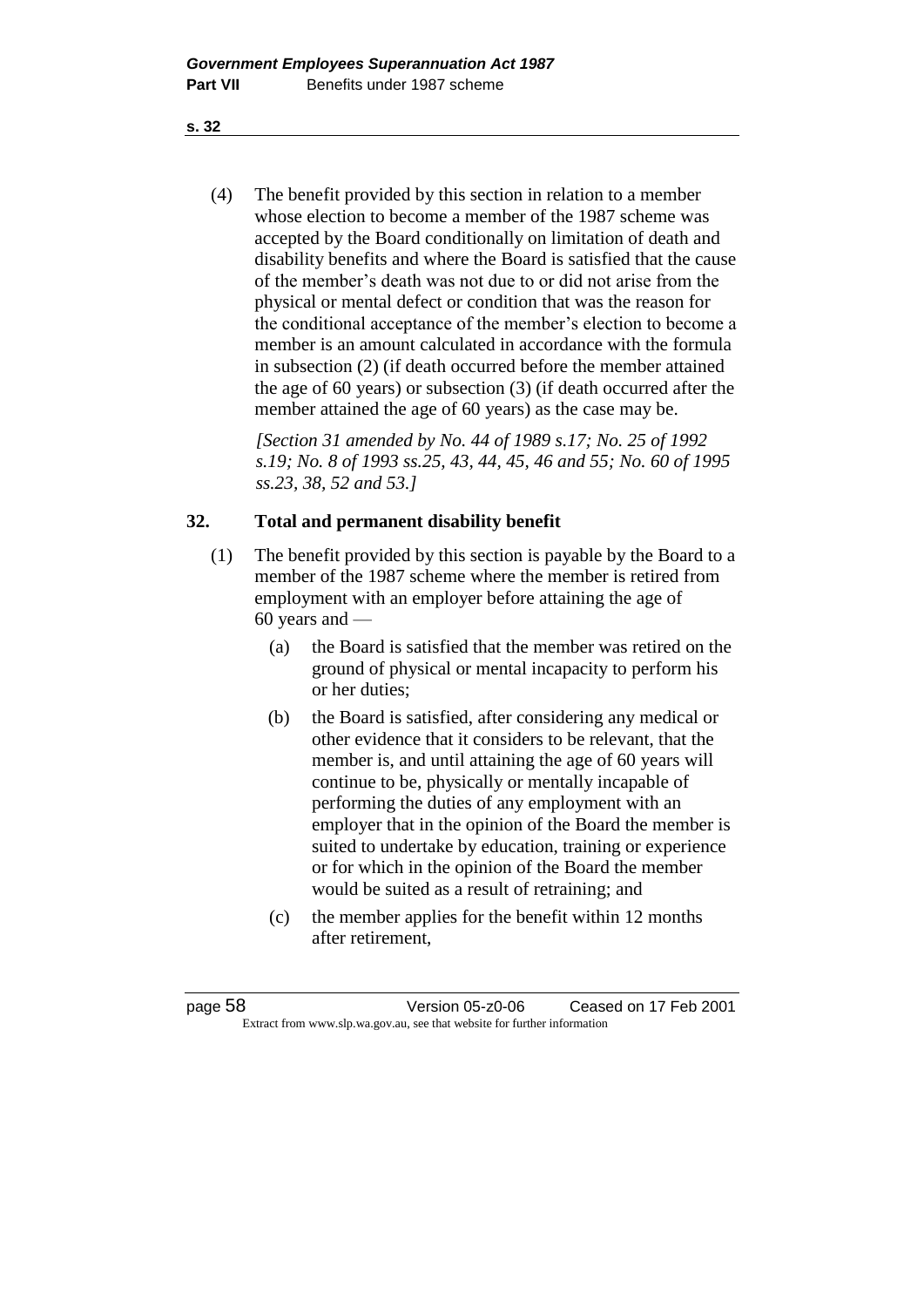(4) The benefit provided by this section in relation to a member whose election to become a member of the 1987 scheme was accepted by the Board conditionally on limitation of death and disability benefits and where the Board is satisfied that the cause of the member's death was not due to or did not arise from the physical or mental defect or condition that was the reason for the conditional acceptance of the member's election to become a member is an amount calculated in accordance with the formula in subsection (2) (if death occurred before the member attained the age of 60 years) or subsection (3) (if death occurred after the member attained the age of 60 years) as the case may be.

*[Section 31 amended by No. 44 of 1989 s.17; No. 25 of 1992 s.19; No. 8 of 1993 ss.25, 43, 44, 45, 46 and 55; No. 60 of 1995 ss.23, 38, 52 and 53.]*

## 32. Total and permanent disability benefit

(1) The benefit provided by this section is payable by the Board to a member of the 1987 scheme where the member is retired from employment with an employer before attaining the age of 60 years and —

- (a) the Board is satisfied that the member was retired on the ground of physical or mental incapacity to perform his or her duties;
- (b) the Board is satisfied, after considering any medical or other evidence that it considers to be relevant, that the member is, and until attaining the age of 60 years will continue to be, physically or mentally incapable of performing the duties of any employment with an employer that in the opinion of the Board the member is suited to undertake by education, training or experience or for which in the opinion of the Board the member would be suited as a result of retraining; and
- (c) the member applies for the benefit within 12 months after retirement,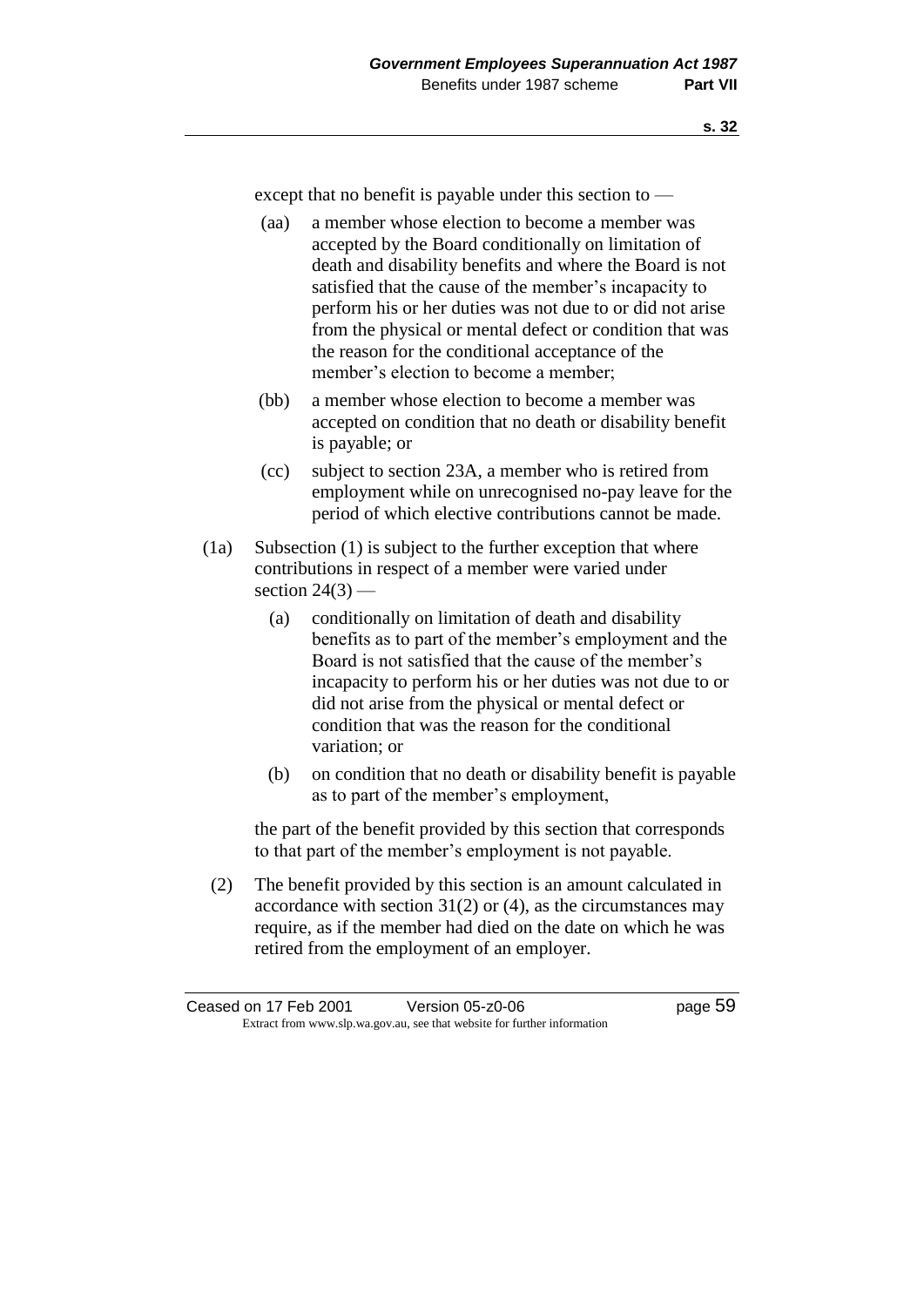except that no benefit is payable under this section to —

- (aa) a member whose election to become a member was accepted by the Board conditionally on limitation of death and disability benefits and where the Board is not satisfied that the cause of the member's incapacity to perform his or her duties was not due to or did not arise from the physical or mental defect or condition that was the reason for the conditional acceptance of the member's election to become a member;
- (bb) a member whose election to become a member was accepted on condition that no death or disability benefit is payable; or
- (cc) subject to section 23A, a member who is retired from employment while on unrecognised no-pay leave for the period of which elective contributions cannot be made.

(1a) Subsection (1) is subject to the further exception that where contributions in respect of a member were varied under section 24(3) —

- (a) conditionally on limitation of death and disability benefits as to part of the member's employment and the Board is not satisfied that the cause of the member's incapacity to perform his or her duties was not due to or did not arise from the physical or mental defect or condition that was the reason for the conditional variation; or
- (b) on condition that no death or disability benefit is payable as to part of the member's employment,

the part of the benefit provided by this section that corresponds to that part of the member's employment is not payable.

(2) The benefit provided by this section is an amount calculated in accordance with section 31(2) or (4), as the circumstances may require, as if the member had died on the date on which he was retired from the employment of an employer.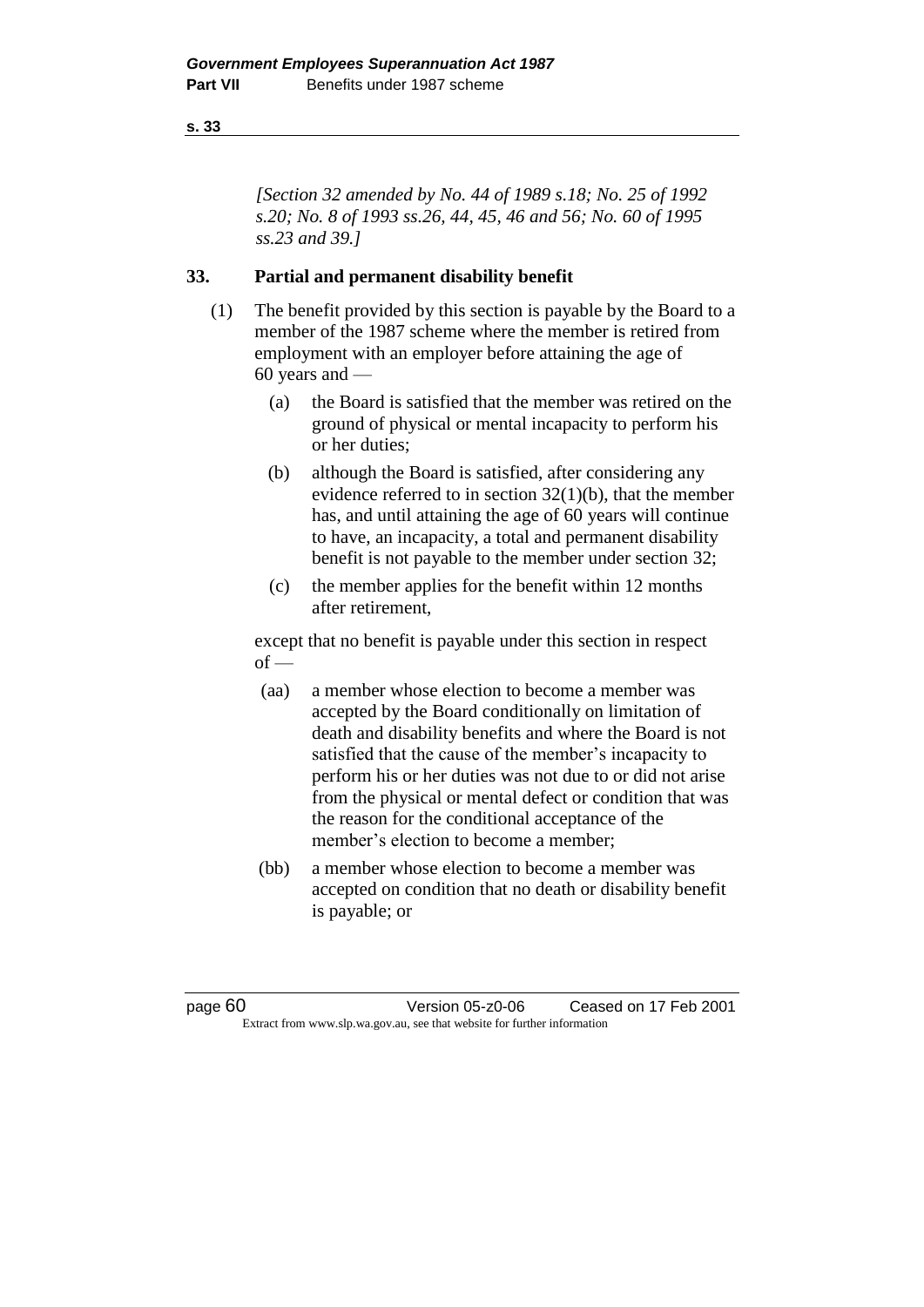*[Section 32 amended by No. 44 of 1989 s.18; No. 25 of 1992 s.20; No. 8 of 1993 ss.26, 44, 45, 46 and 56; No. 60 of 1995 ss.23 and 39.]*

## 33. Partial and permanent disability benefit

(1) The benefit provided by this section is payable by the Board to a member of the 1987 scheme where the member is retired from employment with an employer before attaining the age of 60 years and —

- (a) the Board is satisfied that the member was retired on the ground of physical or mental incapacity to perform his or her duties;
- (b) although the Board is satisfied, after considering any evidence referred to in section 32(1)(b), that the member has, and until attaining the age of 60 years will continue to have, an incapacity, a total and permanent disability benefit is not payable to the member under section 32;
- (c) the member applies for the benefit within 12 months after retirement,

except that no benefit is payable under this section in respect of —

- (aa) a member whose election to become a member was accepted by the Board conditionally on limitation of death and disability benefits and where the Board is not satisfied that the cause of the member's incapacity to perform his or her duties was not due to or did not arise from the physical or mental defect or condition that was the reason for the conditional acceptance of the member's election to become a member;
- (bb) a member whose election to become a member was accepted on condition that no death or disability benefit is payable; or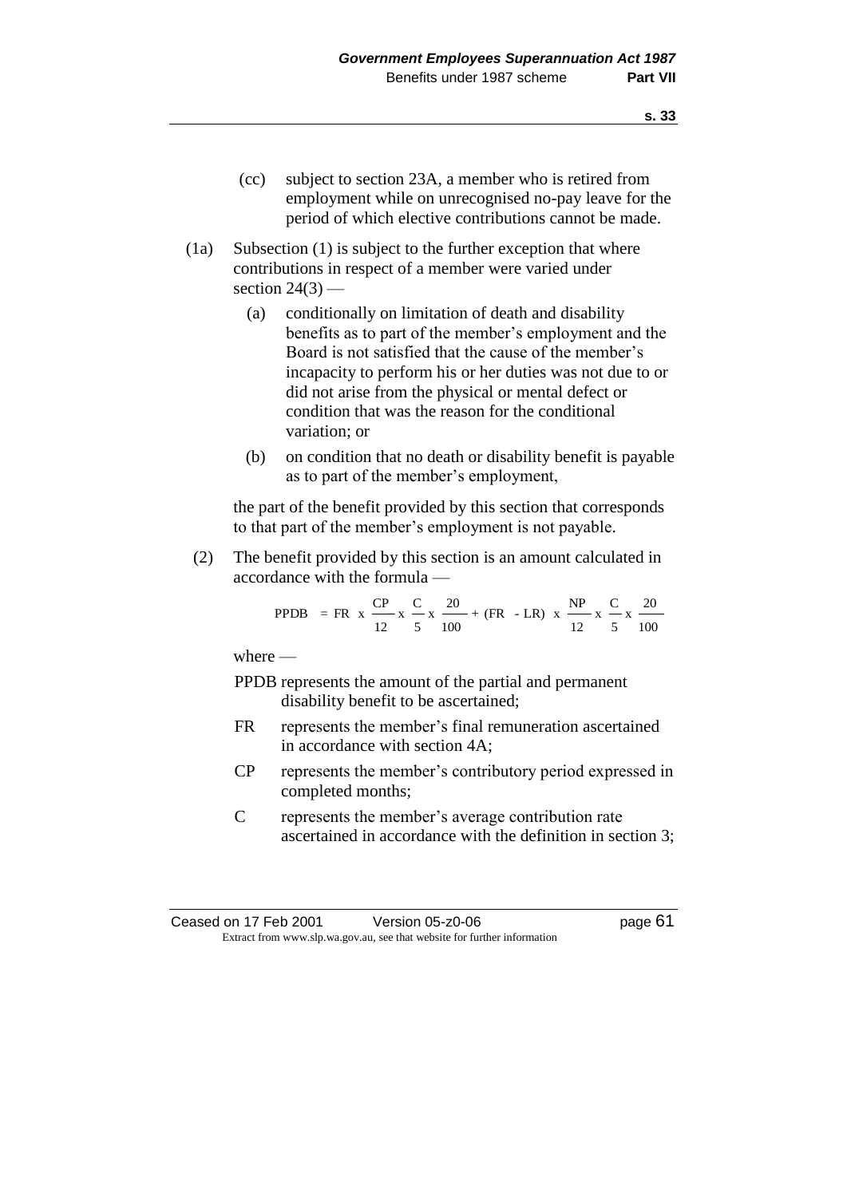(cc) subject to section 23A, a member who is retired from employment while on unrecognised no-pay leave for the period of which elective contributions cannot be made.

(1a) Subsection (1) is subject to the further exception that where contributions in respect of a member were varied under section 24(3) —

(a) conditionally on limitation of death and disability benefits as to part of the member's employment and the Board is not satisfied that the cause of the member's incapacity to perform his or her duties was not due to or did not arise from the physical or mental defect or condition that was the reason for the conditional variation; or

(b) on condition that no death or disability benefit is payable as to part of the member's employment,

the part of the benefit provided by this section that corresponds to that part of the member's employment is not payable.

(2) The benefit provided by this section is an amount calculated in accordance with the formula —

$$\text{PPDB} = \text{FR} \times \frac{\text{CP}}{12} \times \frac{\text{C}}{5} \times \frac{20}{100} + (\text{FR} - \text{LR}) \times \frac{\text{NP}}{12} \times \frac{\text{C}}{5} \times \frac{20}{100}$$

where —

PPDB represents the amount of the partial and permanent disability benefit to be ascertained;

FR represents the member's final remuneration ascertained in accordance with section 4A;

CP represents the member's contributory period expressed in completed months;

C represents the member's average contribution rate ascertained in accordance with the definition in section 3;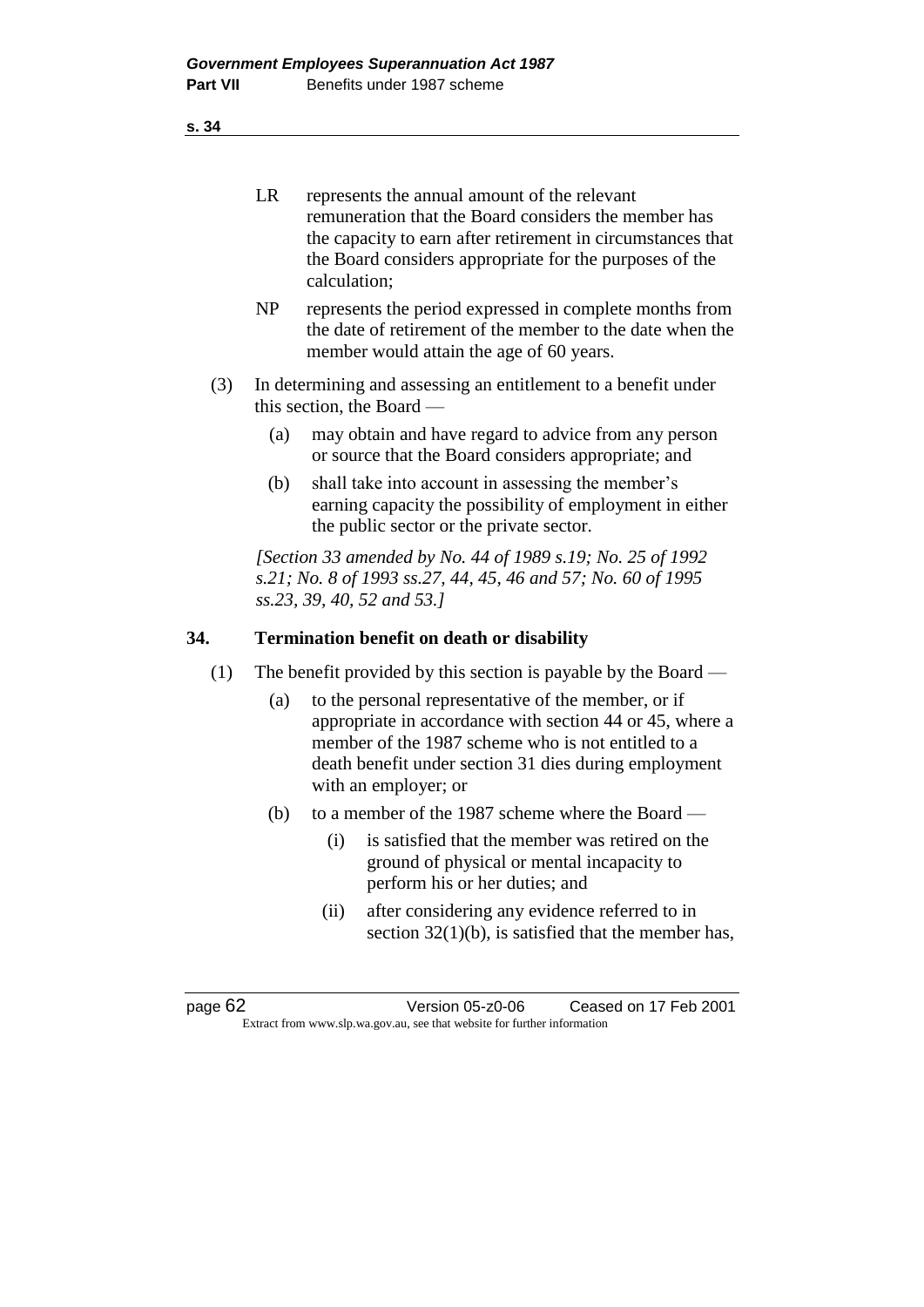LR represents the annual amount of the relevant remuneration that the Board considers the member has the capacity to earn after retirement in circumstances that the Board considers appropriate for the purposes of the calculation;

NP represents the period expressed in complete months from the date of retirement of the member to the date when the member would attain the age of 60 years.

(3) In determining and assessing an entitlement to a benefit under this section, the Board —

(a) may obtain and have regard to advice from any person or source that the Board considers appropriate; and

(b) shall take into account in assessing the member's earning capacity the possibility of employment in either the public sector or the private sector.

*[Section 33 amended by No. 44 of 1989 s.19; No. 25 of 1992 s.21; No. 8 of 1993 ss.27, 44, 45, 46 and 57; No. 60 of 1995 ss.23, 39, 40, 52 and 53.]*

## 34. Termination benefit on death or disability

(1) The benefit provided by this section is payable by the Board —

(a) to the personal representative of the member, or if appropriate in accordance with section 44 or 45, where a member of the 1987 scheme who is not entitled to a death benefit under section 31 dies during employment with an employer; or

(b) to a member of the 1987 scheme where the Board —

(i) is satisfied that the member was retired on the ground of physical or mental incapacity to perform his or her duties; and

(ii) after considering any evidence referred to in section 32(1)(b), is satisfied that the member has,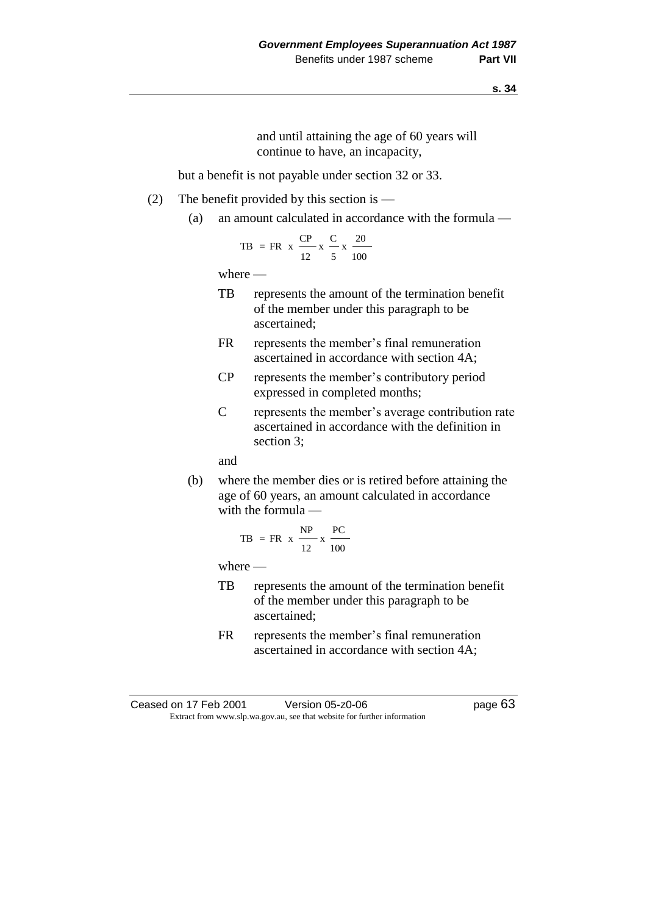and until attaining the age of 60 years will continue to have, an incapacity,

but a benefit is not payable under section 32 or 33.

(2) The benefit provided by this section is —

(a) an amount calculated in accordance with the formula —

$$TB = FR \times \frac{CP}{12} \times \frac{C}{5} \times \frac{20}{100}$$

where —

TB represents the amount of the termination benefit of the member under this paragraph to be ascertained;

FR represents the member's final remuneration ascertained in accordance with section 4A;

CP represents the member's contributory period expressed in completed months;

C represents the member's average contribution rate ascertained in accordance with the definition in section 3;

and

(b) where the member dies or is retired before attaining the age of 60 years, an amount calculated in accordance with the formula —

$$TB = FR \times \frac{NP}{12} \times \frac{PC}{100}$$

where —

TB represents the amount of the termination benefit of the member under this paragraph to be ascertained;

FR represents the member's final remuneration ascertained in accordance with section 4A;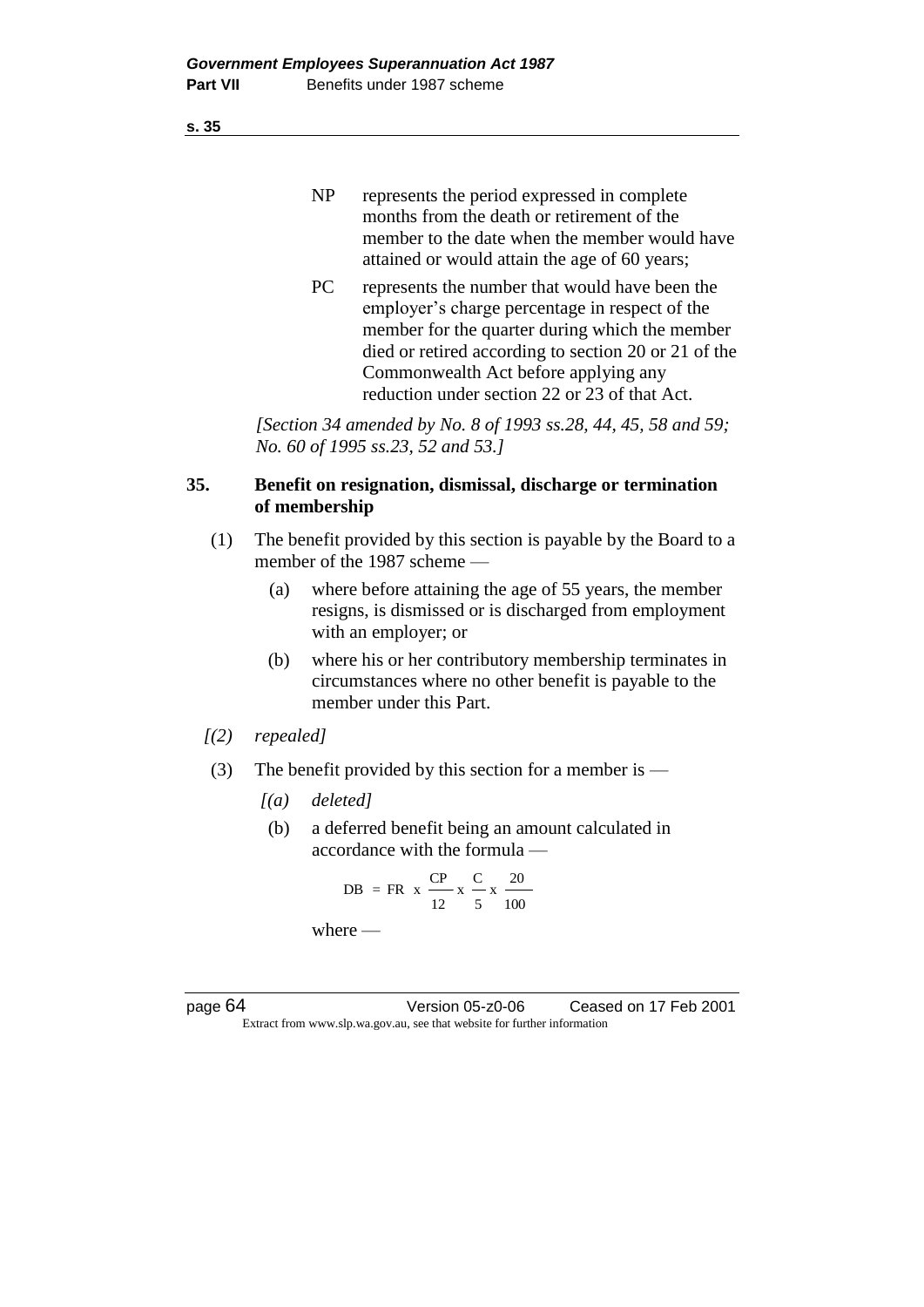NP represents the period expressed in complete months from the death or retirement of the member to the date when the member would have attained or would attain the age of 60 years;

PC represents the number that would have been the employer's charge percentage in respect of the member for the quarter during which the member died or retired according to section 20 or 21 of the Commonwealth Act before applying any reduction under section 22 or 23 of that Act.

*[Section 34 amended by No. 8 of 1993 ss.28, 44, 45, 58 and 59; No. 60 of 1995 ss.23, 52 and 53.]*

**35. Benefit on resignation, dismissal, discharge or termination of membership**

(1) The benefit provided by this section is payable by the Board to a member of the 1987 scheme —

(a) where before attaining the age of 55 years, the member resigns, is dismissed or is discharged from employment with an employer; or

(b) where his or her contributory membership terminates in circumstances where no other benefit is payable to the member under this Part.

*[(2) repealed]*

(3) The benefit provided by this section for a member is —

*[(a) deleted]*

(b) a deferred benefit being an amount calculated in accordance with the formula —

$$DB = FR \times \frac{CP}{12} \times \frac{C}{5} \times \frac{20}{100}$$

where —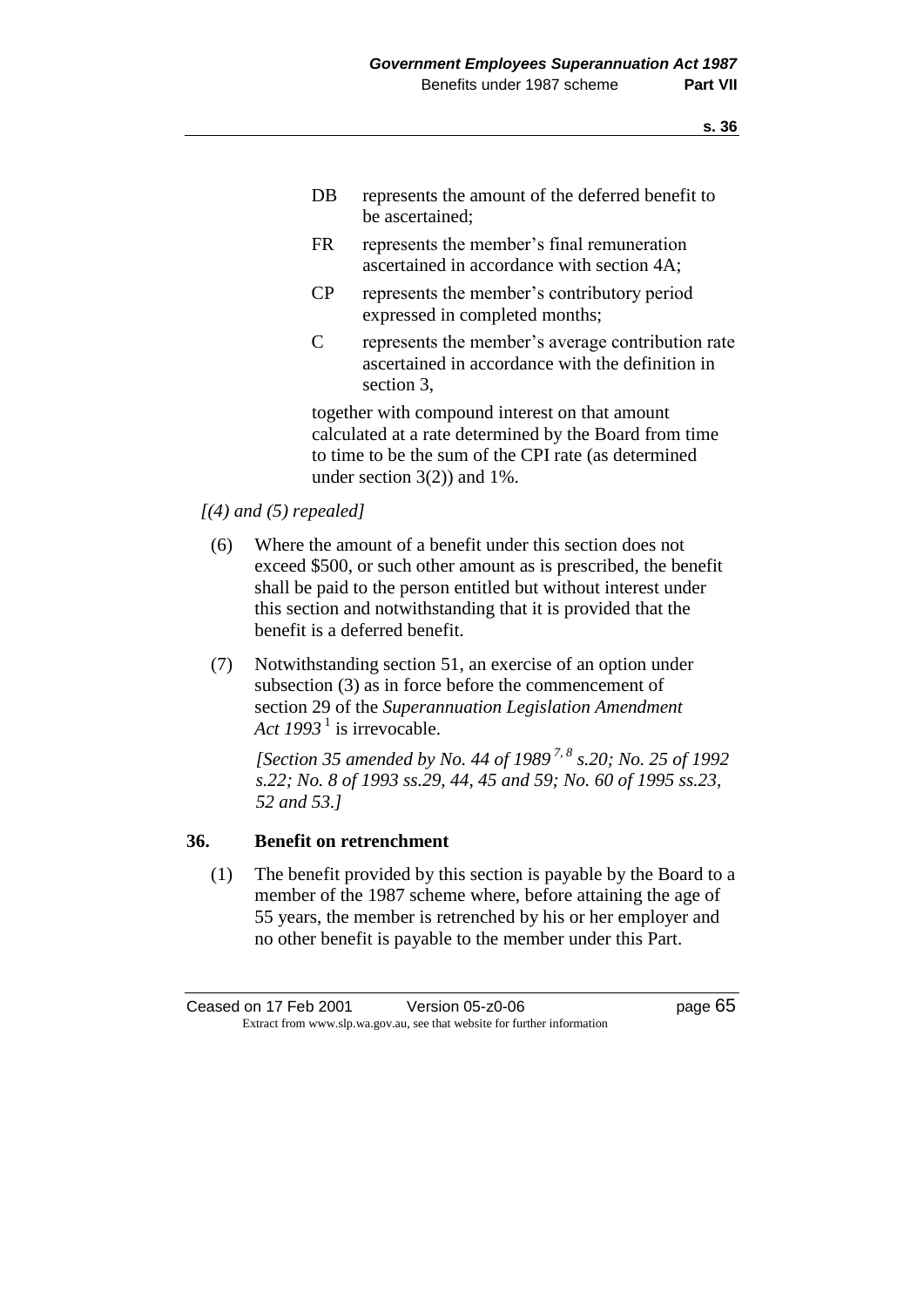DB represents the amount of the deferred benefit to be ascertained;

FR represents the member's final remuneration ascertained in accordance with section 4A;

CP represents the member's contributory period expressed in completed months;

C represents the member's average contribution rate ascertained in accordance with the definition in section 3,

together with compound interest on that amount calculated at a rate determined by the Board from time to time to be the sum of the CPI rate (as determined under section 3(2)) and 1%.

*[(4) and (5) repealed]*

(6) Where the amount of a benefit under this section does not exceed $500, or such other amount as is prescribed, the benefit shall be paid to the person entitled but without interest under this section and notwithstanding that it is provided that the benefit is a deferred benefit.

(7) Notwithstanding section 51, an exercise of an option under subsection (3) as in force before the commencement of section 29 of the *Superannuation Legislation Amendment Act 1993* [1] is irrevocable.

*[Section 35 amended by No. 44 of 1989* [7, 8] *s.20; No. 25 of 1992 s.22; No. 8 of 1993 ss.29, 44, 45 and 59; No. 60 of 1995 ss.23, 52 and 53.]*

## 36. Benefit on retrenchment

(1) The benefit provided by this section is payable by the Board to a member of the 1987 scheme where, before attaining the age of 55 years, the member is retrenched by his or her employer and no other benefit is payable to the member under this Part.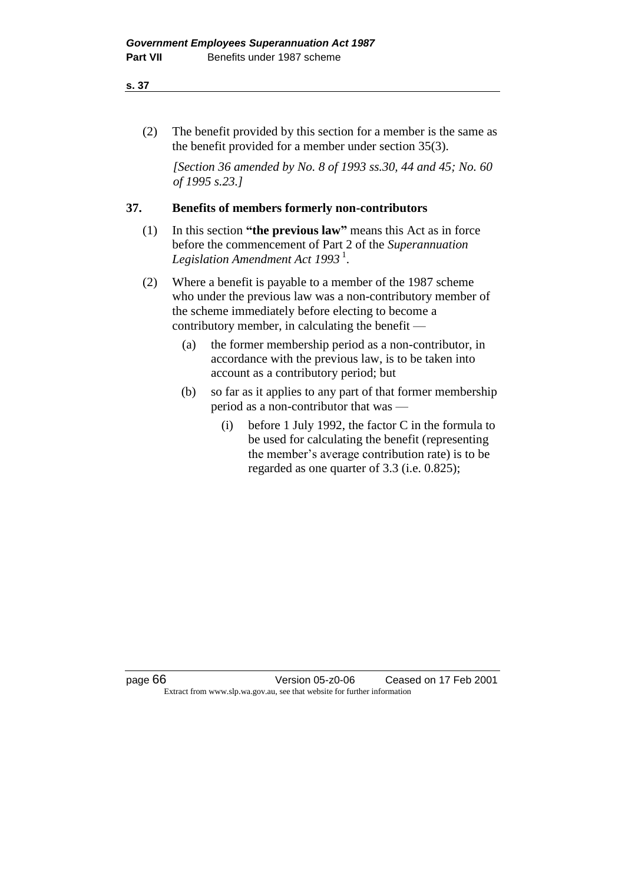(2) The benefit provided by this section for a member is the same as the benefit provided for a member under section 35(3).

*[Section 36 amended by No. 8 of 1993 ss.30, 44 and 45; No. 60 of 1995 s.23.]*

### 37. Benefits of members formerly non-contributors

(1) In this section **"the previous law"** means this Act as in force before the commencement of Part 2 of the *Superannuation Legislation Amendment Act 1993* [1].

(2) Where a benefit is payable to a member of the 1987 scheme who under the previous law was a non-contributory member of the scheme immediately before electing to become a contributory member, in calculating the benefit —

(a) the former membership period as a non-contributor, in accordance with the previous law, is to be taken into account as a contributory period; but

(b) so far as it applies to any part of that former membership period as a non-contributor that was —

(i) before 1 July 1992, the factor C in the formula to be used for calculating the benefit (representing the member's average contribution rate) is to be regarded as one quarter of 3.3 (i.e. 0.825);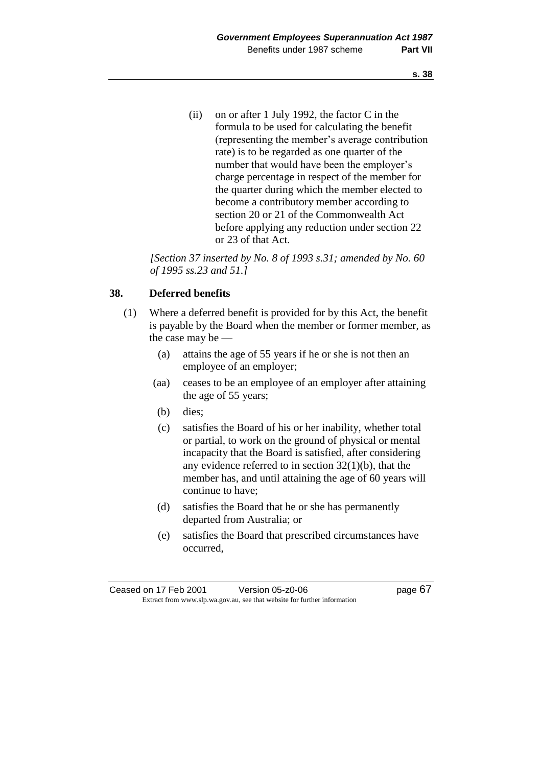(ii) on or after 1 July 1992, the factor C in the formula to be used for calculating the benefit (representing the member's average contribution rate) is to be regarded as one quarter of the number that would have been the employer's charge percentage in respect of the member for the quarter during which the member elected to become a contributory member according to section 20 or 21 of the Commonwealth Act before applying any reduction under section 22 or 23 of that Act.

*[Section 37 inserted by No. 8 of 1993 s.31; amended by No. 60 of 1995 ss.23 and 51.]*

### 38. Deferred benefits

(1) Where a deferred benefit is provided for by this Act, the benefit is payable by the Board when the member or former member, as the case may be —

- (a) attains the age of 55 years if he or she is not then an employee of an employer;
- (aa) ceases to be an employee of an employer after attaining the age of 55 years;
- (b) dies;
- (c) satisfies the Board of his or her inability, whether total or partial, to work on the ground of physical or mental incapacity that the Board is satisfied, after considering any evidence referred to in section 32(1)(b), that the member has, and until attaining the age of 60 years will continue to have;
- (d) satisfies the Board that he or she has permanently departed from Australia; or
- (e) satisfies the Board that prescribed circumstances have occurred,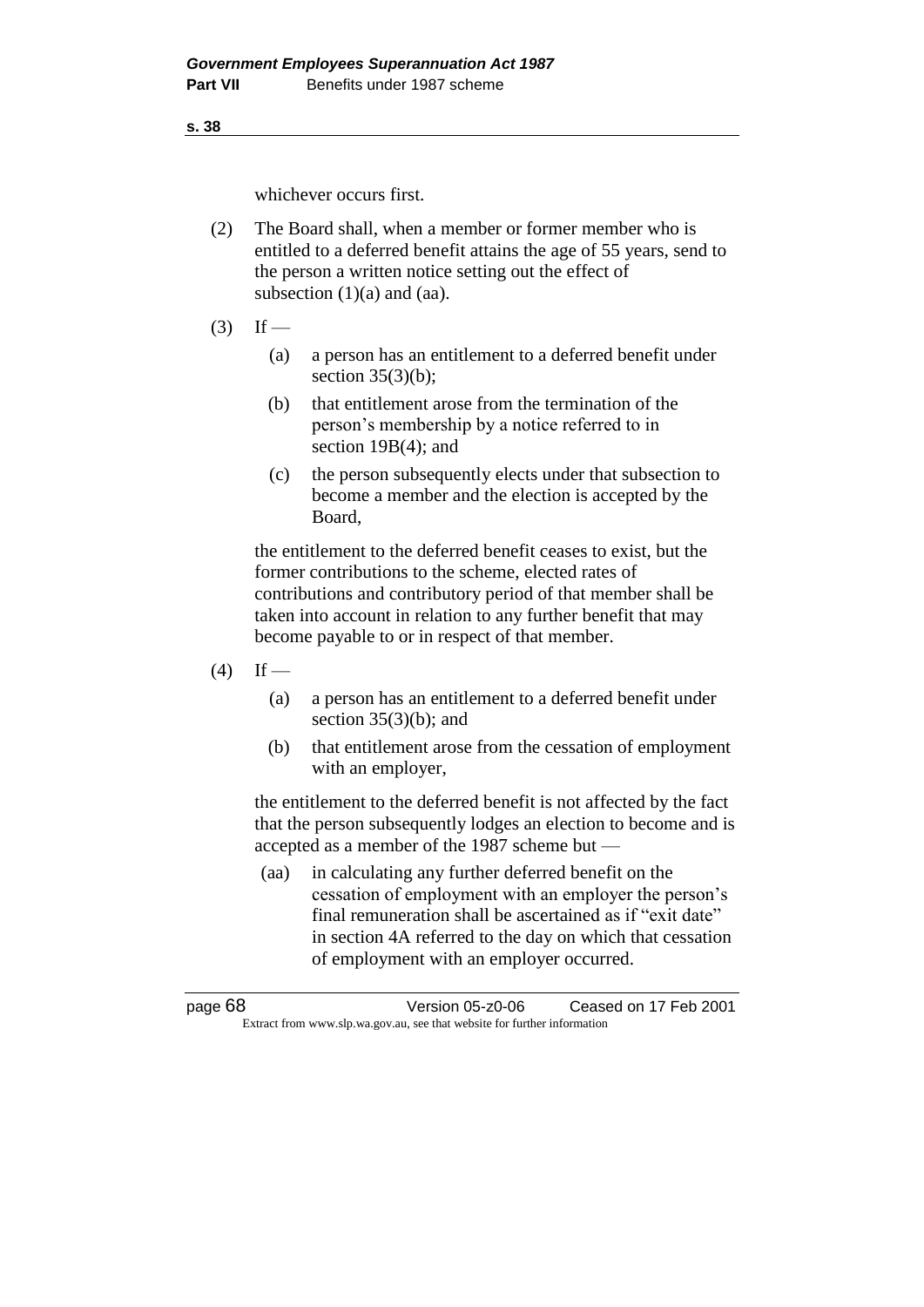whichever occurs first.

(2) The Board shall, when a member or former member who is entitled to a deferred benefit attains the age of 55 years, send to the person a written notice setting out the effect of subsection (1)(a) and (aa).

(3) If —

   (a) a person has an entitlement to a deferred benefit under section 35(3)(b);

   (b) that entitlement arose from the termination of the person's membership by a notice referred to in section 19B(4); and

   (c) the person subsequently elects under that subsection to become a member and the election is accepted by the Board,

the entitlement to the deferred benefit ceases to exist, but the former contributions to the scheme, elected rates of contributions and contributory period of that member shall be taken into account in relation to any further benefit that may become payable to or in respect of that member.

(4) If —

   (a) a person has an entitlement to a deferred benefit under section 35(3)(b); and

   (b) that entitlement arose from the cessation of employment with an employer,

the entitlement to the deferred benefit is not affected by the fact that the person subsequently lodges an election to become and is accepted as a member of the 1987 scheme but —

   (aa) in calculating any further deferred benefit on the cessation of employment with an employer the person's final remuneration shall be ascertained as if "exit date" in section 4A referred to the day on which that cessation of employment with an employer occurred.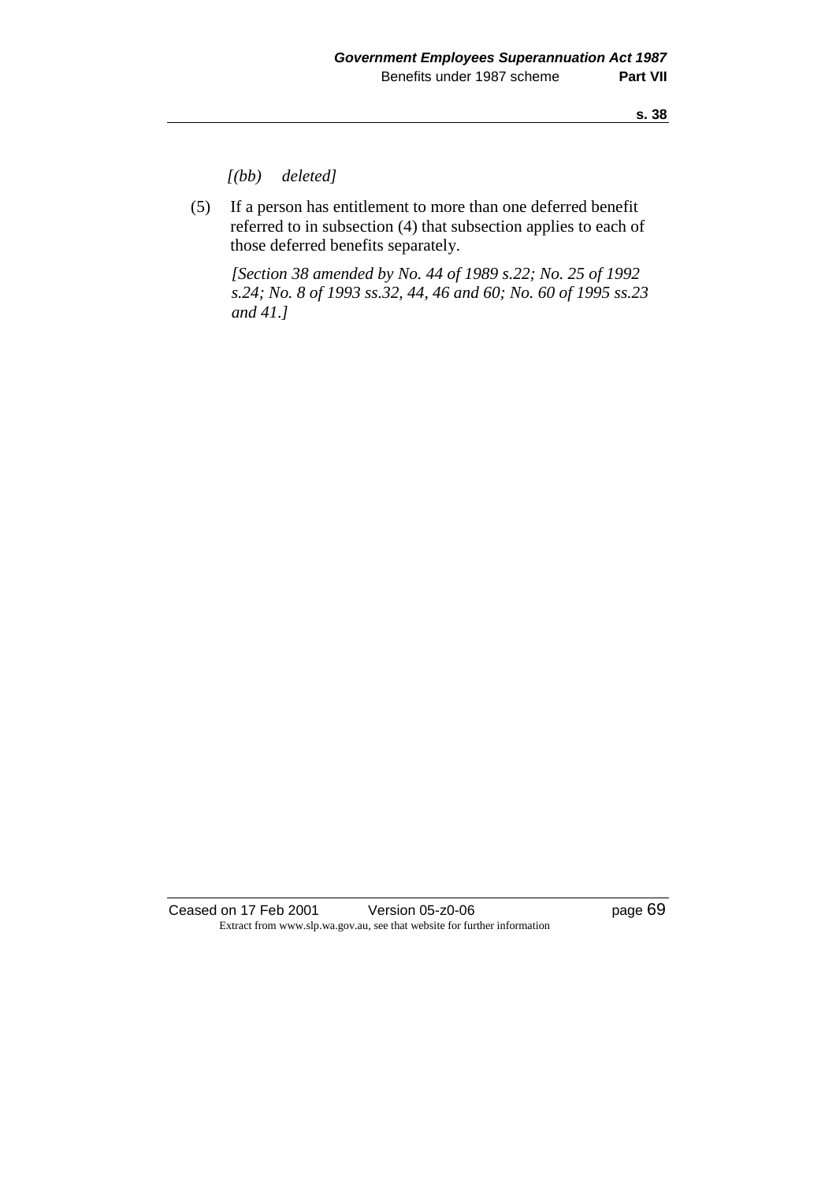*[(bb) deleted]*

(5) If a person has entitlement to more than one deferred benefit referred to in subsection (4) that subsection applies to each of those deferred benefits separately.

*[Section 38 amended by No. 44 of 1989 s.22; No. 25 of 1992 s.24; No. 8 of 1993 ss.32, 44, 46 and 60; No. 60 of 1995 ss.23 and 41.]*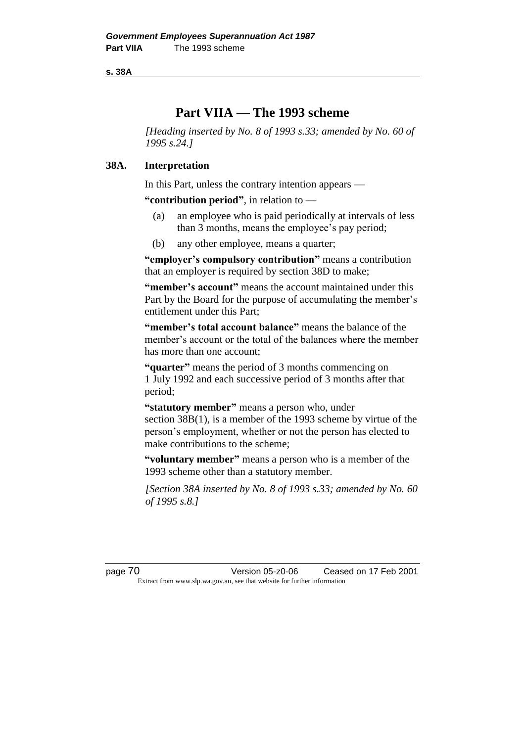# Part VIIA — The 1993 scheme

*[Heading inserted by No. 8 of 1993 s.33; amended by No. 60 of 1995 s.24.]*

## 38A. Interpretation

In this Part, unless the contrary intention appears —

**"contribution period"**, in relation to —

- (a) an employee who is paid periodically at intervals of less than 3 months, means the employee's pay period;
- (b) any other employee, means a quarter;

**"employer's compulsory contribution"** means a contribution that an employer is required by section 38D to make;

**"member's account"** means the account maintained under this Part by the Board for the purpose of accumulating the member's entitlement under this Part;

**"member's total account balance"** means the balance of the member's account or the total of the balances where the member has more than one account;

**"quarter"** means the period of 3 months commencing on 1 July 1992 and each successive period of 3 months after that period;

**"statutory member"** means a person who, under section 38B(1), is a member of the 1993 scheme by virtue of the person's employment, whether or not the person has elected to make contributions to the scheme;

**"voluntary member"** means a person who is a member of the 1993 scheme other than a statutory member.

*[Section 38A inserted by No. 8 of 1993 s.33; amended by No. 60 of 1995 s.8.]*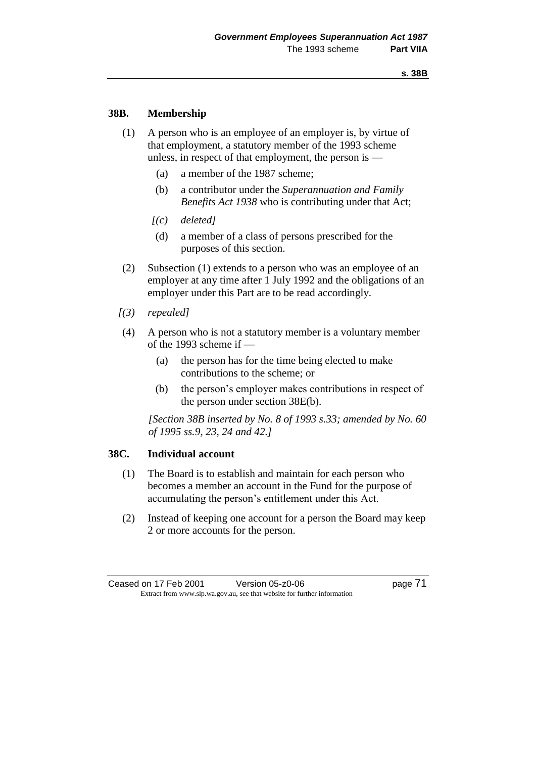## 38B. Membership

(1) A person who is an employee of an employer is, by virtue of that employment, a statutory member of the 1993 scheme unless, in respect of that employment, the person is —

(a) a member of the 1987 scheme;

(b) a contributor under the *Superannuation and Family Benefits Act 1938* who is contributing under that Act;

*[(c) deleted]*

(d) a member of a class of persons prescribed for the purposes of this section.

(2) Subsection (1) extends to a person who was an employee of an employer at any time after 1 July 1992 and the obligations of an employer under this Part are to be read accordingly.

*[(3) repealed]*

(4) A person who is not a statutory member is a voluntary member of the 1993 scheme if —

(a) the person has for the time being elected to make contributions to the scheme; or

(b) the person's employer makes contributions in respect of the person under section 38E(b).

*[Section 38B inserted by No. 8 of 1993 s.33; amended by No. 60 of 1995 ss.9, 23, 24 and 42.]*

## 38C. Individual account

(1) The Board is to establish and maintain for each person who becomes a member an account in the Fund for the purpose of accumulating the person's entitlement under this Act.

(2) Instead of keeping one account for a person the Board may keep 2 or more accounts for the person.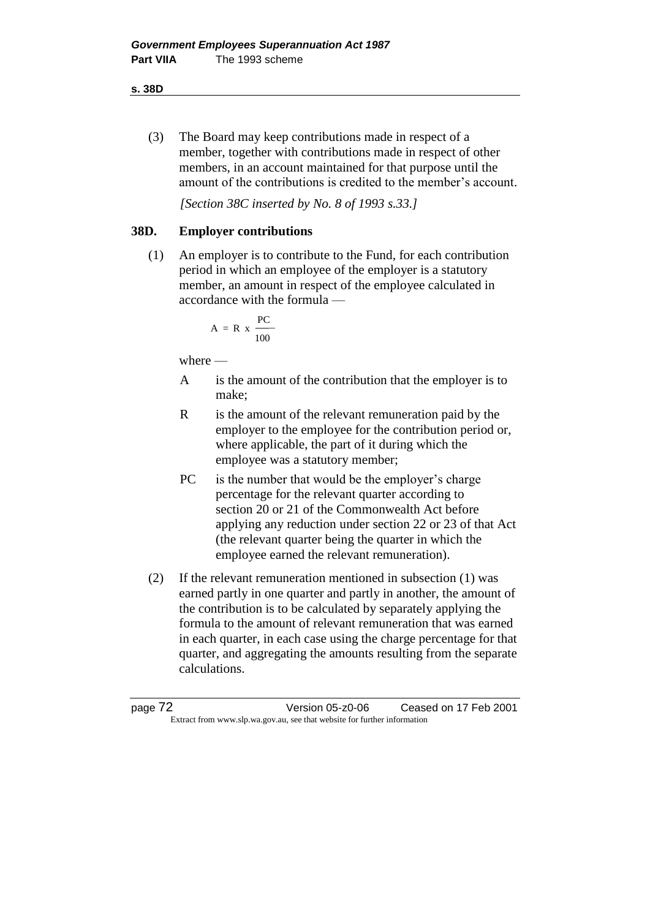(3) The Board may keep contributions made in respect of a member, together with contributions made in respect of other members, in an account maintained for that purpose until the amount of the contributions is credited to the member's account.

*[Section 38C inserted by No. 8 of 1993 s.33.]*

### 38D. Employer contributions

(1) An employer is to contribute to the Fund, for each contribution period in which an employee of the employer is a statutory member, an amount in respect of the employee calculated in accordance with the formula —

$$A = R \times \frac{PC}{100}$$

where —

A is the amount of the contribution that the employer is to make;

R is the amount of the relevant remuneration paid by the employer to the employee for the contribution period or, where applicable, the part of it during which the employee was a statutory member;

PC is the number that would be the employer's charge percentage for the relevant quarter according to section 20 or 21 of the Commonwealth Act before applying any reduction under section 22 or 23 of that Act (the relevant quarter being the quarter in which the employee earned the relevant remuneration).

(2) If the relevant remuneration mentioned in subsection (1) was earned partly in one quarter and partly in another, the amount of the contribution is to be calculated by separately applying the formula to the amount of relevant remuneration that was earned in each quarter, in each case using the charge percentage for that quarter, and aggregating the amounts resulting from the separate calculations.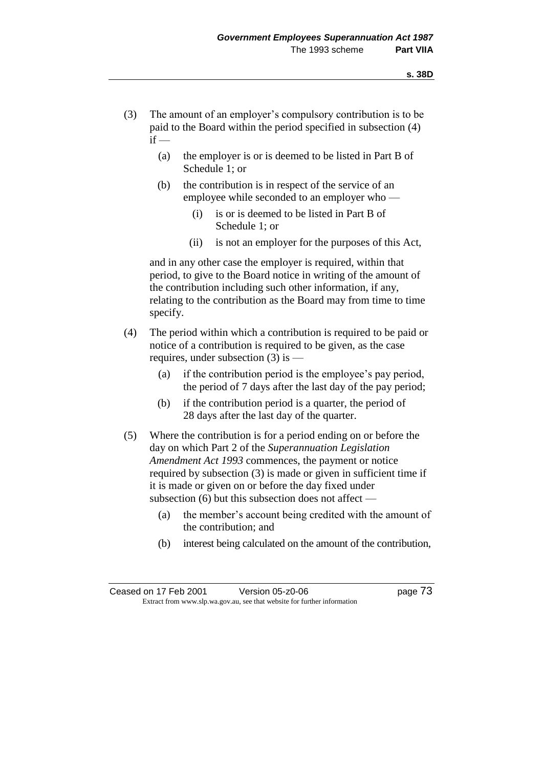(3) The amount of an employer's compulsory contribution is to be paid to the Board within the period specified in subsection (4) if —

(a) the employer is or is deemed to be listed in Part B of Schedule 1; or

(b) the contribution is in respect of the service of an employee while seconded to an employer who —

(i) is or is deemed to be listed in Part B of Schedule 1; or

(ii) is not an employer for the purposes of this Act,

and in any other case the employer is required, within that period, to give to the Board notice in writing of the amount of the contribution including such other information, if any, relating to the contribution as the Board may from time to time specify.

(4) The period within which a contribution is required to be paid or notice of a contribution is required to be given, as the case requires, under subsection (3) is —

(a) if the contribution period is the employee's pay period, the period of 7 days after the last day of the pay period;

(b) if the contribution period is a quarter, the period of 28 days after the last day of the quarter.

(5) Where the contribution is for a period ending on or before the day on which Part 2 of the *Superannuation Legislation Amendment Act 1993* commences, the payment or notice required by subsection (3) is made or given in sufficient time if it is made or given on or before the day fixed under subsection (6) but this subsection does not affect —

(a) the member's account being credited with the amount of the contribution; and

(b) interest being calculated on the amount of the contribution,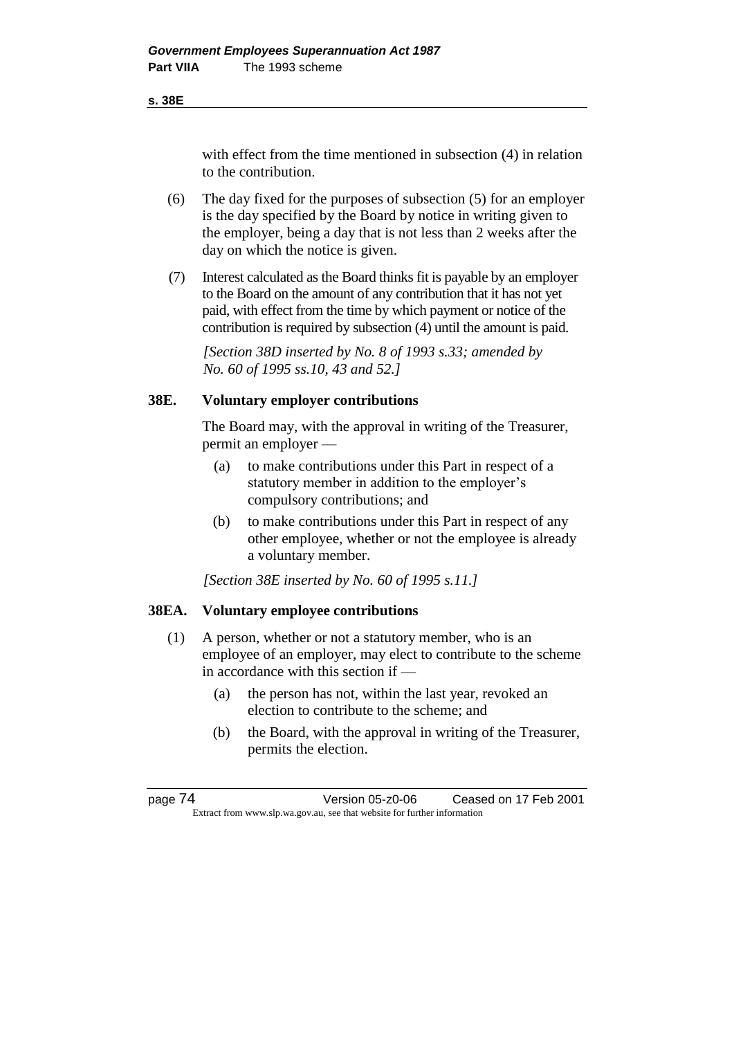with effect from the time mentioned in subsection (4) in relation to the contribution.

(6) The day fixed for the purposes of subsection (5) for an employer is the day specified by the Board by notice in writing given to the employer, being a day that is not less than 2 weeks after the day on which the notice is given.

(7) Interest calculated as the Board thinks fit is payable by an employer to the Board on the amount of any contribution that it has not yet paid, with effect from the time by which payment or notice of the contribution is required by subsection (4) until the amount is paid.

*[Section 38D inserted by No. 8 of 1993 s.33; amended by No. 60 of 1995 ss.10, 43 and 52.]*

## 38E. Voluntary employer contributions

The Board may, with the approval in writing of the Treasurer, permit an employer —

(a) to make contributions under this Part in respect of a statutory member in addition to the employer's compulsory contributions; and

(b) to make contributions under this Part in respect of any other employee, whether or not the employee is already a voluntary member.

*[Section 38E inserted by No. 60 of 1995 s.11.]*

## 38EA. Voluntary employee contributions

(1) A person, whether or not a statutory member, who is an employee of an employer, may elect to contribute to the scheme in accordance with this section if —

(a) the person has not, within the last year, revoked an election to contribute to the scheme; and

(b) the Board, with the approval in writing of the Treasurer, permits the election.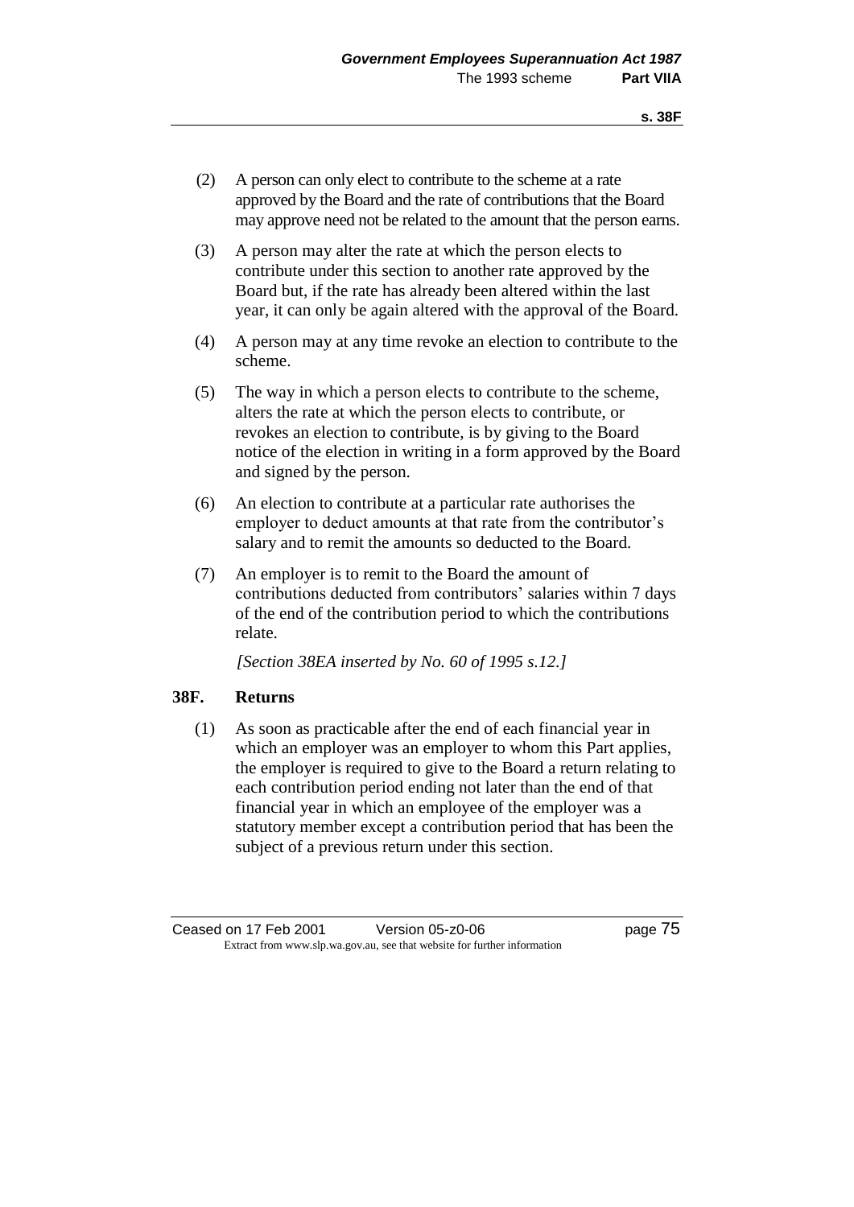(2) A person can only elect to contribute to the scheme at a rate approved by the Board and the rate of contributions that the Board may approve need not be related to the amount that the person earns.

(3) A person may alter the rate at which the person elects to contribute under this section to another rate approved by the Board but, if the rate has already been altered within the last year, it can only be again altered with the approval of the Board.

(4) A person may at any time revoke an election to contribute to the scheme.

(5) The way in which a person elects to contribute to the scheme, alters the rate at which the person elects to contribute, or revokes an election to contribute, is by giving to the Board notice of the election in writing in a form approved by the Board and signed by the person.

(6) An election to contribute at a particular rate authorises the employer to deduct amounts at that rate from the contributor's salary and to remit the amounts so deducted to the Board.

(7) An employer is to remit to the Board the amount of contributions deducted from contributors' salaries within 7 days of the end of the contribution period to which the contributions relate.

*[Section 38EA inserted by No. 60 of 1995 s.12.]*

## 38F. Returns

(1) As soon as practicable after the end of each financial year in which an employer was an employer to whom this Part applies, the employer is required to give to the Board a return relating to each contribution period ending not later than the end of that financial year in which an employee of the employer was a statutory member except a contribution period that has been the subject of a previous return under this section.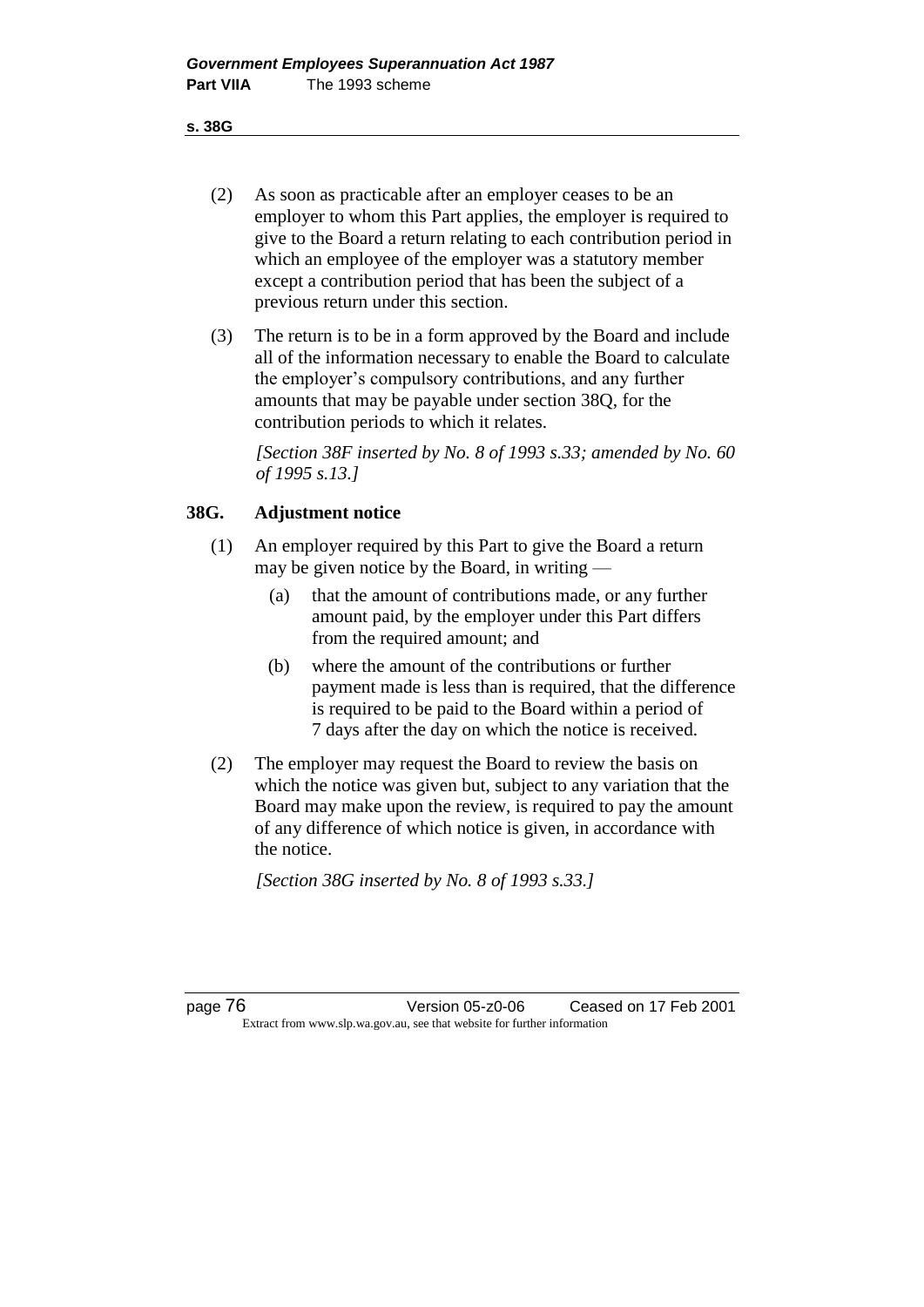(2) As soon as practicable after an employer ceases to be an employer to whom this Part applies, the employer is required to give to the Board a return relating to each contribution period in which an employee of the employer was a statutory member except a contribution period that has been the subject of a previous return under this section.

(3) The return is to be in a form approved by the Board and include all of the information necessary to enable the Board to calculate the employer's compulsory contributions, and any further amounts that may be payable under section 38Q, for the contribution periods to which it relates.

*[Section 38F inserted by No. 8 of 1993 s.33; amended by No. 60 of 1995 s.13.]*

**38G. Adjustment notice**

(1) An employer required by this Part to give the Board a return may be given notice by the Board, in writing —

(a) that the amount of contributions made, or any further amount paid, by the employer under this Part differs from the required amount; and

(b) where the amount of the contributions or further payment made is less than is required, that the difference is required to be paid to the Board within a period of 7 days after the day on which the notice is received.

(2) The employer may request the Board to review the basis on which the notice was given but, subject to any variation that the Board may make upon the review, is required to pay the amount of any difference of which notice is given, in accordance with the notice.

*[Section 38G inserted by No. 8 of 1993 s.33.]*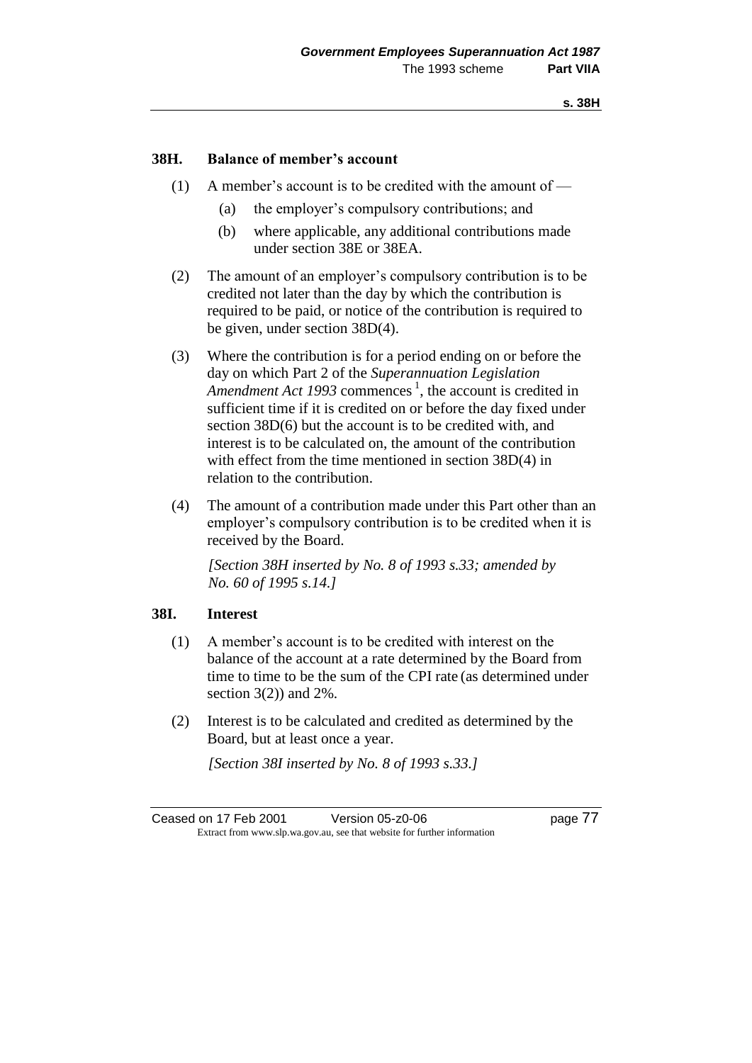### 38H. Balance of member's account

(1) A member's account is to be credited with the amount of —

   (a) the employer's compulsory contributions; and

   (b) where applicable, any additional contributions made under section 38E or 38EA.

(2) The amount of an employer's compulsory contribution is to be credited not later than the day by which the contribution is required to be paid, or notice of the contribution is required to be given, under section 38D(4).

(3) Where the contribution is for a period ending on or before the day on which Part 2 of the *Superannuation Legislation Amendment Act 1993* commences [1], the account is credited in sufficient time if it is credited on or before the day fixed under section 38D(6) but the account is to be credited with, and interest is to be calculated on, the amount of the contribution with effect from the time mentioned in section 38D(4) in relation to the contribution.

(4) The amount of a contribution made under this Part other than an employer's compulsory contribution is to be credited when it is received by the Board.

*[Section 38H inserted by No. 8 of 1993 s.33; amended by No. 60 of 1995 s.14.]*

### 38I. Interest

(1) A member's account is to be credited with interest on the balance of the account at a rate determined by the Board from time to time to be the sum of the CPI rate (as determined under section 3(2)) and 2%.

(2) Interest is to be calculated and credited as determined by the Board, but at least once a year.

*[Section 38I inserted by No. 8 of 1993 s.33.]*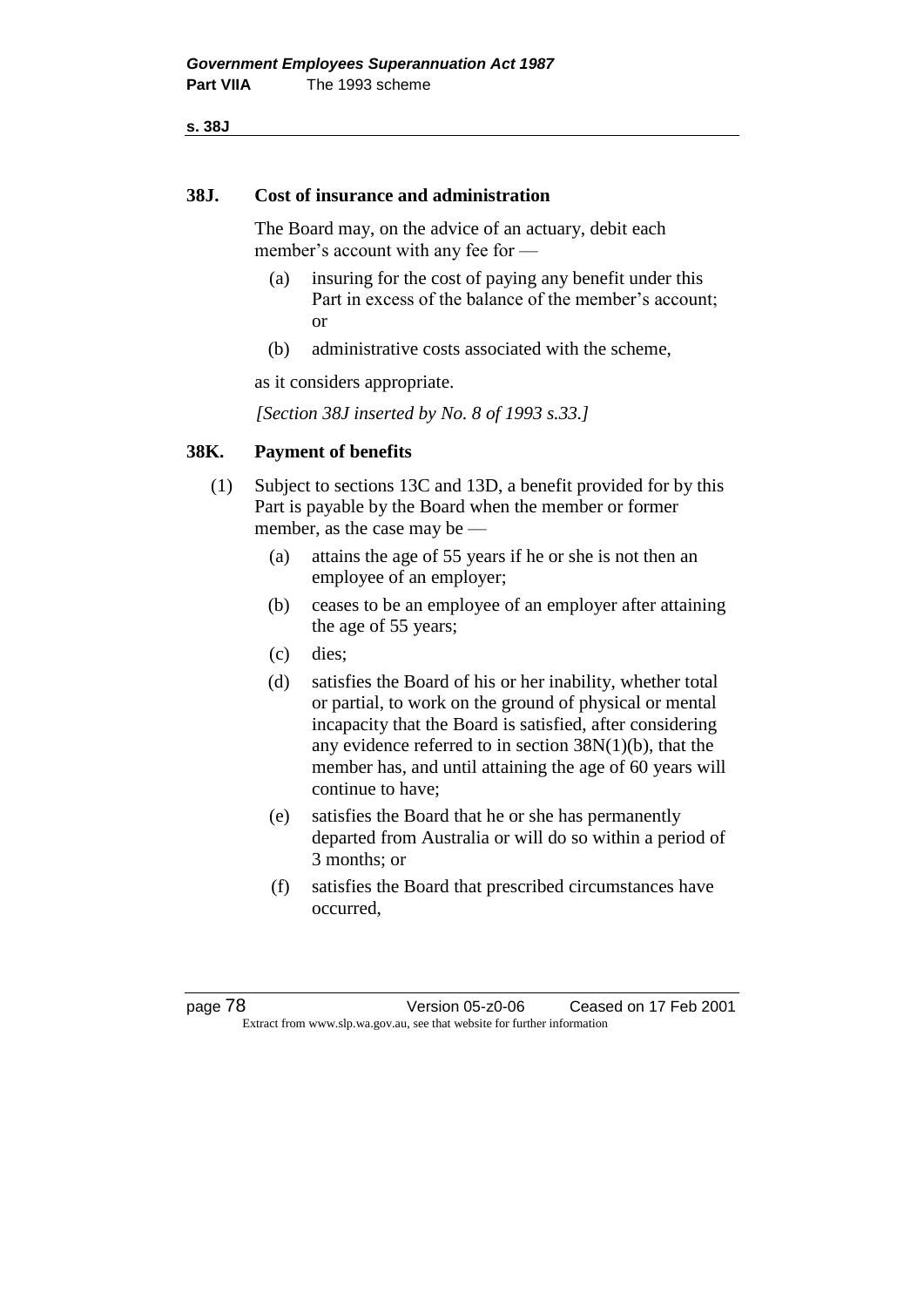## 38J. Cost of insurance and administration

The Board may, on the advice of an actuary, debit each member's account with any fee for —

- (a) insuring for the cost of paying any benefit under this Part in excess of the balance of the member's account; or
- (b) administrative costs associated with the scheme,

as it considers appropriate.

*[Section 38J inserted by No. 8 of 1993 s.33.]*

## 38K. Payment of benefits

(1) Subject to sections 13C and 13D, a benefit provided for by this Part is payable by the Board when the member or former member, as the case may be —

- (a) attains the age of 55 years if he or she is not then an employee of an employer;
- (b) ceases to be an employee of an employer after attaining the age of 55 years;
- (c) dies;
- (d) satisfies the Board of his or her inability, whether total or partial, to work on the ground of physical or mental incapacity that the Board is satisfied, after considering any evidence referred to in section 38N(1)(b), that the member has, and until attaining the age of 60 years will continue to have;
- (e) satisfies the Board that he or she has permanently departed from Australia or will do so within a period of 3 months; or
- (f) satisfies the Board that prescribed circumstances have occurred,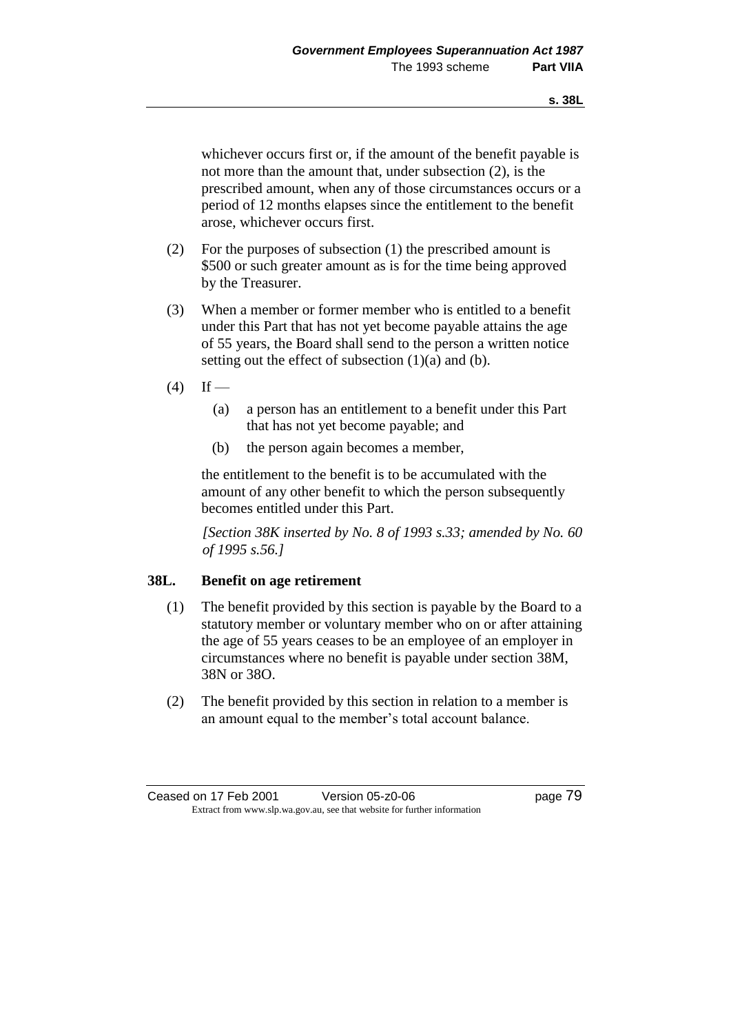whichever occurs first or, if the amount of the benefit payable is not more than the amount that, under subsection (2), is the prescribed amount, when any of those circumstances occurs or a period of 12 months elapses since the entitlement to the benefit arose, whichever occurs first.

(2) For the purposes of subsection (1) the prescribed amount is $500 or such greater amount as is for the time being approved by the Treasurer.

(3) When a member or former member who is entitled to a benefit under this Part that has not yet become payable attains the age of 55 years, the Board shall send to the person a written notice setting out the effect of subsection (1)(a) and (b).

(4) If —

(a) a person has an entitlement to a benefit under this Part that has not yet become payable; and

(b) the person again becomes a member,

the entitlement to the benefit is to be accumulated with the amount of any other benefit to which the person subsequently becomes entitled under this Part.

*[Section 38K inserted by No. 8 of 1993 s.33; amended by No. 60 of 1995 s.56.]*

### 38L. Benefit on age retirement

(1) The benefit provided by this section is payable by the Board to a statutory member or voluntary member who on or after attaining the age of 55 years ceases to be an employee of an employer in circumstances where no benefit is payable under section 38M, 38N or 38O.

(2) The benefit provided by this section in relation to a member is an amount equal to the member's total account balance.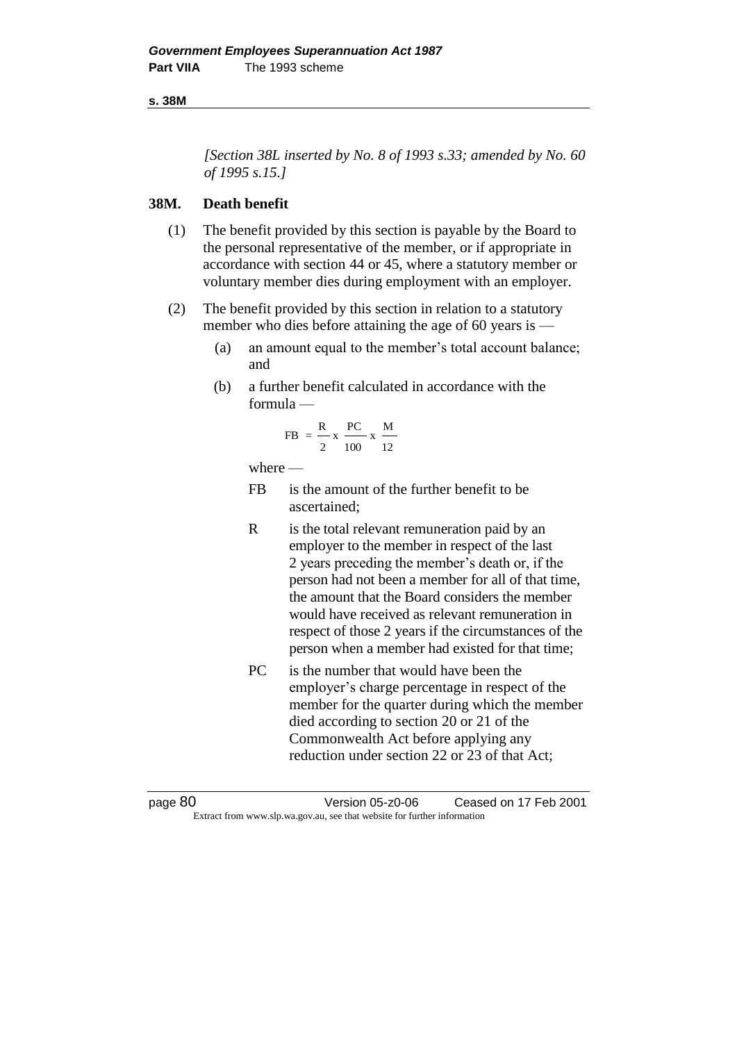*[Section 38L inserted by No. 8 of 1993 s.33; amended by No. 60 of 1995 s.15.]*

## 38M. Death benefit

(1) The benefit provided by this section is payable by the Board to the personal representative of the member, or if appropriate in accordance with section 44 or 45, where a statutory member or voluntary member dies during employment with an employer.

(2) The benefit provided by this section in relation to a statutory member who dies before attaining the age of 60 years is —

(a) an amount equal to the member's total account balance; and

(b) a further benefit calculated in accordance with the formula —

$$FB = \frac{R}{2} \times \frac{PC}{100} \times \frac{M}{12}$$

where —

FB is the amount of the further benefit to be ascertained;

R is the total relevant remuneration paid by an employer to the member in respect of the last 2 years preceding the member's death or, if the person had not been a member for all of that time, the amount that the Board considers the member would have received as relevant remuneration in respect of those 2 years if the circumstances of the person when a member had existed for that time;

PC is the number that would have been the employer's charge percentage in respect of the member for the quarter during which the member died according to section 20 or 21 of the Commonwealth Act before applying any reduction under section 22 or 23 of that Act;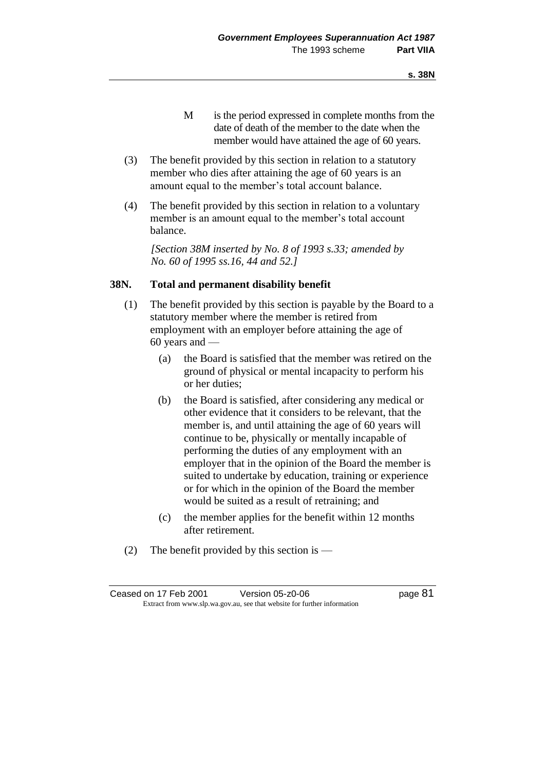M is the period expressed in complete months from the date of death of the member to the date when the member would have attained the age of 60 years.

(3) The benefit provided by this section in relation to a statutory member who dies after attaining the age of 60 years is an amount equal to the member's total account balance.

(4) The benefit provided by this section in relation to a voluntary member is an amount equal to the member's total account balance.

*[Section 38M inserted by No. 8 of 1993 s.33; amended by No. 60 of 1995 ss.16, 44 and 52.]*

## 38N. Total and permanent disability benefit

(1) The benefit provided by this section is payable by the Board to a statutory member where the member is retired from employment with an employer before attaining the age of 60 years and —

- (a) the Board is satisfied that the member was retired on the ground of physical or mental incapacity to perform his or her duties;
- (b) the Board is satisfied, after considering any medical or other evidence that it considers to be relevant, that the member is, and until attaining the age of 60 years will continue to be, physically or mentally incapable of performing the duties of any employment with an employer that in the opinion of the Board the member is suited to undertake by education, training or experience or for which in the opinion of the Board the member would be suited as a result of retraining; and
- (c) the member applies for the benefit within 12 months after retirement.

(2) The benefit provided by this section is —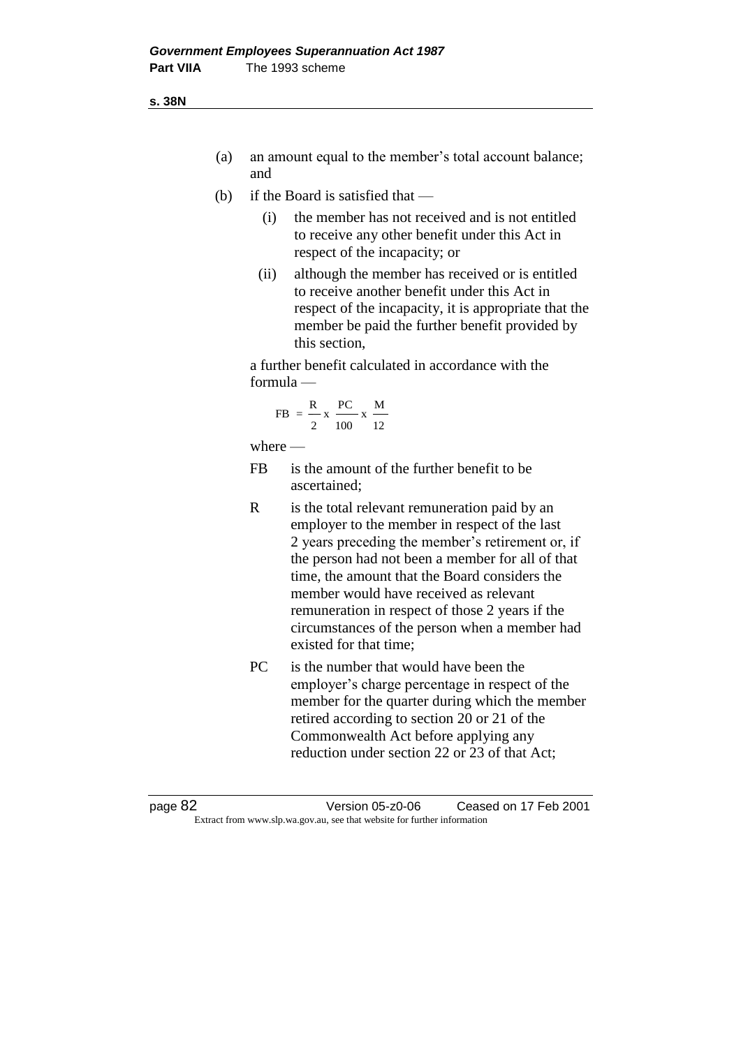(a) an amount equal to the member's total account balance; and

(b) if the Board is satisfied that —

   (i) the member has not received and is not entitled to receive any other benefit under this Act in respect of the incapacity; or

   (ii) although the member has received or is entitled to receive another benefit under this Act in respect of the incapacity, it is appropriate that the member be paid the further benefit provided by this section,

   a further benefit calculated in accordance with the formula —

$$FB = \frac{R}{2} \times \frac{PC}{100} \times \frac{M}{12}$$

   where —

   FB is the amount of the further benefit to be ascertained;

   R is the total relevant remuneration paid by an employer to the member in respect of the last 2 years preceding the member's retirement or, if the person had not been a member for all of that time, the amount that the Board considers the member would have received as relevant remuneration in respect of those 2 years if the circumstances of the person when a member had existed for that time;

   PC is the number that would have been the employer's charge percentage in respect of the member for the quarter during which the member retired according to section 20 or 21 of the Commonwealth Act before applying any reduction under section 22 or 23 of that Act;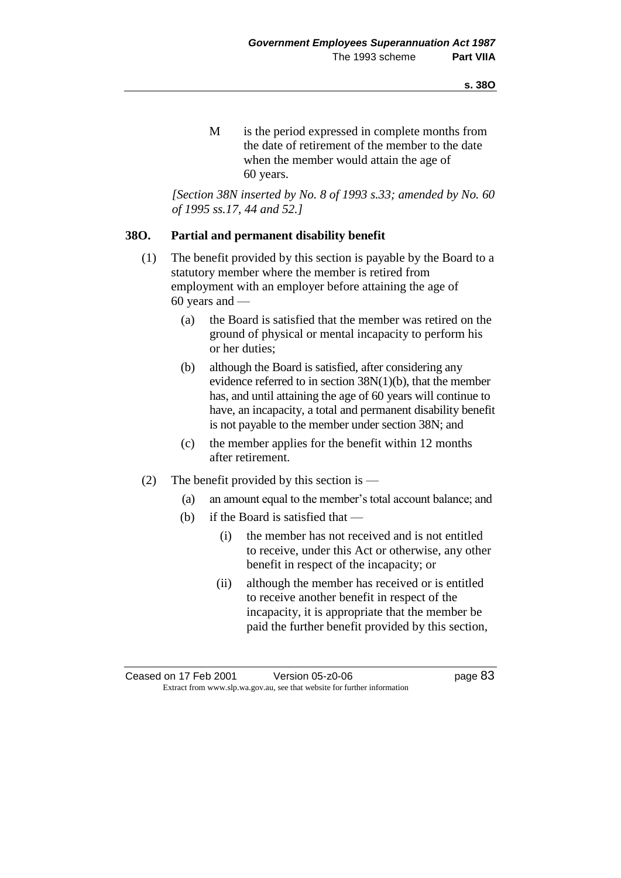M is the period expressed in complete months from the date of retirement of the member to the date when the member would attain the age of 60 years.

*[Section 38N inserted by No. 8 of 1993 s.33; amended by No. 60 of 1995 ss.17, 44 and 52.]*

## 38O. Partial and permanent disability benefit

(1) The benefit provided by this section is payable by the Board to a statutory member where the member is retired from employment with an employer before attaining the age of 60 years and —

- (a) the Board is satisfied that the member was retired on the ground of physical or mental incapacity to perform his or her duties;
- (b) although the Board is satisfied, after considering any evidence referred to in section 38N(1)(b), that the member has, and until attaining the age of 60 years will continue to have, an incapacity, a total and permanent disability benefit is not payable to the member under section 38N; and
- (c) the member applies for the benefit within 12 months after retirement.

(2) The benefit provided by this section is —

- (a) an amount equal to the member's total account balance; and
- (b) if the Board is satisfied that —
  - (i) the member has not received and is not entitled to receive, under this Act or otherwise, any other benefit in respect of the incapacity; or
  - (ii) although the member has received or is entitled to receive another benefit in respect of the incapacity, it is appropriate that the member be paid the further benefit provided by this section,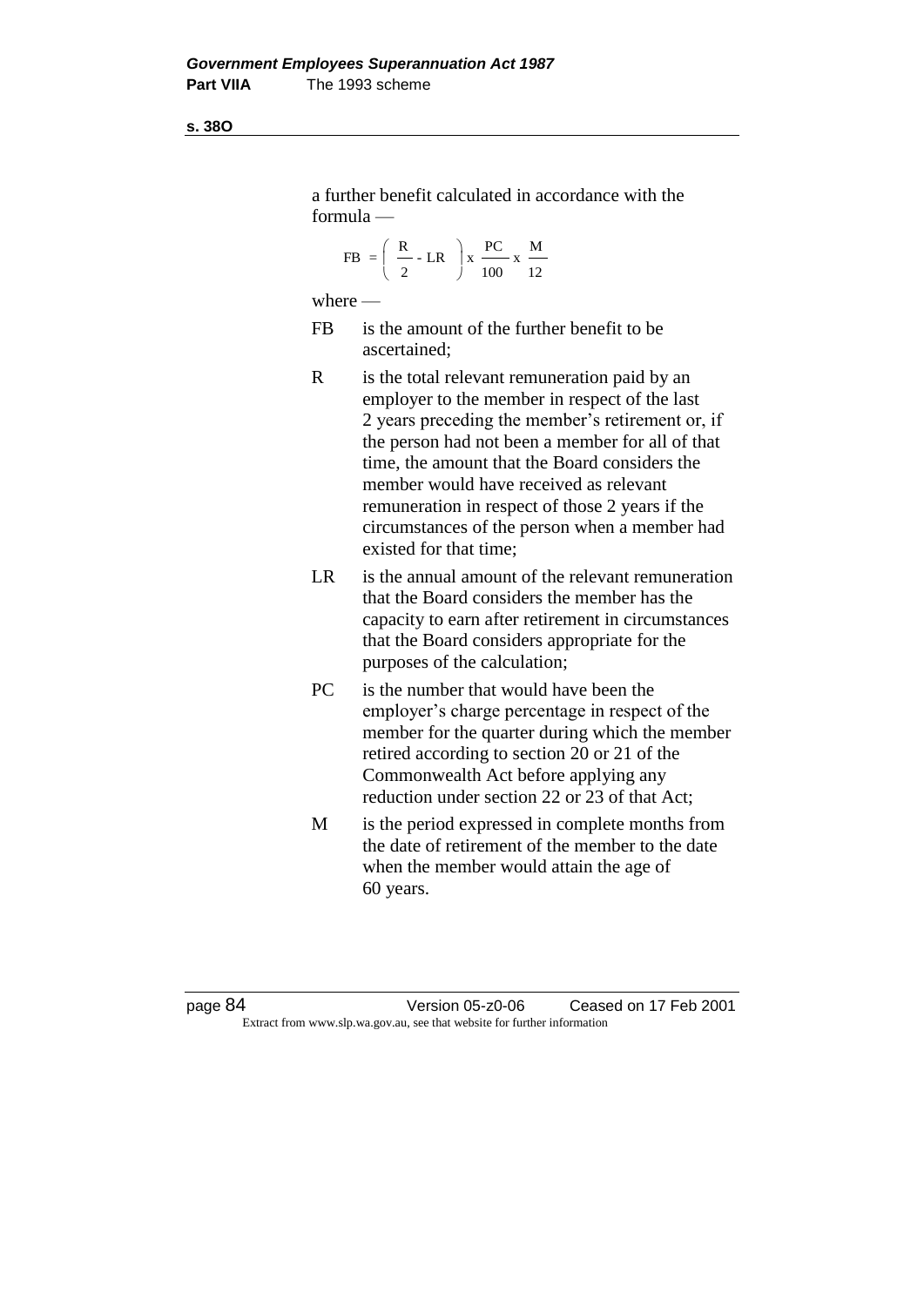a further benefit calculated in accordance with the formula —

$$FB = \left( \frac{R}{2} - LR \right) x \frac{PC}{100} x \frac{M}{12}$$

where —

FB is the amount of the further benefit to be ascertained;

R is the total relevant remuneration paid by an employer to the member in respect of the last 2 years preceding the member's retirement or, if the person had not been a member for all of that time, the amount that the Board considers the member would have received as relevant remuneration in respect of those 2 years if the circumstances of the person when a member had existed for that time;

LR is the annual amount of the relevant remuneration that the Board considers the member has the capacity to earn after retirement in circumstances that the Board considers appropriate for the purposes of the calculation;

PC is the number that would have been the employer's charge percentage in respect of the member for the quarter during which the member retired according to section 20 or 21 of the Commonwealth Act before applying any reduction under section 22 or 23 of that Act;

M is the period expressed in complete months from the date of retirement of the member to the date when the member would attain the age of 60 years.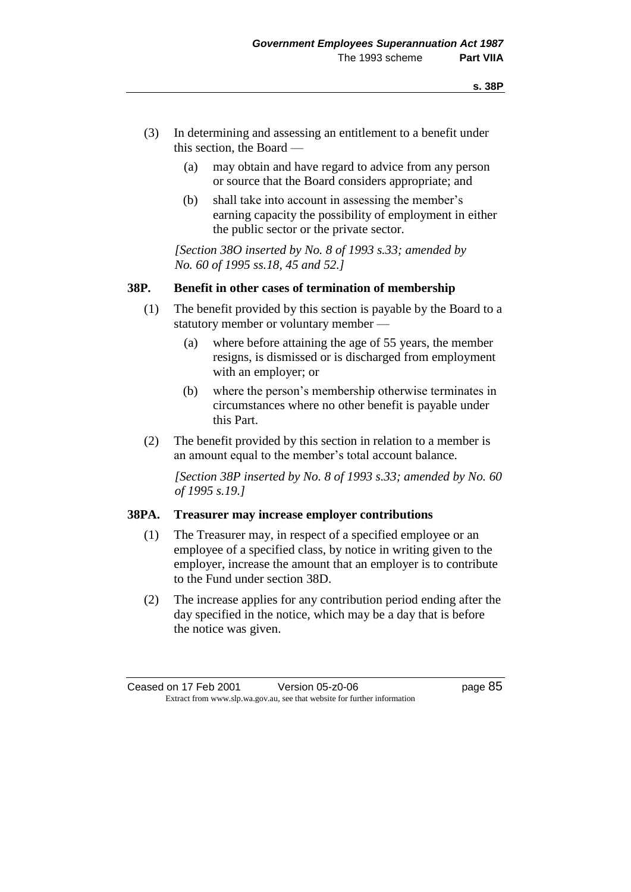(3) In determining and assessing an entitlement to a benefit under this section, the Board —

(a) may obtain and have regard to advice from any person or source that the Board considers appropriate; and

(b) shall take into account in assessing the member's earning capacity the possibility of employment in either the public sector or the private sector.

*[Section 38O inserted by No. 8 of 1993 s.33; amended by No. 60 of 1995 ss.18, 45 and 52.]*

## 38P. Benefit in other cases of termination of membership

(1) The benefit provided by this section is payable by the Board to a statutory member or voluntary member —

(a) where before attaining the age of 55 years, the member resigns, is dismissed or is discharged from employment with an employer; or

(b) where the person's membership otherwise terminates in circumstances where no other benefit is payable under this Part.

(2) The benefit provided by this section in relation to a member is an amount equal to the member's total account balance.

*[Section 38P inserted by No. 8 of 1993 s.33; amended by No. 60 of 1995 s.19.]*

## 38PA. Treasurer may increase employer contributions

(1) The Treasurer may, in respect of a specified employee or an employee of a specified class, by notice in writing given to the employer, increase the amount that an employer is to contribute to the Fund under section 38D.

(2) The increase applies for any contribution period ending after the day specified in the notice, which may be a day that is before the notice was given.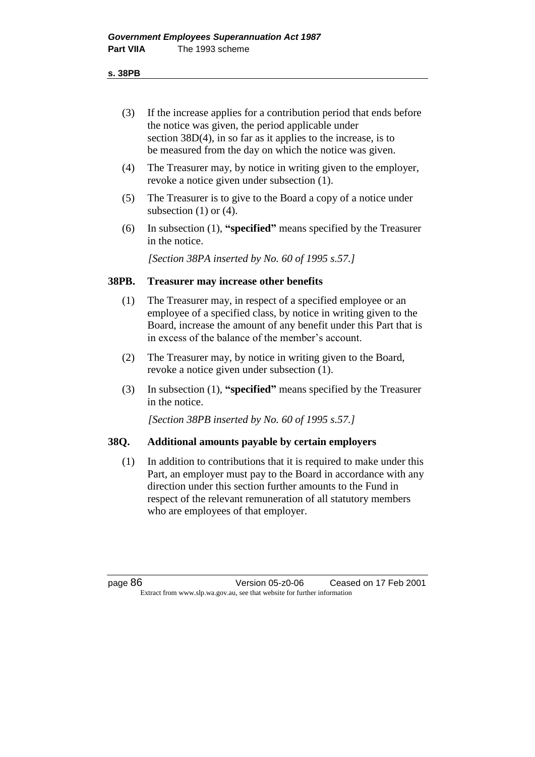(3) If the increase applies for a contribution period that ends before the notice was given, the period applicable under section 38D(4), in so far as it applies to the increase, is to be measured from the day on which the notice was given.

(4) The Treasurer may, by notice in writing given to the employer, revoke a notice given under subsection (1).

(5) The Treasurer is to give to the Board a copy of a notice under subsection (1) or (4).

(6) In subsection (1), **"specified"** means specified by the Treasurer in the notice.

*[Section 38PA inserted by No. 60 of 1995 s.57.]*

### 38PB. Treasurer may increase other benefits

(1) The Treasurer may, in respect of a specified employee or an employee of a specified class, by notice in writing given to the Board, increase the amount of any benefit under this Part that is in excess of the balance of the member's account.

(2) The Treasurer may, by notice in writing given to the Board, revoke a notice given under subsection (1).

(3) In subsection (1), **"specified"** means specified by the Treasurer in the notice.

*[Section 38PB inserted by No. 60 of 1995 s.57.]*

### 38Q. Additional amounts payable by certain employers

(1) In addition to contributions that it is required to make under this Part, an employer must pay to the Board in accordance with any direction under this section further amounts to the Fund in respect of the relevant remuneration of all statutory members who are employees of that employer.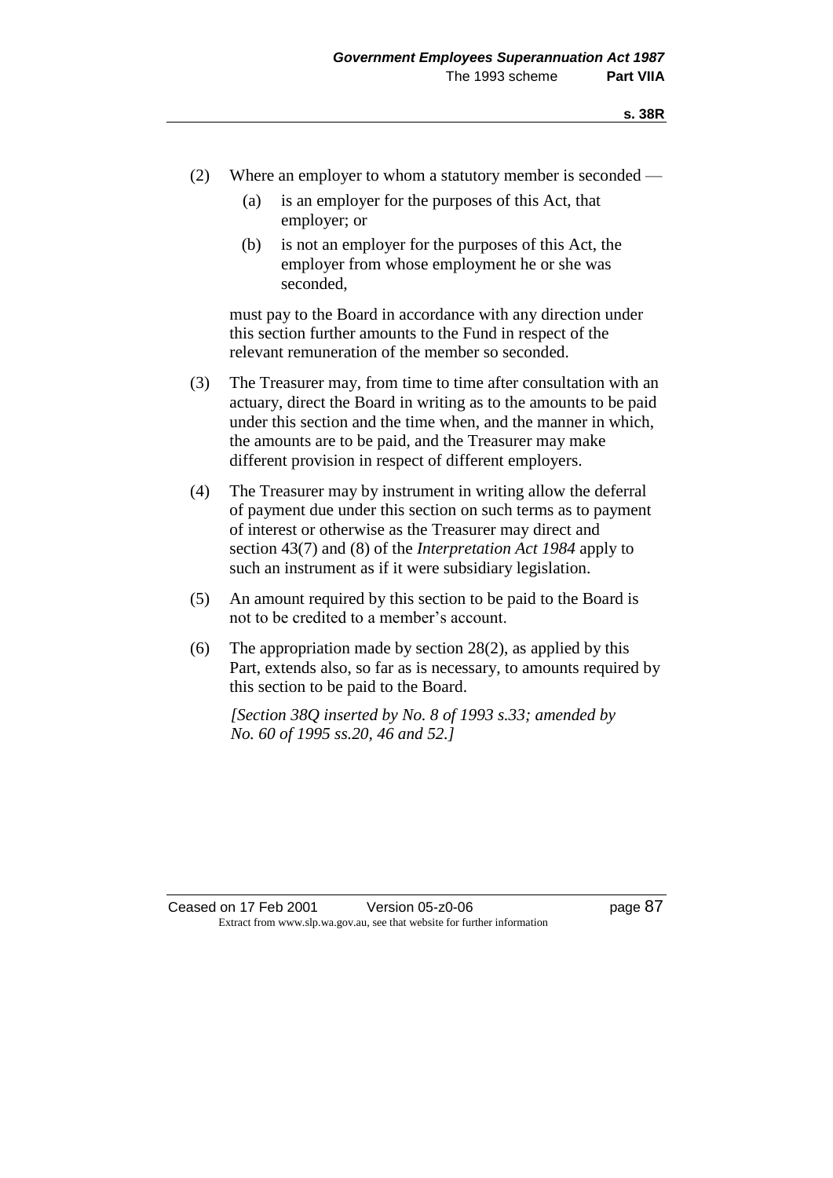(2) Where an employer to whom a statutory member is seconded —

  (a) is an employer for the purposes of this Act, that employer; or

  (b) is not an employer for the purposes of this Act, the employer from whose employment he or she was seconded,

  must pay to the Board in accordance with any direction under this section further amounts to the Fund in respect of the relevant remuneration of the member so seconded.

(3) The Treasurer may, from time to time after consultation with an actuary, direct the Board in writing as to the amounts to be paid under this section and the time when, and the manner in which, the amounts are to be paid, and the Treasurer may make different provision in respect of different employers.

(4) The Treasurer may by instrument in writing allow the deferral of payment due under this section on such terms as to payment of interest or otherwise as the Treasurer may direct and section 43(7) and (8) of the *Interpretation Act 1984* apply to such an instrument as if it were subsidiary legislation.

(5) An amount required by this section to be paid to the Board is not to be credited to a member's account.

(6) The appropriation made by section 28(2), as applied by this Part, extends also, so far as is necessary, to amounts required by this section to be paid to the Board.

  *[Section 38Q inserted by No. 8 of 1993 s.33; amended by No. 60 of 1995 ss.20, 46 and 52.]*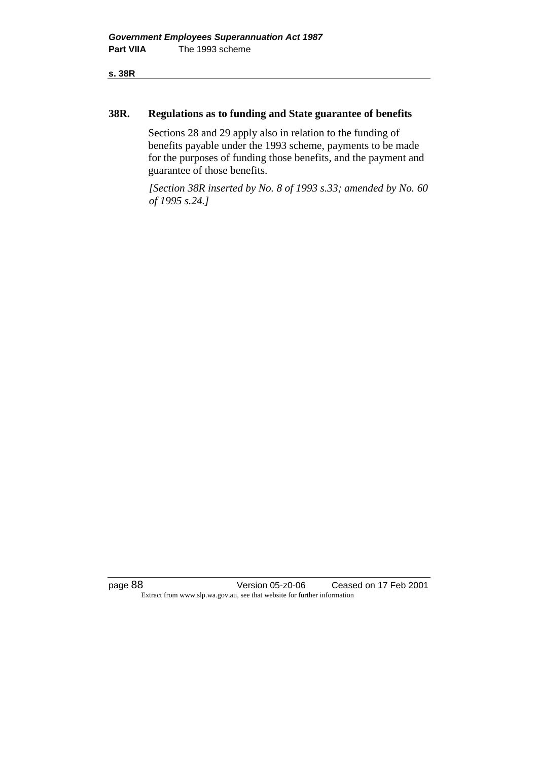## 38R. Regulations as to funding and State guarantee of benefits

Sections 28 and 29 apply also in relation to the funding of benefits payable under the 1993 scheme, payments to be made for the purposes of funding those benefits, and the payment and guarantee of those benefits.

*[Section 38R inserted by No. 8 of 1993 s.33; amended by No. 60 of 1995 s.24.]*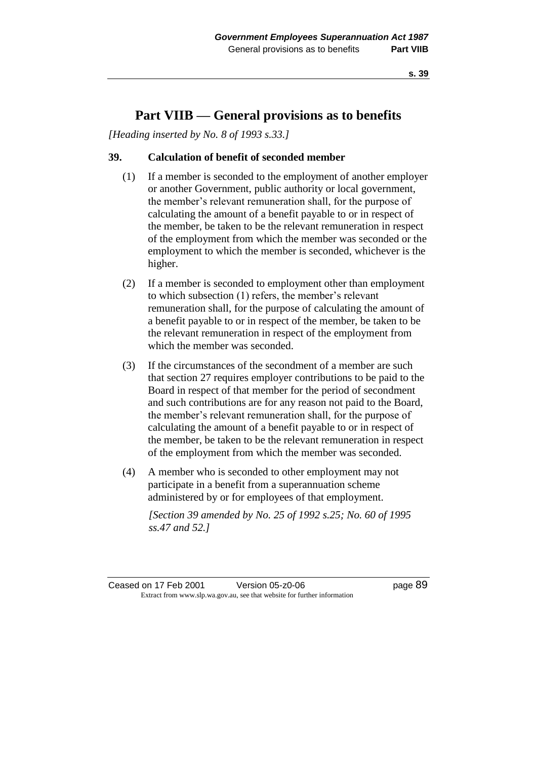# Part VIIB — General provisions as to benefits

*[Heading inserted by No. 8 of 1993 s.33.]*

### 39. Calculation of benefit of seconded member

(1) If a member is seconded to the employment of another employer or another Government, public authority or local government, the member's relevant remuneration shall, for the purpose of calculating the amount of a benefit payable to or in respect of the member, be taken to be the relevant remuneration in respect of the employment from which the member was seconded or the employment to which the member is seconded, whichever is the higher.

(2) If a member is seconded to employment other than employment to which subsection (1) refers, the member's relevant remuneration shall, for the purpose of calculating the amount of a benefit payable to or in respect of the member, be taken to be the relevant remuneration in respect of the employment from which the member was seconded.

(3) If the circumstances of the secondment of a member are such that section 27 requires employer contributions to be paid to the Board in respect of that member for the period of secondment and such contributions are for any reason not paid to the Board, the member's relevant remuneration shall, for the purpose of calculating the amount of a benefit payable to or in respect of the member, be taken to be the relevant remuneration in respect of the employment from which the member was seconded.

(4) A member who is seconded to other employment may not participate in a benefit from a superannuation scheme administered by or for employees of that employment.

*[Section 39 amended by No. 25 of 1992 s.25; No. 60 of 1995 ss.47 and 52.]*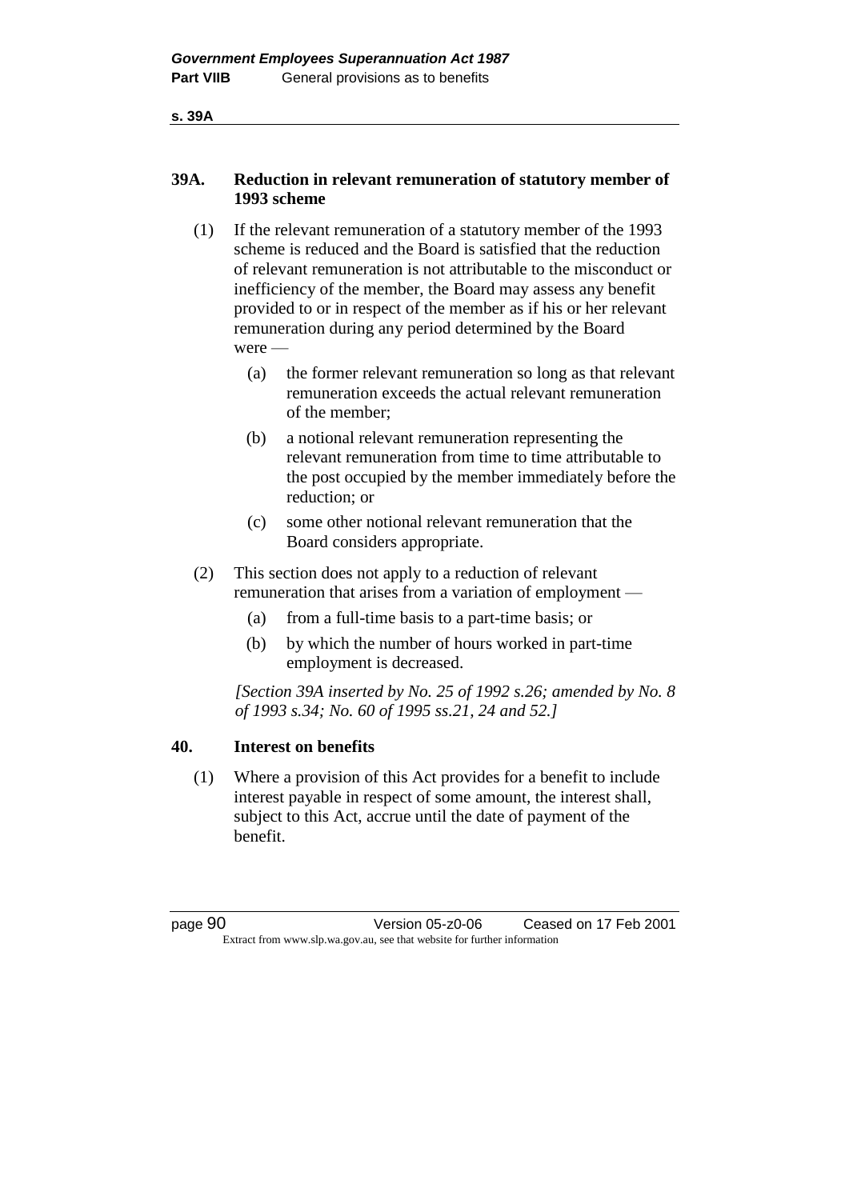## 39A. Reduction in relevant remuneration of statutory member of 1993 scheme

(1) If the relevant remuneration of a statutory member of the 1993 scheme is reduced and the Board is satisfied that the reduction of relevant remuneration is not attributable to the misconduct or inefficiency of the member, the Board may assess any benefit provided to or in respect of the member as if his or her relevant remuneration during any period determined by the Board were —

   (a) the former relevant remuneration so long as that relevant remuneration exceeds the actual relevant remuneration of the member;

   (b) a notional relevant remuneration representing the relevant remuneration from time to time attributable to the post occupied by the member immediately before the reduction; or

   (c) some other notional relevant remuneration that the Board considers appropriate.

(2) This section does not apply to a reduction of relevant remuneration that arises from a variation of employment —

   (a) from a full-time basis to a part-time basis; or

   (b) by which the number of hours worked in part-time employment is decreased.

*[Section 39A inserted by No. 25 of 1992 s.26; amended by No. 8 of 1993 s.34; No. 60 of 1995 ss.21, 24 and 52.]*

## 40. Interest on benefits

(1) Where a provision of this Act provides for a benefit to include interest payable in respect of some amount, the interest shall, subject to this Act, accrue until the date of payment of the benefit.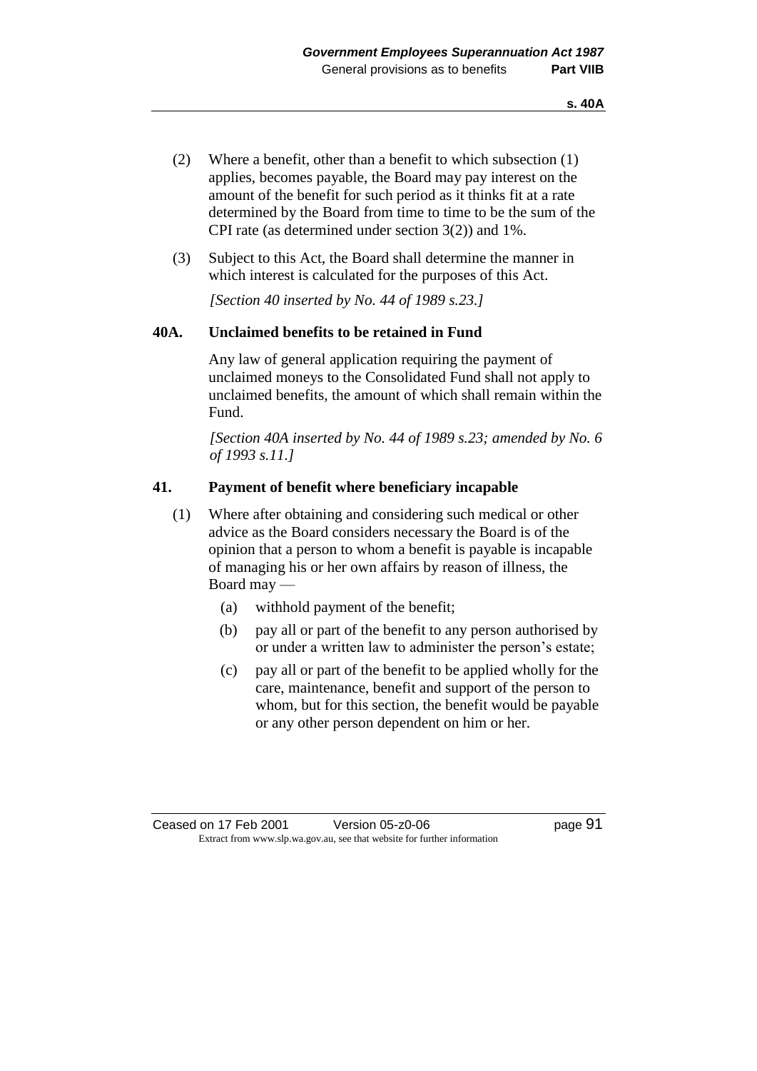(2) Where a benefit, other than a benefit to which subsection (1) applies, becomes payable, the Board may pay interest on the amount of the benefit for such period as it thinks fit at a rate determined by the Board from time to time to be the sum of the CPI rate (as determined under section 3(2)) and 1%.

(3) Subject to this Act, the Board shall determine the manner in which interest is calculated for the purposes of this Act.

*[Section 40 inserted by No. 44 of 1989 s.23.]*

### 40A. Unclaimed benefits to be retained in Fund

Any law of general application requiring the payment of unclaimed moneys to the Consolidated Fund shall not apply to unclaimed benefits, the amount of which shall remain within the Fund.

*[Section 40A inserted by No. 44 of 1989 s.23; amended by No. 6 of 1993 s.11.]*

### 41. Payment of benefit where beneficiary incapable

(1) Where after obtaining and considering such medical or other advice as the Board considers necessary the Board is of the opinion that a person to whom a benefit is payable is incapable of managing his or her own affairs by reason of illness, the Board may —

- (a) withhold payment of the benefit;
- (b) pay all or part of the benefit to any person authorised by or under a written law to administer the person's estate;
- (c) pay all or part of the benefit to be applied wholly for the care, maintenance, benefit and support of the person to whom, but for this section, the benefit would be payable or any other person dependent on him or her.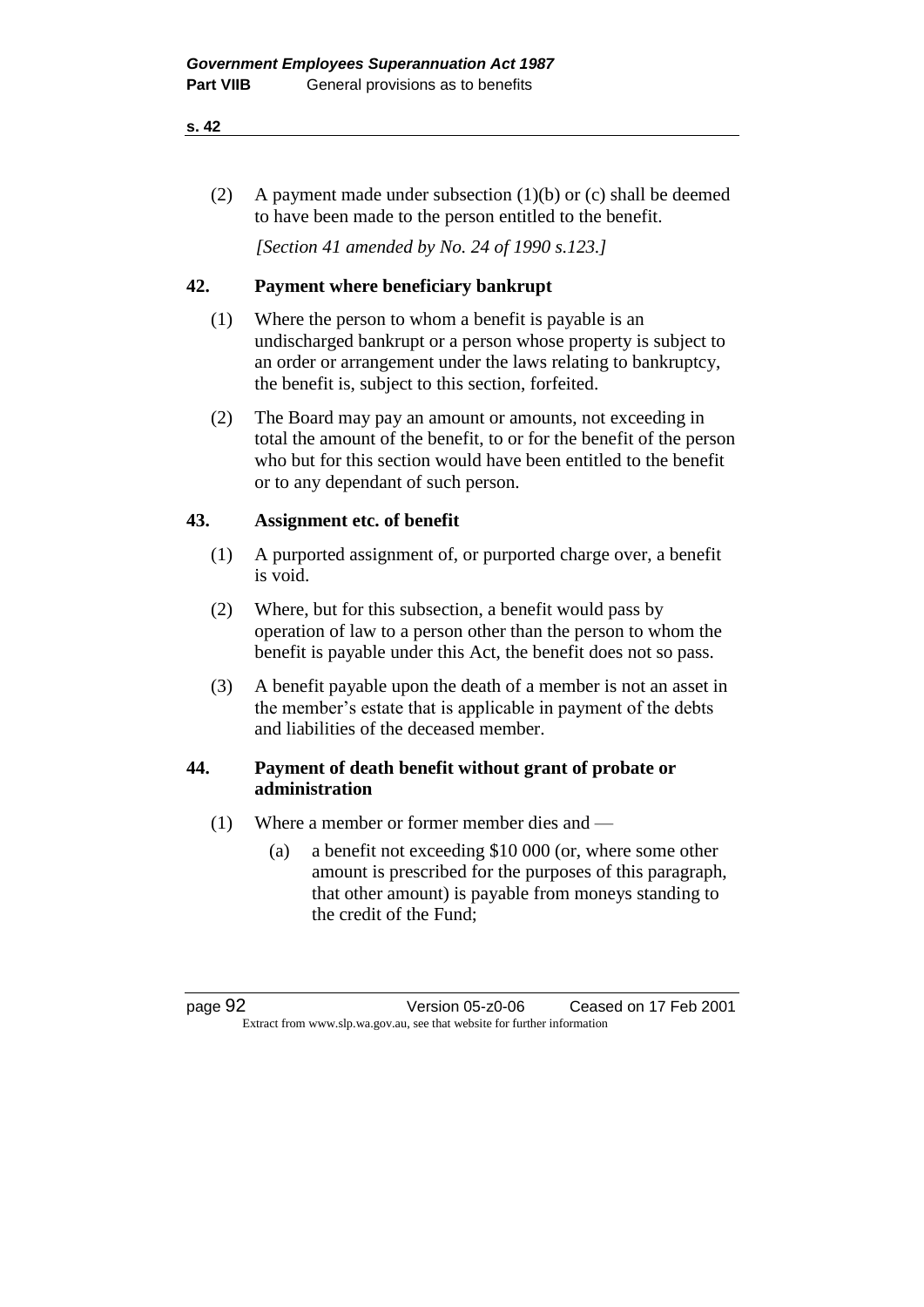(2) A payment made under subsection (1)(b) or (c) shall be deemed to have been made to the person entitled to the benefit.

*[Section 41 amended by No. 24 of 1990 s.123.]*

## 42. Payment where beneficiary bankrupt

(1) Where the person to whom a benefit is payable is an undischarged bankrupt or a person whose property is subject to an order or arrangement under the laws relating to bankruptcy, the benefit is, subject to this section, forfeited.

(2) The Board may pay an amount or amounts, not exceeding in total the amount of the benefit, to or for the benefit of the person who but for this section would have been entitled to the benefit or to any dependant of such person.

## 43. Assignment etc. of benefit

(1) A purported assignment of, or purported charge over, a benefit is void.

(2) Where, but for this subsection, a benefit would pass by operation of law to a person other than the person to whom the benefit is payable under this Act, the benefit does not so pass.

(3) A benefit payable upon the death of a member is not an asset in the member's estate that is applicable in payment of the debts and liabilities of the deceased member.

## 44. Payment of death benefit without grant of probate or administration

(1) Where a member or former member dies and —

(a) a benefit not exceeding $10 000 (or, where some other amount is prescribed for the purposes of this paragraph, that other amount) is payable from moneys standing to the credit of the Fund;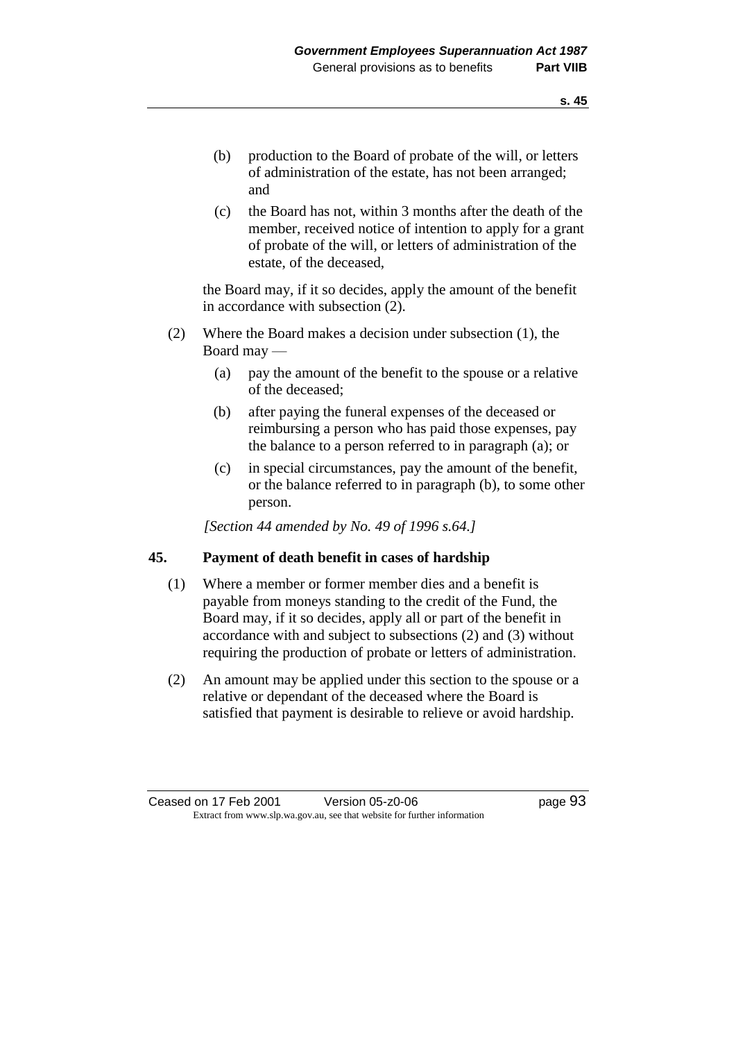(b) production to the Board of probate of the will, or letters of administration of the estate, has not been arranged; and

(c) the Board has not, within 3 months after the death of the member, received notice of intention to apply for a grant of probate of the will, or letters of administration of the estate, of the deceased,

the Board may, if it so decides, apply the amount of the benefit in accordance with subsection (2).

(2) Where the Board makes a decision under subsection (1), the Board may —

(a) pay the amount of the benefit to the spouse or a relative of the deceased;

(b) after paying the funeral expenses of the deceased or reimbursing a person who has paid those expenses, pay the balance to a person referred to in paragraph (a); or

(c) in special circumstances, pay the amount of the benefit, or the balance referred to in paragraph (b), to some other person.

*[Section 44 amended by No. 49 of 1996 s.64.]*

## 45. Payment of death benefit in cases of hardship

(1) Where a member or former member dies and a benefit is payable from moneys standing to the credit of the Fund, the Board may, if it so decides, apply all or part of the benefit in accordance with and subject to subsections (2) and (3) without requiring the production of probate or letters of administration.

(2) An amount may be applied under this section to the spouse or a relative or dependant of the deceased where the Board is satisfied that payment is desirable to relieve or avoid hardship.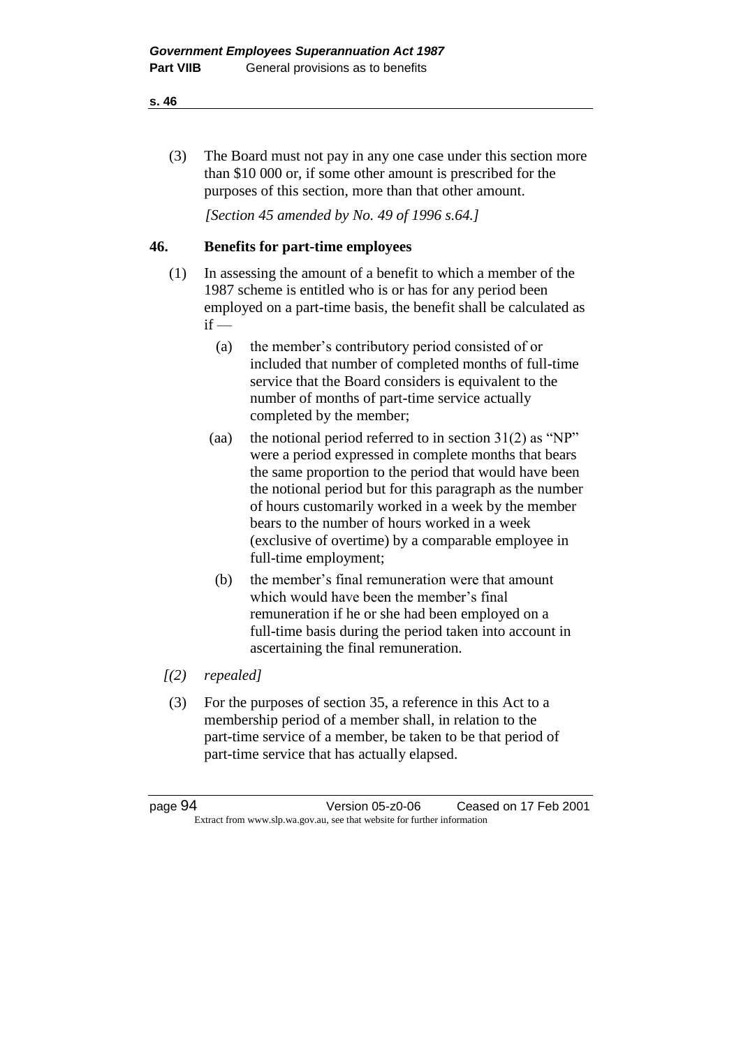(3) The Board must not pay in any one case under this section more than $10 000 or, if some other amount is prescribed for the purposes of this section, more than that other amount.

*[Section 45 amended by No. 49 of 1996 s.64.]*

### 46. Benefits for part-time employees

(1) In assessing the amount of a benefit to which a member of the 1987 scheme is entitled who is or has for any period been employed on a part-time basis, the benefit shall be calculated as if —

(a) the member's contributory period consisted of or included that number of completed months of full-time service that the Board considers is equivalent to the number of months of part-time service actually completed by the member;

(aa) the notional period referred to in section 31(2) as "NP" were a period expressed in complete months that bears the same proportion to the period that would have been the notional period but for this paragraph as the number of hours customarily worked in a week by the member bears to the number of hours worked in a week (exclusive of overtime) by a comparable employee in full-time employment;

(b) the member's final remuneration were that amount which would have been the member's final remuneration if he or she had been employed on a full-time basis during the period taken into account in ascertaining the final remuneration.

*[(2) repealed]*

(3) For the purposes of section 35, a reference in this Act to a membership period of a member shall, in relation to the part-time service of a member, be taken to be that period of part-time service that has actually elapsed.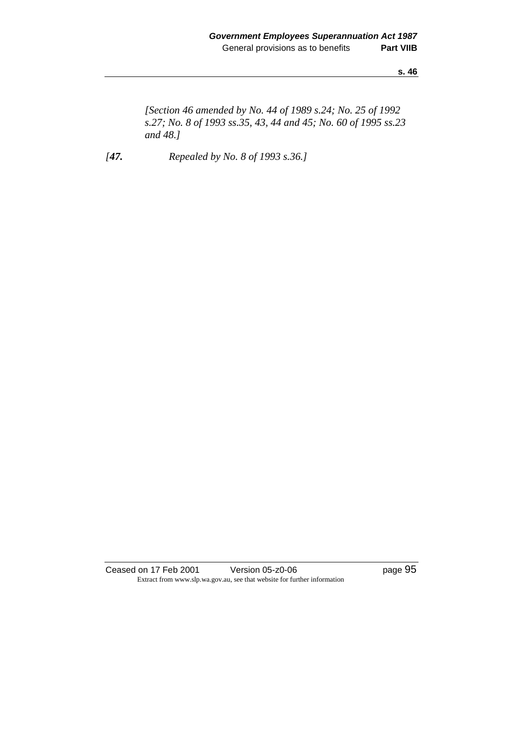*[Section 46 amended by No. 44 of 1989 s.24; No. 25 of 1992 s.27; No. 8 of 1993 ss.35, 43, 44 and 45; No. 60 of 1995 ss.23 and 48.]*

*[**47.** Repealed by No. 8 of 1993 s.36.]*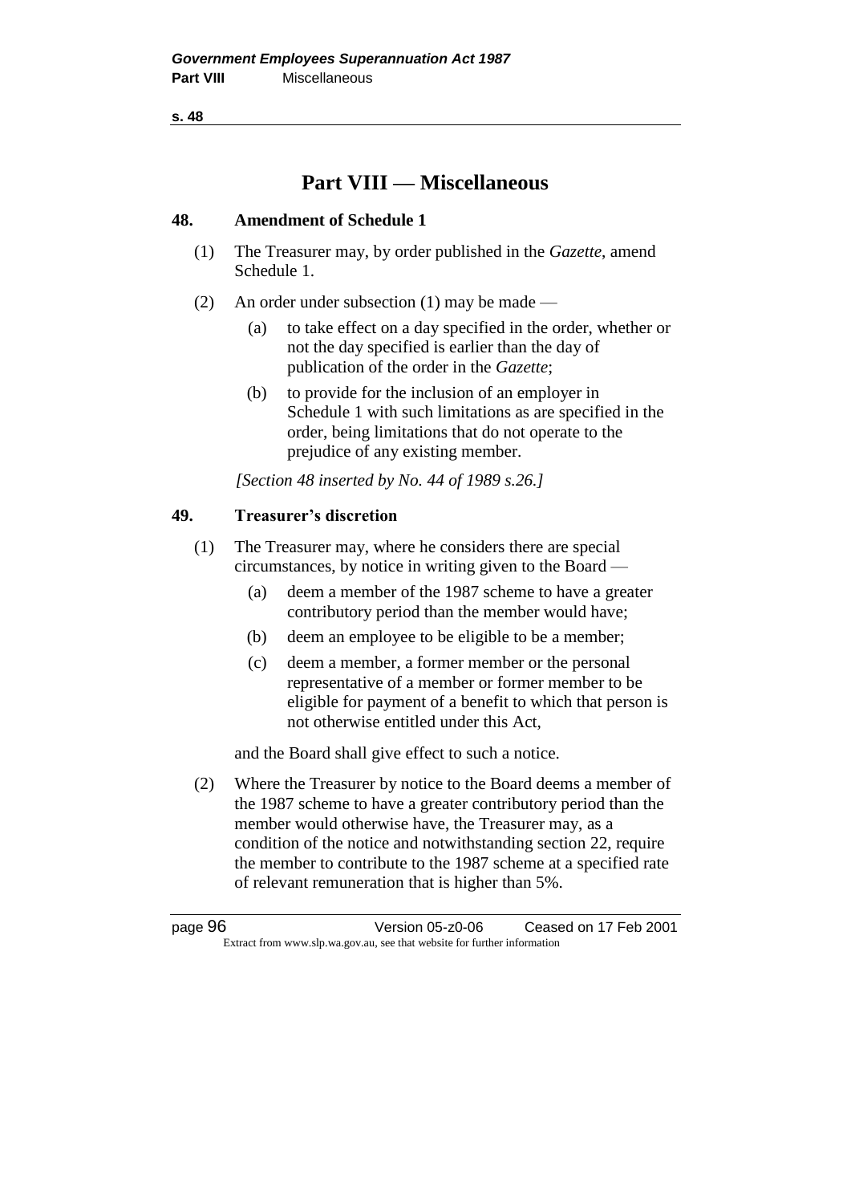# Part VIII — Miscellaneous

## 48. Amendment of Schedule 1

(1) The Treasurer may, by order published in the *Gazette*, amend Schedule 1.

(2) An order under subsection (1) may be made —

- (a) to take effect on a day specified in the order, whether or not the day specified is earlier than the day of publication of the order in the *Gazette*;
- (b) to provide for the inclusion of an employer in Schedule 1 with such limitations as are specified in the order, being limitations that do not operate to the prejudice of any existing member.

*[Section 48 inserted by No. 44 of 1989 s.26.]*

## 49. Treasurer's discretion

(1) The Treasurer may, where he considers there are special circumstances, by notice in writing given to the Board —

- (a) deem a member of the 1987 scheme to have a greater contributory period than the member would have;
- (b) deem an employee to be eligible to be a member;
- (c) deem a member, a former member or the personal representative of a member or former member to be eligible for payment of a benefit to which that person is not otherwise entitled under this Act,

and the Board shall give effect to such a notice.

(2) Where the Treasurer by notice to the Board deems a member of the 1987 scheme to have a greater contributory period than the member would otherwise have, the Treasurer may, as a condition of the notice and notwithstanding section 22, require the member to contribute to the 1987 scheme at a specified rate of relevant remuneration that is higher than 5%.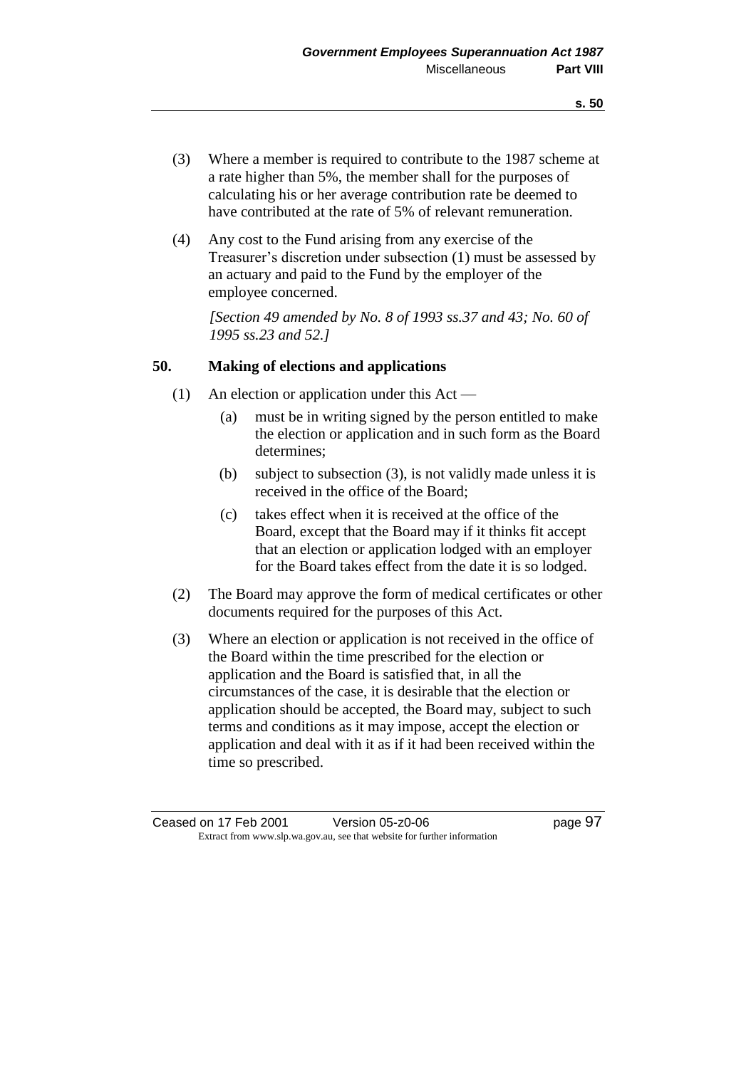(3) Where a member is required to contribute to the 1987 scheme at a rate higher than 5%, the member shall for the purposes of calculating his or her average contribution rate be deemed to have contributed at the rate of 5% of relevant remuneration.

(4) Any cost to the Fund arising from any exercise of the Treasurer's discretion under subsection (1) must be assessed by an actuary and paid to the Fund by the employer of the employee concerned.

*[Section 49 amended by No. 8 of 1993 ss.37 and 43; No. 60 of 1995 ss.23 and 52.]*

### 50. Making of elections and applications

(1) An election or application under this Act —

- (a) must be in writing signed by the person entitled to make the election or application and in such form as the Board determines;
- (b) subject to subsection (3), is not validly made unless it is received in the office of the Board;
- (c) takes effect when it is received at the office of the Board, except that the Board may if it thinks fit accept that an election or application lodged with an employer for the Board takes effect from the date it is so lodged.

(2) The Board may approve the form of medical certificates or other documents required for the purposes of this Act.

(3) Where an election or application is not received in the office of the Board within the time prescribed for the election or application and the Board is satisfied that, in all the circumstances of the case, it is desirable that the election or application should be accepted, the Board may, subject to such terms and conditions as it may impose, accept the election or application and deal with it as if it had been received within the time so prescribed.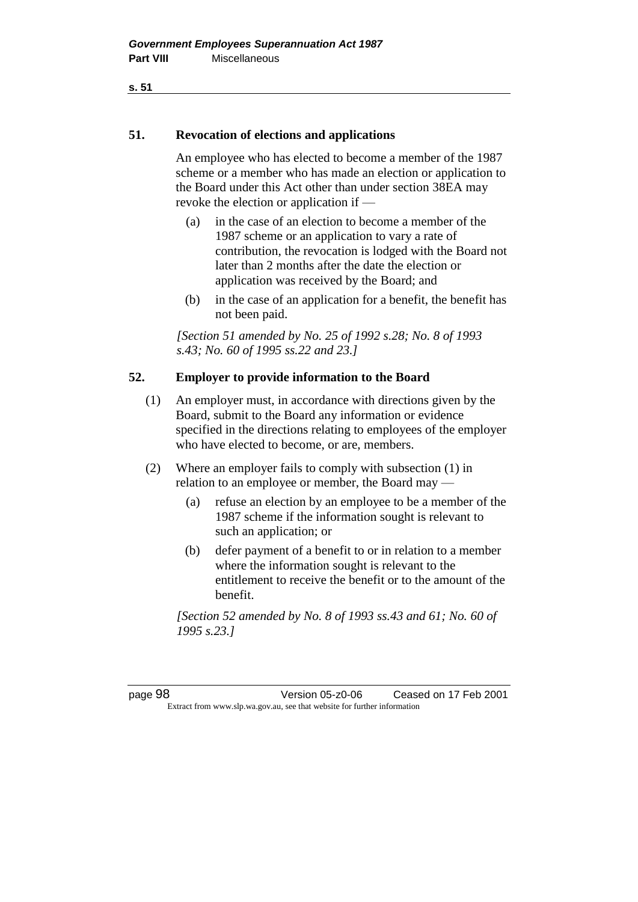## 51. Revocation of elections and applications

An employee who has elected to become a member of the 1987 scheme or a member who has made an election or application to the Board under this Act other than under section 38EA may revoke the election or application if —

(a) in the case of an election to become a member of the 1987 scheme or an application to vary a rate of contribution, the revocation is lodged with the Board not later than 2 months after the date the election or application was received by the Board; and

(b) in the case of an application for a benefit, the benefit has not been paid.

*[Section 51 amended by No. 25 of 1992 s.28; No. 8 of 1993 s.43; No. 60 of 1995 ss.22 and 23.]*

## 52. Employer to provide information to the Board

(1) An employer must, in accordance with directions given by the Board, submit to the Board any information or evidence specified in the directions relating to employees of the employer who have elected to become, or are, members.

(2) Where an employer fails to comply with subsection (1) in relation to an employee or member, the Board may —

(a) refuse an election by an employee to be a member of the 1987 scheme if the information sought is relevant to such an application; or

(b) defer payment of a benefit to or in relation to a member where the information sought is relevant to the entitlement to receive the benefit or to the amount of the benefit.

*[Section 52 amended by No. 8 of 1993 ss.43 and 61; No. 60 of 1995 s.23.]*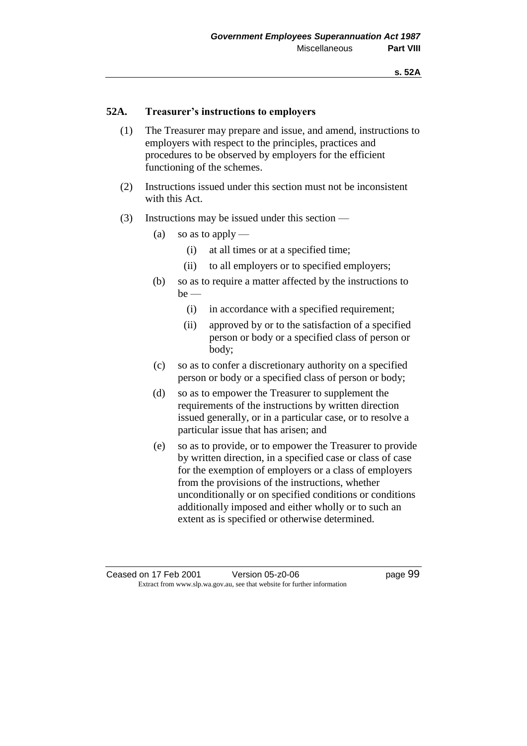## 52A. Treasurer's instructions to employers

(1) The Treasurer may prepare and issue, and amend, instructions to employers with respect to the principles, practices and procedures to be observed by employers for the efficient functioning of the schemes.

(2) Instructions issued under this section must not be inconsistent with this Act.

(3) Instructions may be issued under this section —

(a) so as to apply —

(i) at all times or at a specified time;

(ii) to all employers or to specified employers;

(b) so as to require a matter affected by the instructions to be —

(i) in accordance with a specified requirement;

(ii) approved by or to the satisfaction of a specified person or body or a specified class of person or body;

(c) so as to confer a discretionary authority on a specified person or body or a specified class of person or body;

(d) so as to empower the Treasurer to supplement the requirements of the instructions by written direction issued generally, or in a particular case, or to resolve a particular issue that has arisen; and

(e) so as to provide, or to empower the Treasurer to provide by written direction, in a specified case or class of case for the exemption of employers or a class of employers from the provisions of the instructions, whether unconditionally or on specified conditions or conditions additionally imposed and either wholly or to such an extent as is specified or otherwise determined.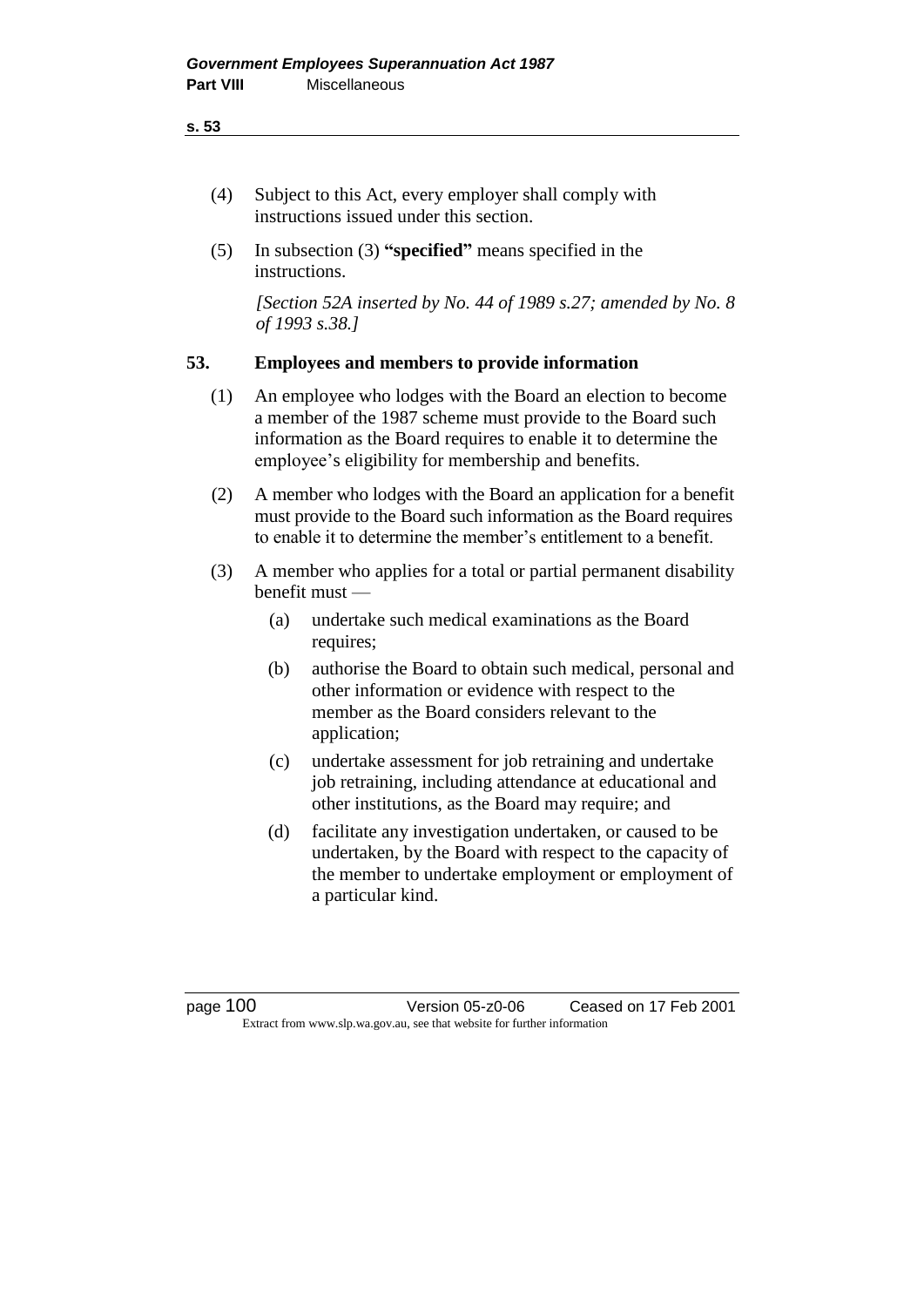(4) Subject to this Act, every employer shall comply with instructions issued under this section.

(5) In subsection (3) **"specified"** means specified in the instructions.

*[Section 52A inserted by No. 44 of 1989 s.27; amended by No. 8 of 1993 s.38.]*

## 53. Employees and members to provide information

(1) An employee who lodges with the Board an election to become a member of the 1987 scheme must provide to the Board such information as the Board requires to enable it to determine the employee's eligibility for membership and benefits.

(2) A member who lodges with the Board an application for a benefit must provide to the Board such information as the Board requires to enable it to determine the member's entitlement to a benefit.

(3) A member who applies for a total or partial permanent disability benefit must —

- (a) undertake such medical examinations as the Board requires;
- (b) authorise the Board to obtain such medical, personal and other information or evidence with respect to the member as the Board considers relevant to the application;
- (c) undertake assessment for job retraining and undertake job retraining, including attendance at educational and other institutions, as the Board may require; and
- (d) facilitate any investigation undertaken, or caused to be undertaken, by the Board with respect to the capacity of the member to undertake employment or employment of a particular kind.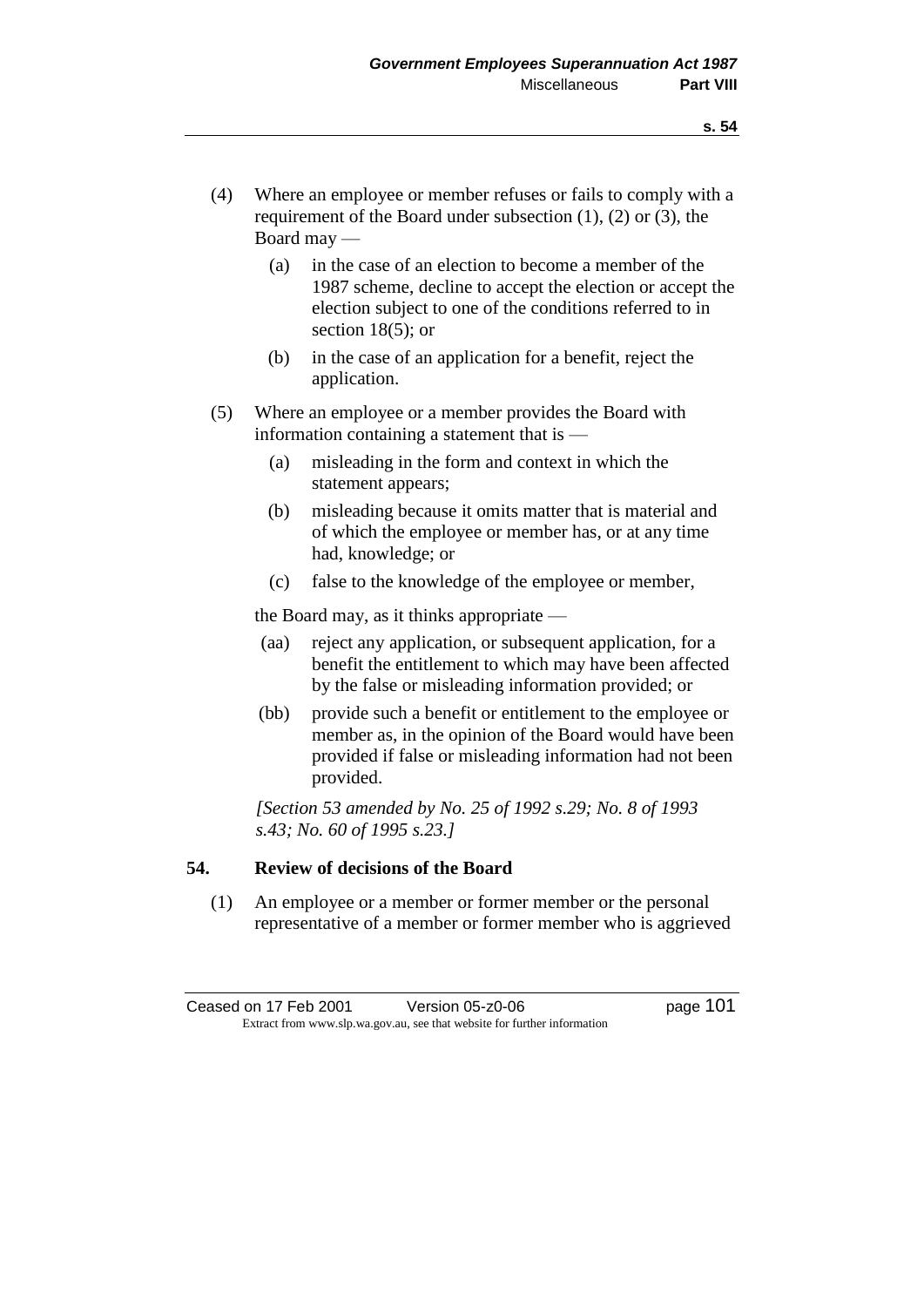(4) Where an employee or member refuses or fails to comply with a requirement of the Board under subsection (1), (2) or (3), the Board may —

   (a) in the case of an election to become a member of the 1987 scheme, decline to accept the election or accept the election subject to one of the conditions referred to in section 18(5); or

   (b) in the case of an application for a benefit, reject the application.

(5) Where an employee or a member provides the Board with information containing a statement that is —

   (a) misleading in the form and context in which the statement appears;

   (b) misleading because it omits matter that is material and of which the employee or member has, or at any time had, knowledge; or

   (c) false to the knowledge of the employee or member,

the Board may, as it thinks appropriate —

   (aa) reject any application, or subsequent application, for a benefit the entitlement to which may have been affected by the false or misleading information provided; or

   (bb) provide such a benefit or entitlement to the employee or member as, in the opinion of the Board would have been provided if false or misleading information had not been provided.

*[Section 53 amended by No. 25 of 1992 s.29; No. 8 of 1993 s.43; No. 60 of 1995 s.23.]*

## 54. Review of decisions of the Board

(1) An employee or a member or former member or the personal representative of a member or former member who is aggrieved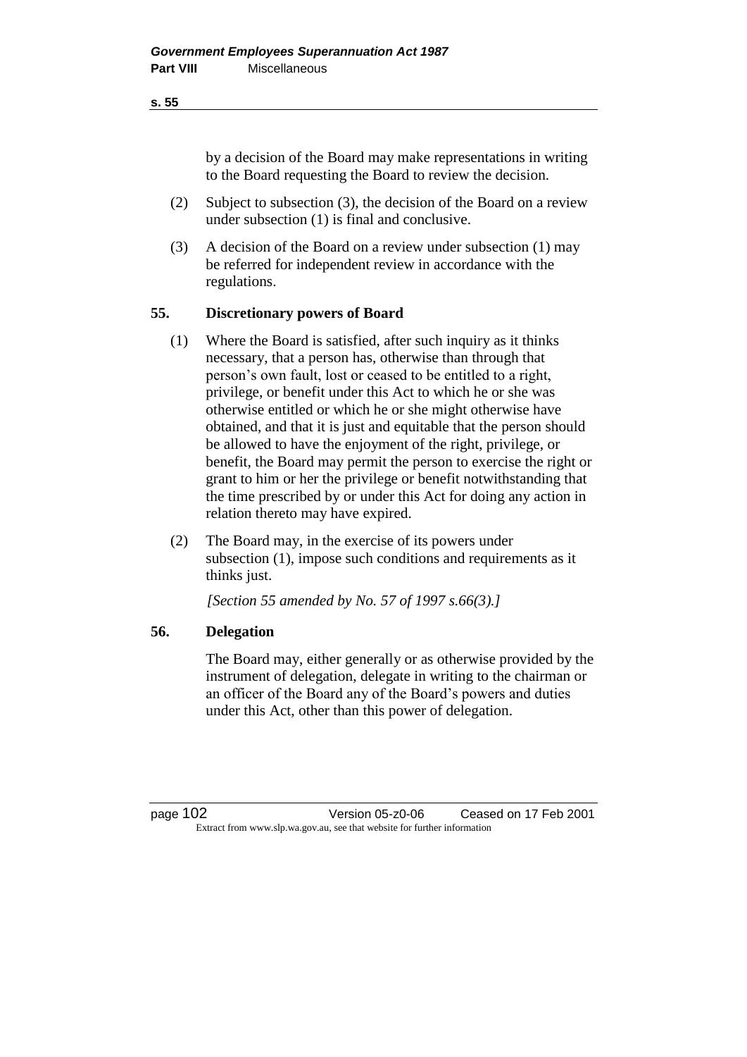by a decision of the Board may make representations in writing to the Board requesting the Board to review the decision.

(2) Subject to subsection (3), the decision of the Board on a review under subsection (1) is final and conclusive.

(3) A decision of the Board on a review under subsection (1) may be referred for independent review in accordance with the regulations.

## 55. Discretionary powers of Board

(1) Where the Board is satisfied, after such inquiry as it thinks necessary, that a person has, otherwise than through that person's own fault, lost or ceased to be entitled to a right, privilege, or benefit under this Act to which he or she was otherwise entitled or which he or she might otherwise have obtained, and that it is just and equitable that the person should be allowed to have the enjoyment of the right, privilege, or benefit, the Board may permit the person to exercise the right or grant to him or her the privilege or benefit notwithstanding that the time prescribed by or under this Act for doing any action in relation thereto may have expired.

(2) The Board may, in the exercise of its powers under subsection (1), impose such conditions and requirements as it thinks just.

*[Section 55 amended by No. 57 of 1997 s.66(3).]*

## 56. Delegation

The Board may, either generally or as otherwise provided by the instrument of delegation, delegate in writing to the chairman or an officer of the Board any of the Board's powers and duties under this Act, other than this power of delegation.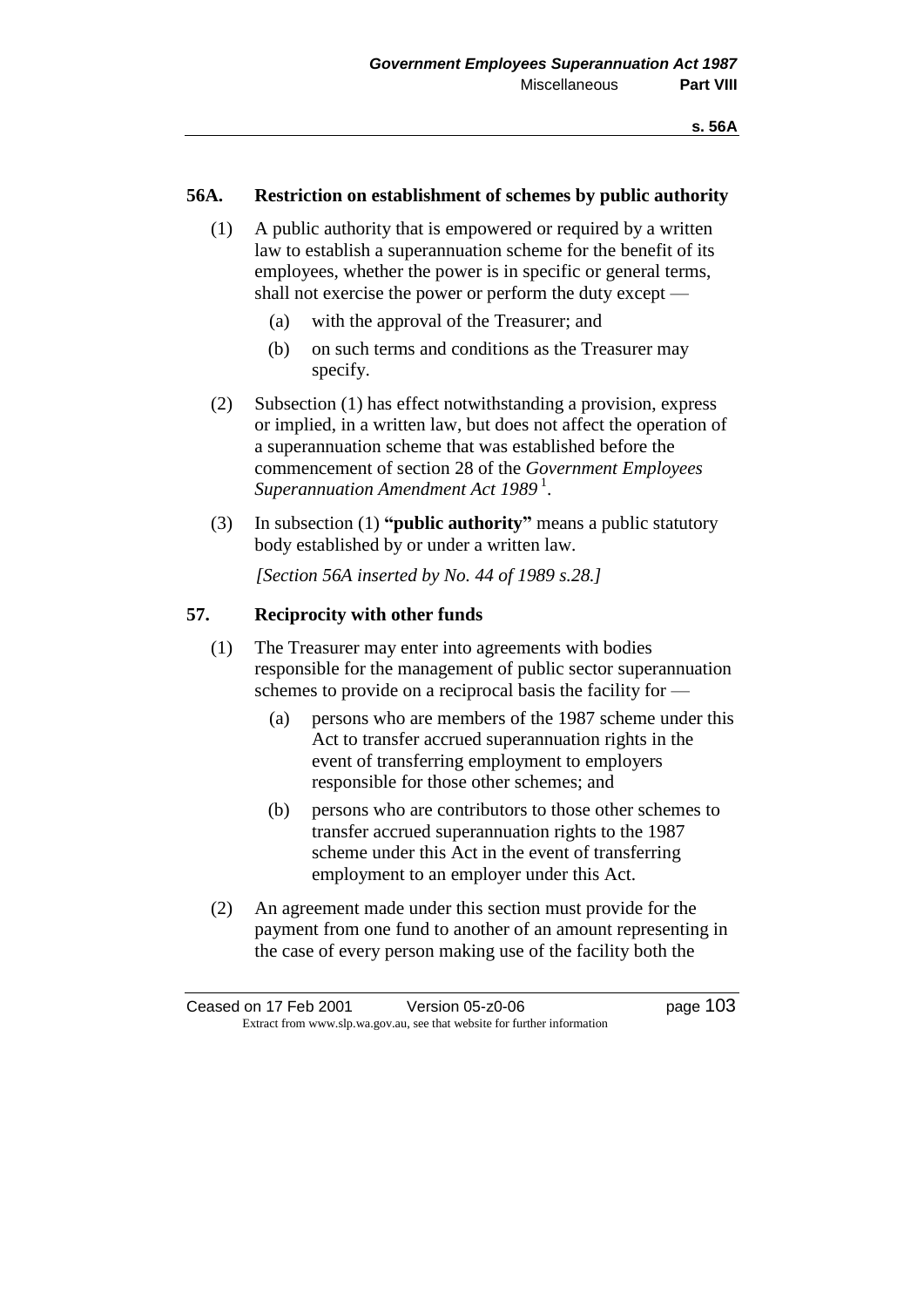## 56A. Restriction on establishment of schemes by public authority

(1) A public authority that is empowered or required by a written law to establish a superannuation scheme for the benefit of its employees, whether the power is in specific or general terms, shall not exercise the power or perform the duty except —

(a) with the approval of the Treasurer; and

(b) on such terms and conditions as the Treasurer may specify.

(2) Subsection (1) has effect notwithstanding a provision, express or implied, in a written law, but does not affect the operation of a superannuation scheme that was established before the commencement of section 28 of the *Government Employees Superannuation Amendment Act 1989* [1].

(3) In subsection (1) **"public authority"** means a public statutory body established by or under a written law.

*[Section 56A inserted by No. 44 of 1989 s.28.]*

## 57. Reciprocity with other funds

(1) The Treasurer may enter into agreements with bodies responsible for the management of public sector superannuation schemes to provide on a reciprocal basis the facility for —

(a) persons who are members of the 1987 scheme under this Act to transfer accrued superannuation rights in the event of transferring employment to employers responsible for those other schemes; and

(b) persons who are contributors to those other schemes to transfer accrued superannuation rights to the 1987 scheme under this Act in the event of transferring employment to an employer under this Act.

(2) An agreement made under this section must provide for the payment from one fund to another of an amount representing in the case of every person making use of the facility both the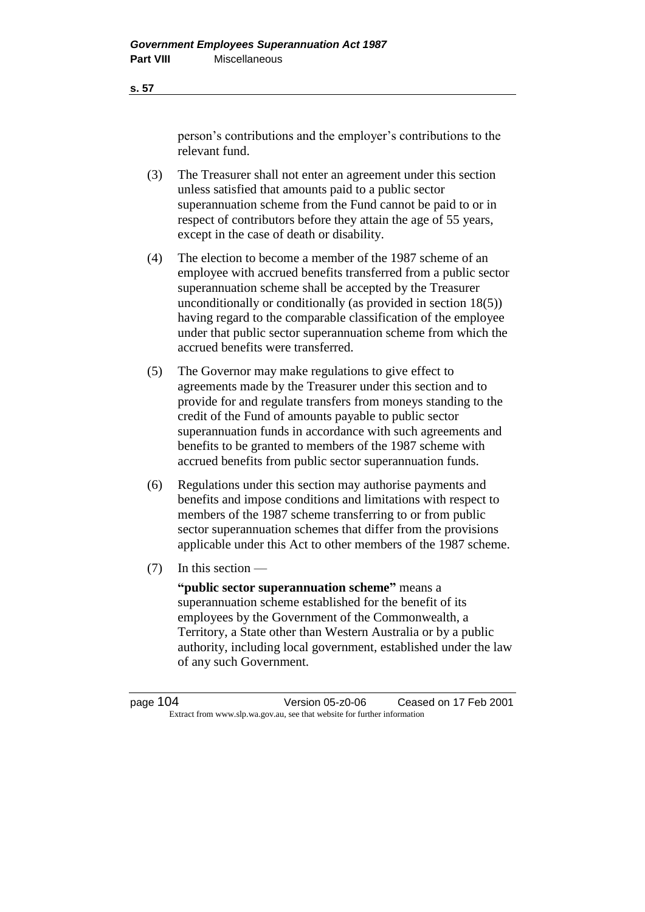person's contributions and the employer's contributions to the relevant fund.

(3) The Treasurer shall not enter an agreement under this section unless satisfied that amounts paid to a public sector superannuation scheme from the Fund cannot be paid to or in respect of contributors before they attain the age of 55 years, except in the case of death or disability.

(4) The election to become a member of the 1987 scheme of an employee with accrued benefits transferred from a public sector superannuation scheme shall be accepted by the Treasurer unconditionally or conditionally (as provided in section 18(5)) having regard to the comparable classification of the employee under that public sector superannuation scheme from which the accrued benefits were transferred.

(5) The Governor may make regulations to give effect to agreements made by the Treasurer under this section and to provide for and regulate transfers from moneys standing to the credit of the Fund of amounts payable to public sector superannuation funds in accordance with such agreements and benefits to be granted to members of the 1987 scheme with accrued benefits from public sector superannuation funds.

(6) Regulations under this section may authorise payments and benefits and impose conditions and limitations with respect to members of the 1987 scheme transferring to or from public sector superannuation schemes that differ from the provisions applicable under this Act to other members of the 1987 scheme.

(7) In this section —

**"public sector superannuation scheme"** means a superannuation scheme established for the benefit of its employees by the Government of the Commonwealth, a Territory, a State other than Western Australia or by a public authority, including local government, established under the law of any such Government.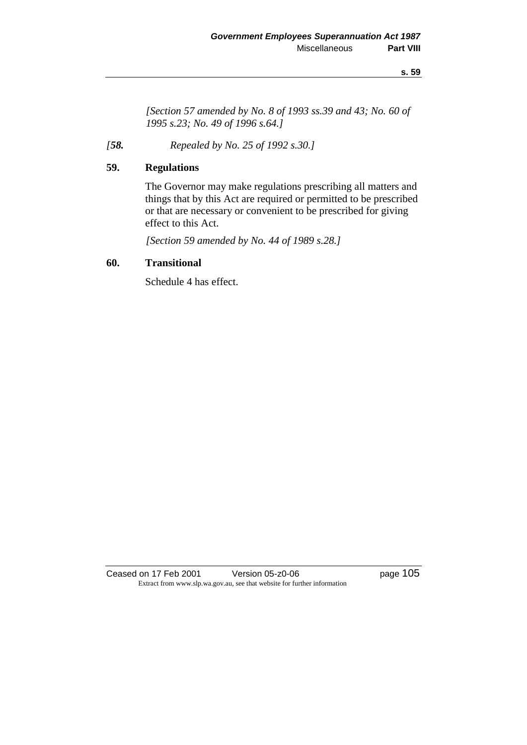*[Section 57 amended by No. 8 of 1993 ss.39 and 43; No. 60 of 1995 s.23; No. 49 of 1996 s.64.]*

*[**58.** Repealed by No. 25 of 1992 s.30.]*

## 59. Regulations

The Governor may make regulations prescribing all matters and things that by this Act are required or permitted to be prescribed or that are necessary or convenient to be prescribed for giving effect to this Act.

*[Section 59 amended by No. 44 of 1989 s.28.]*

## 60. Transitional

Schedule 4 has effect.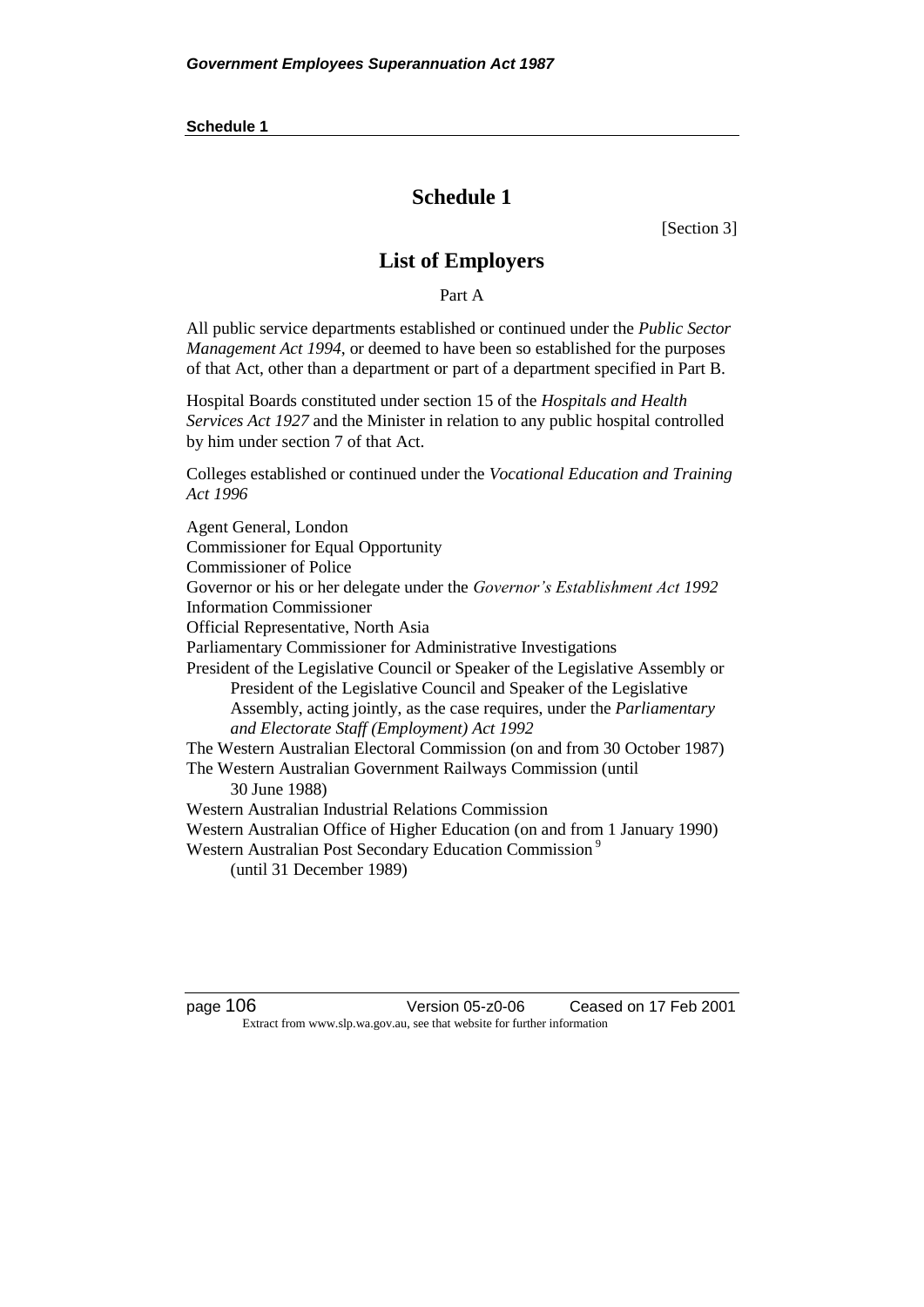# Schedule 1

[Section 3]

## List of Employers

Part A

All public service departments established or continued under the *Public Sector Management Act 1994*, or deemed to have been so established for the purposes of that Act, other than a department or part of a department specified in Part B.

Hospital Boards constituted under section 15 of the *Hospitals and Health Services Act 1927* and the Minister in relation to any public hospital controlled by him under section 7 of that Act.

Colleges established or continued under the *Vocational Education and Training Act 1996*

Agent General, London
Commissioner for Equal Opportunity
Commissioner of Police
Governor or his or her delegate under the *Governor's Establishment Act 1992*
Information Commissioner
Official Representative, North Asia
Parliamentary Commissioner for Administrative Investigations
President of the Legislative Council or Speaker of the Legislative Assembly or President of the Legislative Council and Speaker of the Legislative Assembly, acting jointly, as the case requires, under the *Parliamentary and Electorate Staff (Employment) Act 1992*
The Western Australian Electoral Commission (on and from 30 October 1987)
The Western Australian Government Railways Commission (until 30 June 1988)
Western Australian Industrial Relations Commission
Western Australian Office of Higher Education (on and from 1 January 1990)
Western Australian Post Secondary Education Commission [9] (until 31 December 1989)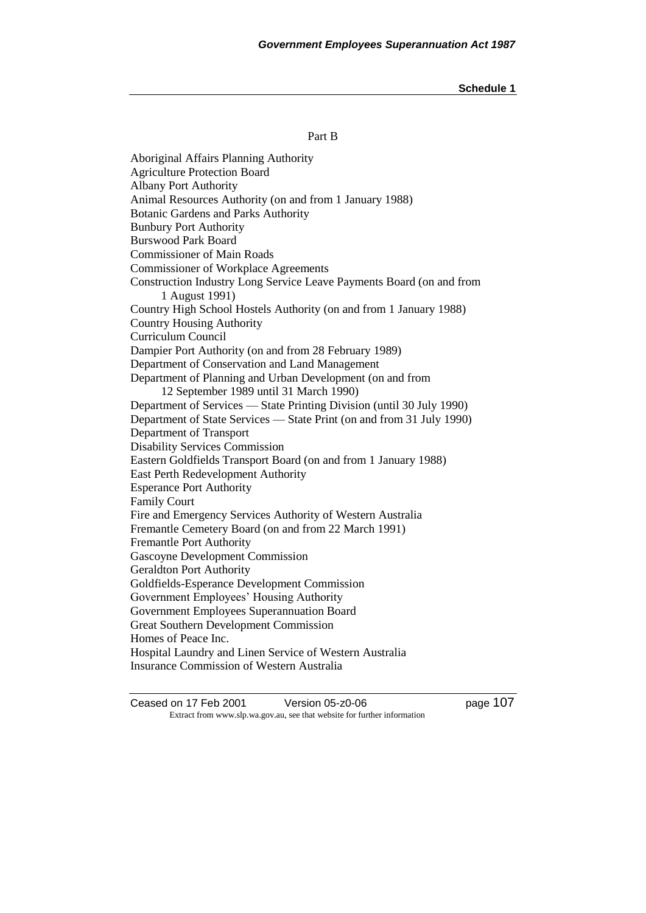Part B

Aboriginal Affairs Planning Authority
Agriculture Protection Board
Albany Port Authority
Animal Resources Authority (on and from 1 January 1988)
Botanic Gardens and Parks Authority
Bunbury Port Authority
Burswood Park Board
Commissioner of Main Roads
Commissioner of Workplace Agreements
Construction Industry Long Service Leave Payments Board (on and from 1 August 1991)
Country High School Hostels Authority (on and from 1 January 1988)
Country Housing Authority
Curriculum Council
Dampier Port Authority (on and from 28 February 1989)
Department of Conservation and Land Management
Department of Planning and Urban Development (on and from 12 September 1989 until 31 March 1990)
Department of Services — State Printing Division (until 30 July 1990)
Department of State Services — State Print (on and from 31 July 1990)
Department of Transport
Disability Services Commission
Eastern Goldfields Transport Board (on and from 1 January 1988)
East Perth Redevelopment Authority
Esperance Port Authority
Family Court
Fire and Emergency Services Authority of Western Australia
Fremantle Cemetery Board (on and from 22 March 1991)
Fremantle Port Authority
Gascoyne Development Commission
Geraldton Port Authority
Goldfields-Esperance Development Commission
Government Employees' Housing Authority
Government Employees Superannuation Board
Great Southern Development Commission
Homes of Peace Inc.
Hospital Laundry and Linen Service of Western Australia
Insurance Commission of Western Australia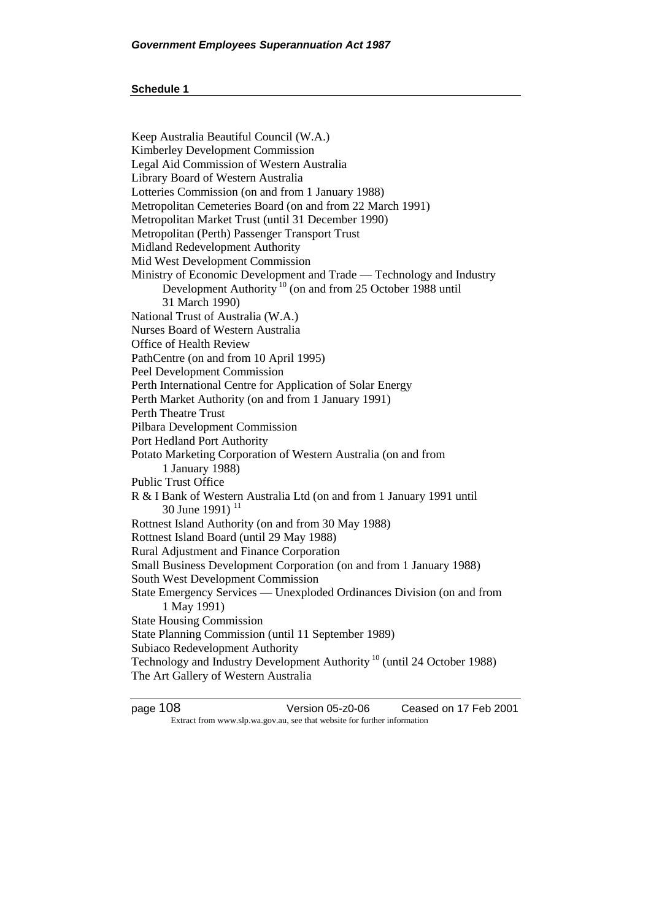Keep Australia Beautiful Council (W.A.)
Kimberley Development Commission
Legal Aid Commission of Western Australia
Library Board of Western Australia
Lotteries Commission (on and from 1 January 1988)
Metropolitan Cemeteries Board (on and from 22 March 1991)
Metropolitan Market Trust (until 31 December 1990)
Metropolitan (Perth) Passenger Transport Trust
Midland Redevelopment Authority
Mid West Development Commission
Ministry of Economic Development and Trade — Technology and Industry Development Authority [10] (on and from 25 October 1988 until 31 March 1990)
National Trust of Australia (W.A.)
Nurses Board of Western Australia
Office of Health Review
PathCentre (on and from 10 April 1995)
Peel Development Commission
Perth International Centre for Application of Solar Energy
Perth Market Authority (on and from 1 January 1991)
Perth Theatre Trust
Pilbara Development Commission
Port Hedland Port Authority
Potato Marketing Corporation of Western Australia (on and from 1 January 1988)
Public Trust Office
R & I Bank of Western Australia Ltd (on and from 1 January 1991 until 30 June 1991) [11]
Rottnest Island Authority (on and from 30 May 1988)
Rottnest Island Board (until 29 May 1988)
Rural Adjustment and Finance Corporation
Small Business Development Corporation (on and from 1 January 1988)
South West Development Commission
State Emergency Services — Unexploded Ordinances Division (on and from 1 May 1991)
State Housing Commission
State Planning Commission (until 11 September 1989)
Subiaco Redevelopment Authority
Technology and Industry Development Authority [10] (until 24 October 1988)
The Art Gallery of Western Australia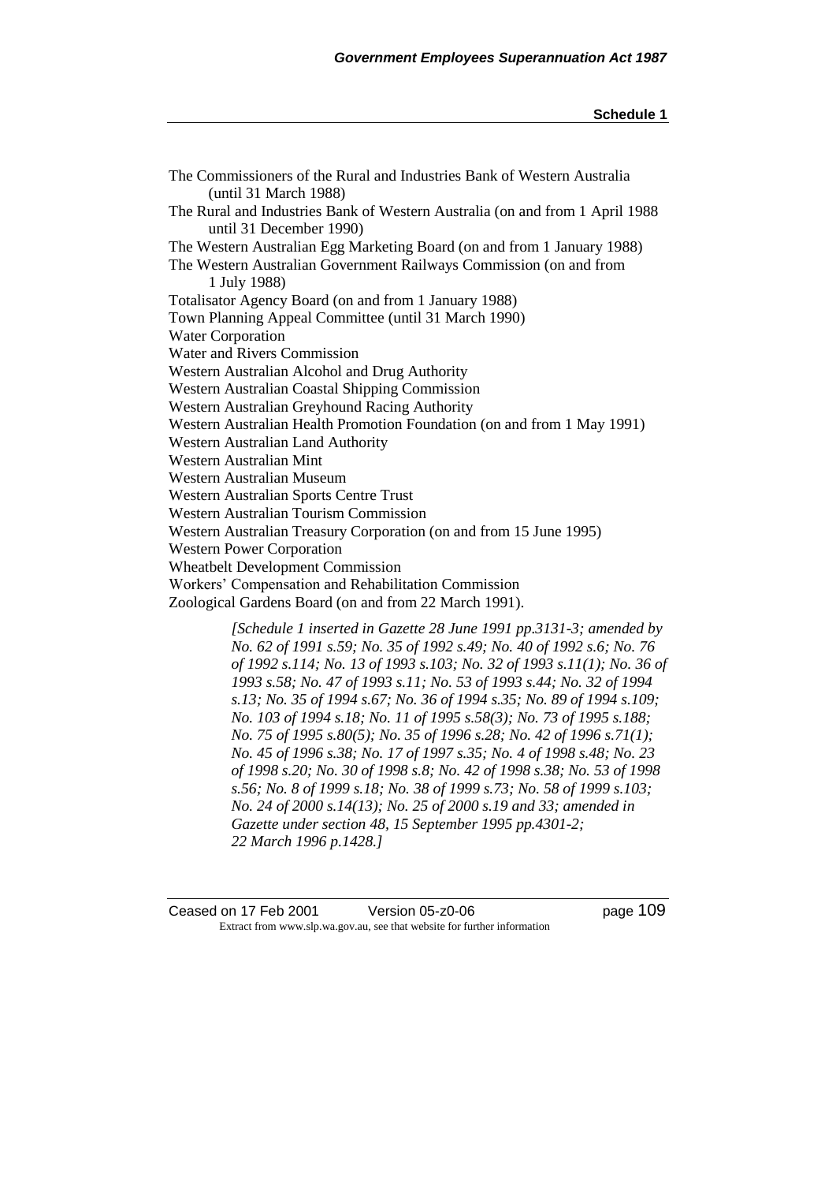The Commissioners of the Rural and Industries Bank of Western Australia (until 31 March 1988)

The Rural and Industries Bank of Western Australia (on and from 1 April 1988 until 31 December 1990)

The Western Australian Egg Marketing Board (on and from 1 January 1988)

The Western Australian Government Railways Commission (on and from 1 July 1988)

Totalisator Agency Board (on and from 1 January 1988)

Town Planning Appeal Committee (until 31 March 1990)

Water Corporation

Water and Rivers Commission

Western Australian Alcohol and Drug Authority

Western Australian Coastal Shipping Commission

Western Australian Greyhound Racing Authority

Western Australian Health Promotion Foundation (on and from 1 May 1991)

Western Australian Land Authority

Western Australian Mint

Western Australian Museum

Western Australian Sports Centre Trust

Western Australian Tourism Commission

Western Australian Treasury Corporation (on and from 15 June 1995)

Western Power Corporation

Wheatbelt Development Commission

Workers' Compensation and Rehabilitation Commission

Zoological Gardens Board (on and from 22 March 1991).

*[Schedule 1 inserted in Gazette 28 June 1991 pp.3131-3; amended by No. 62 of 1991 s.59; No. 35 of 1992 s.49; No. 40 of 1992 s.6; No. 76 of 1992 s.114; No. 13 of 1993 s.103; No. 32 of 1993 s.11(1); No. 36 of 1993 s.58; No. 47 of 1993 s.11; No. 53 of 1993 s.44; No. 32 of 1994 s.13; No. 35 of 1994 s.67; No. 36 of 1994 s.35; No. 89 of 1994 s.109; No. 103 of 1994 s.18; No. 11 of 1995 s.58(3); No. 73 of 1995 s.188; No. 75 of 1995 s.80(5); No. 35 of 1996 s.28; No. 42 of 1996 s.71(1); No. 45 of 1996 s.38; No. 17 of 1997 s.35; No. 4 of 1998 s.48; No. 23 of 1998 s.20; No. 30 of 1998 s.8; No. 42 of 1998 s.38; No. 53 of 1998 s.56; No. 8 of 1999 s.18; No. 38 of 1999 s.73; No. 58 of 1999 s.103; No. 24 of 2000 s.14(13); No. 25 of 2000 s.19 and 33; amended in Gazette under section 48, 15 September 1995 pp.4301-2; 22 March 1996 p.1428.]*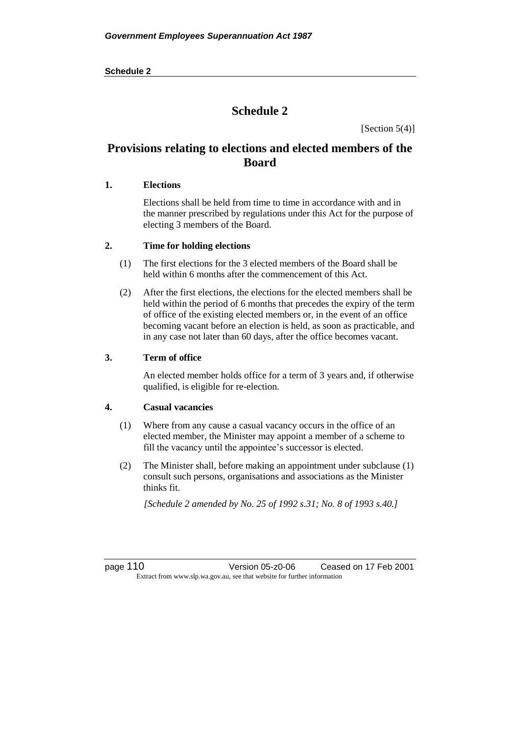# Schedule 2

[Section 5(4)]

## Provisions relating to elections and elected members of the Board

### 1. Elections

Elections shall be held from time to time in accordance with and in the manner prescribed by regulations under this Act for the purpose of electing 3 members of the Board.

### 2. Time for holding elections

(1) The first elections for the 3 elected members of the Board shall be held within 6 months after the commencement of this Act.

(2) After the first elections, the elections for the elected members shall be held within the period of 6 months that precedes the expiry of the term of office of the existing elected members or, in the event of an office becoming vacant before an election is held, as soon as practicable, and in any case not later than 60 days, after the office becomes vacant.

### 3. Term of office

An elected member holds office for a term of 3 years and, if otherwise qualified, is eligible for re-election.

### 4. Casual vacancies

(1) Where from any cause a casual vacancy occurs in the office of an elected member, the Minister may appoint a member of a scheme to fill the vacancy until the appointee's successor is elected.

(2) The Minister shall, before making an appointment under subclause (1) consult such persons, organisations and associations as the Minister thinks fit.

*[Schedule 2 amended by No. 25 of 1992 s.31; No. 8 of 1993 s.40.]*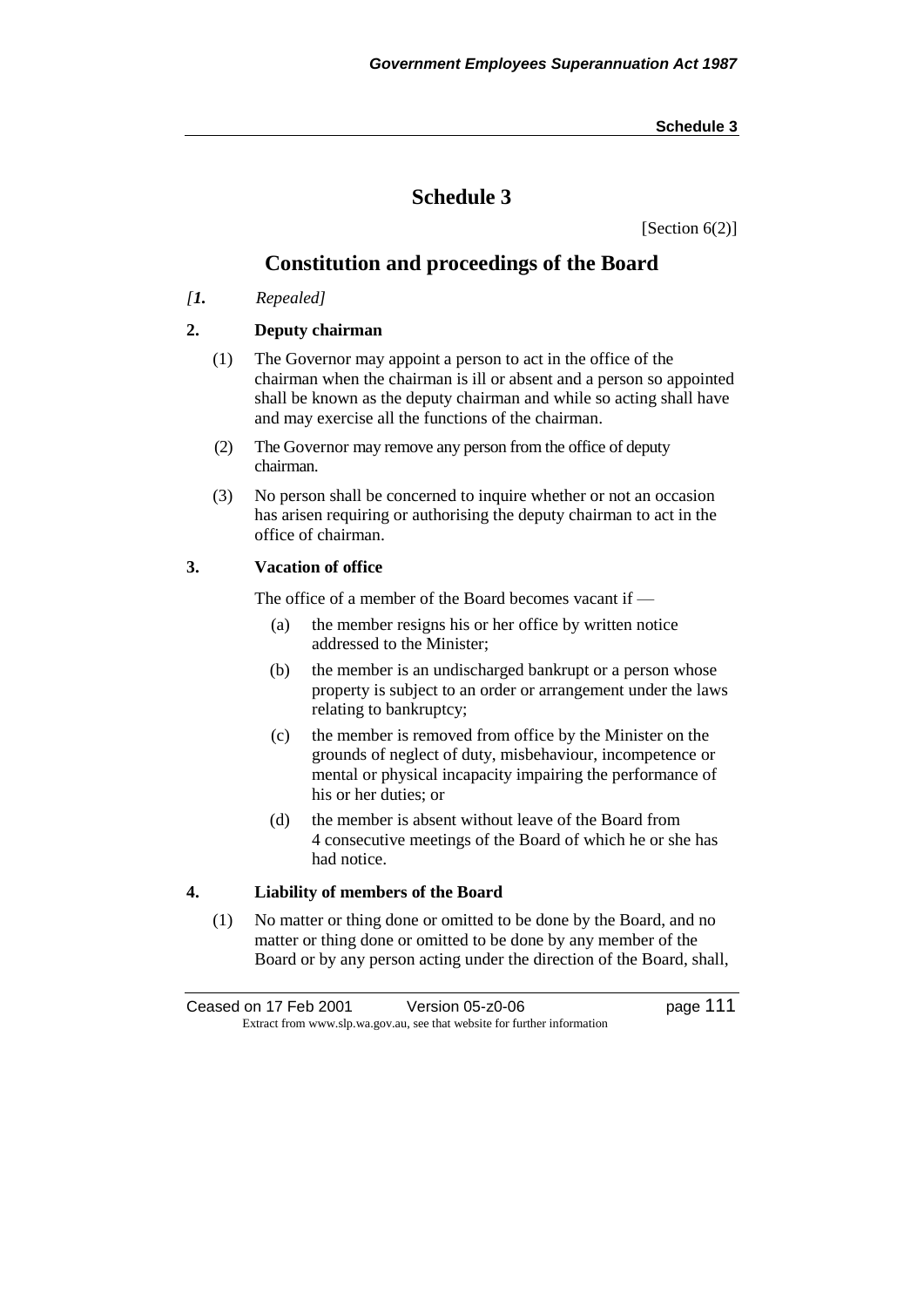# Schedule 3

[Section 6(2)]

## Constitution and proceedings of the Board

*[1. Repealed]*

### 2. Deputy chairman

(1) The Governor may appoint a person to act in the office of the chairman when the chairman is ill or absent and a person so appointed shall be known as the deputy chairman and while so acting shall have and may exercise all the functions of the chairman.

(2) The Governor may remove any person from the office of deputy chairman.

(3) No person shall be concerned to inquire whether or not an occasion has arisen requiring or authorising the deputy chairman to act in the office of chairman.

### 3. Vacation of office

The office of a member of the Board becomes vacant if —

(a) the member resigns his or her office by written notice addressed to the Minister;

(b) the member is an undischarged bankrupt or a person whose property is subject to an order or arrangement under the laws relating to bankruptcy;

(c) the member is removed from office by the Minister on the grounds of neglect of duty, misbehaviour, incompetence or mental or physical incapacity impairing the performance of his or her duties; or

(d) the member is absent without leave of the Board from 4 consecutive meetings of the Board of which he or she has had notice.

### 4. Liability of members of the Board

(1) No matter or thing done or omitted to be done by the Board, and no matter or thing done or omitted to be done by any member of the Board or by any person acting under the direction of the Board, shall,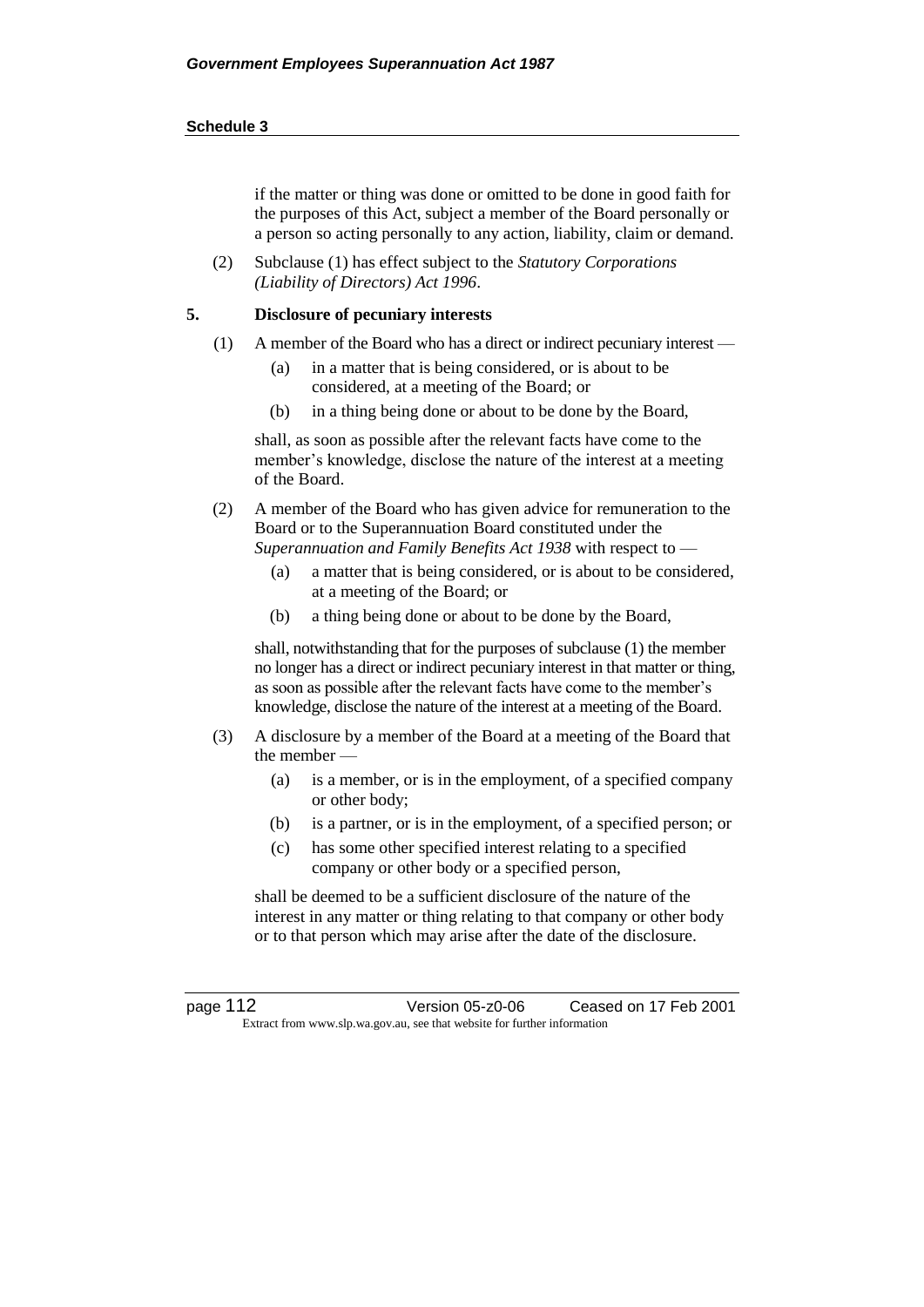if the matter or thing was done or omitted to be done in good faith for the purposes of this Act, subject a member of the Board personally or a person so acting personally to any action, liability, claim or demand.

(2) Subclause (1) has effect subject to the *Statutory Corporations (Liability of Directors) Act 1996*.

**5. Disclosure of pecuniary interests**

(1) A member of the Board who has a direct or indirect pecuniary interest —

(a) in a matter that is being considered, or is about to be considered, at a meeting of the Board; or

(b) in a thing being done or about to be done by the Board,

shall, as soon as possible after the relevant facts have come to the member's knowledge, disclose the nature of the interest at a meeting of the Board.

(2) A member of the Board who has given advice for remuneration to the Board or to the Superannuation Board constituted under the *Superannuation and Family Benefits Act 1938* with respect to —

(a) a matter that is being considered, or is about to be considered, at a meeting of the Board; or

(b) a thing being done or about to be done by the Board,

shall, notwithstanding that for the purposes of subclause (1) the member no longer has a direct or indirect pecuniary interest in that matter or thing, as soon as possible after the relevant facts have come to the member's knowledge, disclose the nature of the interest at a meeting of the Board.

(3) A disclosure by a member of the Board at a meeting of the Board that the member —

(a) is a member, or is in the employment, of a specified company or other body;

(b) is a partner, or is in the employment, of a specified person; or

(c) has some other specified interest relating to a specified company or other body or a specified person,

shall be deemed to be a sufficient disclosure of the nature of the interest in any matter or thing relating to that company or other body or to that person which may arise after the date of the disclosure.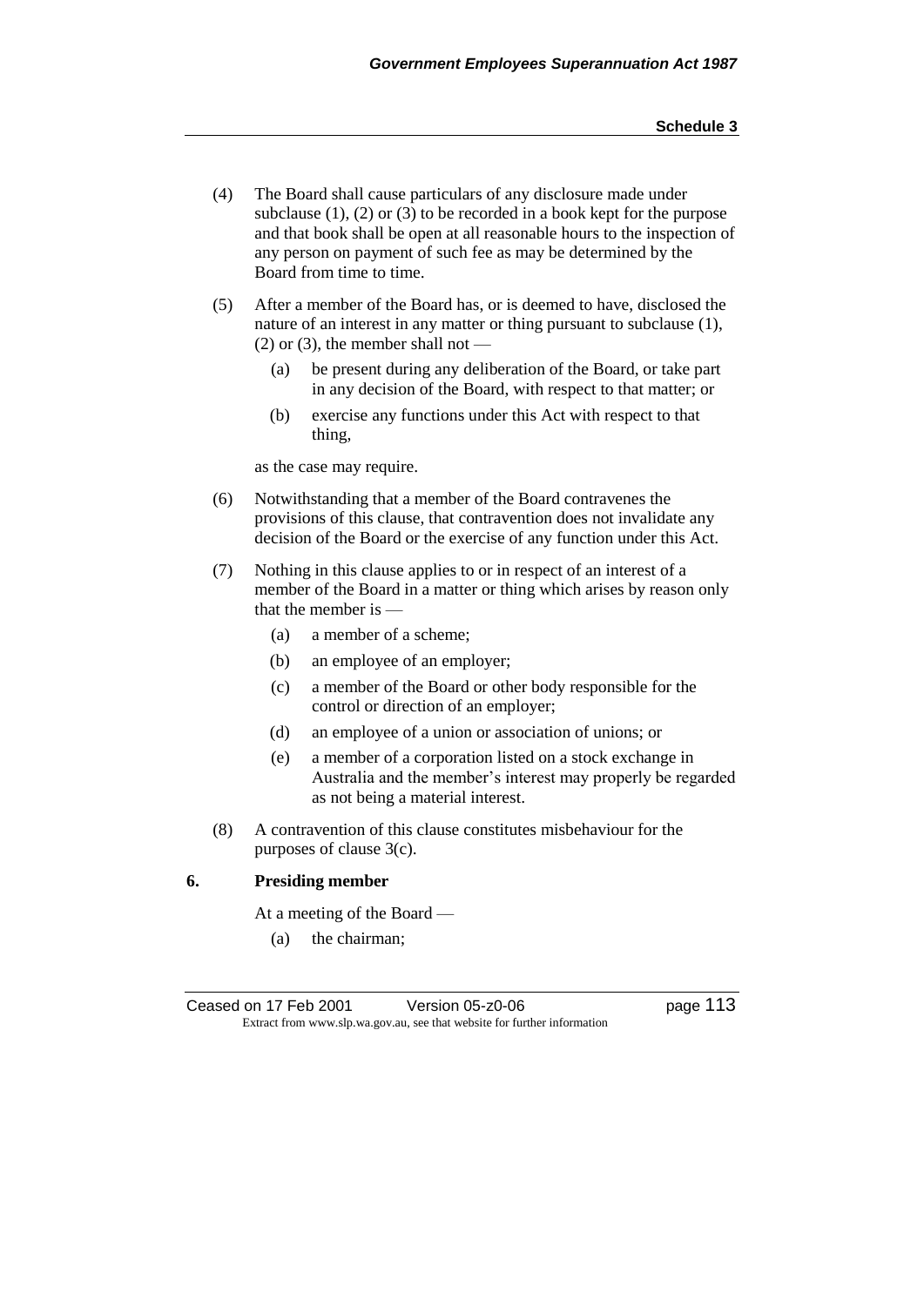(4) The Board shall cause particulars of any disclosure made under subclause (1), (2) or (3) to be recorded in a book kept for the purpose and that book shall be open at all reasonable hours to the inspection of any person on payment of such fee as may be determined by the Board from time to time.

(5) After a member of the Board has, or is deemed to have, disclosed the nature of an interest in any matter or thing pursuant to subclause (1), (2) or (3), the member shall not —

 (a) be present during any deliberation of the Board, or take part in any decision of the Board, with respect to that matter; or

 (b) exercise any functions under this Act with respect to that thing,

as the case may require.

(6) Notwithstanding that a member of the Board contravenes the provisions of this clause, that contravention does not invalidate any decision of the Board or the exercise of any function under this Act.

(7) Nothing in this clause applies to or in respect of an interest of a member of the Board in a matter or thing which arises by reason only that the member is —

 (a) a member of a scheme;

 (b) an employee of an employer;

 (c) a member of the Board or other body responsible for the control or direction of an employer;

 (d) an employee of a union or association of unions; or

 (e) a member of a corporation listed on a stock exchange in Australia and the member's interest may properly be regarded as not being a material interest.

(8) A contravention of this clause constitutes misbehaviour for the purposes of clause 3(c).

**6. Presiding member**

At a meeting of the Board —

 (a) the chairman;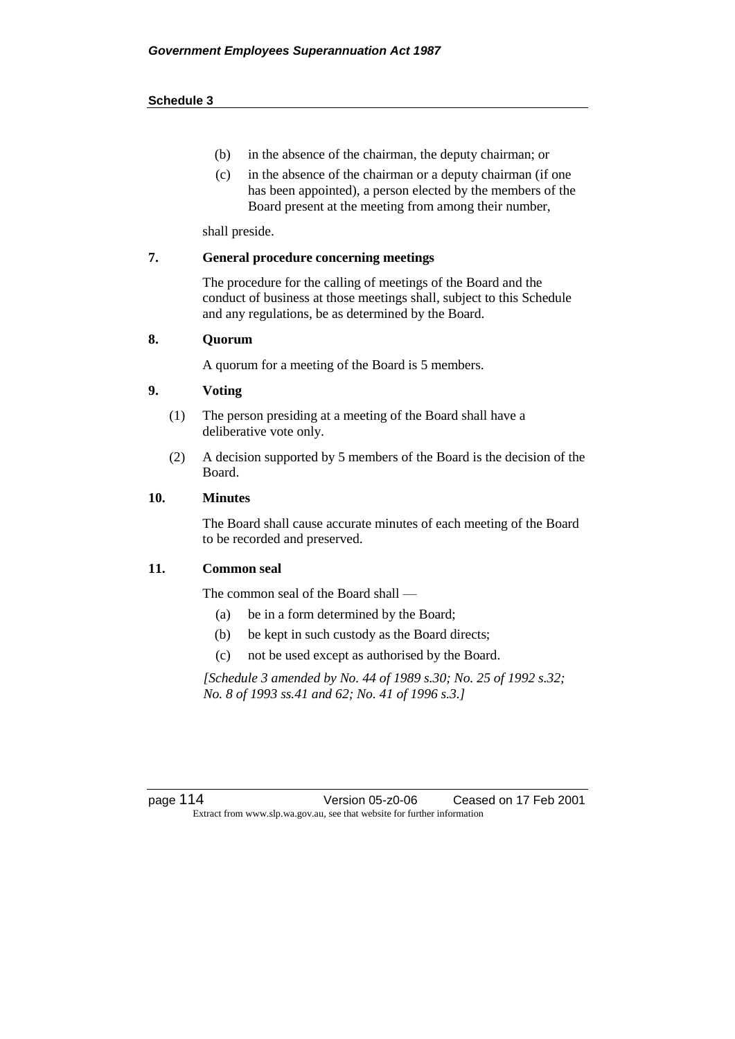(b) in the absence of the chairman, the deputy chairman; or

(c) in the absence of the chairman or a deputy chairman (if one has been appointed), a person elected by the members of the Board present at the meeting from among their number,

shall preside.

**7. General procedure concerning meetings**

The procedure for the calling of meetings of the Board and the conduct of business at those meetings shall, subject to this Schedule and any regulations, be as determined by the Board.

**8. Quorum**

A quorum for a meeting of the Board is 5 members.

**9. Voting**

(1) The person presiding at a meeting of the Board shall have a deliberative vote only.

(2) A decision supported by 5 members of the Board is the decision of the Board.

**10. Minutes**

The Board shall cause accurate minutes of each meeting of the Board to be recorded and preserved.

**11. Common seal**

The common seal of the Board shall —

(a) be in a form determined by the Board;

(b) be kept in such custody as the Board directs;

(c) not be used except as authorised by the Board.

*[Schedule 3 amended by No. 44 of 1989 s.30; No. 25 of 1992 s.32; No. 8 of 1993 ss.41 and 62; No. 41 of 1996 s.3.]*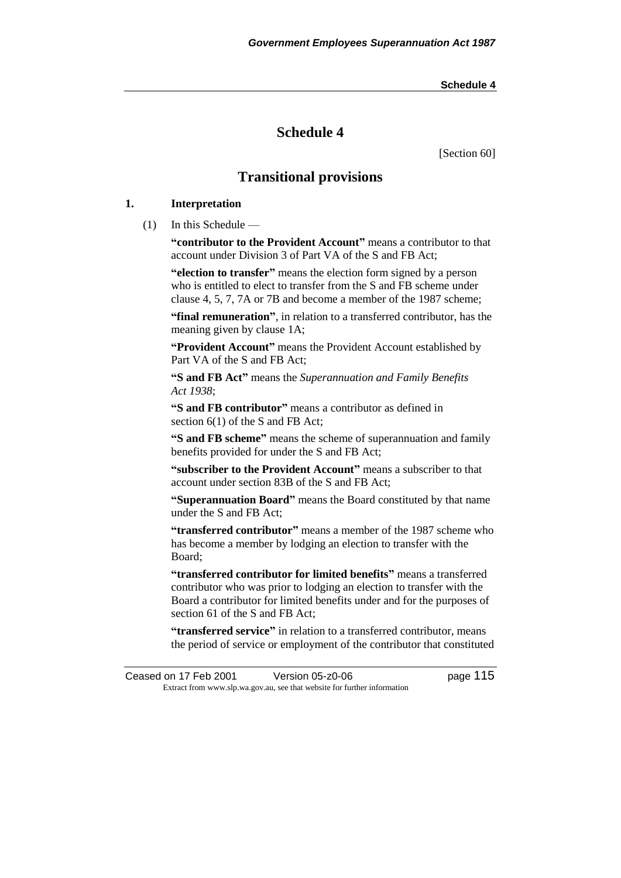# Schedule 4

[Section 60]

## Transitional provisions

### 1. Interpretation

(1) In this Schedule —

**"contributor to the Provident Account"** means a contributor to that account under Division 3 of Part VA of the S and FB Act;

**"election to transfer"** means the election form signed by a person who is entitled to elect to transfer from the S and FB scheme under clause 4, 5, 7, 7A or 7B and become a member of the 1987 scheme;

**"final remuneration"**, in relation to a transferred contributor, has the meaning given by clause 1A;

**"Provident Account"** means the Provident Account established by Part VA of the S and FB Act;

**"S and FB Act"** means the *Superannuation and Family Benefits Act 1938*;

**"S and FB contributor"** means a contributor as defined in section 6(1) of the S and FB Act;

**"S and FB scheme"** means the scheme of superannuation and family benefits provided for under the S and FB Act;

**"subscriber to the Provident Account"** means a subscriber to that account under section 83B of the S and FB Act;

**"Superannuation Board"** means the Board constituted by that name under the S and FB Act;

**"transferred contributor"** means a member of the 1987 scheme who has become a member by lodging an election to transfer with the Board;

**"transferred contributor for limited benefits"** means a transferred contributor who was prior to lodging an election to transfer with the Board a contributor for limited benefits under and for the purposes of section 61 of the S and FB Act;

**"transferred service"** in relation to a transferred contributor, means the period of service or employment of the contributor that constituted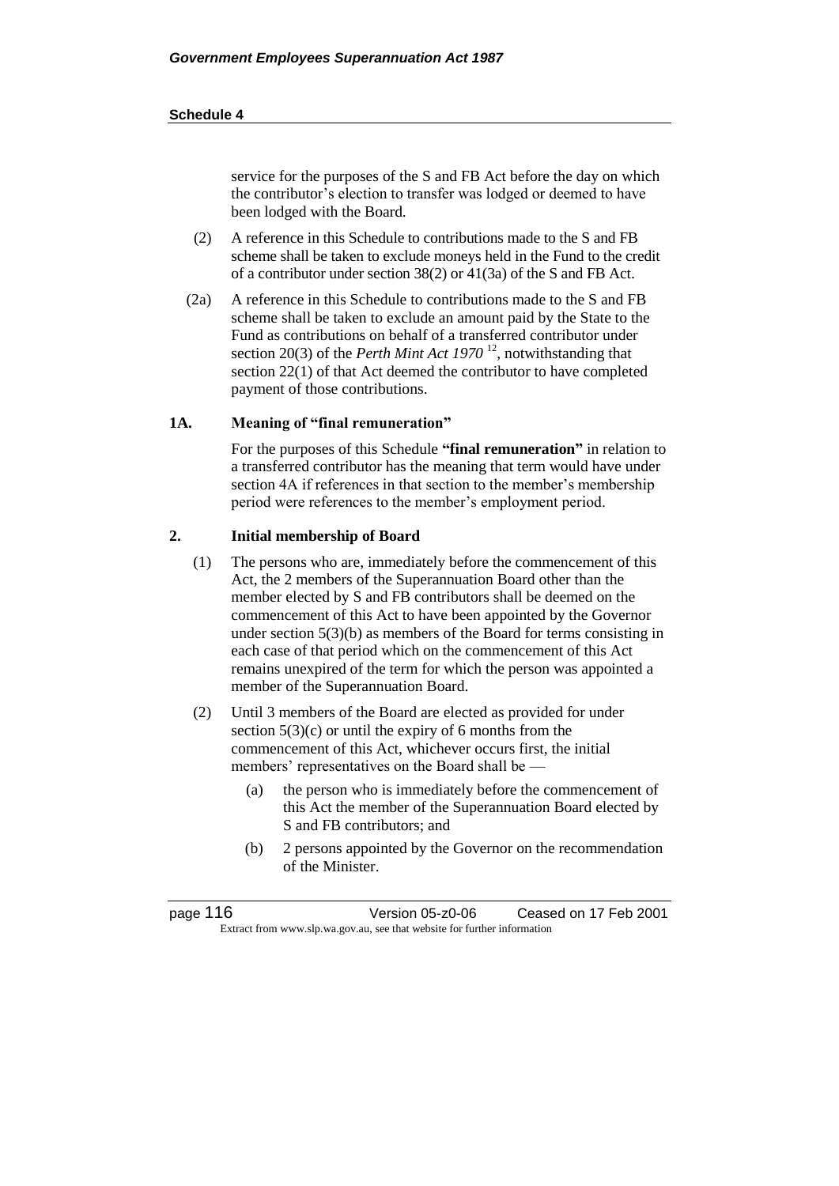service for the purposes of the S and FB Act before the day on which the contributor's election to transfer was lodged or deemed to have been lodged with the Board.

(2) A reference in this Schedule to contributions made to the S and FB scheme shall be taken to exclude moneys held in the Fund to the credit of a contributor under section 38(2) or 41(3a) of the S and FB Act.

(2a) A reference in this Schedule to contributions made to the S and FB scheme shall be taken to exclude an amount paid by the State to the Fund as contributions on behalf of a transferred contributor under section 20(3) of the *Perth Mint Act 1970* [12], notwithstanding that section 22(1) of that Act deemed the contributor to have completed payment of those contributions.

**1A. Meaning of "final remuneration"**

For the purposes of this Schedule **"final remuneration"** in relation to a transferred contributor has the meaning that term would have under section 4A if references in that section to the member's membership period were references to the member's employment period.

**2. Initial membership of Board**

(1) The persons who are, immediately before the commencement of this Act, the 2 members of the Superannuation Board other than the member elected by S and FB contributors shall be deemed on the commencement of this Act to have been appointed by the Governor under section 5(3)(b) as members of the Board for terms consisting in each case of that period which on the commencement of this Act remains unexpired of the term for which the person was appointed a member of the Superannuation Board.

(2) Until 3 members of the Board are elected as provided for under section 5(3)(c) or until the expiry of 6 months from the commencement of this Act, whichever occurs first, the initial members' representatives on the Board shall be —

(a) the person who is immediately before the commencement of this Act the member of the Superannuation Board elected by S and FB contributors; and

(b) 2 persons appointed by the Governor on the recommendation of the Minister.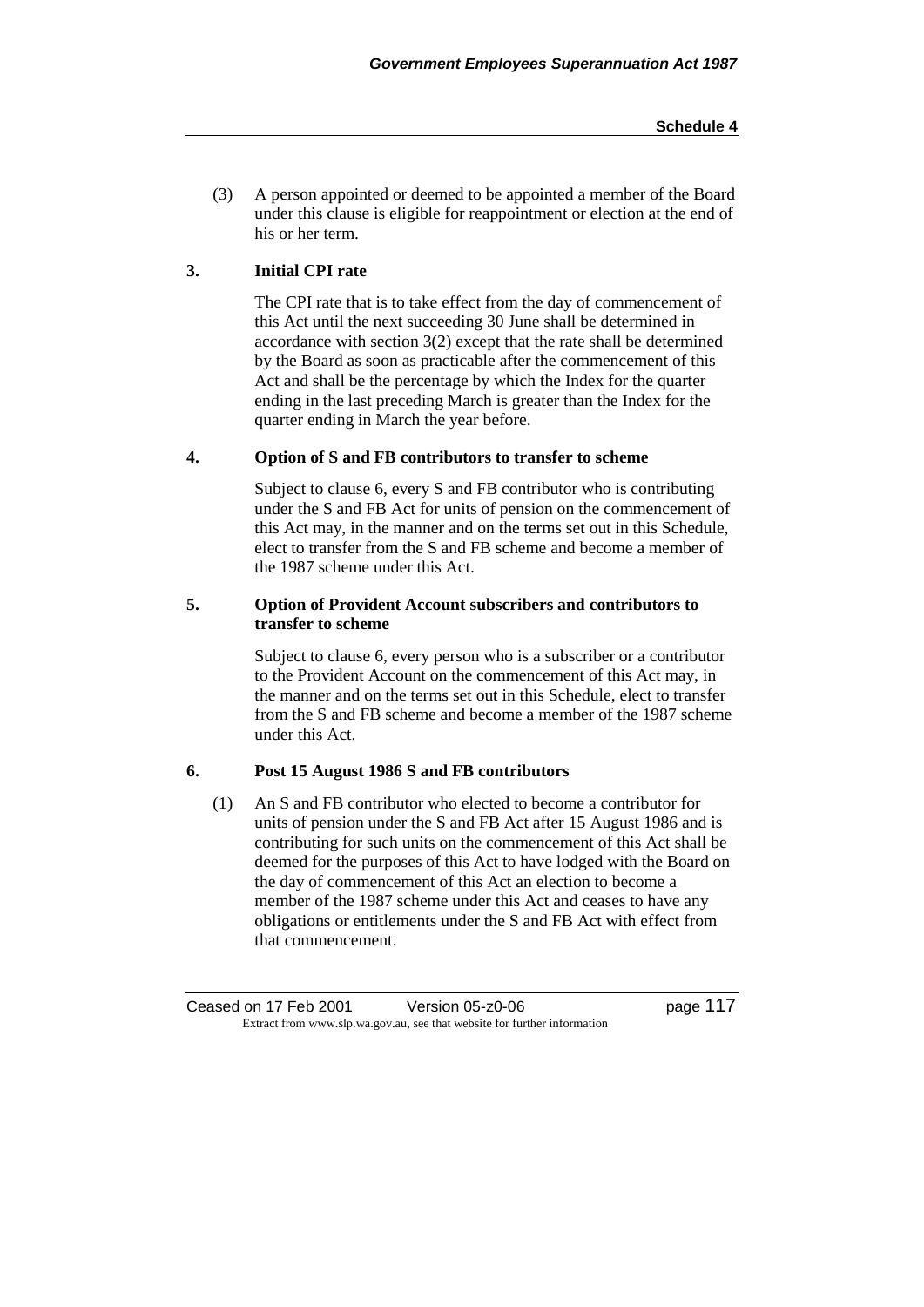(3) A person appointed or deemed to be appointed a member of the Board under this clause is eligible for reappointment or election at the end of his or her term.

**3. Initial CPI rate**

The CPI rate that is to take effect from the day of commencement of this Act until the next succeeding 30 June shall be determined in accordance with section 3(2) except that the rate shall be determined by the Board as soon as practicable after the commencement of this Act and shall be the percentage by which the Index for the quarter ending in the last preceding March is greater than the Index for the quarter ending in March the year before.

**4. Option of S and FB contributors to transfer to scheme**

Subject to clause 6, every S and FB contributor who is contributing under the S and FB Act for units of pension on the commencement of this Act may, in the manner and on the terms set out in this Schedule, elect to transfer from the S and FB scheme and become a member of the 1987 scheme under this Act.

**5. Option of Provident Account subscribers and contributors to transfer to scheme**

Subject to clause 6, every person who is a subscriber or a contributor to the Provident Account on the commencement of this Act may, in the manner and on the terms set out in this Schedule, elect to transfer from the S and FB scheme and become a member of the 1987 scheme under this Act.

**6. Post 15 August 1986 S and FB contributors**

(1) An S and FB contributor who elected to become a contributor for units of pension under the S and FB Act after 15 August 1986 and is contributing for such units on the commencement of this Act shall be deemed for the purposes of this Act to have lodged with the Board on the day of commencement of this Act an election to become a member of the 1987 scheme under this Act and ceases to have any obligations or entitlements under the S and FB Act with effect from that commencement.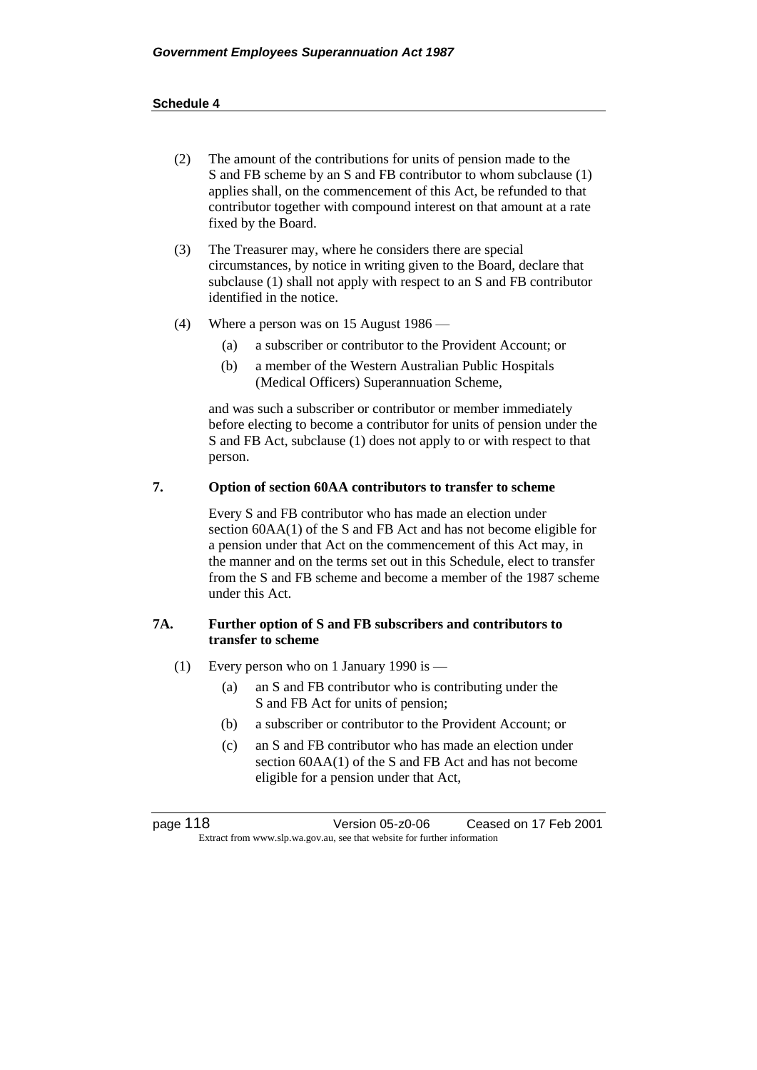(2) The amount of the contributions for units of pension made to the S and FB scheme by an S and FB contributor to whom subclause (1) applies shall, on the commencement of this Act, be refunded to that contributor together with compound interest on that amount at a rate fixed by the Board.

(3) The Treasurer may, where he considers there are special circumstances, by notice in writing given to the Board, declare that subclause (1) shall not apply with respect to an S and FB contributor identified in the notice.

(4) Where a person was on 15 August 1986 —

- (a) a subscriber or contributor to the Provident Account; or
- (b) a member of the Western Australian Public Hospitals (Medical Officers) Superannuation Scheme,

and was such a subscriber or contributor or member immediately before electing to become a contributor for units of pension under the S and FB Act, subclause (1) does not apply to or with respect to that person.

### 7. Option of section 60AA contributors to transfer to scheme

Every S and FB contributor who has made an election under section 60AA(1) of the S and FB Act and has not become eligible for a pension under that Act on the commencement of this Act may, in the manner and on the terms set out in this Schedule, elect to transfer from the S and FB scheme and become a member of the 1987 scheme under this Act.

### 7A. Further option of S and FB subscribers and contributors to transfer to scheme

(1) Every person who on 1 January 1990 is —

- (a) an S and FB contributor who is contributing under the S and FB Act for units of pension;
- (b) a subscriber or contributor to the Provident Account; or
- (c) an S and FB contributor who has made an election under section 60AA(1) of the S and FB Act and has not become eligible for a pension under that Act,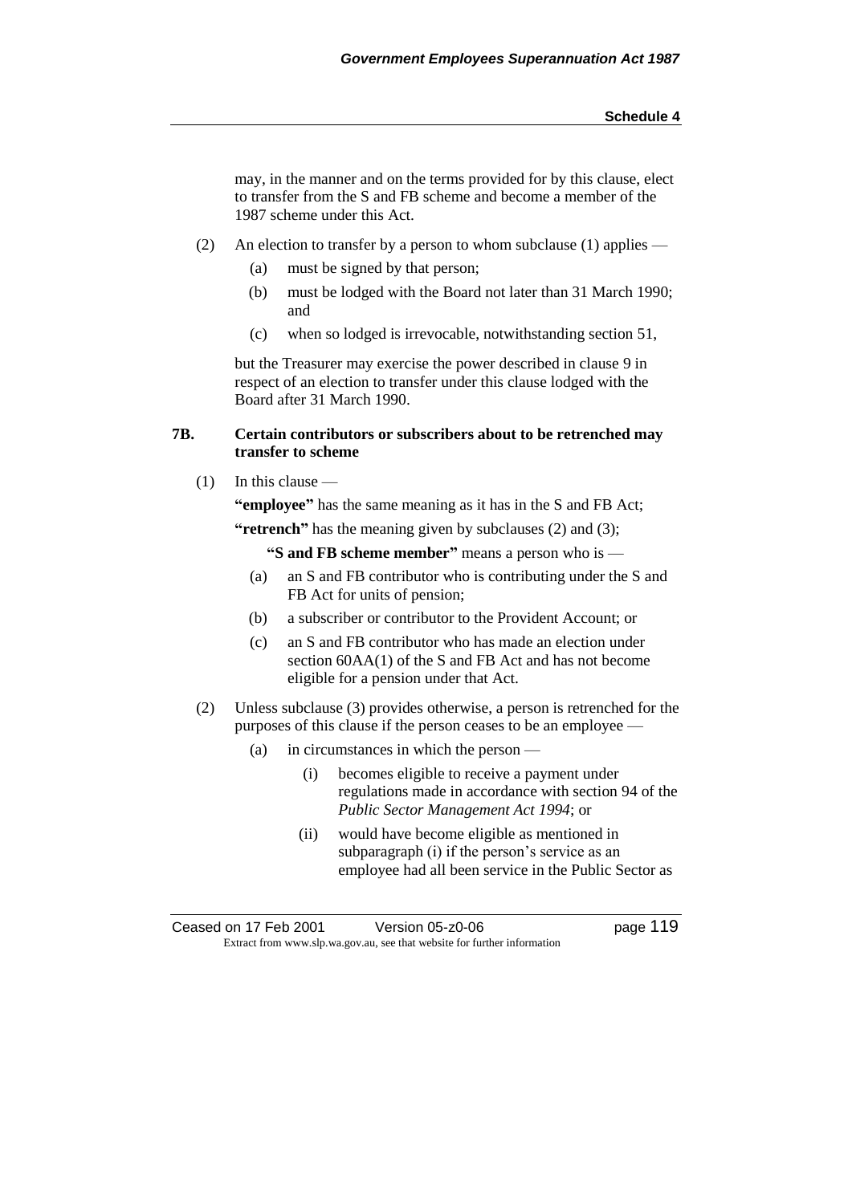may, in the manner and on the terms provided for by this clause, elect to transfer from the S and FB scheme and become a member of the 1987 scheme under this Act.

(2) An election to transfer by a person to whom subclause (1) applies —

(a) must be signed by that person;

(b) must be lodged with the Board not later than 31 March 1990; and

(c) when so lodged is irrevocable, notwithstanding section 51,

but the Treasurer may exercise the power described in clause 9 in respect of an election to transfer under this clause lodged with the Board after 31 March 1990.

**7B. Certain contributors or subscribers about to be retrenched may transfer to scheme**

(1) In this clause —

**"employee"** has the same meaning as it has in the S and FB Act;

**"retrench"** has the meaning given by subclauses (2) and (3);

**"S and FB scheme member"** means a person who is —

(a) an S and FB contributor who is contributing under the S and FB Act for units of pension;

(b) a subscriber or contributor to the Provident Account; or

(c) an S and FB contributor who has made an election under section 60AA(1) of the S and FB Act and has not become eligible for a pension under that Act.

(2) Unless subclause (3) provides otherwise, a person is retrenched for the purposes of this clause if the person ceases to be an employee —

(a) in circumstances in which the person —

(i) becomes eligible to receive a payment under regulations made in accordance with section 94 of the *Public Sector Management Act 1994*; or

(ii) would have become eligible as mentioned in subparagraph (i) if the person's service as an employee had all been service in the Public Sector as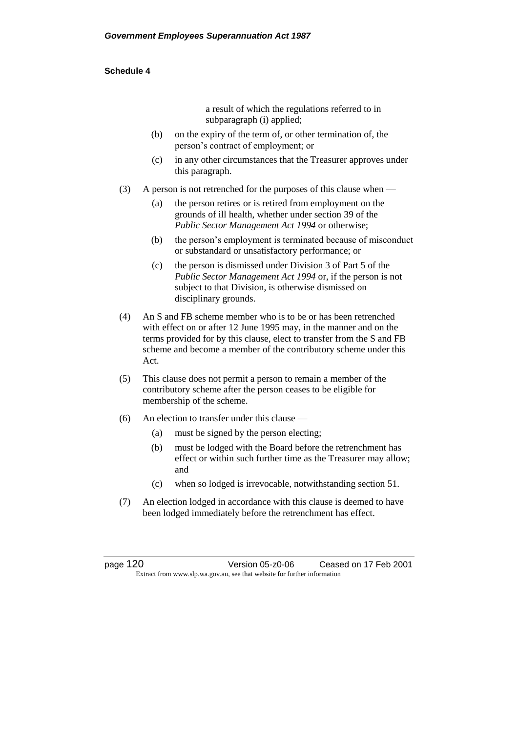a result of which the regulations referred to in subparagraph (i) applied;

(b) on the expiry of the term of, or other termination of, the person's contract of employment; or

(c) in any other circumstances that the Treasurer approves under this paragraph.

(3) A person is not retrenched for the purposes of this clause when —

(a) the person retires or is retired from employment on the grounds of ill health, whether under section 39 of the *Public Sector Management Act 1994* or otherwise;

(b) the person's employment is terminated because of misconduct or substandard or unsatisfactory performance; or

(c) the person is dismissed under Division 3 of Part 5 of the *Public Sector Management Act 1994* or, if the person is not subject to that Division, is otherwise dismissed on disciplinary grounds.

(4) An S and FB scheme member who is to be or has been retrenched with effect on or after 12 June 1995 may, in the manner and on the terms provided for by this clause, elect to transfer from the S and FB scheme and become a member of the contributory scheme under this Act.

(5) This clause does not permit a person to remain a member of the contributory scheme after the person ceases to be eligible for membership of the scheme.

(6) An election to transfer under this clause —

(a) must be signed by the person electing;

(b) must be lodged with the Board before the retrenchment has effect or within such further time as the Treasurer may allow; and

(c) when so lodged is irrevocable, notwithstanding section 51.

(7) An election lodged in accordance with this clause is deemed to have been lodged immediately before the retrenchment has effect.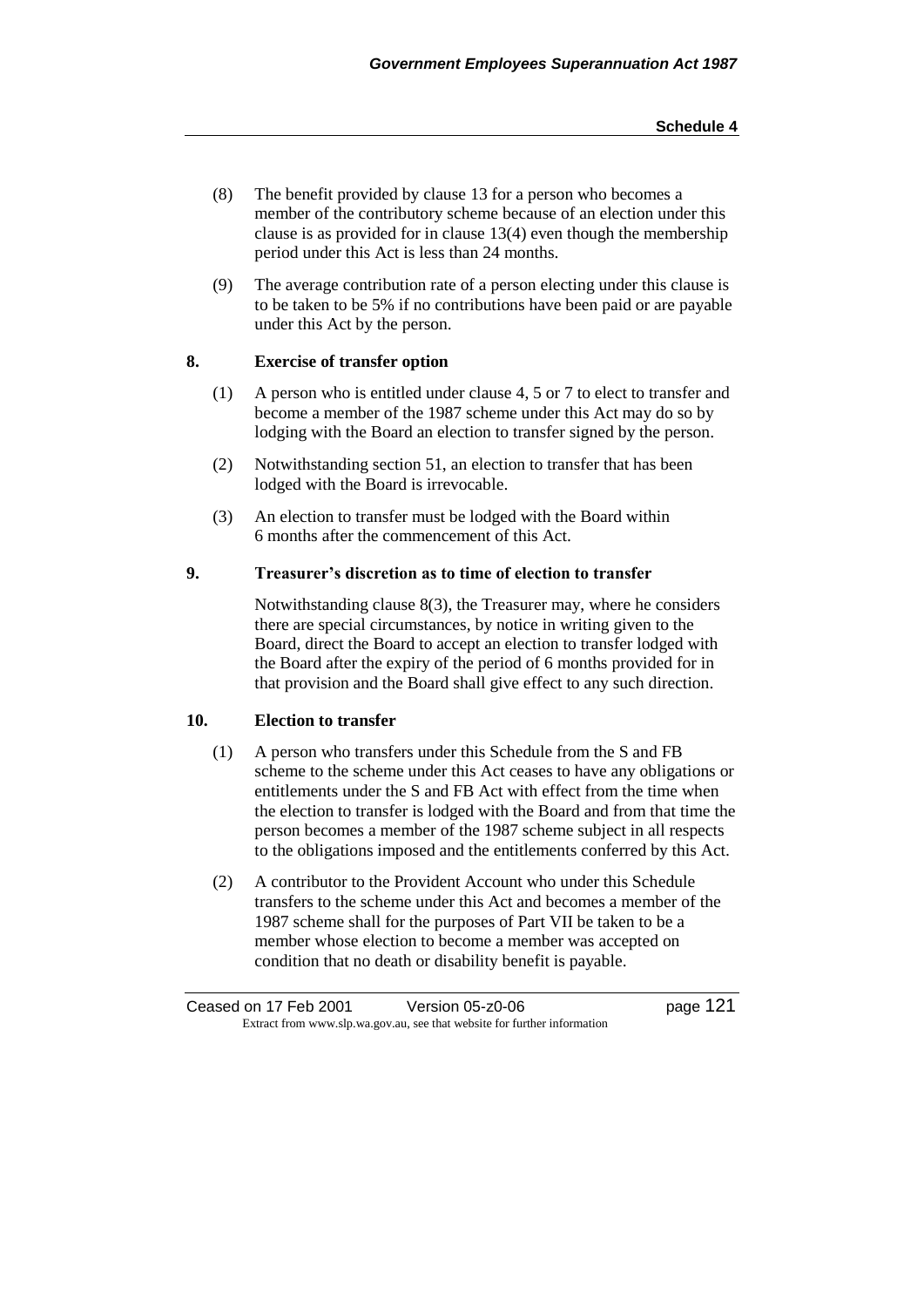(8) The benefit provided by clause 13 for a person who becomes a member of the contributory scheme because of an election under this clause is as provided for in clause 13(4) even though the membership period under this Act is less than 24 months.

(9) The average contribution rate of a person electing under this clause is to be taken to be 5% if no contributions have been paid or are payable under this Act by the person.

**8. Exercise of transfer option**

(1) A person who is entitled under clause 4, 5 or 7 to elect to transfer and become a member of the 1987 scheme under this Act may do so by lodging with the Board an election to transfer signed by the person.

(2) Notwithstanding section 51, an election to transfer that has been lodged with the Board is irrevocable.

(3) An election to transfer must be lodged with the Board within 6 months after the commencement of this Act.

**9. Treasurer's discretion as to time of election to transfer**

Notwithstanding clause 8(3), the Treasurer may, where he considers there are special circumstances, by notice in writing given to the Board, direct the Board to accept an election to transfer lodged with the Board after the expiry of the period of 6 months provided for in that provision and the Board shall give effect to any such direction.

**10. Election to transfer**

(1) A person who transfers under this Schedule from the S and FB scheme to the scheme under this Act ceases to have any obligations or entitlements under the S and FB Act with effect from the time when the election to transfer is lodged with the Board and from that time the person becomes a member of the 1987 scheme subject in all respects to the obligations imposed and the entitlements conferred by this Act.

(2) A contributor to the Provident Account who under this Schedule transfers to the scheme under this Act and becomes a member of the 1987 scheme shall for the purposes of Part VII be taken to be a member whose election to become a member was accepted on condition that no death or disability benefit is payable.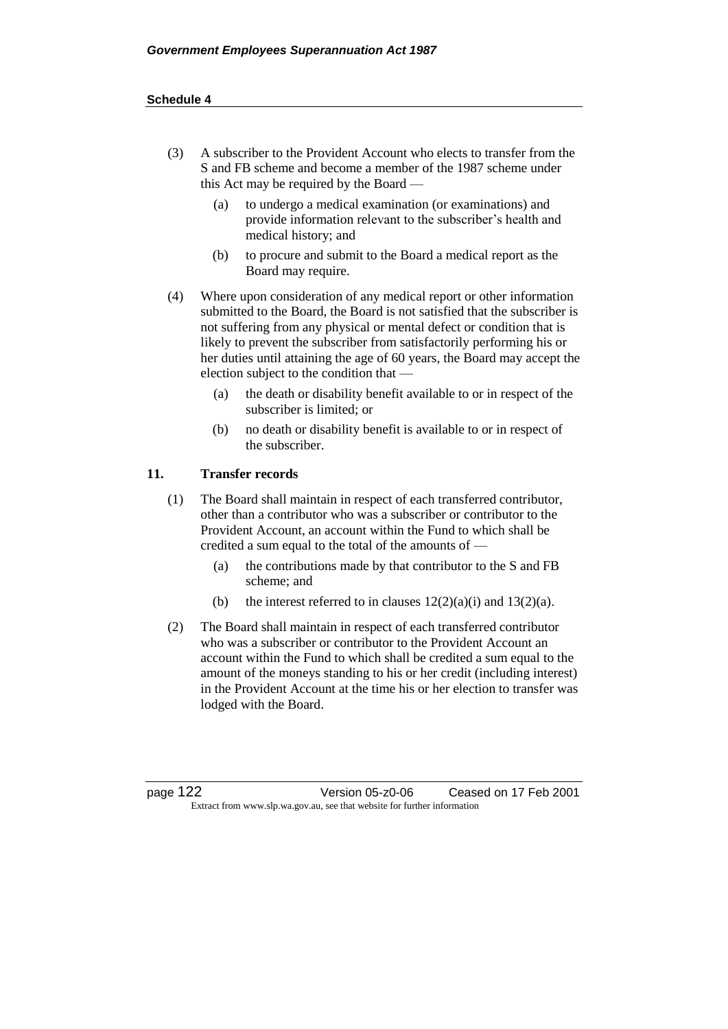(3) A subscriber to the Provident Account who elects to transfer from the S and FB scheme and become a member of the 1987 scheme under this Act may be required by the Board —

(a) to undergo a medical examination (or examinations) and provide information relevant to the subscriber's health and medical history; and

(b) to procure and submit to the Board a medical report as the Board may require.

(4) Where upon consideration of any medical report or other information submitted to the Board, the Board is not satisfied that the subscriber is not suffering from any physical or mental defect or condition that is likely to prevent the subscriber from satisfactorily performing his or her duties until attaining the age of 60 years, the Board may accept the election subject to the condition that —

(a) the death or disability benefit available to or in respect of the subscriber is limited; or

(b) no death or disability benefit is available to or in respect of the subscriber.

**11. Transfer records**

(1) The Board shall maintain in respect of each transferred contributor, other than a contributor who was a subscriber or contributor to the Provident Account, an account within the Fund to which shall be credited a sum equal to the total of the amounts of —

(a) the contributions made by that contributor to the S and FB scheme; and

(b) the interest referred to in clauses 12(2)(a)(i) and 13(2)(a).

(2) The Board shall maintain in respect of each transferred contributor who was a subscriber or contributor to the Provident Account an account within the Fund to which shall be credited a sum equal to the amount of the moneys standing to his or her credit (including interest) in the Provident Account at the time his or her election to transfer was lodged with the Board.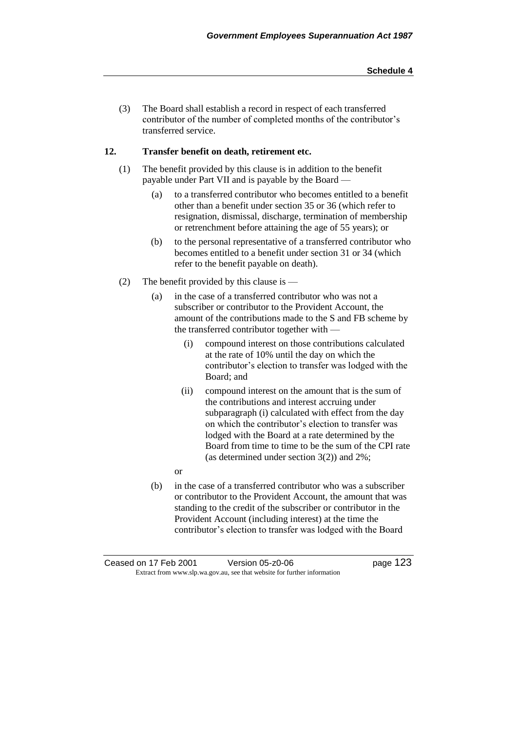(3) The Board shall establish a record in respect of each transferred contributor of the number of completed months of the contributor's transferred service.

**12. Transfer benefit on death, retirement etc.**

(1) The benefit provided by this clause is in addition to the benefit payable under Part VII and is payable by the Board —

(a) to a transferred contributor who becomes entitled to a benefit other than a benefit under section 35 or 36 (which refer to resignation, dismissal, discharge, termination of membership or retrenchment before attaining the age of 55 years); or

(b) to the personal representative of a transferred contributor who becomes entitled to a benefit under section 31 or 34 (which refer to the benefit payable on death).

(2) The benefit provided by this clause is —

(a) in the case of a transferred contributor who was not a subscriber or contributor to the Provident Account, the amount of the contributions made to the S and FB scheme by the transferred contributor together with —

(i) compound interest on those contributions calculated at the rate of 10% until the day on which the contributor's election to transfer was lodged with the Board; and

(ii) compound interest on the amount that is the sum of the contributions and interest accruing under subparagraph (i) calculated with effect from the day on which the contributor's election to transfer was lodged with the Board at a rate determined by the Board from time to time to be the sum of the CPI rate (as determined under section 3(2)) and 2%;

or

(b) in the case of a transferred contributor who was a subscriber or contributor to the Provident Account, the amount that was standing to the credit of the subscriber or contributor in the Provident Account (including interest) at the time the contributor's election to transfer was lodged with the Board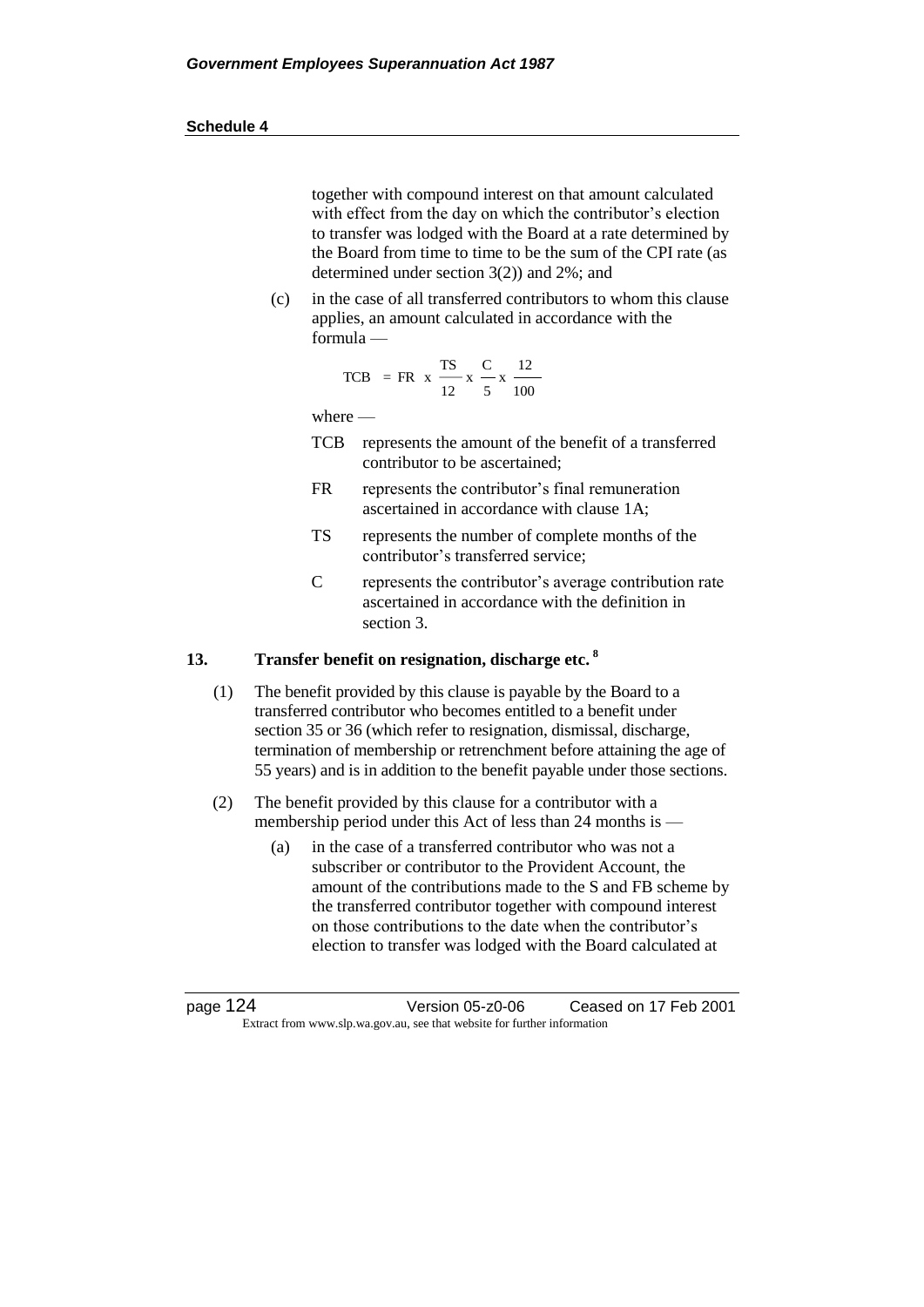together with compound interest on that amount calculated with effect from the day on which the contributor's election to transfer was lodged with the Board at a rate determined by the Board from time to time to be the sum of the CPI rate (as determined under section 3(2)) and 2%; and

(c) in the case of all transferred contributors to whom this clause applies, an amount calculated in accordance with the formula —

$$TCB = FR \times \frac{TS}{12} \times \frac{C}{5} \times \frac{12}{100}$$

where —

TCB represents the amount of the benefit of a transferred contributor to be ascertained;

FR represents the contributor's final remuneration ascertained in accordance with clause 1A;

TS represents the number of complete months of the contributor's transferred service;

C represents the contributor's average contribution rate ascertained in accordance with the definition in section 3.

### 13. Transfer benefit on resignation, discharge etc. [8]

(1) The benefit provided by this clause is payable by the Board to a transferred contributor who becomes entitled to a benefit under section 35 or 36 (which refer to resignation, dismissal, discharge, termination of membership or retrenchment before attaining the age of 55 years) and is in addition to the benefit payable under those sections.

(2) The benefit provided by this clause for a contributor with a membership period under this Act of less than 24 months is —

(a) in the case of a transferred contributor who was not a subscriber or contributor to the Provident Account, the amount of the contributions made to the S and FB scheme by the transferred contributor together with compound interest on those contributions to the date when the contributor's election to transfer was lodged with the Board calculated at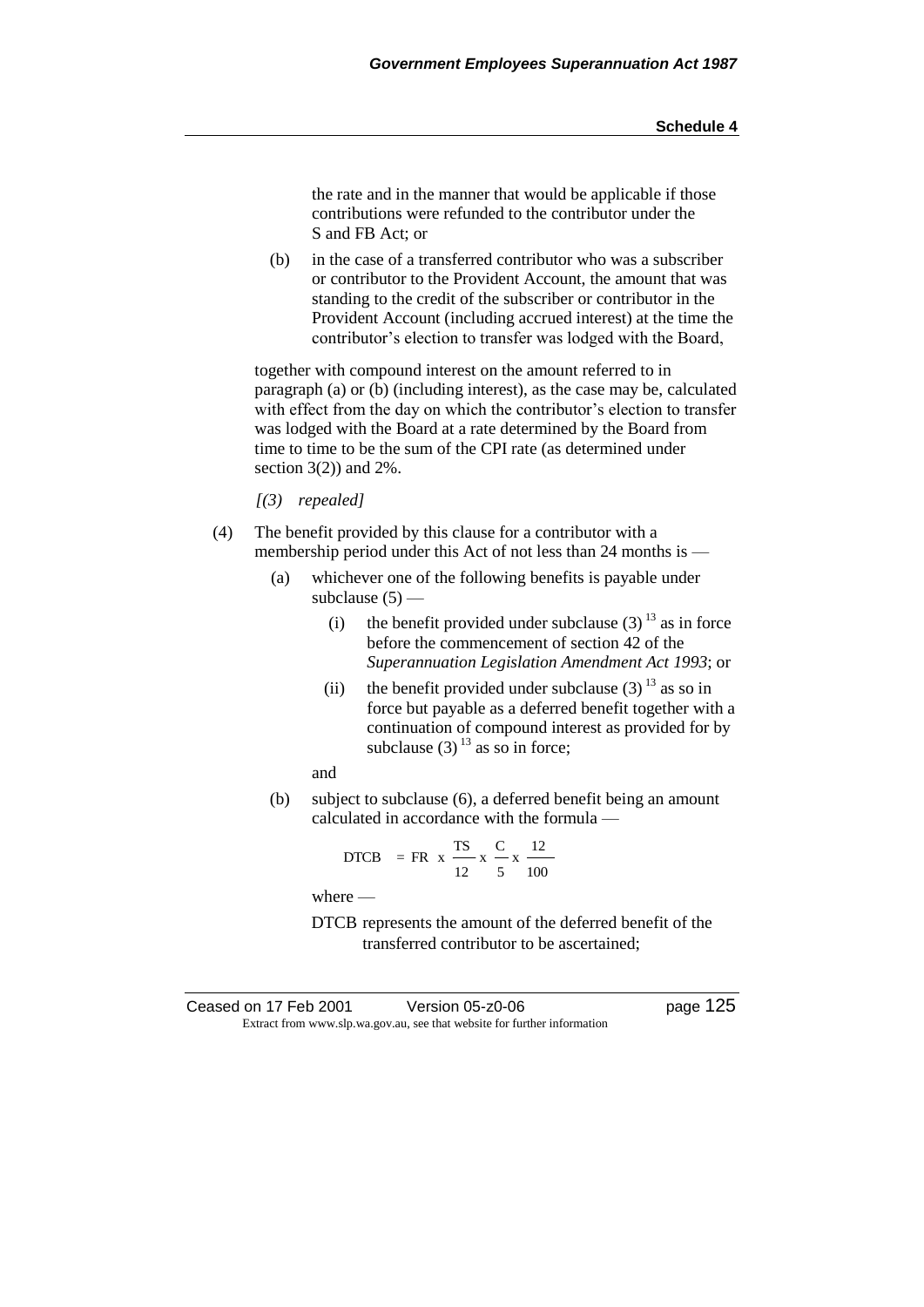the rate and in the manner that would be applicable if those contributions were refunded to the contributor under the S and FB Act; or

(b) in the case of a transferred contributor who was a subscriber or contributor to the Provident Account, the amount that was standing to the credit of the subscriber or contributor in the Provident Account (including accrued interest) at the time the contributor's election to transfer was lodged with the Board,

together with compound interest on the amount referred to in paragraph (a) or (b) (including interest), as the case may be, calculated with effect from the day on which the contributor's election to transfer was lodged with the Board at a rate determined by the Board from time to time to be the sum of the CPI rate (as determined under section 3(2)) and 2%.

*[(3) repealed]*

(4) The benefit provided by this clause for a contributor with a membership period under this Act of not less than 24 months is —

(a) whichever one of the following benefits is payable under subclause (5) —

(i) the benefit provided under subclause (3) [13] as in force before the commencement of section 42 of the *Superannuation Legislation Amendment Act 1993*; or

(ii) the benefit provided under subclause (3) [13] as so in force but payable as a deferred benefit together with a continuation of compound interest as provided for by subclause (3) [13] as so in force;

and

(b) subject to subclause (6), a deferred benefit being an amount calculated in accordance with the formula —

$$DTCB = FR \times \frac{TS}{12} \times \frac{C}{5} \times \frac{12}{100}$$

where —

DTCB represents the amount of the deferred benefit of the transferred contributor to be ascertained;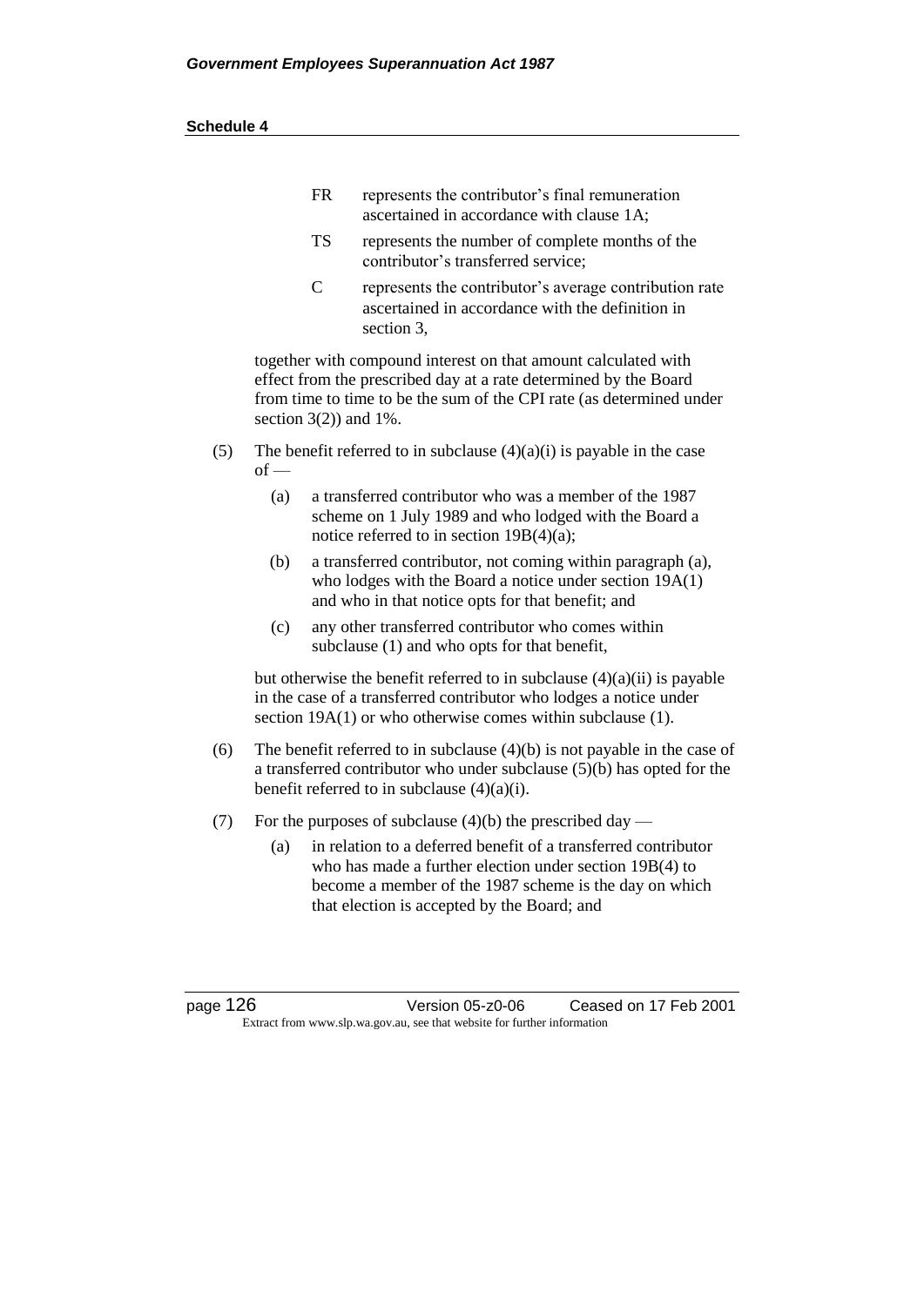FR represents the contributor's final remuneration ascertained in accordance with clause 1A;

TS represents the number of complete months of the contributor's transferred service;

C represents the contributor's average contribution rate ascertained in accordance with the definition in section 3,

together with compound interest on that amount calculated with effect from the prescribed day at a rate determined by the Board from time to time to be the sum of the CPI rate (as determined under section 3(2)) and 1%.

(5) The benefit referred to in subclause (4)(a)(i) is payable in the case of —

(a) a transferred contributor who was a member of the 1987 scheme on 1 July 1989 and who lodged with the Board a notice referred to in section 19B(4)(a);

(b) a transferred contributor, not coming within paragraph (a), who lodges with the Board a notice under section 19A(1) and who in that notice opts for that benefit; and

(c) any other transferred contributor who comes within subclause (1) and who opts for that benefit,

but otherwise the benefit referred to in subclause (4)(a)(ii) is payable in the case of a transferred contributor who lodges a notice under section 19A(1) or who otherwise comes within subclause (1).

(6) The benefit referred to in subclause (4)(b) is not payable in the case of a transferred contributor who under subclause (5)(b) has opted for the benefit referred to in subclause (4)(a)(i).

(7) For the purposes of subclause (4)(b) the prescribed day —

(a) in relation to a deferred benefit of a transferred contributor who has made a further election under section 19B(4) to become a member of the 1987 scheme is the day on which that election is accepted by the Board; and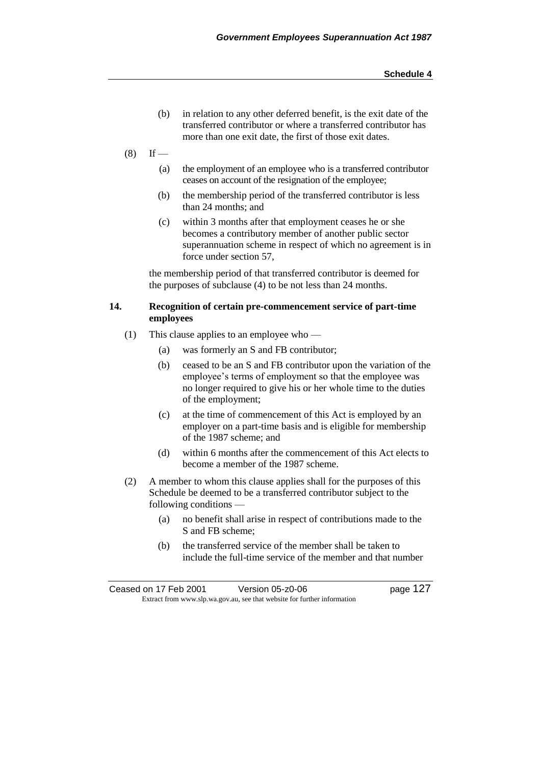(b) in relation to any other deferred benefit, is the exit date of the transferred contributor or where a transferred contributor has more than one exit date, the first of those exit dates.

(8) If —

(a) the employment of an employee who is a transferred contributor ceases on account of the resignation of the employee;

(b) the membership period of the transferred contributor is less than 24 months; and

(c) within 3 months after that employment ceases he or she becomes a contributory member of another public sector superannuation scheme in respect of which no agreement is in force under section 57,

the membership period of that transferred contributor is deemed for the purposes of subclause (4) to be not less than 24 months.

### 14. Recognition of certain pre-commencement service of part-time employees

(1) This clause applies to an employee who —

(a) was formerly an S and FB contributor;

(b) ceased to be an S and FB contributor upon the variation of the employee's terms of employment so that the employee was no longer required to give his or her whole time to the duties of the employment;

(c) at the time of commencement of this Act is employed by an employer on a part-time basis and is eligible for membership of the 1987 scheme; and

(d) within 6 months after the commencement of this Act elects to become a member of the 1987 scheme.

(2) A member to whom this clause applies shall for the purposes of this Schedule be deemed to be a transferred contributor subject to the following conditions —

(a) no benefit shall arise in respect of contributions made to the S and FB scheme;

(b) the transferred service of the member shall be taken to include the full-time service of the member and that number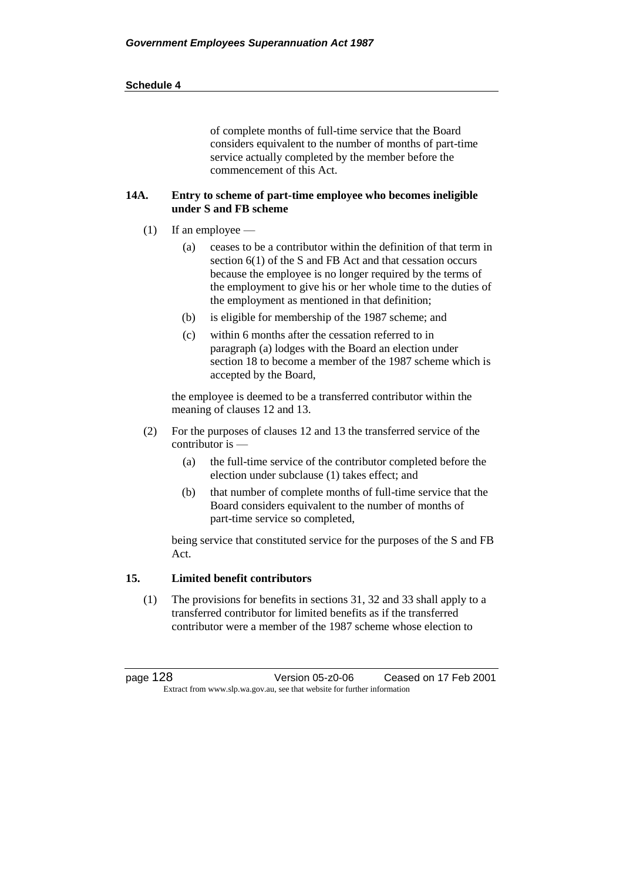of complete months of full-time service that the Board considers equivalent to the number of months of part-time service actually completed by the member before the commencement of this Act.

**14A. Entry to scheme of part-time employee who becomes ineligible under S and FB scheme**

(1) If an employee —

(a) ceases to be a contributor within the definition of that term in section 6(1) of the S and FB Act and that cessation occurs because the employee is no longer required by the terms of the employment to give his or her whole time to the duties of the employment as mentioned in that definition;

(b) is eligible for membership of the 1987 scheme; and

(c) within 6 months after the cessation referred to in paragraph (a) lodges with the Board an election under section 18 to become a member of the 1987 scheme which is accepted by the Board,

the employee is deemed to be a transferred contributor within the meaning of clauses 12 and 13.

(2) For the purposes of clauses 12 and 13 the transferred service of the contributor is —

(a) the full-time service of the contributor completed before the election under subclause (1) takes effect; and

(b) that number of complete months of full-time service that the Board considers equivalent to the number of months of part-time service so completed,

being service that constituted service for the purposes of the S and FB Act.

**15. Limited benefit contributors**

(1) The provisions for benefits in sections 31, 32 and 33 shall apply to a transferred contributor for limited benefits as if the transferred contributor were a member of the 1987 scheme whose election to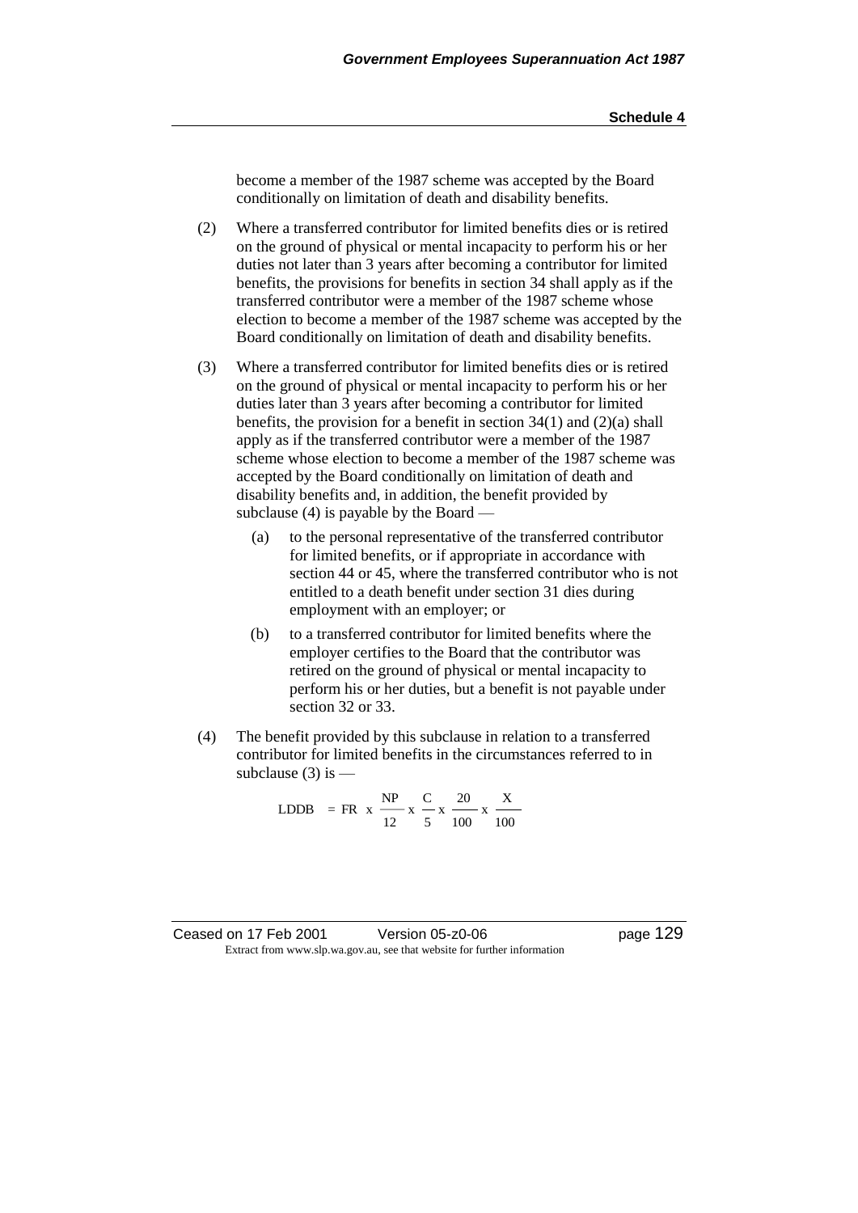become a member of the 1987 scheme was accepted by the Board conditionally on limitation of death and disability benefits.

(2) Where a transferred contributor for limited benefits dies or is retired on the ground of physical or mental incapacity to perform his or her duties not later than 3 years after becoming a contributor for limited benefits, the provisions for benefits in section 34 shall apply as if the transferred contributor were a member of the 1987 scheme whose election to become a member of the 1987 scheme was accepted by the Board conditionally on limitation of death and disability benefits.

(3) Where a transferred contributor for limited benefits dies or is retired on the ground of physical or mental incapacity to perform his or her duties later than 3 years after becoming a contributor for limited benefits, the provision for a benefit in section 34(1) and (2)(a) shall apply as if the transferred contributor were a member of the 1987 scheme whose election to become a member of the 1987 scheme was accepted by the Board conditionally on limitation of death and disability benefits and, in addition, the benefit provided by subclause (4) is payable by the Board —

(a) to the personal representative of the transferred contributor for limited benefits, or if appropriate in accordance with section 44 or 45, where the transferred contributor who is not entitled to a death benefit under section 31 dies during employment with an employer; or

(b) to a transferred contributor for limited benefits where the employer certifies to the Board that the contributor was retired on the ground of physical or mental incapacity to perform his or her duties, but a benefit is not payable under section 32 or 33.

(4) The benefit provided by this subclause in relation to a transferred contributor for limited benefits in the circumstances referred to in subclause (3) is —

$$LDDB = FR \times \frac{NP}{12} \times \frac{C}{5} \times \frac{20}{100} \times \frac{X}{100}$$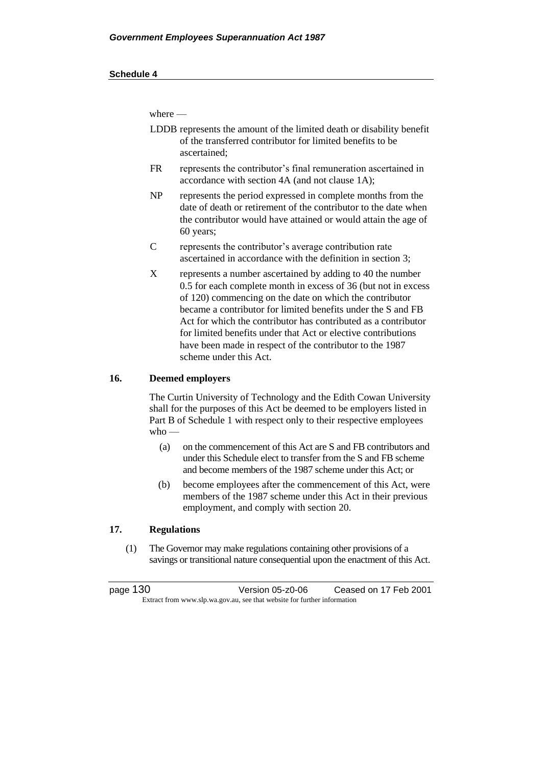where —

LDDB represents the amount of the limited death or disability benefit of the transferred contributor for limited benefits to be ascertained;

FR represents the contributor's final remuneration ascertained in accordance with section 4A (and not clause 1A);

NP represents the period expressed in complete months from the date of death or retirement of the contributor to the date when the contributor would have attained or would attain the age of 60 years;

C represents the contributor's average contribution rate ascertained in accordance with the definition in section 3;

X represents a number ascertained by adding to 40 the number 0.5 for each complete month in excess of 36 (but not in excess of 120) commencing on the date on which the contributor became a contributor for limited benefits under the S and FB Act for which the contributor has contributed as a contributor for limited benefits under that Act or elective contributions have been made in respect of the contributor to the 1987 scheme under this Act.

## 16. Deemed employers

The Curtin University of Technology and the Edith Cowan University shall for the purposes of this Act be deemed to be employers listed in Part B of Schedule 1 with respect only to their respective employees who —

(a) on the commencement of this Act are S and FB contributors and under this Schedule elect to transfer from the S and FB scheme and become members of the 1987 scheme under this Act; or

(b) become employees after the commencement of this Act, were members of the 1987 scheme under this Act in their previous employment, and comply with section 20.

## 17. Regulations

(1) The Governor may make regulations containing other provisions of a savings or transitional nature consequential upon the enactment of this Act.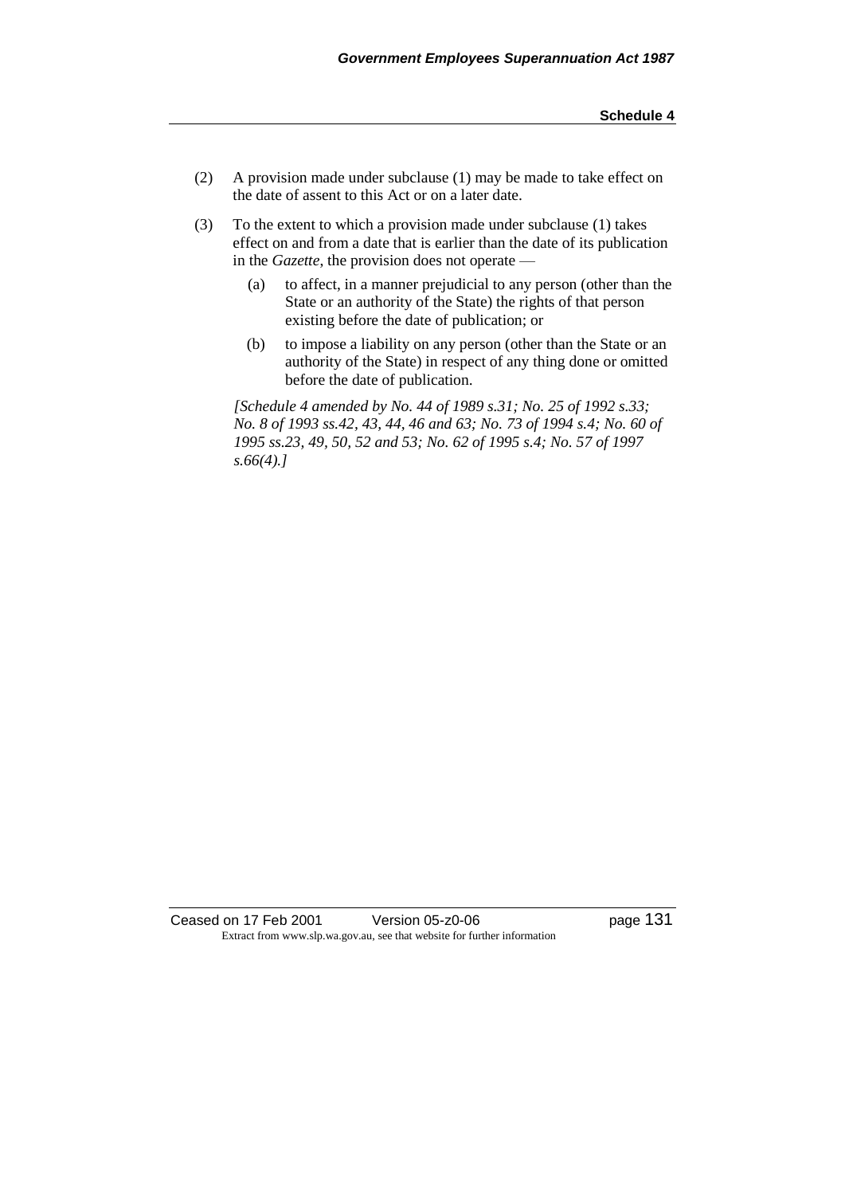(2) A provision made under subclause (1) may be made to take effect on the date of assent to this Act or on a later date.

(3) To the extent to which a provision made under subclause (1) takes effect on and from a date that is earlier than the date of its publication in the *Gazette*, the provision does not operate —

  (a) to affect, in a manner prejudicial to any person (other than the State or an authority of the State) the rights of that person existing before the date of publication; or

  (b) to impose a liability on any person (other than the State or an authority of the State) in respect of any thing done or omitted before the date of publication.

*[Schedule 4 amended by No. 44 of 1989 s.31; No. 25 of 1992 s.33; No. 8 of 1993 ss.42, 43, 44, 46 and 63; No. 73 of 1994 s.4; No. 60 of 1995 ss.23, 49, 50, 52 and 53; No. 62 of 1995 s.4; No. 57 of 1997 s.66(4).]*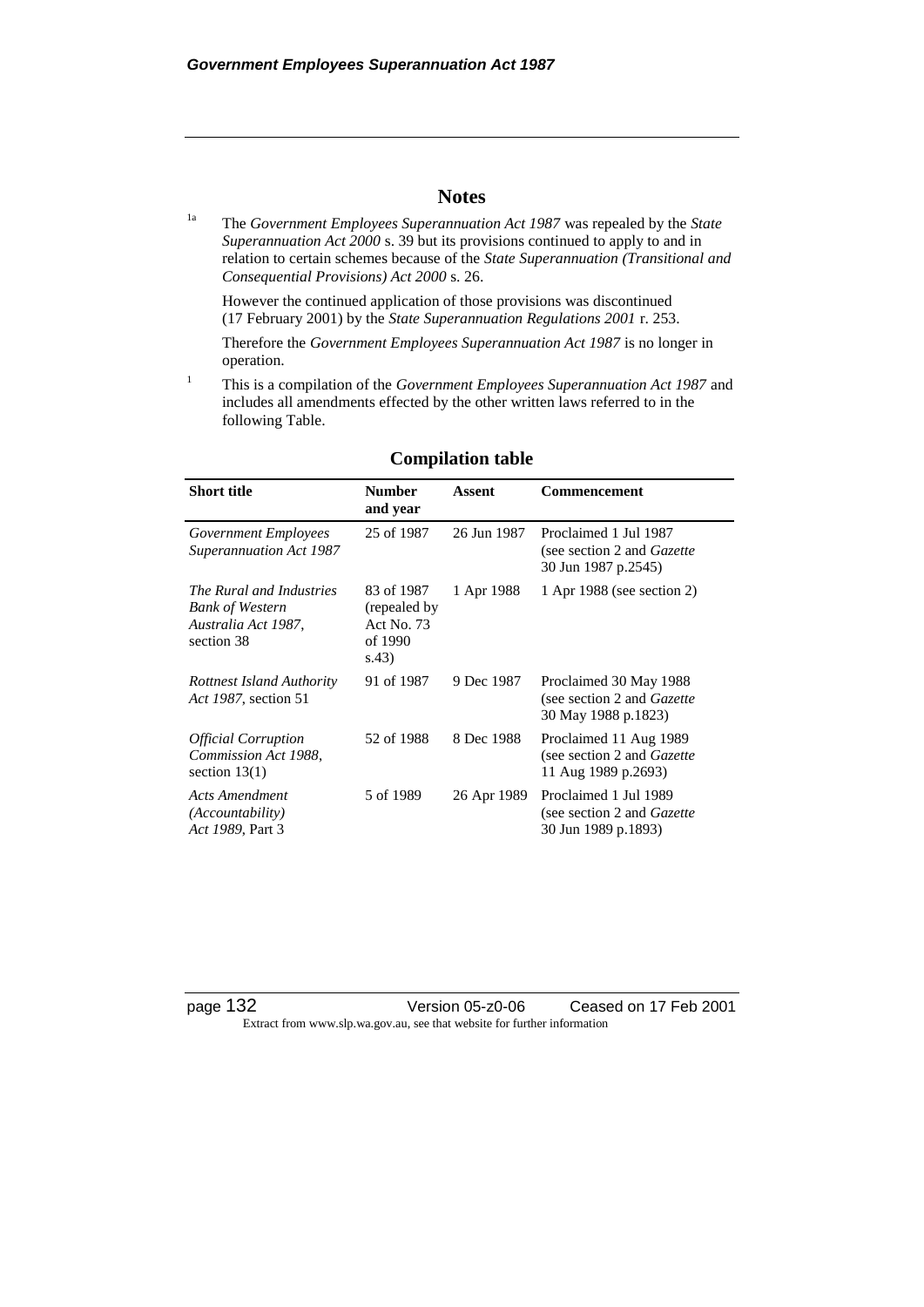## Notes

[1a] The *Government Employees Superannuation Act 1987* was repealed by the *State Superannuation Act 2000* s. 39 but its provisions continued to apply to and in relation to certain schemes because of the *State Superannuation (Transitional and Consequential Provisions) Act 2000* s. 26.

However the continued application of those provisions was discontinued (17 February 2001) by the *State Superannuation Regulations 2001* r. 253.

Therefore the *Government Employees Superannuation Act 1987* is no longer in operation.

[1] This is a compilation of the *Government Employees Superannuation Act 1987* and includes all amendments effected by the other written laws referred to in the following Table.

### Compilation table

| Short title | Number and year | Assent | Commencement |
|---|---|---|---|
| *Government Employees Superannuation Act 1987* | 25 of 1987 | 26 Jun 1987 | Proclaimed 1 Jul 1987 (see section 2 and *Gazette* 30 Jun 1987 p.2545) |
| *The Rural and Industries Bank of Western Australia Act 1987*, section 38 | 83 of 1987 (repealed by Act No. 73 of 1990 s.43) | 1 Apr 1988 | 1 Apr 1988 (see section 2) |
| *Rottnest Island Authority Act 1987*, section 51 | 91 of 1987 | 9 Dec 1987 | Proclaimed 30 May 1988 (see section 2 and *Gazette* 30 May 1988 p.1823) |
| *Official Corruption Commission Act 1988*, section 13(1) | 52 of 1988 | 8 Dec 1988 | Proclaimed 11 Aug 1989 (see section 2 and *Gazette* 11 Aug 1989 p.2693) |
| *Acts Amendment (Accountability) Act 1989*, Part 3 | 5 of 1989 | 26 Apr 1989 | Proclaimed 1 Jul 1989 (see section 2 and *Gazette* 30 Jun 1989 p.1893) |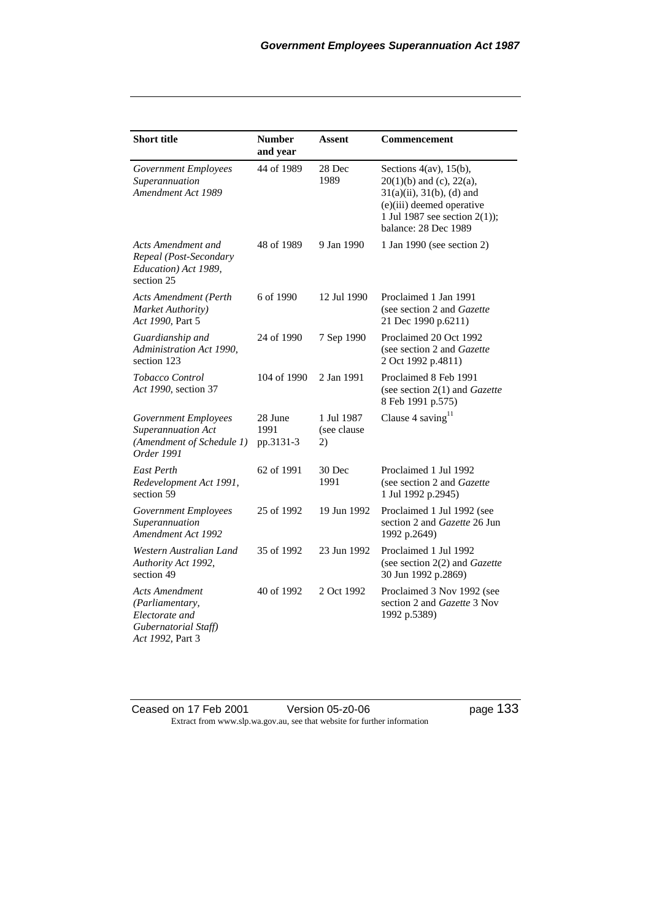| Short title | Number and year | Assent | Commencement |
|---|---|---|---|
| *Government Employees Superannuation Amendment Act 1989* | 44 of 1989 | 28 Dec 1989 | Sections 4(av), 15(b), 20(1)(b) and (c), 22(a), 31(a)(ii), 31(b), (d) and (e)(iii) deemed operative 1 Jul 1987 see section 2(1)); balance: 28 Dec 1989 |
| *Acts Amendment and Repeal (Post-Secondary Education) Act 1989*, section 25 | 48 of 1989 | 9 Jan 1990 | 1 Jan 1990 (see section 2) |
| *Acts Amendment (Perth Market Authority) Act 1990*, Part 5 | 6 of 1990 | 12 Jul 1990 | Proclaimed 1 Jan 1991 (see section 2 and *Gazette* 21 Dec 1990 p.6211) |
| *Guardianship and Administration Act 1990*, section 123 | 24 of 1990 | 7 Sep 1990 | Proclaimed 20 Oct 1992 (see section 2 and *Gazette* 2 Oct 1992 p.4811) |
| *Tobacco Control Act 1990*, section 37 | 104 of 1990 | 2 Jan 1991 | Proclaimed 8 Feb 1991 (see section 2(1) and *Gazette* 8 Feb 1991 p.575) |
| *Government Employees Superannuation Act (Amendment of Schedule 1) Order 1991* | 28 June 1991 pp.3131-3 | 1 Jul 1987 (see clause 2) | Clause 4 saving[11] |
| *East Perth Redevelopment Act 1991*, section 59 | 62 of 1991 | 30 Dec 1991 | Proclaimed 1 Jul 1992 (see section 2 and *Gazette* 1 Jul 1992 p.2945) |
| *Government Employees Superannuation Amendment Act 1992* | 25 of 1992 | 19 Jun 1992 | Proclaimed 1 Jul 1992 (see section 2 and *Gazette* 26 Jun 1992 p.2649) |
| *Western Australian Land Authority Act 1992*, section 49 | 35 of 1992 | 23 Jun 1992 | Proclaimed 1 Jul 1992 (see section 2(2) and *Gazette* 30 Jun 1992 p.2869) |
| *Acts Amendment (Parliamentary, Electorate and Gubernatorial Staff) Act 1992*, Part 3 | 40 of 1992 | 2 Oct 1992 | Proclaimed 3 Nov 1992 (see section 2 and *Gazette* 3 Nov 1992 p.5389) |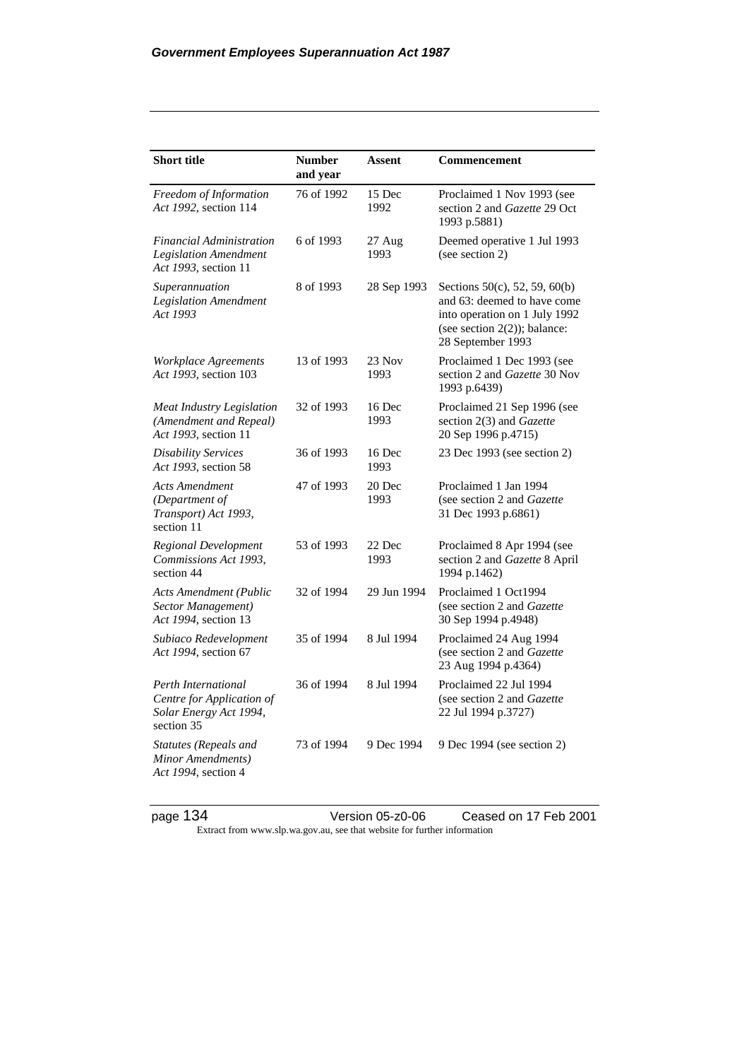| Short title | Number and year | Assent | Commencement |
|---|---|---|---|
| *Freedom of Information Act 1992*, section 114 | 76 of 1992 | 15 Dec 1992 | Proclaimed 1 Nov 1993 (see section 2 and *Gazette* 29 Oct 1993 p.5881) |
| *Financial Administration Legislation Amendment Act 1993*, section 11 | 6 of 1993 | 27 Aug 1993 | Deemed operative 1 Jul 1993 (see section 2) |
| *Superannuation Legislation Amendment Act 1993* | 8 of 1993 | 28 Sep 1993 | Sections 50(c), 52, 59, 60(b) and 63: deemed to have come into operation on 1 July 1992 (see section 2(2)); balance: 28 September 1993 |
| *Workplace Agreements Act 1993*, section 103 | 13 of 1993 | 23 Nov 1993 | Proclaimed 1 Dec 1993 (see section 2 and *Gazette* 30 Nov 1993 p.6439) |
| *Meat Industry Legislation (Amendment and Repeal) Act 1993*, section 11 | 32 of 1993 | 16 Dec 1993 | Proclaimed 21 Sep 1996 (see section 2(3) and *Gazette* 20 Sep 1996 p.4715) |
| *Disability Services Act 1993*, section 58 | 36 of 1993 | 16 Dec 1993 | 23 Dec 1993 (see section 2) |
| *Acts Amendment (Department of Transport) Act 1993*, section 11 | 47 of 1993 | 20 Dec 1993 | Proclaimed 1 Jan 1994 (see section 2 and *Gazette* 31 Dec 1993 p.6861) |
| *Regional Development Commissions Act 1993*, section 44 | 53 of 1993 | 22 Dec 1993 | Proclaimed 8 Apr 1994 (see section 2 and *Gazette* 8 April 1994 p.1462) |
| *Acts Amendment (Public Sector Management) Act 1994*, section 13 | 32 of 1994 | 29 Jun 1994 | Proclaimed 1 Oct1994 (see section 2 and *Gazette* 30 Sep 1994 p.4948) |
| *Subiaco Redevelopment Act 1994*, section 67 | 35 of 1994 | 8 Jul 1994 | Proclaimed 24 Aug 1994 (see section 2 and *Gazette* 23 Aug 1994 p.4364) |
| *Perth International Centre for Application of Solar Energy Act 1994*, section 35 | 36 of 1994 | 8 Jul 1994 | Proclaimed 22 Jul 1994 (see section 2 and *Gazette* 22 Jul 1994 p.3727) |
| *Statutes (Repeals and Minor Amendments) Act 1994*, section 4 | 73 of 1994 | 9 Dec 1994 | 9 Dec 1994 (see section 2) |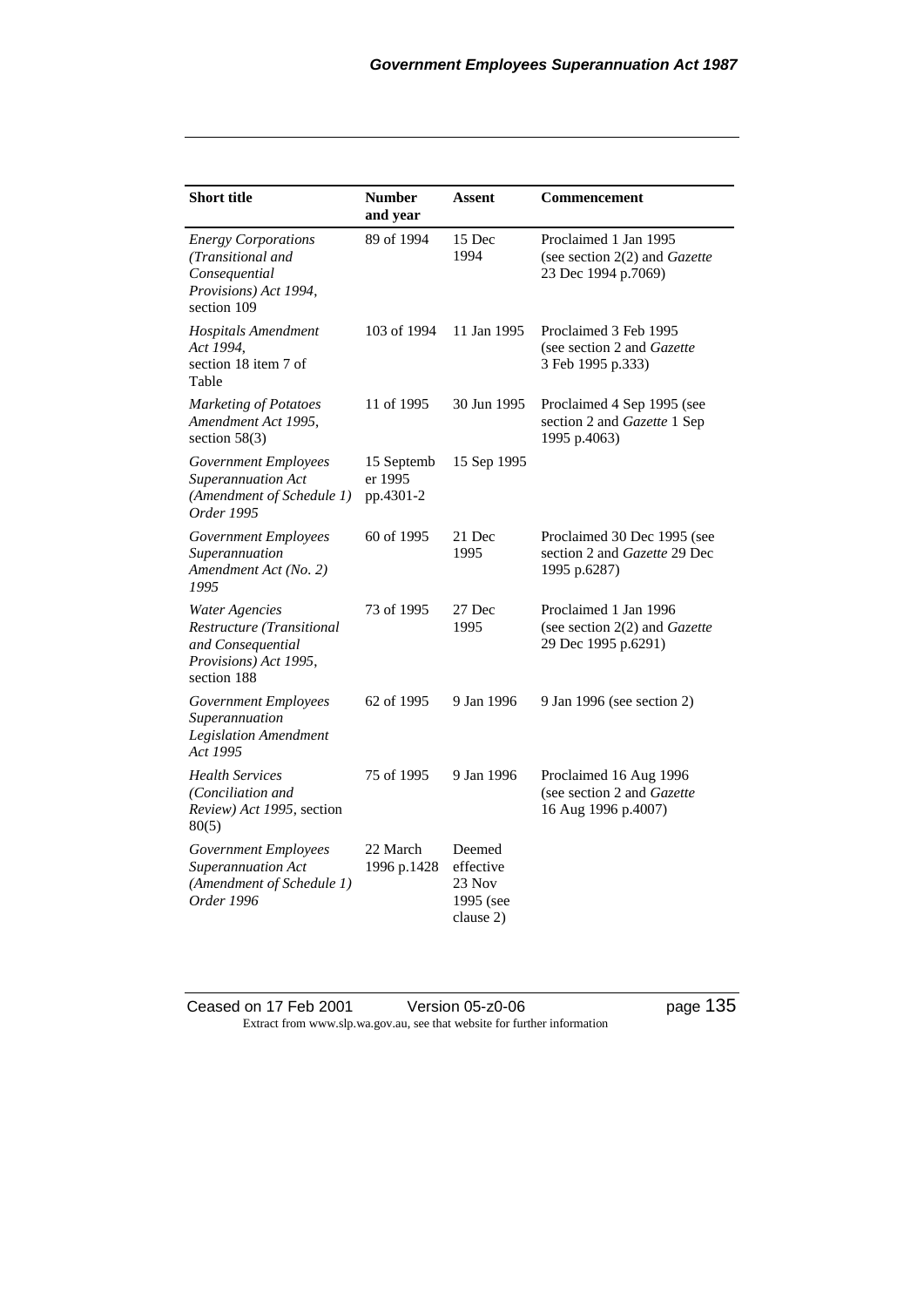| Short title | Number and year | Assent | Commencement |
|---|---|---|---|
| *Energy Corporations (Transitional and Consequential Provisions) Act 1994*, section 109 | 89 of 1994 | 15 Dec 1994 | Proclaimed 1 Jan 1995 (see section 2(2) and *Gazette* 23 Dec 1994 p.7069) |
| *Hospitals Amendment Act 1994*, section 18 item 7 of Table | 103 of 1994 | 11 Jan 1995 | Proclaimed 3 Feb 1995 (see section 2 and *Gazette* 3 Feb 1995 p.333) |
| *Marketing of Potatoes Amendment Act 1995*, section 58(3) | 11 of 1995 | 30 Jun 1995 | Proclaimed 4 Sep 1995 (see section 2 and *Gazette* 1 Sep 1995 p.4063) |
| *Government Employees Superannuation Act (Amendment of Schedule 1) Order 1995* | 15 September 1995 pp.4301-2 | 15 Sep 1995 | |
| *Government Employees Superannuation Amendment Act (No. 2) 1995* | 60 of 1995 | 21 Dec 1995 | Proclaimed 30 Dec 1995 (see section 2 and *Gazette* 29 Dec 1995 p.6287) |
| *Water Agencies Restructure (Transitional and Consequential Provisions) Act 1995*, section 188 | 73 of 1995 | 27 Dec 1995 | Proclaimed 1 Jan 1996 (see section 2(2) and *Gazette* 29 Dec 1995 p.6291) |
| *Government Employees Superannuation Legislation Amendment Act 1995* | 62 of 1995 | 9 Jan 1996 | 9 Jan 1996 (see section 2) |
| *Health Services (Conciliation and Review) Act 1995*, section 80(5) | 75 of 1995 | 9 Jan 1996 | Proclaimed 16 Aug 1996 (see section 2 and *Gazette* 16 Aug 1996 p.4007) |
| *Government Employees Superannuation Act (Amendment of Schedule 1) Order 1996* | 22 March 1996 p.1428 | Deemed effective 23 Nov 1995 (see clause 2) | |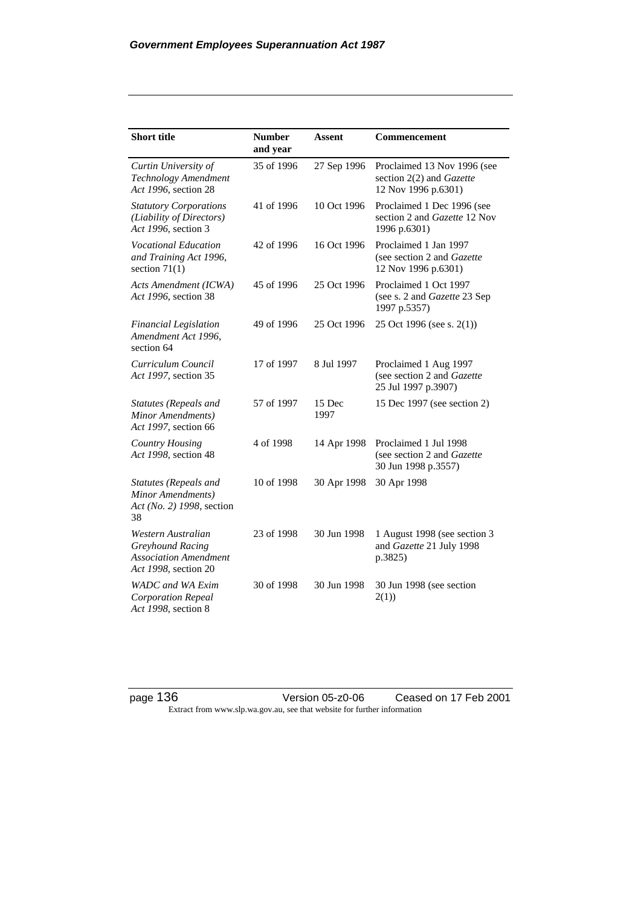| Short title | Number and year | Assent | Commencement |
|---|---|---|---|
| *Curtin University of Technology Amendment Act 1996*, section 28 | 35 of 1996 | 27 Sep 1996 | Proclaimed 13 Nov 1996 (see section 2(2) and *Gazette* 12 Nov 1996 p.6301) |
| *Statutory Corporations (Liability of Directors) Act 1996*, section 3 | 41 of 1996 | 10 Oct 1996 | Proclaimed 1 Dec 1996 (see section 2 and *Gazette* 12 Nov 1996 p.6301) |
| *Vocational Education and Training Act 1996*, section 71(1) | 42 of 1996 | 16 Oct 1996 | Proclaimed 1 Jan 1997 (see section 2 and *Gazette* 12 Nov 1996 p.6301) |
| *Acts Amendment (ICWA) Act 1996*, section 38 | 45 of 1996 | 25 Oct 1996 | Proclaimed 1 Oct 1997 (see s. 2 and *Gazette* 23 Sep 1997 p.5357) |
| *Financial Legislation Amendment Act 1996*, section 64 | 49 of 1996 | 25 Oct 1996 | 25 Oct 1996 (see s. 2(1)) |
| *Curriculum Council Act 1997*, section 35 | 17 of 1997 | 8 Jul 1997 | Proclaimed 1 Aug 1997 (see section 2 and *Gazette* 25 Jul 1997 p.3907) |
| *Statutes (Repeals and Minor Amendments) Act 1997*, section 66 | 57 of 1997 | 15 Dec 1997 | 15 Dec 1997 (see section 2) |
| *Country Housing Act 1998*, section 48 | 4 of 1998 | 14 Apr 1998 | Proclaimed 1 Jul 1998 (see section 2 and *Gazette* 30 Jun 1998 p.3557) |
| *Statutes (Repeals and Minor Amendments) Act (No. 2) 1998*, section 38 | 10 of 1998 | 30 Apr 1998 | 30 Apr 1998 |
| *Western Australian Greyhound Racing Association Amendment Act 1998*, section 20 | 23 of 1998 | 30 Jun 1998 | 1 August 1998 (see section 3 and *Gazette* 21 July 1998 p.3825) |
| *WADC and WA Exim Corporation Repeal Act 1998*, section 8 | 30 of 1998 | 30 Jun 1998 | 30 Jun 1998 (see section 2(1)) |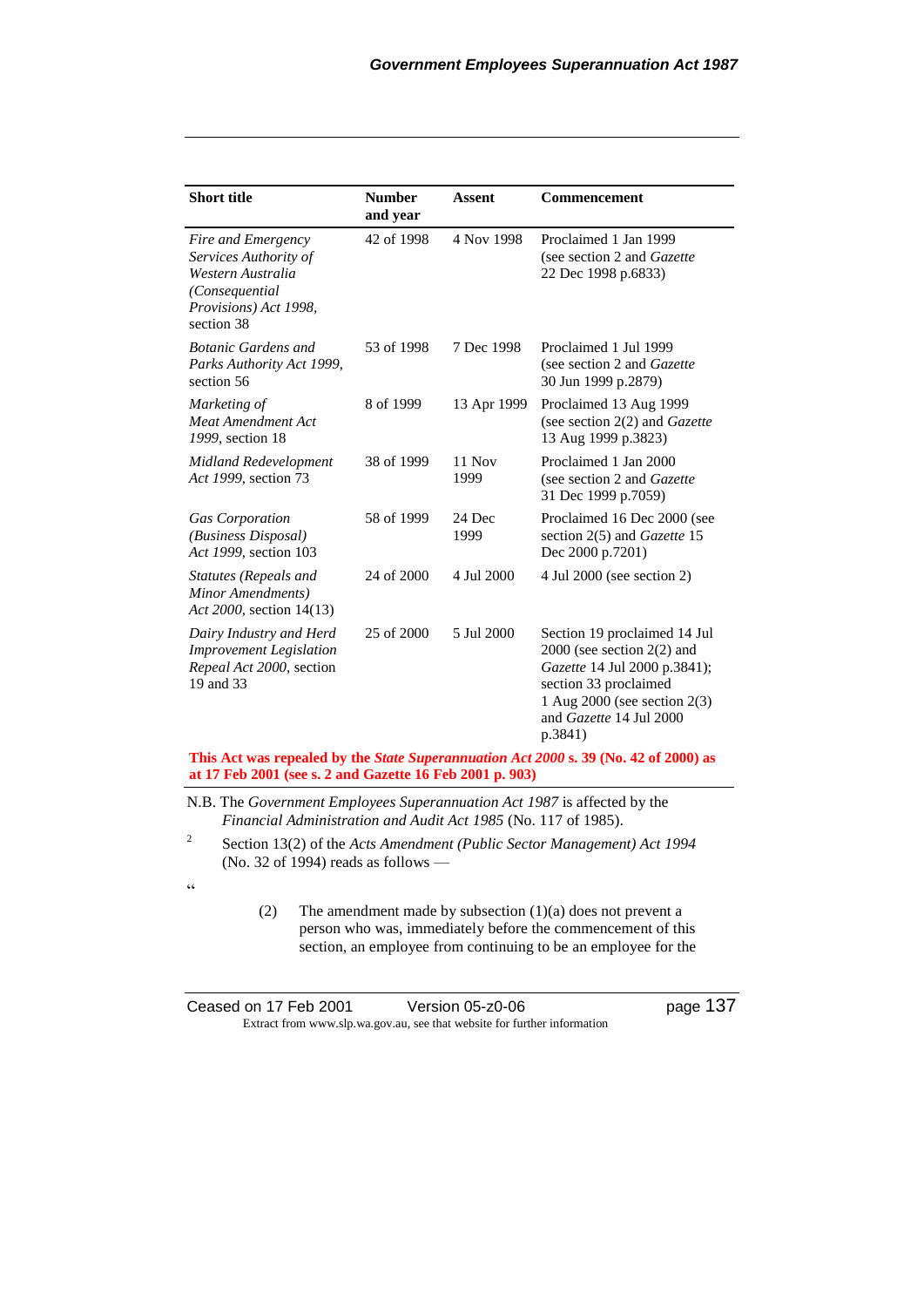| Short title | Number and year | Assent | Commencement |
|---|---|---|---|
| *Fire and Emergency Services Authority of Western Australia (Consequential Provisions) Act 1998*, section 38 | 42 of 1998 | 4 Nov 1998 | Proclaimed 1 Jan 1999 (see section 2 and *Gazette* 22 Dec 1998 p.6833) |
| *Botanic Gardens and Parks Authority Act 1999*, section 56 | 53 of 1998 | 7 Dec 1998 | Proclaimed 1 Jul 1999 (see section 2 and *Gazette* 30 Jun 1999 p.2879) |
| *Marketing of Meat Amendment Act 1999*, section 18 | 8 of 1999 | 13 Apr 1999 | Proclaimed 13 Aug 1999 (see section 2(2) and *Gazette* 13 Aug 1999 p.3823) |
| *Midland Redevelopment Act 1999*, section 73 | 38 of 1999 | 11 Nov 1999 | Proclaimed 1 Jan 2000 (see section 2 and *Gazette* 31 Dec 1999 p.7059) |
| *Gas Corporation (Business Disposal) Act 1999*, section 103 | 58 of 1999 | 24 Dec 1999 | Proclaimed 16 Dec 2000 (see section 2(5) and *Gazette* 15 Dec 2000 p.7201) |
| *Statutes (Repeals and Minor Amendments) Act 2000*, section 14(13) | 24 of 2000 | 4 Jul 2000 | 4 Jul 2000 (see section 2) |
| *Dairy Industry and Herd Improvement Legislation Repeal Act 2000*, section 19 and 33 | 25 of 2000 | 5 Jul 2000 | Section 19 proclaimed 14 Jul 2000 (see section 2(2) and *Gazette* 14 Jul 2000 p.3841); section 33 proclaimed 1 Aug 2000 (see section 2(3) and *Gazette* 14 Jul 2000 p.3841) |
| **This Act was repealed by the *State Superannuation Act 2000* s. 39 (No. 42 of 2000) as at 17 Feb 2001 (see s. 2 and Gazette 16 Feb 2001 p. 903)** | | | |

N.B. The *Government Employees Superannuation Act 1987* is affected by the *Financial Administration and Audit Act 1985* (No. 117 of 1985).

[2] Section 13(2) of the *Acts Amendment (Public Sector Management) Act 1994* (No. 32 of 1994) reads as follows —

"

(2) The amendment made by subsection (1)(a) does not prevent a person who was, immediately before the commencement of this section, an employee from continuing to be an employee for the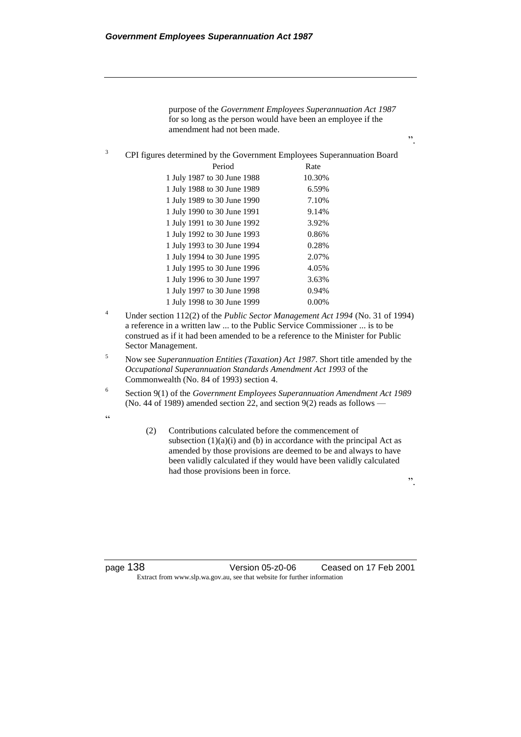purpose of the *Government Employees Superannuation Act 1987* for so long as the person would have been an employee if the amendment had not been made.

".

[3] CPI figures determined by the Government Employees Superannuation Board

| Period | Rate |
|---|---|
| 1 July 1987 to 30 June 1988 | 10.30% |
| 1 July 1988 to 30 June 1989 | 6.59% |
| 1 July 1989 to 30 June 1990 | 7.10% |
| 1 July 1990 to 30 June 1991 | 9.14% |
| 1 July 1991 to 30 June 1992 | 3.92% |
| 1 July 1992 to 30 June 1993 | 0.86% |
| 1 July 1993 to 30 June 1994 | 0.28% |
| 1 July 1994 to 30 June 1995 | 2.07% |
| 1 July 1995 to 30 June 1996 | 4.05% |
| 1 July 1996 to 30 June 1997 | 3.63% |
| 1 July 1997 to 30 June 1998 | 0.94% |
| 1 July 1998 to 30 June 1999 | 0.00% |

[4] Under section 112(2) of the *Public Sector Management Act 1994* (No. 31 of 1994) a reference in a written law ... to the Public Service Commissioner ... is to be construed as if it had been amended to be a reference to the Minister for Public Sector Management.

[5] Now see *Superannuation Entities (Taxation) Act 1987*. Short title amended by the *Occupational Superannuation Standards Amendment Act 1993* of the Commonwealth (No. 84 of 1993) section 4.

[6] Section 9(1) of the *Government Employees Superannuation Amendment Act 1989* (No. 44 of 1989) amended section 22, and section 9(2) reads as follows —

"

(2) Contributions calculated before the commencement of subsection (1)(a)(i) and (b) in accordance with the principal Act as amended by those provisions are deemed to be and always to have been validly calculated if they would have been validly calculated had those provisions been in force.

".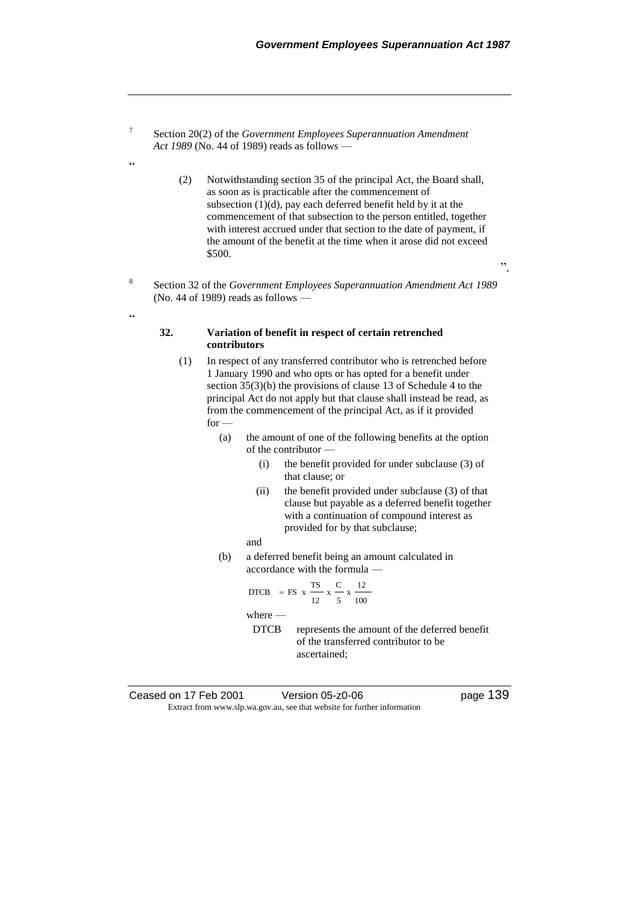[7] Section 20(2) of the *Government Employees Superannuation Amendment Act 1989* (No. 44 of 1989) reads as follows —

"

(2) Notwithstanding section 35 of the principal Act, the Board shall, as soon as is practicable after the commencement of subsection (1)(d), pay each deferred benefit held by it at the commencement of that subsection to the person entitled, together with interest accrued under that section to the date of payment, if the amount of the benefit at the time when it arose did not exceed $500.

".

[8] Section 32 of the *Government Employees Superannuation Amendment Act 1989* (No. 44 of 1989) reads as follows —

"

**32. Variation of benefit in respect of certain retrenched contributors**

(1) In respect of any transferred contributor who is retrenched before 1 January 1990 and who opts or has opted for a benefit under section 35(3)(b) the provisions of clause 13 of Schedule 4 to the principal Act do not apply but that clause shall instead be read, as from the commencement of the principal Act, as if it provided for —

(a) the amount of one of the following benefits at the option of the contributor —

(i) the benefit provided for under subclause (3) of that clause; or

(ii) the benefit provided under subclause (3) of that clause but payable as a deferred benefit together with a continuation of compound interest as provided for by that subclause;

and

(b) a deferred benefit being an amount calculated in accordance with the formula —

$$DTCB = FS \times \frac{TS}{12} \times \frac{C}{5} \times \frac{12}{100}$$

where —

DTCB represents the amount of the deferred benefit of the transferred contributor to be ascertained;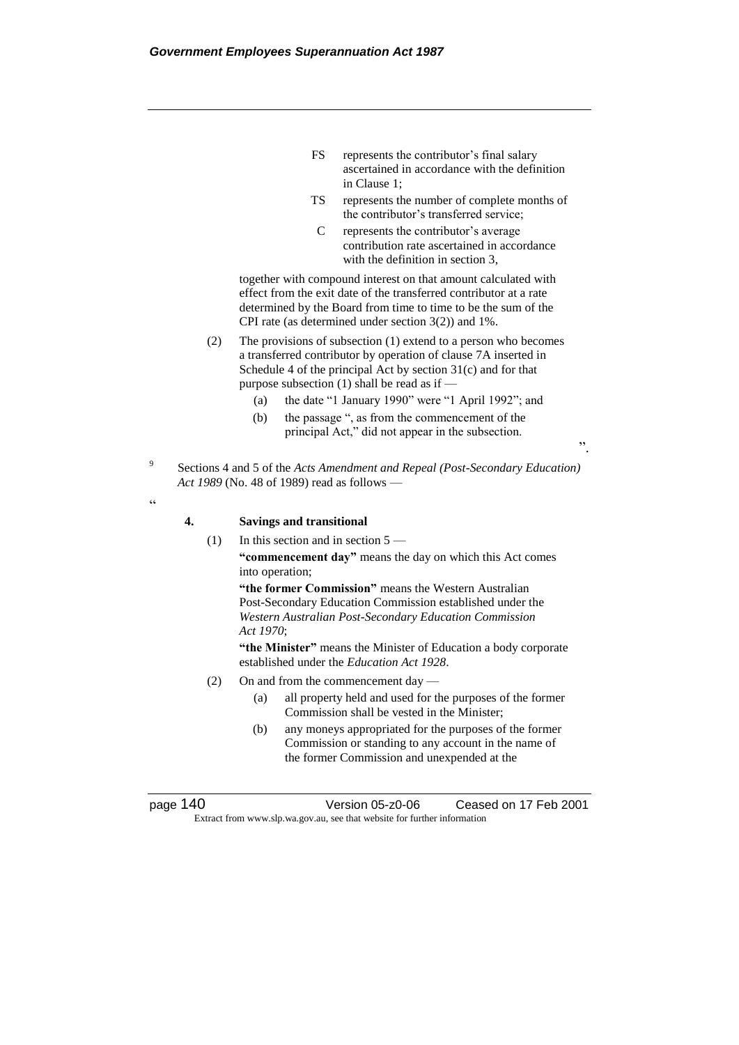FS represents the contributor's final salary ascertained in accordance with the definition in Clause 1;

TS represents the number of complete months of the contributor's transferred service;

C represents the contributor's average contribution rate ascertained in accordance with the definition in section 3,

together with compound interest on that amount calculated with effect from the exit date of the transferred contributor at a rate determined by the Board from time to time to be the sum of the CPI rate (as determined under section 3(2)) and 1%.

(2) The provisions of subsection (1) extend to a person who becomes a transferred contributor by operation of clause 7A inserted in Schedule 4 of the principal Act by section 31(c) and for that purpose subsection (1) shall be read as if —

(a) the date "1 January 1990" were "1 April 1992"; and

(b) the passage ", as from the commencement of the principal Act," did not appear in the subsection.

".

[9] Sections 4 and 5 of the *Acts Amendment and Repeal (Post-Secondary Education) Act 1989* (No. 48 of 1989) read as follows —

"

**4. Savings and transitional**

(1) In this section and in section 5 —

**"commencement day"** means the day on which this Act comes into operation;

**"the former Commission"** means the Western Australian Post-Secondary Education Commission established under the *Western Australian Post-Secondary Education Commission Act 1970*;

**"the Minister"** means the Minister of Education a body corporate established under the *Education Act 1928*.

(2) On and from the commencement day —

(a) all property held and used for the purposes of the former Commission shall be vested in the Minister;

(b) any moneys appropriated for the purposes of the former Commission or standing to any account in the name of the former Commission and unexpended at the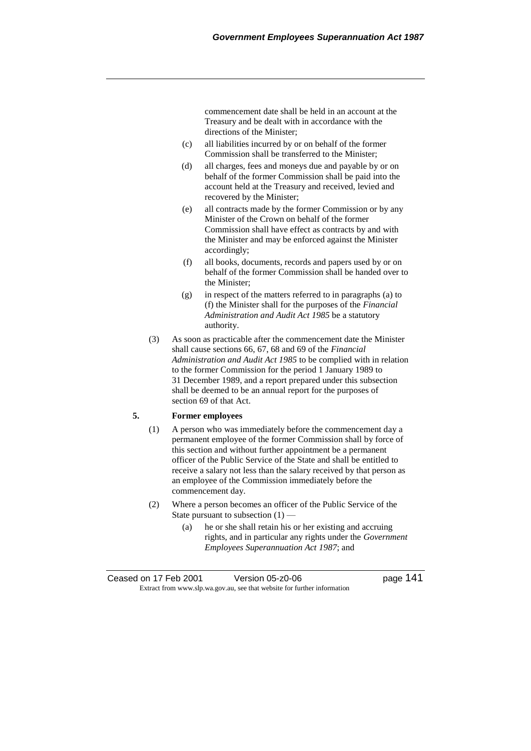commencement date shall be held in an account at the Treasury and be dealt with in accordance with the directions of the Minister;

(c) all liabilities incurred by or on behalf of the former Commission shall be transferred to the Minister;

(d) all charges, fees and moneys due and payable by or on behalf of the former Commission shall be paid into the account held at the Treasury and received, levied and recovered by the Minister;

(e) all contracts made by the former Commission or by any Minister of the Crown on behalf of the former Commission shall have effect as contracts by and with the Minister and may be enforced against the Minister accordingly;

(f) all books, documents, records and papers used by or on behalf of the former Commission shall be handed over to the Minister;

(g) in respect of the matters referred to in paragraphs (a) to (f) the Minister shall for the purposes of the *Financial Administration and Audit Act 1985* be a statutory authority.

(3) As soon as practicable after the commencement date the Minister shall cause sections 66, 67, 68 and 69 of the *Financial Administration and Audit Act 1985* to be complied with in relation to the former Commission for the period 1 January 1989 to 31 December 1989, and a report prepared under this subsection shall be deemed to be an annual report for the purposes of section 69 of that Act.

**5. Former employees**

(1) A person who was immediately before the commencement day a permanent employee of the former Commission shall by force of this section and without further appointment be a permanent officer of the Public Service of the State and shall be entitled to receive a salary not less than the salary received by that person as an employee of the Commission immediately before the commencement day.

(2) Where a person becomes an officer of the Public Service of the State pursuant to subsection (1) —

(a) he or she shall retain his or her existing and accruing rights, and in particular any rights under the *Government Employees Superannuation Act 1987*; and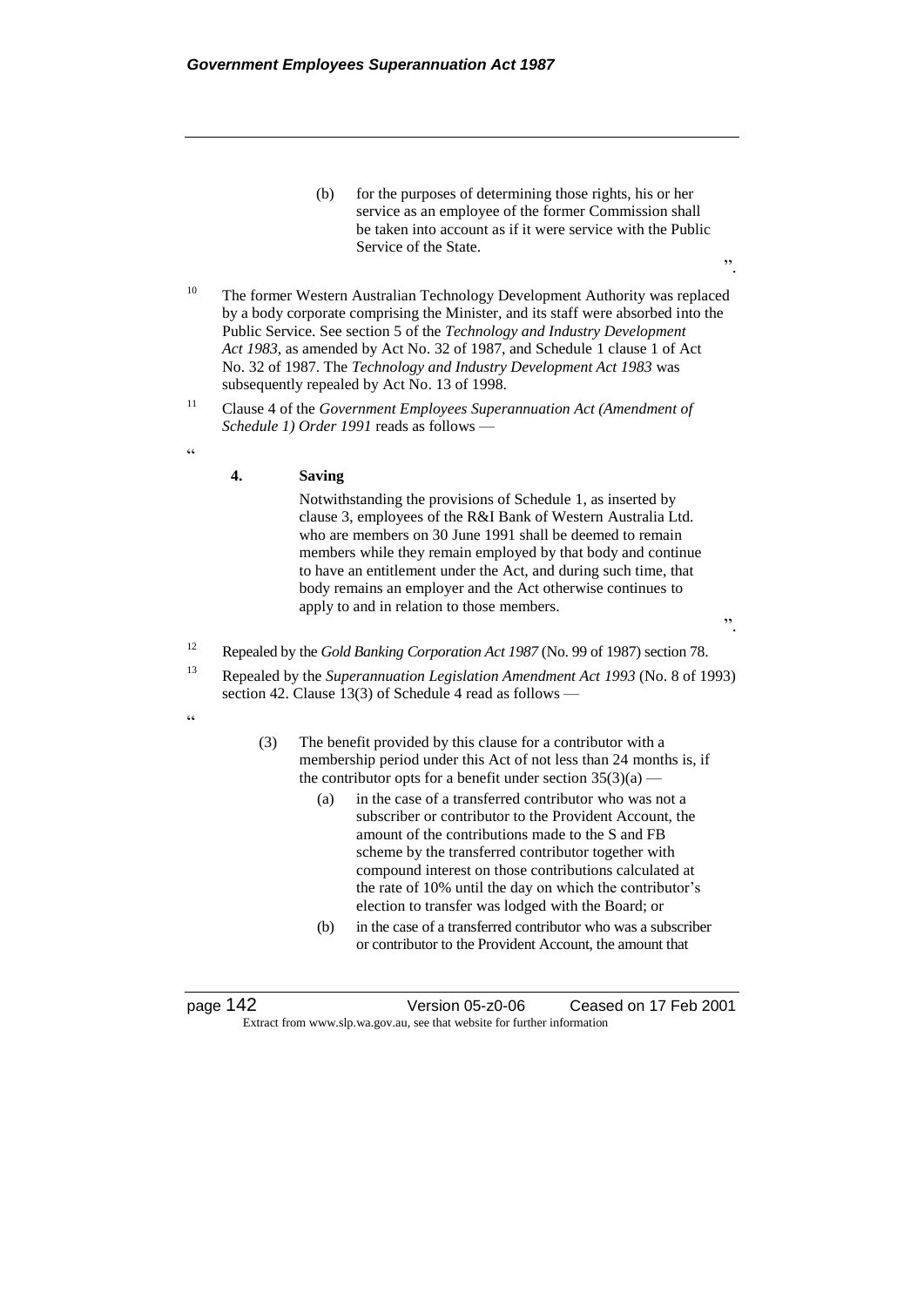(b) for the purposes of determining those rights, his or her service as an employee of the former Commission shall be taken into account as if it were service with the Public Service of the State.

".

[10] The former Western Australian Technology Development Authority was replaced by a body corporate comprising the Minister, and its staff were absorbed into the Public Service. See section 5 of the *Technology and Industry Development Act 1983*, as amended by Act No. 32 of 1987, and Schedule 1 clause 1 of Act No. 32 of 1987. The *Technology and Industry Development Act 1983* was subsequently repealed by Act No. 13 of 1998.

[11] Clause 4 of the *Government Employees Superannuation Act (Amendment of Schedule 1) Order 1991* reads as follows —

"

**4. Saving**

Notwithstanding the provisions of Schedule 1, as inserted by clause 3, employees of the R&I Bank of Western Australia Ltd. who are members on 30 June 1991 shall be deemed to remain members while they remain employed by that body and continue to have an entitlement under the Act, and during such time, that body remains an employer and the Act otherwise continues to apply to and in relation to those members.

".

[12] Repealed by the *Gold Banking Corporation Act 1987* (No. 99 of 1987) section 78.

[13] Repealed by the *Superannuation Legislation Amendment Act 1993* (No. 8 of 1993) section 42. Clause 13(3) of Schedule 4 read as follows —

"

(3) The benefit provided by this clause for a contributor with a membership period under this Act of not less than 24 months is, if the contributor opts for a benefit under section 35(3)(a) —

(a) in the case of a transferred contributor who was not a subscriber or contributor to the Provident Account, the amount of the contributions made to the S and FB scheme by the transferred contributor together with compound interest on those contributions calculated at the rate of 10% until the day on which the contributor's election to transfer was lodged with the Board; or

(b) in the case of a transferred contributor who was a subscriber or contributor to the Provident Account, the amount that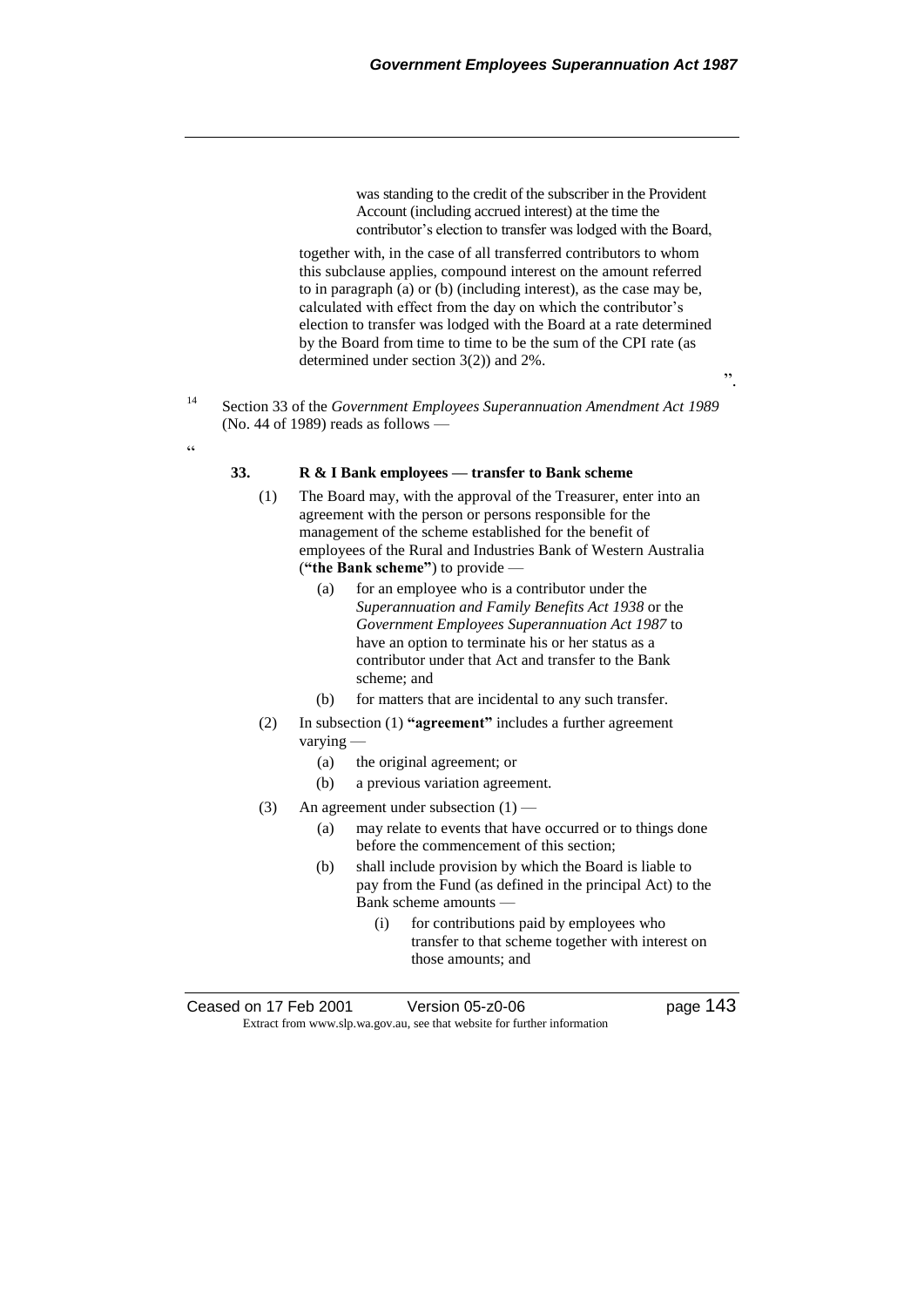was standing to the credit of the subscriber in the Provident Account (including accrued interest) at the time the contributor's election to transfer was lodged with the Board,

together with, in the case of all transferred contributors to whom this subclause applies, compound interest on the amount referred to in paragraph (a) or (b) (including interest), as the case may be, calculated with effect from the day on which the contributor's election to transfer was lodged with the Board at a rate determined by the Board from time to time to be the sum of the CPI rate (as determined under section 3(2)) and 2%.

".

[14] Section 33 of the *Government Employees Superannuation Amendment Act 1989* (No. 44 of 1989) reads as follows —

"

**33. R & I Bank employees — transfer to Bank scheme**

(1) The Board may, with the approval of the Treasurer, enter into an agreement with the person or persons responsible for the management of the scheme established for the benefit of employees of the Rural and Industries Bank of Western Australia (**"the Bank scheme"**) to provide —

(a) for an employee who is a contributor under the *Superannuation and Family Benefits Act 1938* or the *Government Employees Superannuation Act 1987* to have an option to terminate his or her status as a contributor under that Act and transfer to the Bank scheme; and

(b) for matters that are incidental to any such transfer.

(2) In subsection (1) **"agreement"** includes a further agreement varying —

(a) the original agreement; or

(b) a previous variation agreement.

(3) An agreement under subsection (1) —

(a) may relate to events that have occurred or to things done before the commencement of this section;

(b) shall include provision by which the Board is liable to pay from the Fund (as defined in the principal Act) to the Bank scheme amounts —

(i) for contributions paid by employees who transfer to that scheme together with interest on those amounts; and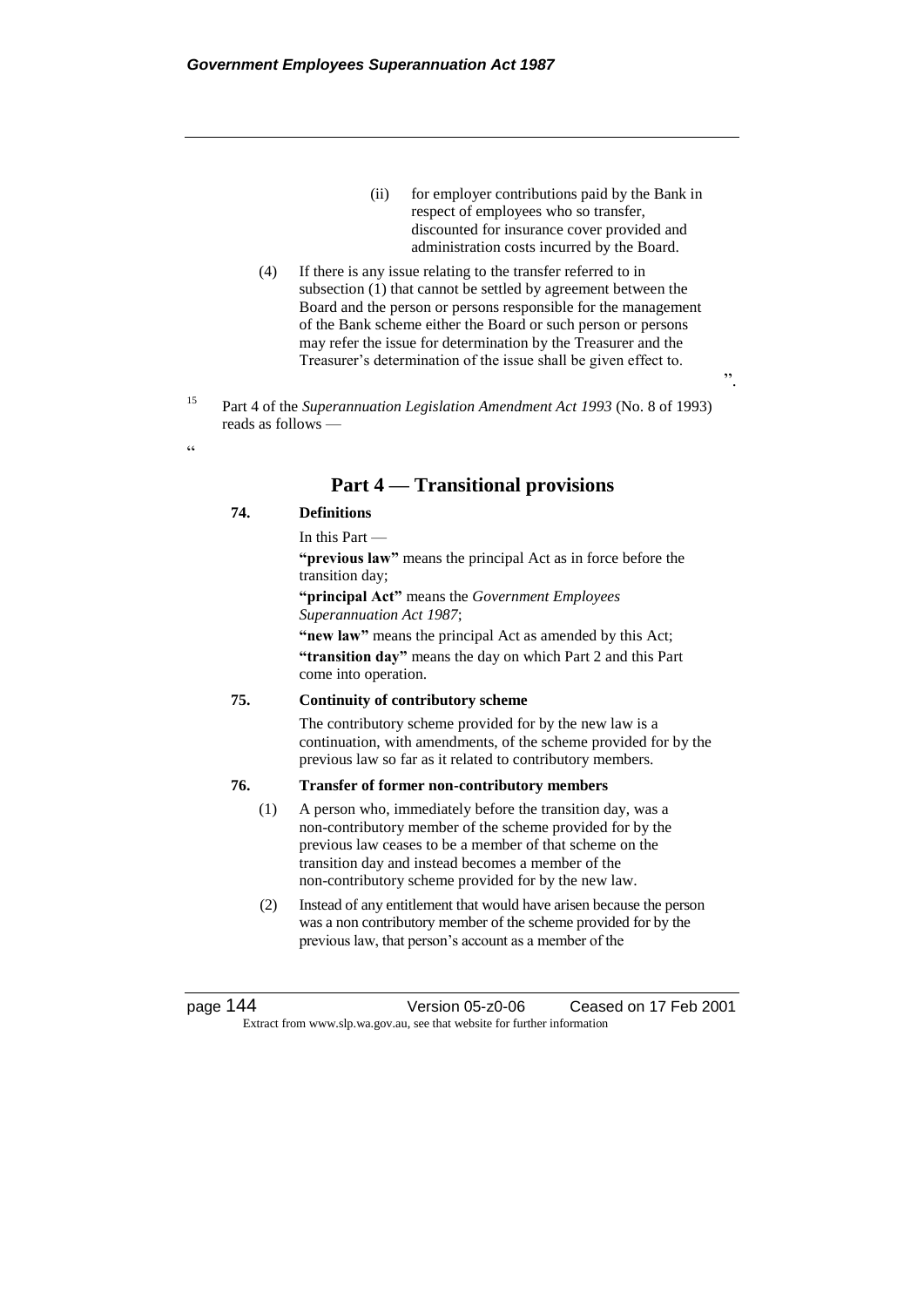(ii) for employer contributions paid by the Bank in respect of employees who so transfer, discounted for insurance cover provided and administration costs incurred by the Board.

(4) If there is any issue relating to the transfer referred to in subsection (1) that cannot be settled by agreement between the Board and the person or persons responsible for the management of the Bank scheme either the Board or such person or persons may refer the issue for determination by the Treasurer and the Treasurer's determination of the issue shall be given effect to.

".

[15] Part 4 of the *Superannuation Legislation Amendment Act 1993* (No. 8 of 1993) reads as follows —

"

## Part 4 — Transitional provisions

**74. Definitions**

In this Part —

**"previous law"** means the principal Act as in force before the transition day;

**"principal Act"** means the *Government Employees Superannuation Act 1987*;

**"new law"** means the principal Act as amended by this Act;

**"transition day"** means the day on which Part 2 and this Part come into operation.

**75. Continuity of contributory scheme**

The contributory scheme provided for by the new law is a continuation, with amendments, of the scheme provided for by the previous law so far as it related to contributory members.

**76. Transfer of former non-contributory members**

(1) A person who, immediately before the transition day, was a non-contributory member of the scheme provided for by the previous law ceases to be a member of that scheme on the transition day and instead becomes a member of the non-contributory scheme provided for by the new law.

(2) Instead of any entitlement that would have arisen because the person was a non contributory member of the scheme provided for by the previous law, that person's account as a member of the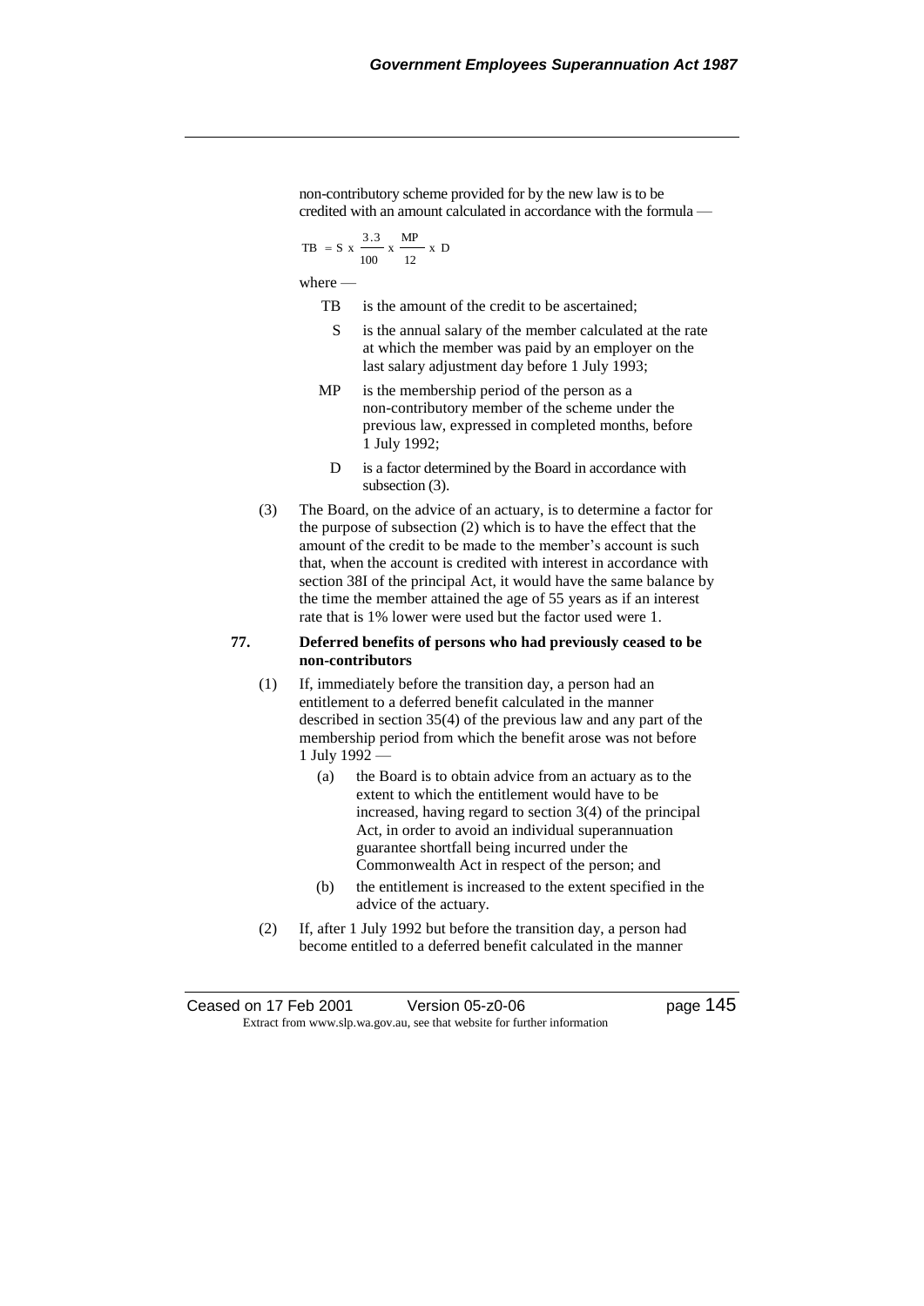non-contributory scheme provided for by the new law is to be credited with an amount calculated in accordance with the formula —

$$TB = S \times \frac{3.3}{100} \times \frac{MP}{12} \times D$$

where —

- TB is the amount of the credit to be ascertained;
- S is the annual salary of the member calculated at the rate at which the member was paid by an employer on the last salary adjustment day before 1 July 1993;
- MP is the membership period of the person as a non-contributory member of the scheme under the previous law, expressed in completed months, before 1 July 1992;
- D is a factor determined by the Board in accordance with subsection (3).

(3) The Board, on the advice of an actuary, is to determine a factor for the purpose of subsection (2) which is to have the effect that the amount of the credit to be made to the member's account is such that, when the account is credited with interest in accordance with section 38I of the principal Act, it would have the same balance by the time the member attained the age of 55 years as if an interest rate that is 1% lower were used but the factor used were 1.

**77. Deferred benefits of persons who had previously ceased to be non-contributors**

(1) If, immediately before the transition day, a person had an entitlement to a deferred benefit calculated in the manner described in section 35(4) of the previous law and any part of the membership period from which the benefit arose was not before 1 July 1992 —

(a) the Board is to obtain advice from an actuary as to the extent to which the entitlement would have to be increased, having regard to section 3(4) of the principal Act, in order to avoid an individual superannuation guarantee shortfall being incurred under the Commonwealth Act in respect of the person; and

(b) the entitlement is increased to the extent specified in the advice of the actuary.

(2) If, after 1 July 1992 but before the transition day, a person had become entitled to a deferred benefit calculated in the manner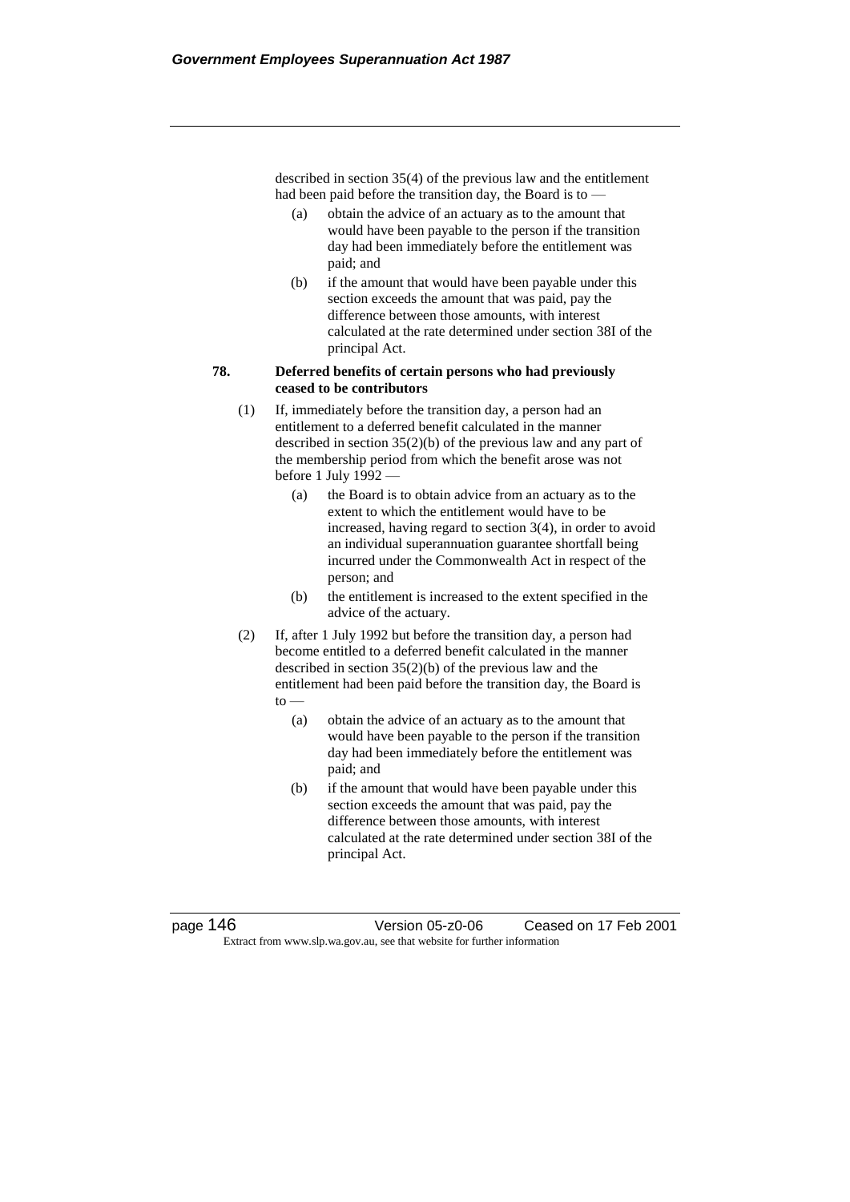described in section 35(4) of the previous law and the entitlement had been paid before the transition day, the Board is to —

(a) obtain the advice of an actuary as to the amount that would have been payable to the person if the transition day had been immediately before the entitlement was paid; and

(b) if the amount that would have been payable under this section exceeds the amount that was paid, pay the difference between those amounts, with interest calculated at the rate determined under section 38I of the principal Act.

**78. Deferred benefits of certain persons who had previously ceased to be contributors**

(1) If, immediately before the transition day, a person had an entitlement to a deferred benefit calculated in the manner described in section 35(2)(b) of the previous law and any part of the membership period from which the benefit arose was not before 1 July 1992 —

(a) the Board is to obtain advice from an actuary as to the extent to which the entitlement would have to be increased, having regard to section 3(4), in order to avoid an individual superannuation guarantee shortfall being incurred under the Commonwealth Act in respect of the person; and

(b) the entitlement is increased to the extent specified in the advice of the actuary.

(2) If, after 1 July 1992 but before the transition day, a person had become entitled to a deferred benefit calculated in the manner described in section 35(2)(b) of the previous law and the entitlement had been paid before the transition day, the Board is to —

(a) obtain the advice of an actuary as to the amount that would have been payable to the person if the transition day had been immediately before the entitlement was paid; and

(b) if the amount that would have been payable under this section exceeds the amount that was paid, pay the difference between those amounts, with interest calculated at the rate determined under section 38I of the principal Act.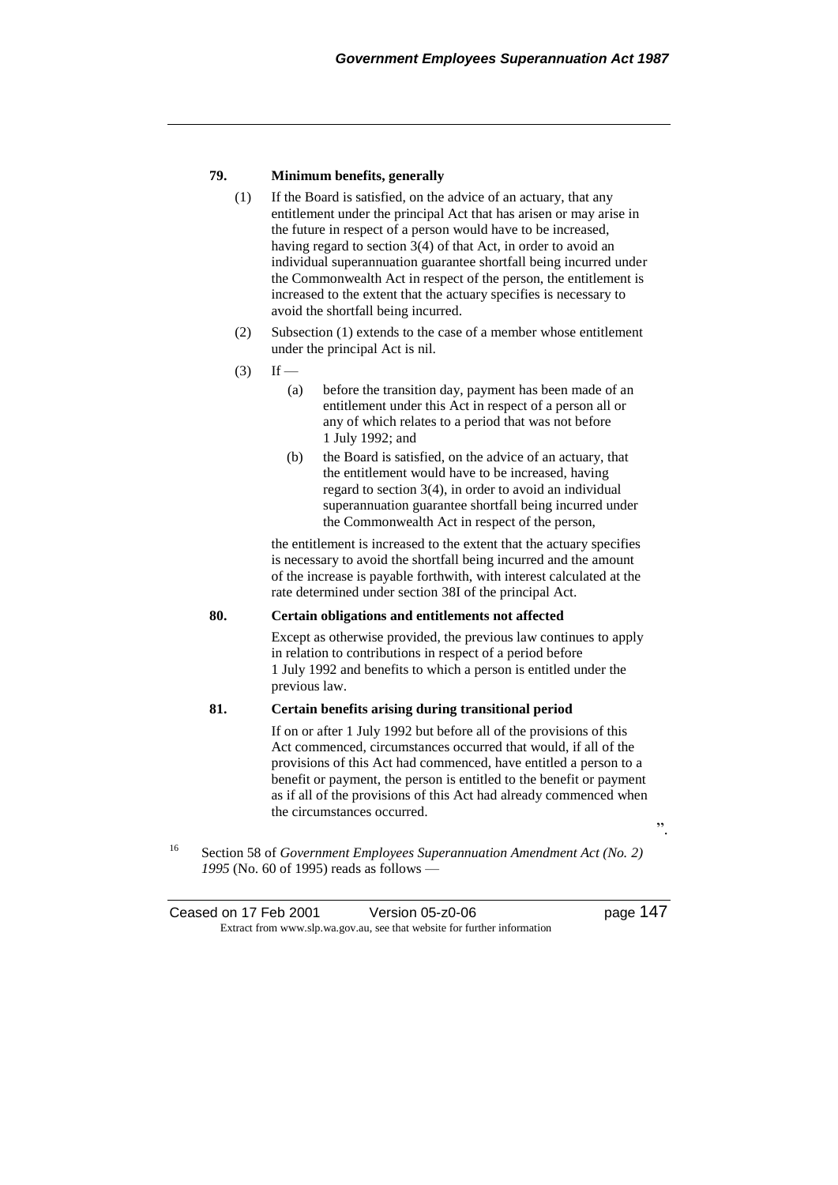**79. Minimum benefits, generally**

(1) If the Board is satisfied, on the advice of an actuary, that any entitlement under the principal Act that has arisen or may arise in the future in respect of a person would have to be increased, having regard to section 3(4) of that Act, in order to avoid an individual superannuation guarantee shortfall being incurred under the Commonwealth Act in respect of the person, the entitlement is increased to the extent that the actuary specifies is necessary to avoid the shortfall being incurred.

(2) Subsection (1) extends to the case of a member whose entitlement under the principal Act is nil.

(3) If —

(a) before the transition day, payment has been made of an entitlement under this Act in respect of a person all or any of which relates to a period that was not before 1 July 1992; and

(b) the Board is satisfied, on the advice of an actuary, that the entitlement would have to be increased, having regard to section 3(4), in order to avoid an individual superannuation guarantee shortfall being incurred under the Commonwealth Act in respect of the person,

the entitlement is increased to the extent that the actuary specifies is necessary to avoid the shortfall being incurred and the amount of the increase is payable forthwith, with interest calculated at the rate determined under section 38I of the principal Act.

**80. Certain obligations and entitlements not affected**

Except as otherwise provided, the previous law continues to apply in relation to contributions in respect of a period before 1 July 1992 and benefits to which a person is entitled under the previous law.

**81. Certain benefits arising during transitional period**

If on or after 1 July 1992 but before all of the provisions of this Act commenced, circumstances occurred that would, if all of the provisions of this Act had commenced, have entitled a person to a benefit or payment, the person is entitled to the benefit or payment as if all of the provisions of this Act had already commenced when the circumstances occurred.

".

[16] Section 58 of *Government Employees Superannuation Amendment Act (No. 2) 1995* (No. 60 of 1995) reads as follows —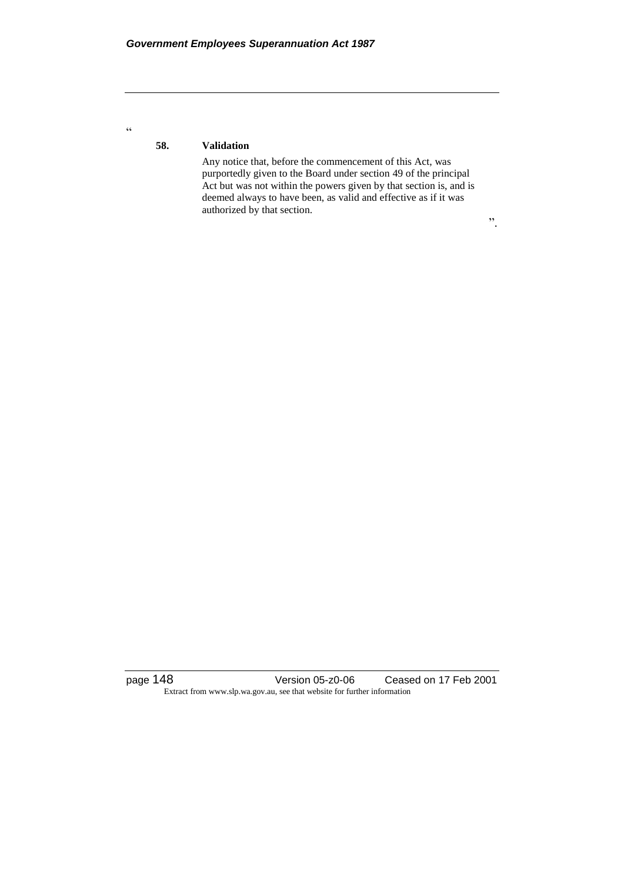"

**58. Validation**

Any notice that, before the commencement of this Act, was purportedly given to the Board under section 49 of the principal Act but was not within the powers given by that section is, and is deemed always to have been, as valid and effective as if it was authorized by that section.

".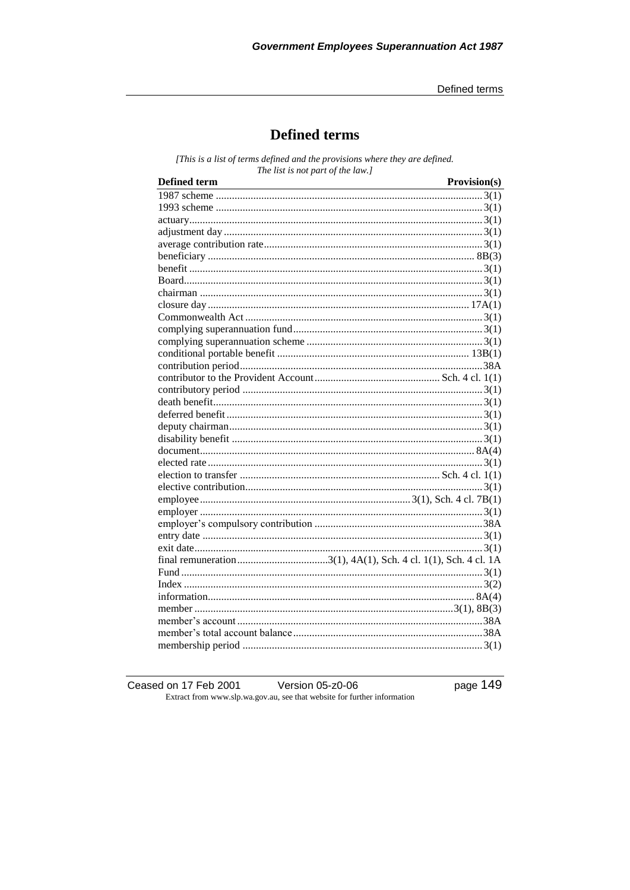# Defined terms

*[This is a list of terms defined and the provisions where they are defined. The list is not part of the law.]*

| Defined term | Provision(s) |
|---|---|
| 1987 scheme | 3(1) |
| 1993 scheme | 3(1) |
| actuary | 3(1) |
| adjustment day | 3(1) |
| average contribution rate | 3(1) |
| beneficiary | 8B(3) |
| benefit | 3(1) |
| Board | 3(1) |
| chairman | 3(1) |
| closure day | 17A(1) |
| Commonwealth Act | 3(1) |
| complying superannuation fund | 3(1) |
| complying superannuation scheme | 3(1) |
| conditional portable benefit | 13B(1) |
| contribution period | 38A |
| contributor to the Provident Account | Sch. 4 cl. 1(1) |
| contributory period | 3(1) |
| death benefit | 3(1) |
| deferred benefit | 3(1) |
| deputy chairman | 3(1) |
| disability benefit | 3(1) |
| document | 8A(4) |
| elected rate | 3(1) |
| election to transfer | Sch. 4 cl. 1(1) |
| elective contribution | 3(1) |
| employee | 3(1), Sch. 4 cl. 7B(1) |
| employer | 3(1) |
| employer's compulsory contribution | 38A |
| entry date | 3(1) |
| exit date | 3(1) |
| final remuneration | 3(1), 4A(1), Sch. 4 cl. 1(1), Sch. 4 cl. 1A |
| Fund | 3(1) |
| Index | 3(2) |
| information | 8A(4) |
| member | 3(1), 8B(3) |
| member's account | 38A |
| member's total account balance | 38A |
| membership period | 3(1) |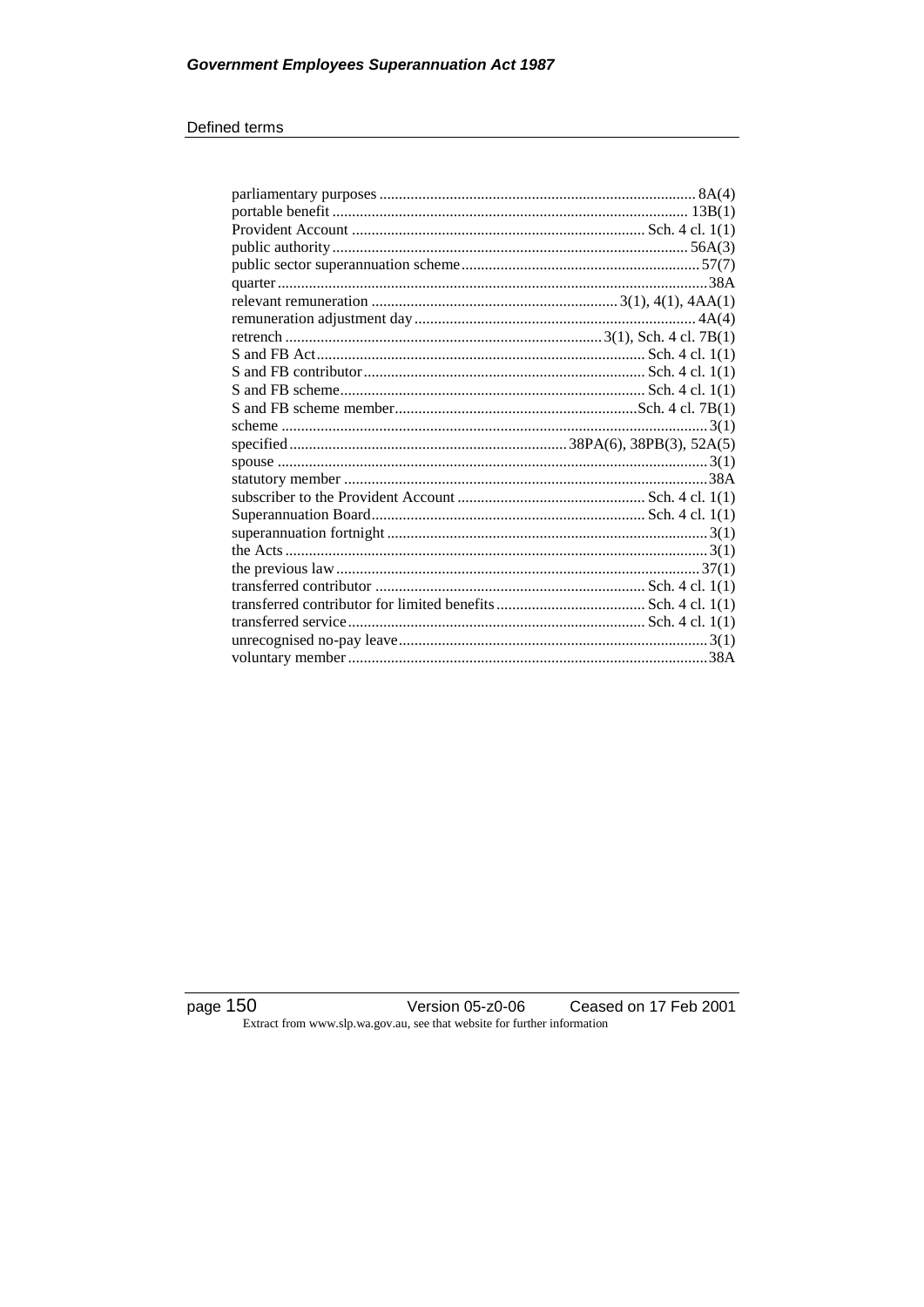Defined terms

parliamentary purposes ................................................................................ 8A(4)
portable benefit .......................................................................................... 13B(1)
Provident Account ......................................................................... Sch. 4 cl. 1(1)
public authority .......................................................................................... 56A(3)
public sector superannuation scheme ............................................................ 57(7)
quarter .............................................................................................................. 38A
relevant remuneration .............................................................. 3(1), 4(1), 4AA(1)
remuneration adjustment day ....................................................................... 4A(4)
retrench ................................................................................ 3(1), Sch. 4 cl. 7B(1)
S and FB Act .................................................................................. Sch. 4 cl. 1(1)
S and FB contributor ...................................................................... Sch. 4 cl. 1(1)
S and FB scheme ............................................................................ Sch. 4 cl. 1(1)
S and FB scheme member ............................................................. Sch. 4 cl. 7B(1)
scheme .............................................................................................................. 3(1)
specified ...................................................................... 38PA(6), 38PB(3), 52A(5)
spouse ............................................................................................................... 3(1)
statutory member ............................................................................................. 38A
subscriber to the Provident Account ............................................... Sch. 4 cl. 1(1)
Superannuation Board ..................................................................... Sch. 4 cl. 1(1)
superannuation fortnight ................................................................................. 3(1)
the Acts ............................................................................................................ 3(1)
the previous law ............................................................................................. 37(1)
transferred contributor .................................................................... Sch. 4 cl. 1(1)
transferred contributor for limited benefits ...................................... Sch. 4 cl. 1(1)
transferred service ........................................................................... Sch. 4 cl. 1(1)
unrecognised no-pay leave .............................................................................. 3(1)
voluntary member ............................................................................................ 38A